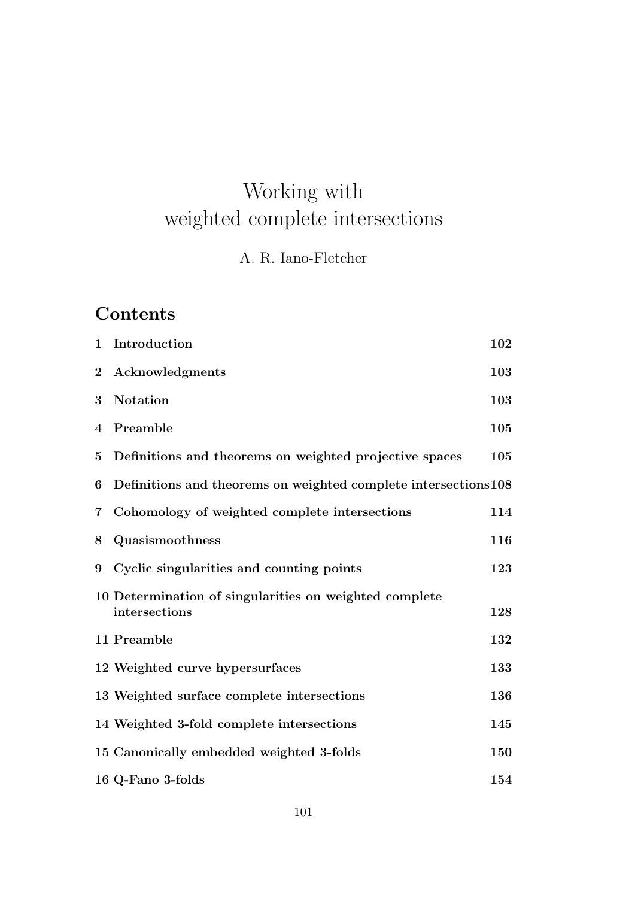# Working with weighted complete intersections

A. R. Iano-Fletcher

## Contents

| | | |
|---|---|---|
| **1** | **Introduction** | **102** |
| **2** | **Acknowledgments** | **103** |
| **3** | **Notation** | **103** |
| **4** | **Preamble** | **105** |
| **5** | **Definitions and theorems on weighted projective spaces** | **105** |
| **6** | **Definitions and theorems on weighted complete intersections** | **108** |
| **7** | **Cohomology of weighted complete intersections** | **114** |
| **8** | **Quasismoothness** | **116** |
| **9** | **Cyclic singularities and counting points** | **123** |
| **10** | **Determination of singularities on weighted complete intersections** | **128** |
| **11** | **Preamble** | **132** |
| **12** | **Weighted curve hypersurfaces** | **133** |
| **13** | **Weighted surface complete intersections** | **136** |
| **14** | **Weighted 3-fold complete intersections** | **145** |
| **15** | **Canonically embedded weighted 3-folds** | **150** |
| **16** | **Q-Fano 3-folds** | **154** |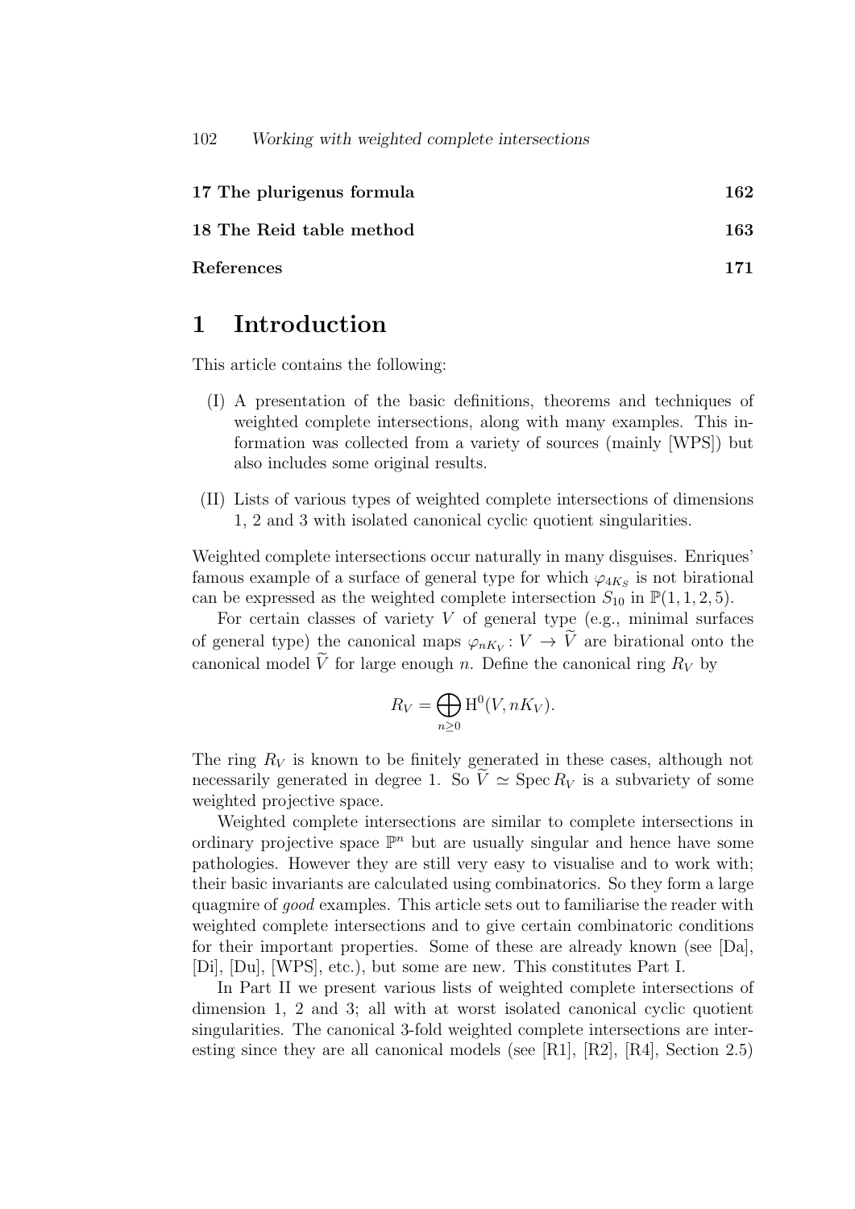| | |
|---|---|
| **17 The plurigenus formula** | **162** |
| **18 The Reid table method** | **163** |
| **References** | **171** |

# 1 Introduction

This article contains the following:

(I) A presentation of the basic definitions, theorems and techniques of weighted complete intersections, along with many examples. This information was collected from a variety of sources (mainly [WPS]) but also includes some original results.

(II) Lists of various types of weighted complete intersections of dimensions 1, 2 and 3 with isolated canonical cyclic quotient singularities.

Weighted complete intersections occur naturally in many disguises. Enriques' famous example of a surface of general type for which $\varphi_{4K_S}$ is not birational can be expressed as the weighted complete intersection $S_{10}$ in $\mathbb{P}(1,1,2,5)$.

For certain classes of variety $V$ of general type (e.g., minimal surfaces of general type) the canonical maps $\varphi_{nK_V}\colon V \to \widetilde{V}$ are birational onto the canonical model $\widetilde{V}$ for large enough $n$. Define the canonical ring $R_V$ by

$$R_V = \bigoplus_{n\geq 0} \mathrm{H}^0(V, nK_V).$$

The ring $R_V$ is known to be finitely generated in these cases, although not necessarily generated in degree 1. So $\widetilde{V} \simeq \operatorname{Spec} R_V$ is a subvariety of some weighted projective space.

Weighted complete intersections are similar to complete intersections in ordinary projective space $\mathbb{P}^n$ but are usually singular and hence have some pathologies. However they are still very easy to visualise and to work with; their basic invariants are calculated using combinatorics. So they form a large quagmire of *good* examples. This article sets out to familiarise the reader with weighted complete intersections and to give certain combinatoric conditions for their important properties. Some of these are already known (see [Da], [Di], [Du], [WPS], etc.), but some are new. This constitutes Part I.

In Part II we present various lists of weighted complete intersections of dimension 1, 2 and 3; all with at worst isolated canonical cyclic quotient singularities. The canonical 3-fold weighted complete intersections are interesting since they are all canonical models (see [R1], [R2], [R4], Section 2.5)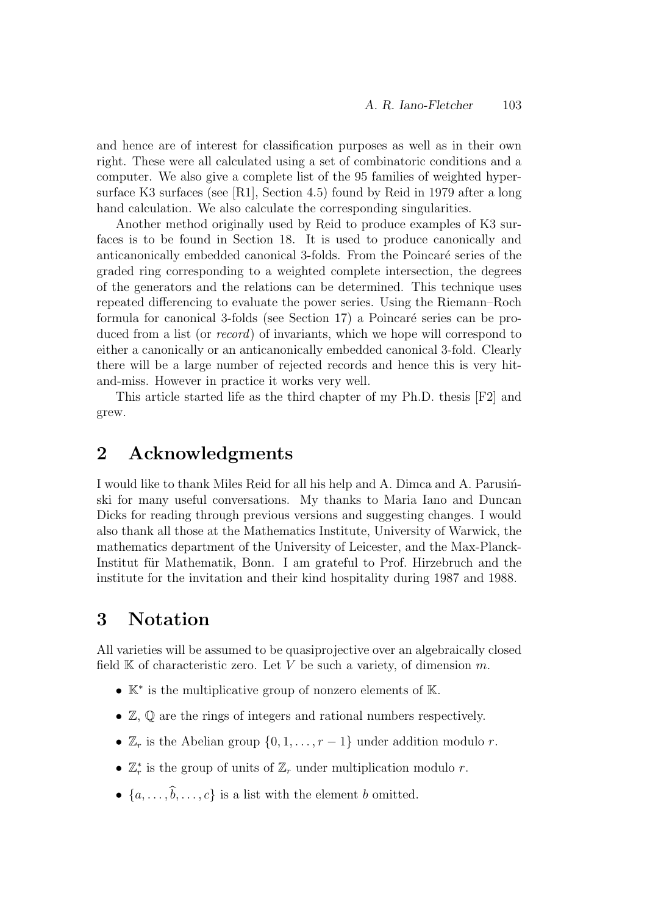and hence are of interest for classification purposes as well as in their own right. These were all calculated using a set of combinatoric conditions and a computer. We also give a complete list of the 95 families of weighted hypersurface K3 surfaces (see [R1], Section 4.5) found by Reid in 1979 after a long hand calculation. We also calculate the corresponding singularities.

Another method originally used by Reid to produce examples of K3 surfaces is to be found in Section 18. It is used to produce canonically and anticanonically embedded canonical 3-folds. From the Poincaré series of the graded ring corresponding to a weighted complete intersection, the degrees of the generators and the relations can be determined. This technique uses repeated differencing to evaluate the power series. Using the Riemann–Roch formula for canonical 3-folds (see Section 17) a Poincaré series can be produced from a list (or *record*) of invariants, which we hope will correspond to either a canonically or an anticanonically embedded canonical 3-fold. Clearly there will be a large number of rejected records and hence this is very hit-and-miss. However in practice it works very well.

This article started life as the third chapter of my Ph.D. thesis [F2] and grew.

## 2 Acknowledgments

I would like to thank Miles Reid for all his help and A. Dimca and A. Parusiński for many useful conversations. My thanks to Maria Iano and Duncan Dicks for reading through previous versions and suggesting changes. I would also thank all those at the Mathematics Institute, University of Warwick, the mathematics department of the University of Leicester, and the Max-Planck-Institut für Mathematik, Bonn. I am grateful to Prof. Hirzebruch and the institute for the invitation and their kind hospitality during 1987 and 1988.

## 3 Notation

All varieties will be assumed to be quasiprojective over an algebraically closed field $\mathbb{K}$ of characteristic zero. Let $V$ be such a variety, of dimension $m$.

- $\mathbb{K}^*$ is the multiplicative group of nonzero elements of $\mathbb{K}$.
- $\mathbb{Z}$, $\mathbb{Q}$ are the rings of integers and rational numbers respectively.
- $\mathbb{Z}_r$ is the Abelian group $\{0, 1, \ldots, r-1\}$ under addition modulo $r$.
- $\mathbb{Z}_r^*$ is the group of units of $\mathbb{Z}_r$ under multiplication modulo $r$.
- $\{a, \ldots, \widehat{b}, \ldots, c\}$ is a list with the element $b$ omitted.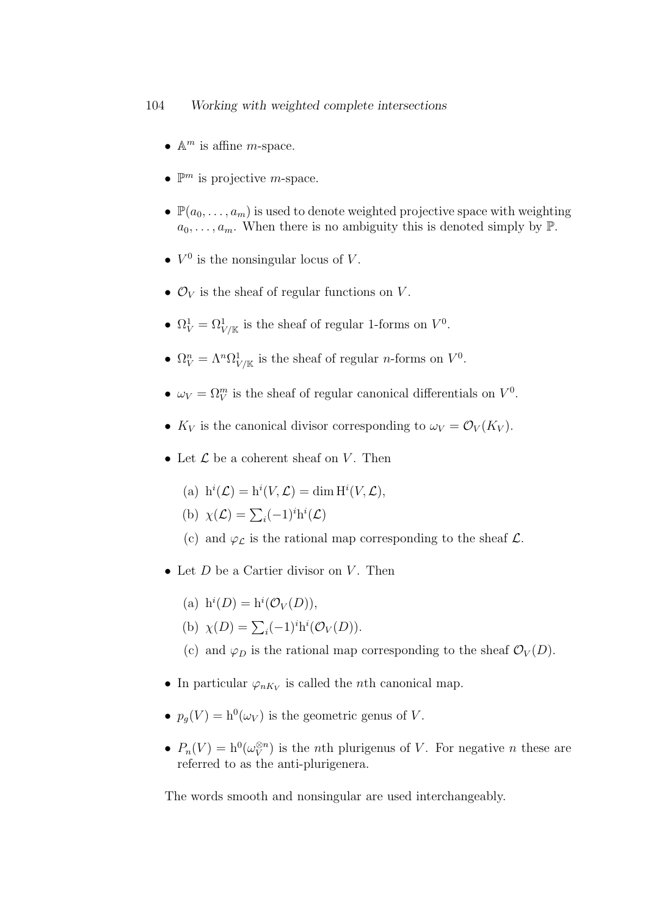- $\mathbb{A}^m$ is affine $m$-space.
- $\mathbb{P}^m$ is projective $m$-space.
- $\mathbb{P}(a_0, \ldots, a_m)$ is used to denote weighted projective space with weighting $a_0, \ldots, a_m$. When there is no ambiguity this is denoted simply by $\mathbb{P}$.
- $V^0$ is the nonsingular locus of $V$.
- $\mathcal{O}_V$ is the sheaf of regular functions on $V$.
- $\Omega^1_V = \Omega^1_{V/\mathbb{K}}$ is the sheaf of regular 1-forms on $V^0$.
- $\Omega^n_V = \Lambda^n \Omega^1_{V/\mathbb{K}}$ is the sheaf of regular $n$-forms on $V^0$.
- $\omega_V = \Omega^m_V$ is the sheaf of regular canonical differentials on $V^0$.
- $K_V$ is the canonical divisor corresponding to $\omega_V = \mathcal{O}_V(K_V)$.
- Let $\mathcal{L}$ be a coherent sheaf on $V$. Then
  (a) $\mathrm{h}^i(\mathcal{L}) = \mathrm{h}^i(V, \mathcal{L}) = \dim \mathrm{H}^i(V, \mathcal{L})$,
  (b) $\chi(\mathcal{L}) = \sum_i (-1)^i \mathrm{h}^i(\mathcal{L})$
  (c) and $\varphi_{\mathcal{L}}$ is the rational map corresponding to the sheaf $\mathcal{L}$.
- Let $D$ be a Cartier divisor on $V$. Then
  (a) $\mathrm{h}^i(D) = \mathrm{h}^i(\mathcal{O}_V(D))$,
  (b) $\chi(D) = \sum_i (-1)^i \mathrm{h}^i(\mathcal{O}_V(D))$.
  (c) and $\varphi_D$ is the rational map corresponding to the sheaf $\mathcal{O}_V(D)$.
- In particular $\varphi_{nK_V}$ is called the $n$th canonical map.
- $p_g(V) = \mathrm{h}^0(\omega_V)$ is the geometric genus of $V$.
- $P_n(V) = \mathrm{h}^0(\omega_V^{\otimes n})$ is the $n$th plurigenus of $V$. For negative $n$ these are referred to as the anti-plurigenera.

The words smooth and nonsingular are used interchangeably.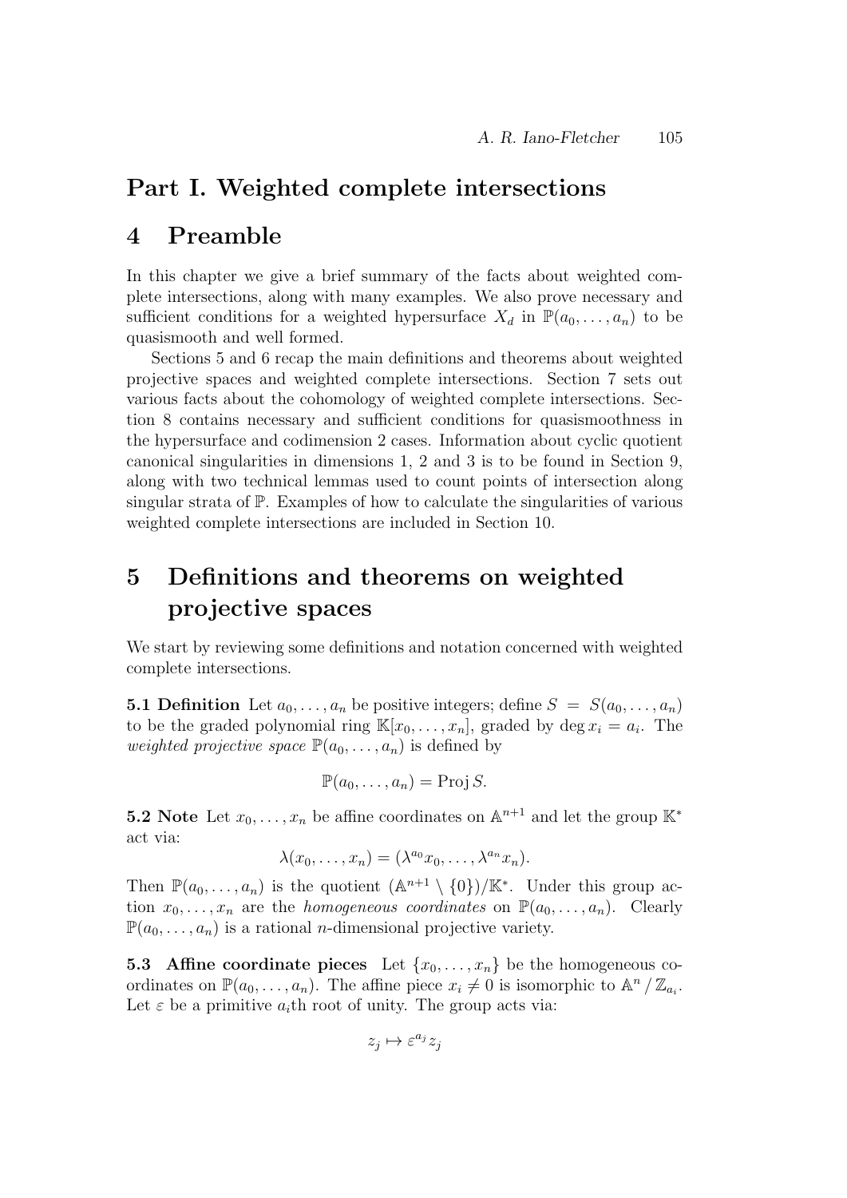# Part I. Weighted complete intersections

## 4 Preamble

In this chapter we give a brief summary of the facts about weighted complete intersections, along with many examples. We also prove necessary and sufficient conditions for a weighted hypersurface $X_d$ in $\mathbb{P}(a_0, \ldots, a_n)$ to be quasismooth and well formed.

Sections 5 and 6 recap the main definitions and theorems about weighted projective spaces and weighted complete intersections. Section 7 sets out various facts about the cohomology of weighted complete intersections. Section 8 contains necessary and sufficient conditions for quasismoothness in the hypersurface and codimension 2 cases. Information about cyclic quotient canonical singularities in dimensions 1, 2 and 3 is to be found in Section 9, along with two technical lemmas used to count points of intersection along singular strata of $\mathbb{P}$. Examples of how to calculate the singularities of various weighted complete intersections are included in Section 10.

## 5 Definitions and theorems on weighted projective spaces

We start by reviewing some definitions and notation concerned with weighted complete intersections.

**5.1 Definition** Let $a_0, \ldots, a_n$ be positive integers; define $S = S(a_0, \ldots, a_n)$ to be the graded polynomial ring $\mathbb{K}[x_0, \ldots, x_n]$, graded by $\deg x_i = a_i$. The *weighted projective space* $\mathbb{P}(a_0, \ldots, a_n)$ is defined by

$$\mathbb{P}(a_0, \ldots, a_n) = \operatorname{Proj} S.$$

**5.2 Note** Let $x_0, \ldots, x_n$ be affine coordinates on $\mathbb{A}^{n+1}$ and let the group $\mathbb{K}^*$ act via:

$$\lambda(x_0, \ldots, x_n) = (\lambda^{a_0} x_0, \ldots, \lambda^{a_n} x_n).$$

Then $\mathbb{P}(a_0, \ldots, a_n)$ is the quotient $(\mathbb{A}^{n+1} \setminus \{0\})/\mathbb{K}^*$. Under this group action $x_0, \ldots, x_n$ are the *homogeneous coordinates* on $\mathbb{P}(a_0, \ldots, a_n)$. Clearly $\mathbb{P}(a_0, \ldots, a_n)$ is a rational $n$-dimensional projective variety.

**5.3 Affine coordinate pieces** Let $\{x_0, \ldots, x_n\}$ be the homogeneous coordinates on $\mathbb{P}(a_0, \ldots, a_n)$. The affine piece $x_i \neq 0$ is isomorphic to $\mathbb{A}^n / \mathbb{Z}_{a_i}$. Let $\varepsilon$ be a primitive $a_i$th root of unity. The group acts via:

$$z_j \mapsto \varepsilon^{a_j} z_j$$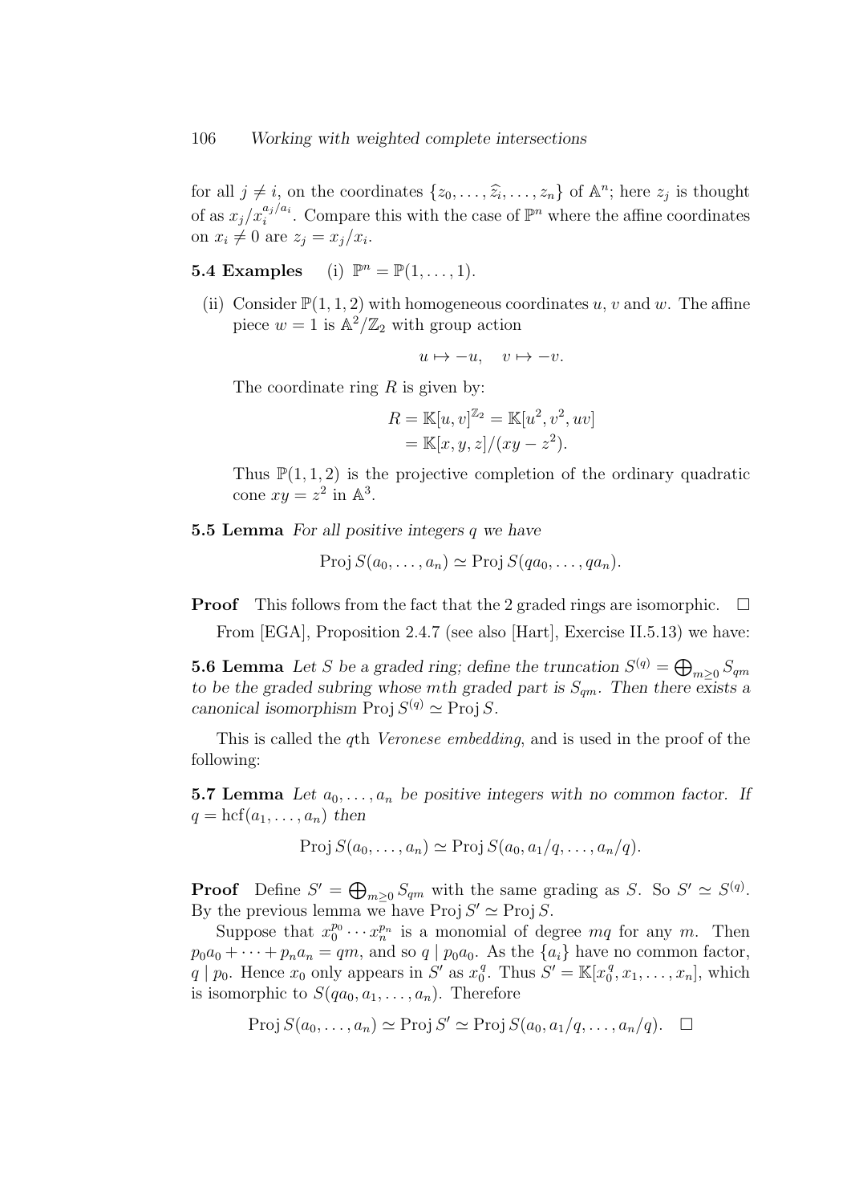for all $j \neq i$, on the coordinates $\{z_0, \ldots, \widehat{z_i}, \ldots, z_n\}$ of $\mathbb{A}^n$; here $z_j$ is thought of as $x_j/x_i^{a_j/a_i}$. Compare this with the case of $\mathbb{P}^n$ where the affine coordinates on $x_i \neq 0$ are $z_j = x_j/x_i$.

**5.4 Examples** (i) $\mathbb{P}^n = \mathbb{P}(1, \ldots, 1)$.

(ii) Consider $\mathbb{P}(1, 1, 2)$ with homogeneous coordinates $u$, $v$ and $w$. The affine piece $w = 1$ is $\mathbb{A}^2/\mathbb{Z}_2$ with group action

$$u \mapsto -u, \quad v \mapsto -v.$$

The coordinate ring $R$ is given by:

$$\begin{aligned} R &= \mathbb{K}[u, v]^{\mathbb{Z}_2} = \mathbb{K}[u^2, v^2, uv] \\ &= \mathbb{K}[x, y, z]/(xy - z^2). \end{aligned}$$

Thus $\mathbb{P}(1, 1, 2)$ is the projective completion of the ordinary quadratic cone $xy = z^2$ in $\mathbb{A}^3$.

**5.5 Lemma** *For all positive integers $q$ we have*

$$\operatorname{Proj} S(a_0, \ldots, a_n) \simeq \operatorname{Proj} S(qa_0, \ldots, qa_n).$$

**Proof** This follows from the fact that the 2 graded rings are isomorphic. $\square$

From [EGA], Proposition 2.4.7 (see also [Hart], Exercise II.5.13) we have:

**5.6 Lemma** *Let $S$ be a graded ring; define the truncation $S^{(q)} = \bigoplus_{m \geq 0} S_{qm}$ to be the graded subring whose $m$th graded part is $S_{qm}$. Then there exists a canonical isomorphism $\operatorname{Proj} S^{(q)} \simeq \operatorname{Proj} S$.*

This is called the $q$th *Veronese embedding*, and is used in the proof of the following:

**5.7 Lemma** *Let $a_0, \ldots, a_n$ be positive integers with no common factor. If $q = \operatorname{hcf}(a_1, \ldots, a_n)$ then*

$$\operatorname{Proj} S(a_0, \ldots, a_n) \simeq \operatorname{Proj} S(a_0, a_1/q, \ldots, a_n/q).$$

**Proof** Define $S' = \bigoplus_{m \geq 0} S_{qm}$ with the same grading as $S$. So $S' \simeq S^{(q)}$. By the previous lemma we have $\operatorname{Proj} S' \simeq \operatorname{Proj} S$.

Suppose that $x_0^{p_0} \cdots x_n^{p_n}$ is a monomial of degree $mq$ for any $m$. Then $p_0 a_0 + \cdots + p_n a_n = qm$, and so $q \mid p_0 a_0$. As the $\{a_i\}$ have no common factor, $q \mid p_0$. Hence $x_0$ only appears in $S'$ as $x_0^q$. Thus $S' = \mathbb{K}[x_0^q, x_1, \ldots, x_n]$, which is isomorphic to $S(qa_0, a_1, \ldots, a_n)$. Therefore

$$\operatorname{Proj} S(a_0, \ldots, a_n) \simeq \operatorname{Proj} S' \simeq \operatorname{Proj} S(a_0, a_1/q, \ldots, a_n/q). \quad \square$$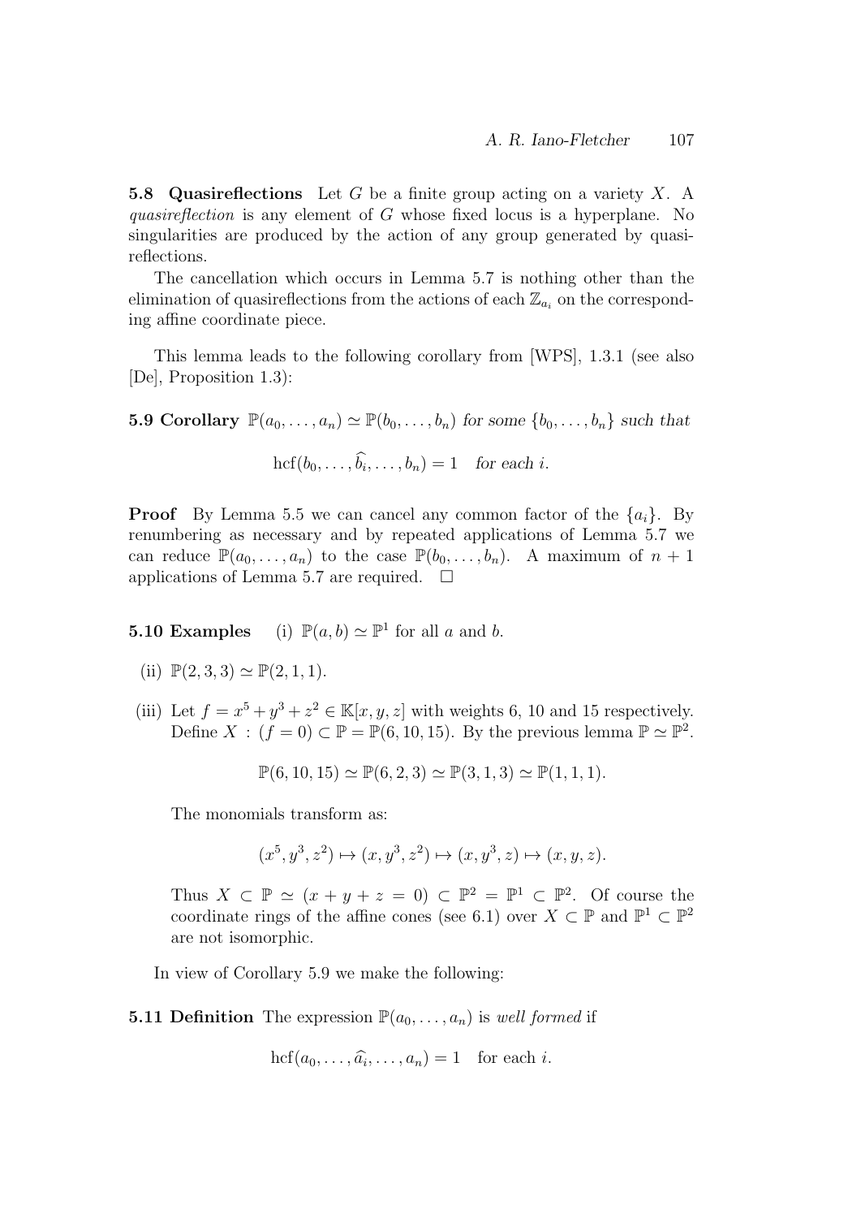**5.8 Quasireflections** Let $G$ be a finite group acting on a variety $X$. A *quasireflection* is any element of $G$ whose fixed locus is a hyperplane. No singularities are produced by the action of any group generated by quasireflections.

The cancellation which occurs in Lemma 5.7 is nothing other than the elimination of quasireflections from the actions of each $\mathbb{Z}_{a_i}$ on the corresponding affine coordinate piece.

This lemma leads to the following corollary from [WPS], 1.3.1 (see also [De], Proposition 1.3):

**5.9 Corollary** *$\mathbb{P}(a_0, \dots, a_n) \simeq \mathbb{P}(b_0, \dots, b_n)$ for some $\{b_0, \dots, b_n\}$ such that*

$$\operatorname{hcf}(b_0, \dots, \widehat{b_i}, \dots, b_n) = 1 \quad \textit{for each } i.$$

**Proof** By Lemma 5.5 we can cancel any common factor of the $\{a_i\}$. By renumbering as necessary and by repeated applications of Lemma 5.7 we can reduce $\mathbb{P}(a_0, \dots, a_n)$ to the case $\mathbb{P}(b_0, \dots, b_n)$. A maximum of $n + 1$ applications of Lemma 5.7 are required. $\square$

**5.10 Examples** (i) $\mathbb{P}(a, b) \simeq \mathbb{P}^1$ for all $a$ and $b$.

(ii) $\mathbb{P}(2, 3, 3) \simeq \mathbb{P}(2, 1, 1)$.

(iii) Let $f = x^5 + y^3 + z^2 \in \mathbb{K}[x, y, z]$ with weights 6, 10 and 15 respectively. Define $X : (f = 0) \subset \mathbb{P} = \mathbb{P}(6, 10, 15)$. By the previous lemma $\mathbb{P} \simeq \mathbb{P}^2$.

$$\mathbb{P}(6, 10, 15) \simeq \mathbb{P}(6, 2, 3) \simeq \mathbb{P}(3, 1, 3) \simeq \mathbb{P}(1, 1, 1).$$

The monomials transform as:

$$(x^5, y^3, z^2) \mapsto (x, y^3, z^2) \mapsto (x, y^3, z) \mapsto (x, y, z).$$

Thus $X \subset \mathbb{P} \simeq (x + y + z = 0) \subset \mathbb{P}^2 = \mathbb{P}^1 \subset \mathbb{P}^2$. Of course the coordinate rings of the affine cones (see 6.1) over $X \subset \mathbb{P}$ and $\mathbb{P}^1 \subset \mathbb{P}^2$ are not isomorphic.

In view of Corollary 5.9 we make the following:

**5.11 Definition** The expression $\mathbb{P}(a_0, \dots, a_n)$ is *well formed* if

$$\operatorname{hcf}(a_0, \dots, \widehat{a_i}, \dots, a_n) = 1 \quad \text{for each } i.$$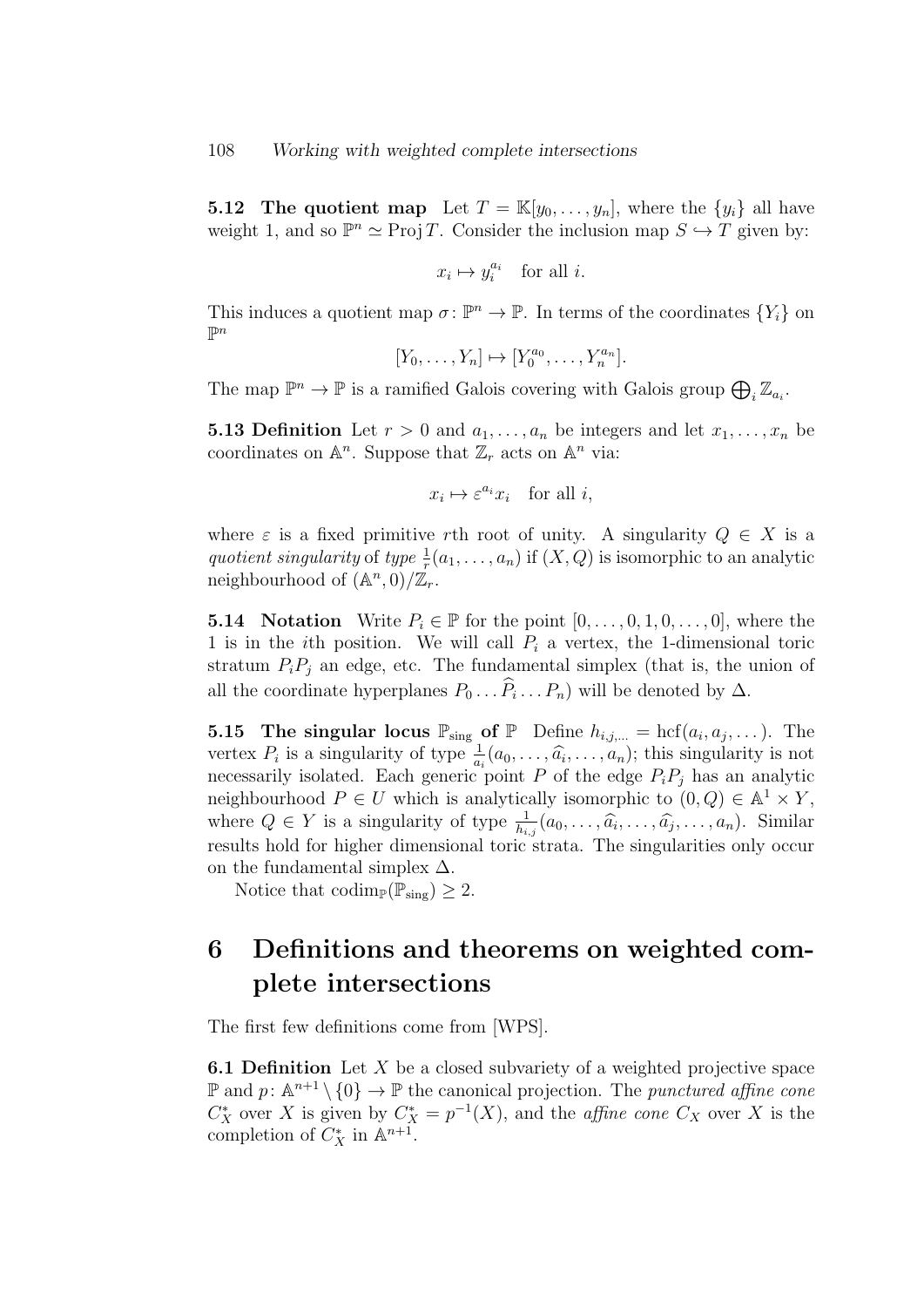**5.12 The quotient map** Let $T = \mathbb{K}[y_0, \dots, y_n]$, where the $\{y_i\}$ all have weight 1, and so $\mathbb{P}^n \simeq \operatorname{Proj} T$. Consider the inclusion map $S \hookrightarrow T$ given by:

$$x_i \mapsto y_i^{a_i} \quad \text{for all } i.$$

This induces a quotient map $\sigma\colon \mathbb{P}^n \to \mathbb{P}$. In terms of the coordinates $\{Y_i\}$ on $\mathbb{P}^n$

$$[Y_0, \dots, Y_n] \mapsto [Y_0^{a_0}, \dots, Y_n^{a_n}].$$

The map $\mathbb{P}^n \to \mathbb{P}$ is a ramified Galois covering with Galois group $\bigoplus_i \mathbb{Z}_{a_i}$.

**5.13 Definition** Let $r > 0$ and $a_1, \dots, a_n$ be integers and let $x_1, \dots, x_n$ be coordinates on $\mathbb{A}^n$. Suppose that $\mathbb{Z}_r$ acts on $\mathbb{A}^n$ via:

$$x_i \mapsto \varepsilon^{a_i} x_i \quad \text{for all } i,$$

where $\varepsilon$ is a fixed primitive $r$th root of unity. A singularity $Q \in X$ is a *quotient singularity* of *type* $\frac{1}{r}(a_1, \dots, a_n)$ if $(X, Q)$ is isomorphic to an analytic neighbourhood of $(\mathbb{A}^n, 0)/\mathbb{Z}_r$.

**5.14 Notation** Write $P_i \in \mathbb{P}$ for the point $[0, \dots, 0, 1, 0, \dots, 0]$, where the 1 is in the $i$th position. We will call $P_i$ a vertex, the 1-dimensional toric stratum $P_iP_j$ an edge, etc. The fundamental simplex (that is, the union of all the coordinate hyperplanes $P_0 \dots \widehat{P}_i \dots P_n$) will be denoted by $\Delta$.

**5.15 The singular locus $\mathbb{P}_{\text{sing}}$ of $\mathbb{P}$** Define $h_{i,j,\dots} = \operatorname{hcf}(a_i, a_j, \dots)$. The vertex $P_i$ is a singularity of type $\frac{1}{a_i}(a_0, \dots, \widehat{a}_i, \dots, a_n)$; this singularity is not necessarily isolated. Each generic point $P$ of the edge $P_iP_j$ has an analytic neighbourhood $P \in U$ which is analytically isomorphic to $(0, Q) \in \mathbb{A}^1 \times Y$, where $Q \in Y$ is a singularity of type $\frac{1}{h_{i,j}}(a_0, \dots, \widehat{a}_i, \dots, \widehat{a}_j, \dots, a_n)$. Similar results hold for higher dimensional toric strata. The singularities only occur on the fundamental simplex $\Delta$.

Notice that $\operatorname{codim}_{\mathbb{P}}(\mathbb{P}_{\text{sing}}) \geq 2$.

# 6 Definitions and theorems on weighted complete intersections

The first few definitions come from [WPS].

**6.1 Definition** Let $X$ be a closed subvariety of a weighted projective space $\mathbb{P}$ and $p\colon \mathbb{A}^{n+1} \setminus \{0\} \to \mathbb{P}$ the canonical projection. The *punctured affine cone* $C_X^*$ over $X$ is given by $C_X^* = p^{-1}(X)$, and the *affine cone* $C_X$ over $X$ is the completion of $C_X^*$ in $\mathbb{A}^{n+1}$.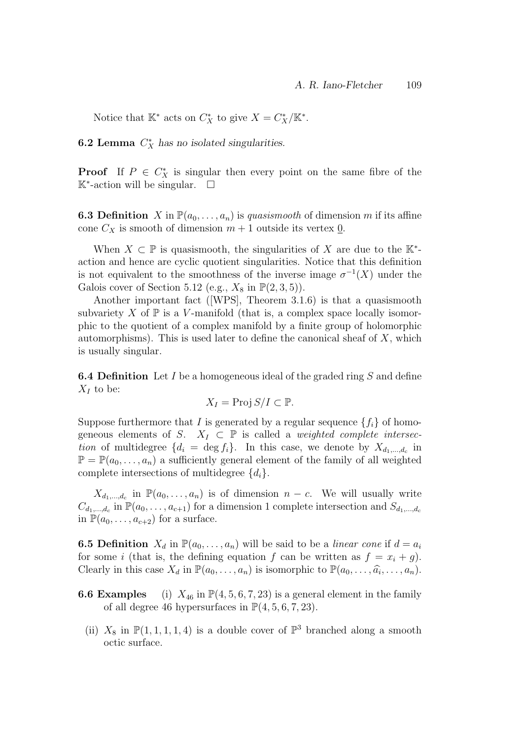Notice that $\mathbb{K}^*$ acts on $C_X^*$ to give $X = C_X^*/\mathbb{K}^*$.

**6.2 Lemma** *$C_X^*$ has no isolated singularities.*

**Proof** If $P \in C_X^*$ is singular then every point on the same fibre of the $\mathbb{K}^*$-action will be singular. $\square$

**6.3 Definition** $X$ in $\mathbb{P}(a_0, \dots, a_n)$ is *quasismooth* of dimension $m$ if its affine cone $C_X$ is smooth of dimension $m+1$ outside its vertex $\underline{0}$.

When $X \subset \mathbb{P}$ is quasismooth, the singularities of $X$ are due to the $\mathbb{K}^*$-action and hence are cyclic quotient singularities. Notice that this definition is not equivalent to the smoothness of the inverse image $\sigma^{-1}(X)$ under the Galois cover of Section 5.12 (e.g., $X_8$ in $\mathbb{P}(2,3,5)$).

Another important fact ([WPS], Theorem 3.1.6) is that a quasismooth subvariety $X$ of $\mathbb{P}$ is a $V$-manifold (that is, a complex space locally isomorphic to the quotient of a complex manifold by a finite group of holomorphic automorphisms). This is used later to define the canonical sheaf of $X$, which is usually singular.

**6.4 Definition** Let $I$ be a homogeneous ideal of the graded ring $S$ and define $X_I$ to be:

$$X_I = \operatorname{Proj} S/I \subset \mathbb{P}.$$

Suppose furthermore that $I$ is generated by a regular sequence $\{f_i\}$ of homogeneous elements of $S$. $X_I \subset \mathbb{P}$ is called a *weighted complete intersection* of multidegree $\{d_i = \deg f_i\}$. In this case, we denote by $X_{d_1,\dots,d_c}$ in $\mathbb{P} = \mathbb{P}(a_0, \dots, a_n)$ a sufficiently general element of the family of all weighted complete intersections of multidegree $\{d_i\}$.

$X_{d_1,\dots,d_c}$ in $\mathbb{P}(a_0, \dots, a_n)$ is of dimension $n - c$. We will usually write $C_{d_1,\dots,d_c}$ in $\mathbb{P}(a_0, \dots, a_{c+1})$ for a dimension 1 complete intersection and $S_{d_1,\dots,d_c}$ in $\mathbb{P}(a_0, \dots, a_{c+2})$ for a surface.

**6.5 Definition** $X_d$ in $\mathbb{P}(a_0, \dots, a_n)$ will be said to be a *linear cone* if $d = a_i$ for some $i$ (that is, the defining equation $f$ can be written as $f = x_i + g$). Clearly in this case $X_d$ in $\mathbb{P}(a_0, \dots, a_n)$ is isomorphic to $\mathbb{P}(a_0, \dots, \widehat{a_i}, \dots, a_n)$.

**6.6 Examples**

(i) $X_{46}$ in $\mathbb{P}(4,5,6,7,23)$ is a general element in the family of all degree 46 hypersurfaces in $\mathbb{P}(4,5,6,7,23)$.

(ii) $X_8$ in $\mathbb{P}(1,1,1,1,4)$ is a double cover of $\mathbb{P}^3$ branched along a smooth octic surface.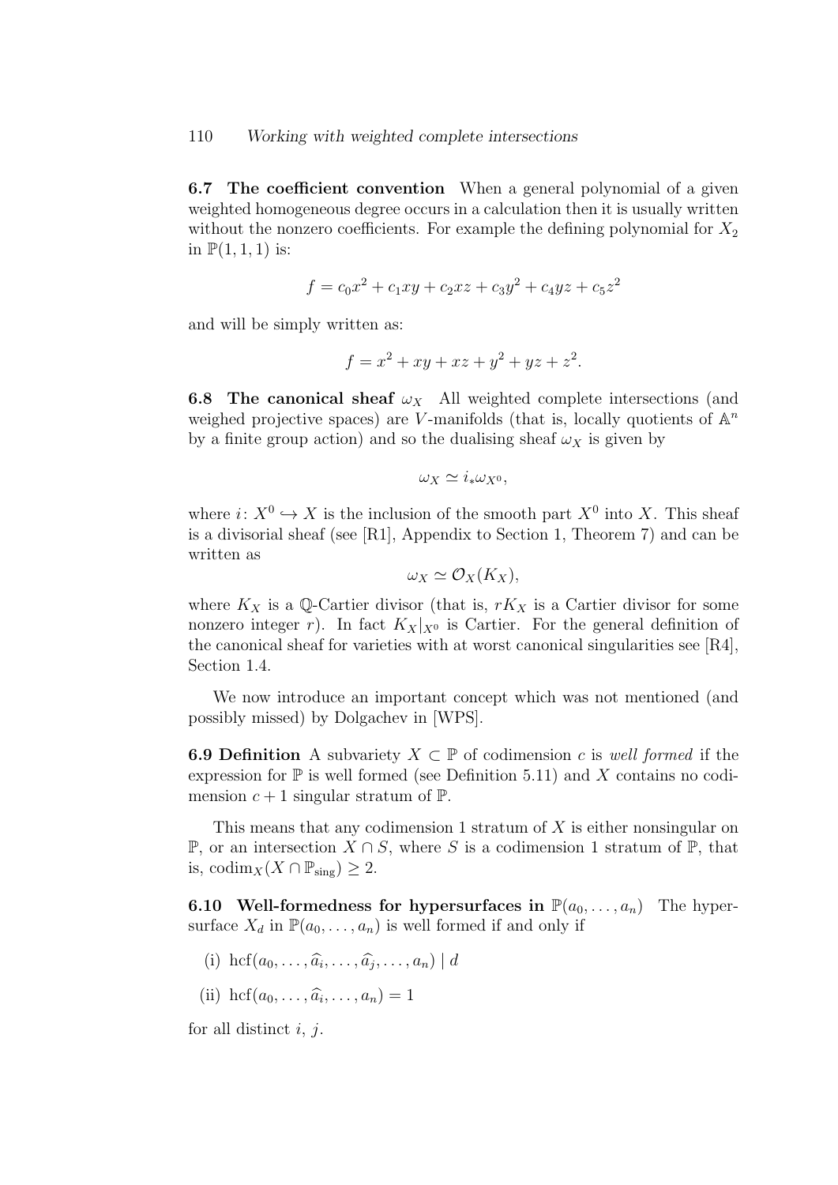**6.7 The coefficient convention** When a general polynomial of a given weighted homogeneous degree occurs in a calculation then it is usually written without the nonzero coefficients. For example the defining polynomial for $X_2$ in $\mathbb{P}(1,1,1)$ is:

$$f = c_0x^2 + c_1xy + c_2xz + c_3y^2 + c_4yz + c_5z^2$$

and will be simply written as:

$$f = x^2 + xy + xz + y^2 + yz + z^2.$$

**6.8 The canonical sheaf $\omega_X$** All weighted complete intersections (and weighed projective spaces) are $V$-manifolds (that is, locally quotients of $\mathbb{A}^n$ by a finite group action) and so the dualising sheaf $\omega_X$ is given by

$$\omega_X \simeq i_*\omega_{X^0},$$

where $i\colon X^0 \hookrightarrow X$ is the inclusion of the smooth part $X^0$ into $X$. This sheaf is a divisorial sheaf (see [R1], Appendix to Section 1, Theorem 7) and can be written as

$$\omega_X \simeq \mathcal{O}_X(K_X),$$

where $K_X$ is a $\mathbb{Q}$-Cartier divisor (that is, $rK_X$ is a Cartier divisor for some nonzero integer $r$). In fact $K_X|_{X^0}$ is Cartier. For the general definition of the canonical sheaf for varieties with at worst canonical singularities see [R4], Section 1.4.

We now introduce an important concept which was not mentioned (and possibly missed) by Dolgachev in [WPS].

**6.9 Definition** A subvariety $X \subset \mathbb{P}$ of codimension $c$ is *well formed* if the expression for $\mathbb{P}$ is well formed (see Definition 5.11) and $X$ contains no codimension $c+1$ singular stratum of $\mathbb{P}$.

This means that any codimension 1 stratum of $X$ is either nonsingular on $\mathbb{P}$, or an intersection $X \cap S$, where $S$ is a codimension 1 stratum of $\mathbb{P}$, that is, $\operatorname{codim}_X(X \cap \mathbb{P}_{\text{sing}}) \geq 2$.

**6.10 Well-formedness for hypersurfaces in $\mathbb{P}(a_0, \dots, a_n)$** The hypersurface $X_d$ in $\mathbb{P}(a_0, \dots, a_n)$ is well formed if and only if

(i) $\operatorname{hcf}(a_0, \dots, \widehat{a}_i, \dots, \widehat{a}_j, \dots, a_n) \mid d$

(ii) $\operatorname{hcf}(a_0, \dots, \widehat{a}_i, \dots, a_n) = 1$

for all distinct $i$, $j$.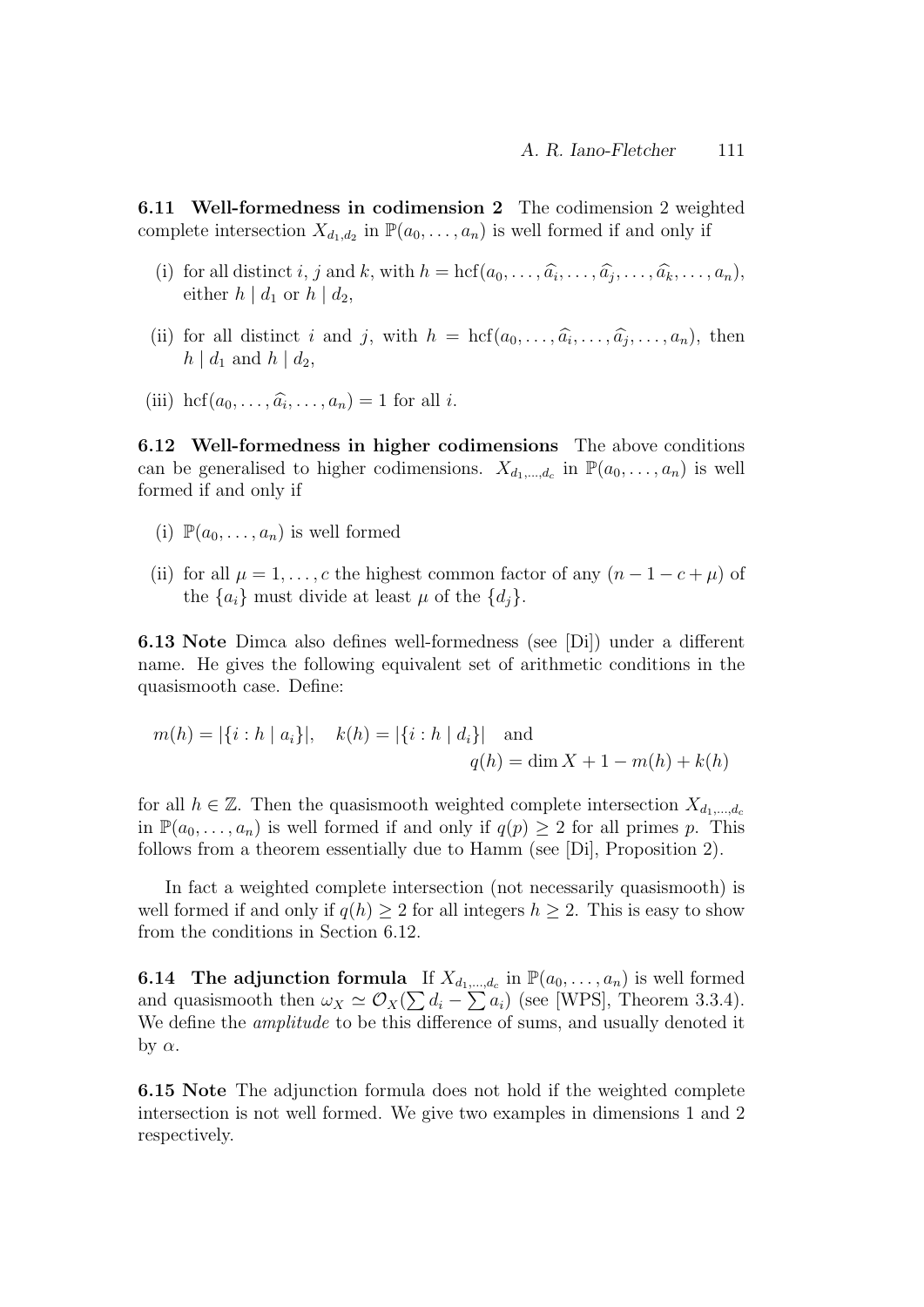**6.11 Well-formedness in codimension 2** The codimension 2 weighted complete intersection $X_{d_1,d_2}$ in $\mathbb{P}(a_0,\ldots,a_n)$ is well formed if and only if

(i) for all distinct $i$, $j$ and $k$, with $h = \mathrm{hcf}(a_0,\ldots,\widehat{a_i},\ldots,\widehat{a_j},\ldots,\widehat{a_k},\ldots,a_n)$, either $h \mid d_1$ or $h \mid d_2$,

(ii) for all distinct $i$ and $j$, with $h = \mathrm{hcf}(a_0,\ldots,\widehat{a_i},\ldots,\widehat{a_j},\ldots,a_n)$, then $h \mid d_1$ and $h \mid d_2$,

(iii) $\mathrm{hcf}(a_0,\ldots,\widehat{a_i},\ldots,a_n) = 1$ for all $i$.

**6.12 Well-formedness in higher codimensions** The above conditions can be generalised to higher codimensions. $X_{d_1,\ldots,d_c}$ in $\mathbb{P}(a_0,\ldots,a_n)$ is well formed if and only if

(i) $\mathbb{P}(a_0,\ldots,a_n)$ is well formed

(ii) for all $\mu = 1,\ldots,c$ the highest common factor of any $(n-1-c+\mu)$ of the $\{a_i\}$ must divide at least $\mu$ of the $\{d_j\}$.

**6.13 Note** Dimca also defines well-formedness (see [Di]) under a different name. He gives the following equivalent set of arithmetic conditions in the quasismooth case. Define:

$$m(h) = |\{i : h \mid a_i\}|, \quad k(h) = |\{i : h \mid d_i\}| \quad \text{and} \quad q(h) = \dim X + 1 - m(h) + k(h)$$

for all $h \in \mathbb{Z}$. Then the quasismooth weighted complete intersection $X_{d_1,\ldots,d_c}$ in $\mathbb{P}(a_0,\ldots,a_n)$ is well formed if and only if $q(p) \geq 2$ for all primes $p$. This follows from a theorem essentially due to Hamm (see [Di], Proposition 2).

In fact a weighted complete intersection (not necessarily quasismooth) is well formed if and only if $q(h) \geq 2$ for all integers $h \geq 2$. This is easy to show from the conditions in Section 6.12.

**6.14 The adjunction formula** If $X_{d_1,\ldots,d_c}$ in $\mathbb{P}(a_0,\ldots,a_n)$ is well formed and quasismooth then $\omega_X \simeq \mathcal{O}_X(\sum d_i - \sum a_i)$ (see [WPS], Theorem 3.3.4). We define the *amplitude* to be this difference of sums, and usually denoted it by $\alpha$.

**6.15 Note** The adjunction formula does not hold if the weighted complete intersection is not well formed. We give two examples in dimensions 1 and 2 respectively.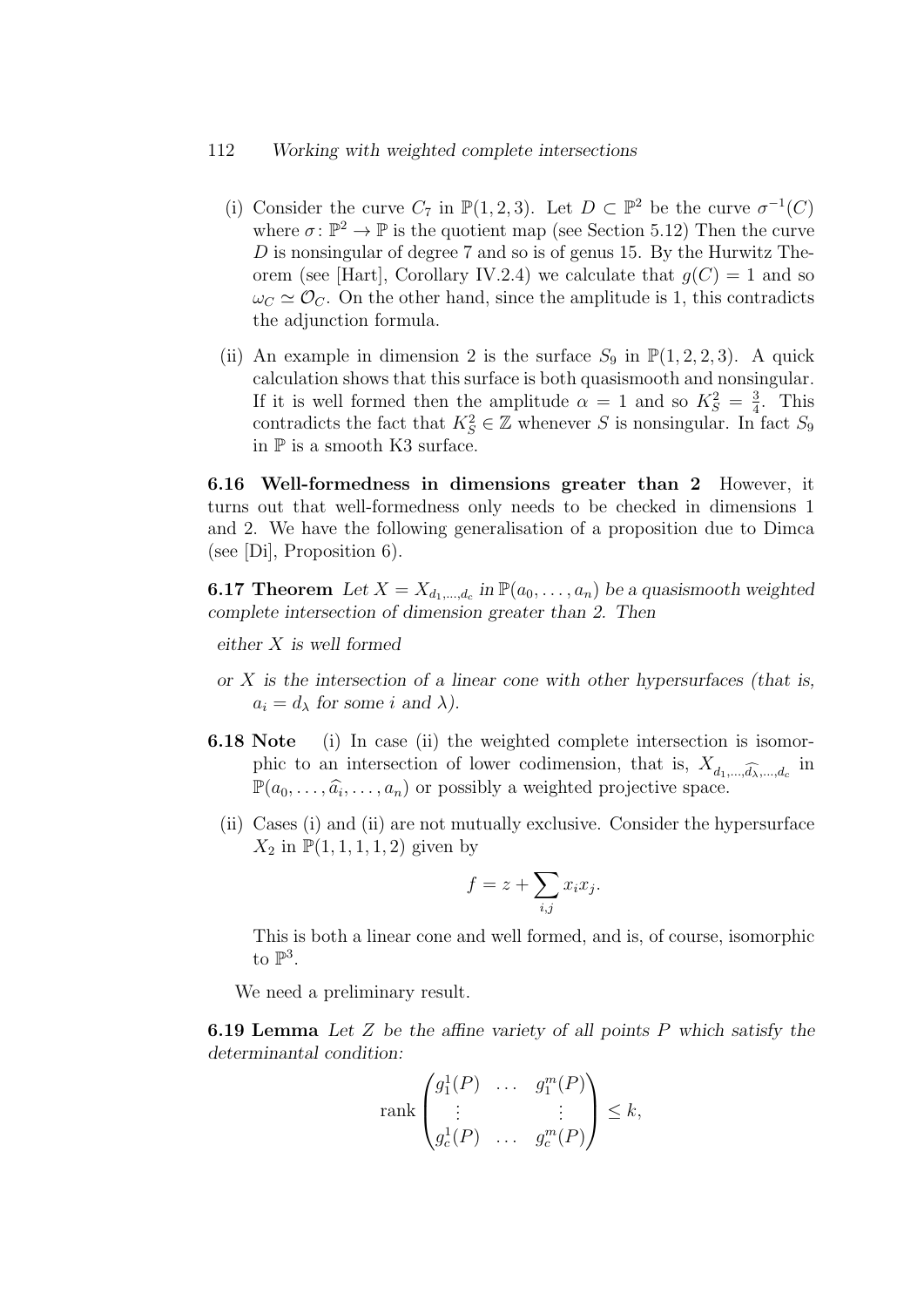(i) Consider the curve $C_7$ in $\mathbb{P}(1,2,3)$. Let $D \subset \mathbb{P}^2$ be the curve $\sigma^{-1}(C)$ where $\sigma\colon \mathbb{P}^2 \to \mathbb{P}$ is the quotient map (see Section 5.12) Then the curve $D$ is nonsingular of degree 7 and so is of genus 15. By the Hurwitz Theorem (see [Hart], Corollary IV.2.4) we calculate that $g(C) = 1$ and so $\omega_C \simeq \mathcal{O}_C$. On the other hand, since the amplitude is 1, this contradicts the adjunction formula.

(ii) An example in dimension 2 is the surface $S_9$ in $\mathbb{P}(1,2,2,3)$. A quick calculation shows that this surface is both quasismooth and nonsingular. If it is well formed then the amplitude $\alpha = 1$ and so $K_S^2 = \frac{3}{4}$. This contradicts the fact that $K_S^2 \in \mathbb{Z}$ whenever $S$ is nonsingular. In fact $S_9$ in $\mathbb{P}$ is a smooth K3 surface.

**6.16 Well-formedness in dimensions greater than 2** However, it turns out that well-formedness only needs to be checked in dimensions 1 and 2. We have the following generalisation of a proposition due to Dimca (see [Di], Proposition 6).

**6.17 Theorem** *Let $X = X_{d_1,\ldots,d_c}$ in $\mathbb{P}(a_0,\ldots,a_n)$ be a quasismooth weighted complete intersection of dimension greater than 2. Then*

*either $X$ is well formed*

*or $X$ is the intersection of a linear cone with other hypersurfaces (that is, $a_i = d_\lambda$ for some $i$ and $\lambda$).*

**6.18 Note** (i) In case (ii) the weighted complete intersection is isomorphic to an intersection of lower codimension, that is, $X_{d_1,\ldots,\widehat{d_\lambda},\ldots,d_c}$ in $\mathbb{P}(a_0,\ldots,\widehat{a}_i,\ldots,a_n)$ or possibly a weighted projective space.

(ii) Cases (i) and (ii) are not mutually exclusive. Consider the hypersurface $X_2$ in $\mathbb{P}(1,1,1,1,2)$ given by

$$f = z + \sum_{i,j} x_i x_j.$$

This is both a linear cone and well formed, and is, of course, isomorphic to $\mathbb{P}^3$.

We need a preliminary result.

**6.19 Lemma** *Let $Z$ be the affine variety of all points $P$ which satisfy the determinantal condition:*

$$\operatorname{rank}\begin{pmatrix} g_1^1(P) & \ldots & g_1^m(P) \\ \vdots & & \vdots \\ g_c^1(P) & \ldots & g_c^m(P) \end{pmatrix} \leq k,$$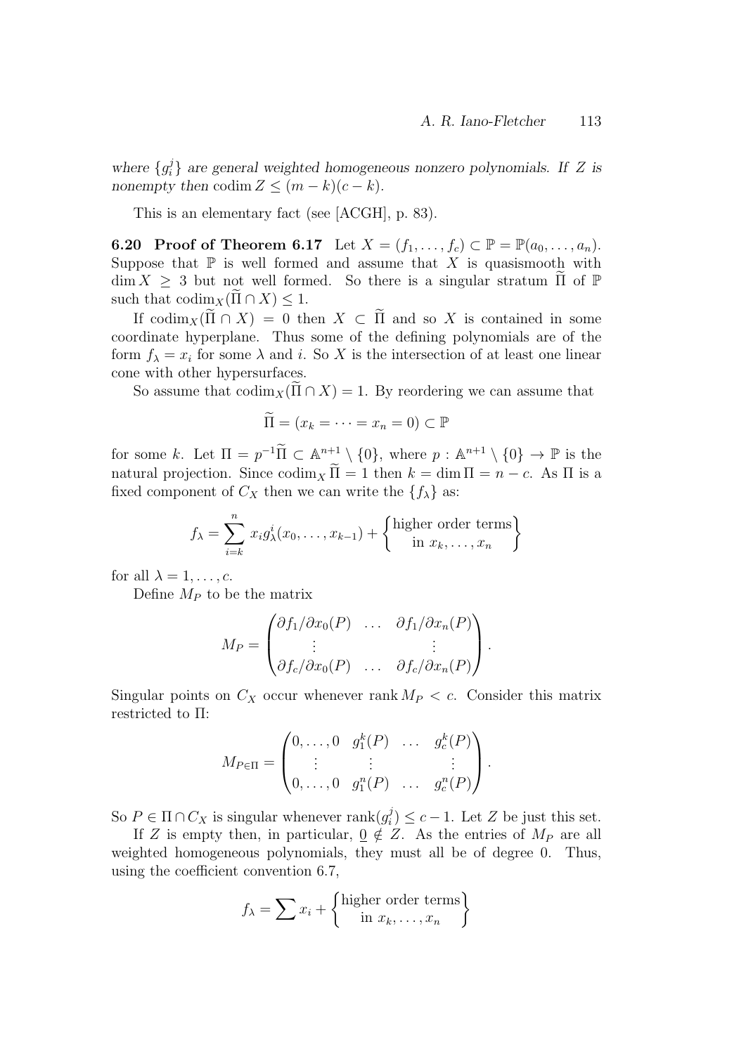*where $\{g_i^j\}$ are general weighted homogeneous nonzero polynomials. If $Z$ is nonempty then* $\operatorname{codim} Z \leq (m-k)(c-k)$.

This is an elementary fact (see [ACGH], p. 83).

**6.20 Proof of Theorem 6.17** Let $X = (f_1, \ldots, f_c) \subset \mathbb{P} = \mathbb{P}(a_0, \ldots, a_n)$. Suppose that $\mathbb{P}$ is well formed and assume that $X$ is quasismooth with $\dim X \geq 3$ but not well formed. So there is a singular stratum $\widetilde{\Pi}$ of $\mathbb{P}$ such that $\operatorname{codim}_X(\widetilde{\Pi} \cap X) \leq 1$.

If $\operatorname{codim}_X(\widetilde{\Pi} \cap X) = 0$ then $X \subset \widetilde{\Pi}$ and so $X$ is contained in some coordinate hyperplane. Thus some of the defining polynomials are of the form $f_\lambda = x_i$ for some $\lambda$ and $i$. So $X$ is the intersection of at least one linear cone with other hypersurfaces.

So assume that $\operatorname{codim}_X(\widetilde{\Pi} \cap X) = 1$. By reordering we can assume that

$$\widetilde{\Pi} = (x_k = \cdots = x_n = 0) \subset \mathbb{P}$$

for some $k$. Let $\Pi = p^{-1}\widetilde{\Pi} \subset \mathbb{A}^{n+1} \setminus \{0\}$, where $p : \mathbb{A}^{n+1} \setminus \{0\} \to \mathbb{P}$ is the natural projection. Since $\operatorname{codim}_X \widetilde{\Pi} = 1$ then $k = \dim \Pi = n - c$. As $\Pi$ is a fixed component of $C_X$ then we can write the $\{f_\lambda\}$ as:

$$f_\lambda = \sum_{i=k}^{n} x_i g_\lambda^i(x_0, \ldots, x_{k-1}) + \left\{ \begin{matrix} \text{higher order terms} \\ \text{in } x_k, \ldots, x_n \end{matrix} \right\}$$

for all $\lambda = 1, \ldots, c$.

Define $M_P$ to be the matrix

$$M_P = \begin{pmatrix} \partial f_1/\partial x_0(P) & \ldots & \partial f_1/\partial x_n(P) \\ \vdots & & \vdots \\ \partial f_c/\partial x_0(P) & \ldots & \partial f_c/\partial x_n(P) \end{pmatrix}.$$

Singular points on $C_X$ occur whenever $\operatorname{rank} M_P < c$. Consider this matrix restricted to $\Pi$:

$$M_{P \in \Pi} = \begin{pmatrix} 0, \ldots, 0 & g_1^k(P) & \ldots & g_c^k(P) \\ \vdots & \vdots & & \vdots \\ 0, \ldots, 0 & g_1^n(P) & \ldots & g_c^n(P) \end{pmatrix}.$$

So $P \in \Pi \cap C_X$ is singular whenever $\operatorname{rank}(g_i^j) \leq c - 1$. Let $Z$ be just this set.

If $Z$ is empty then, in particular, $\underline{0} \notin Z$. As the entries of $M_P$ are all weighted homogeneous polynomials, they must all be of degree 0. Thus, using the coefficient convention 6.7,

$$f_\lambda = \sum x_i + \left\{ \begin{matrix} \text{higher order terms} \\ \text{in } x_k, \ldots, x_n \end{matrix} \right\}$$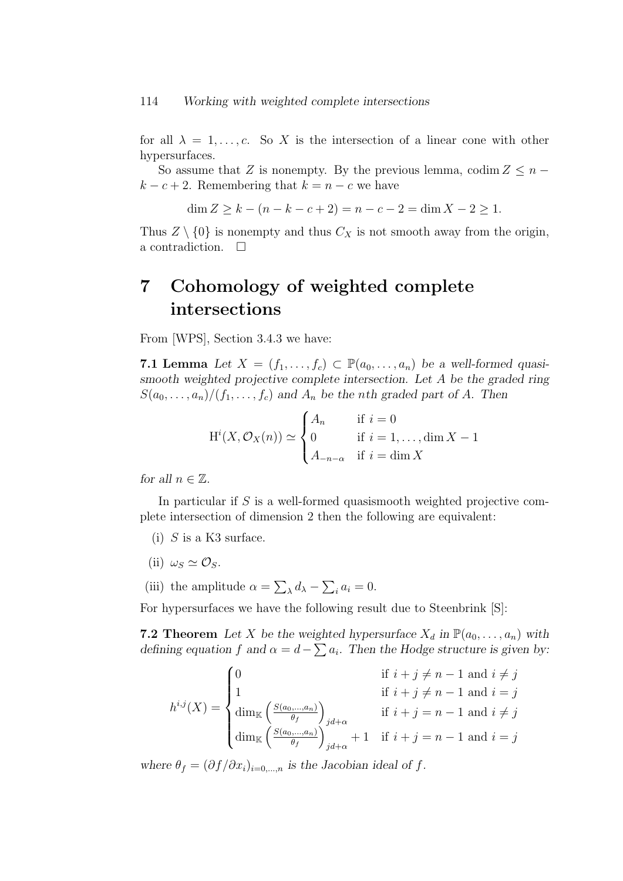for all $\lambda = 1, \dots, c$. So $X$ is the intersection of a linear cone with other hypersurfaces.

So assume that $Z$ is nonempty. By the previous lemma, $\operatorname{codim} Z \leq n - k - c + 2$. Remembering that $k = n - c$ we have

$$\dim Z \geq k - (n - k - c + 2) = n - c - 2 = \dim X - 2 \geq 1.$$

Thus $Z \setminus \{0\}$ is nonempty and thus $C_X$ is not smooth away from the origin, a contradiction. $\square$

# 7 Cohomology of weighted complete intersections

From [WPS], Section 3.4.3 we have:

**7.1 Lemma** *Let $X = (f_1, \dots, f_c) \subset \mathbb{P}(a_0, \dots, a_n)$ be a well-formed quasismooth weighted projective complete intersection. Let $A$ be the graded ring $S(a_0, \dots, a_n)/(f_1, \dots, f_c)$ and $A_n$ be the $n$th graded part of $A$. Then*

$$\mathrm{H}^i(X, \mathcal{O}_X(n)) \simeq \begin{cases} A_n & \text{if } i = 0 \\ 0 & \text{if } i = 1, \dots, \dim X - 1 \\ A_{-n-\alpha} & \text{if } i = \dim X \end{cases}$$

*for all $n \in \mathbb{Z}$.*

In particular if $S$ is a well-formed quasismooth weighted projective complete intersection of dimension 2 then the following are equivalent:

(i) $S$ is a K3 surface.

(ii) $\omega_S \simeq \mathcal{O}_S$.

(iii) the amplitude $\alpha = \sum_\lambda d_\lambda - \sum_i a_i = 0$.

For hypersurfaces we have the following result due to Steenbrink [S]:

**7.2 Theorem** *Let $X$ be the weighted hypersurface $X_d$ in $\mathbb{P}(a_0, \dots, a_n)$ with defining equation $f$ and $\alpha = d - \sum a_i$. Then the Hodge structure is given by:*

$$h^{i,j}(X) = \begin{cases} 0 & \text{if } i + j \neq n - 1 \text{ and } i \neq j \\ 1 & \text{if } i + j \neq n - 1 \text{ and } i = j \\ \dim_{\mathbb{K}} \left( \frac{S(a_0, \dots, a_n)}{\theta_f} \right)_{jd+\alpha} & \text{if } i + j = n - 1 \text{ and } i \neq j \\ \dim_{\mathbb{K}} \left( \frac{S(a_0, \dots, a_n)}{\theta_f} \right)_{jd+\alpha} + 1 & \text{if } i + j = n - 1 \text{ and } i = j \end{cases}$$

*where $\theta_f = (\partial f / \partial x_i)_{i=0,\dots,n}$ is the Jacobian ideal of $f$.*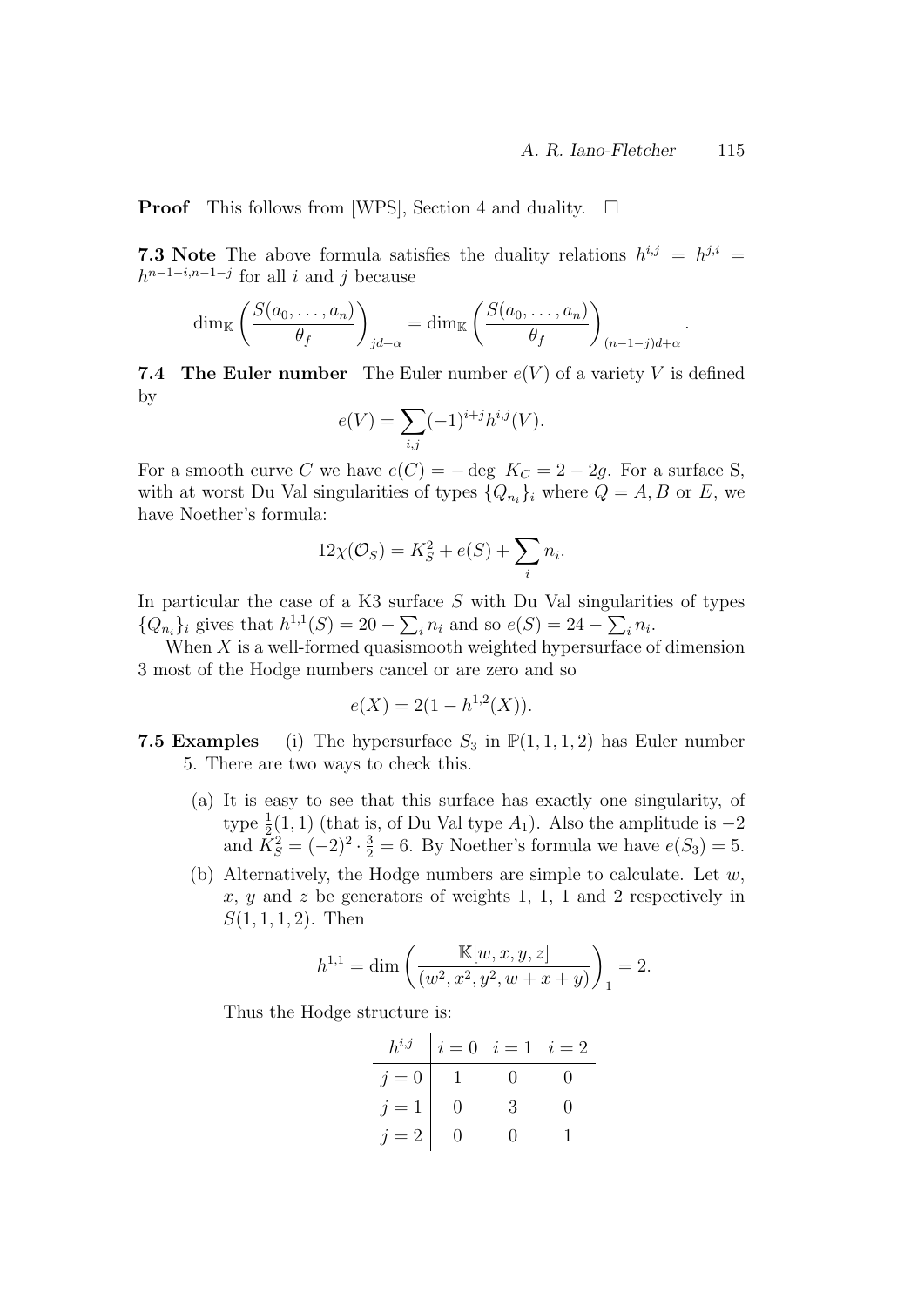**Proof** This follows from [WPS], Section 4 and duality. $\square$

**7.3 Note** The above formula satisfies the duality relations $h^{i,j} = h^{j,i} = h^{n-1-i,n-1-j}$ for all $i$ and $j$ because

$$\dim_{\mathbb{K}} \left( \frac{S(a_0, \ldots, a_n)}{\theta_f} \right)_{jd+\alpha} = \dim_{\mathbb{K}} \left( \frac{S(a_0, \ldots, a_n)}{\theta_f} \right)_{(n-1-j)d+\alpha}.$$

**7.4 The Euler number** The Euler number $e(V)$ of a variety $V$ is defined by

$$e(V) = \sum_{i,j} (-1)^{i+j} h^{i,j}(V).$$

For a smooth curve $C$ we have $e(C) = -\deg\ K_C = 2 - 2g$. For a surface S, with at worst Du Val singularities of types $\{Q_{n_i}\}_i$ where $Q = A, B$ or $E$, we have Noether's formula:

$$12\chi(\mathcal{O}_S) = K_S^2 + e(S) + \sum_i n_i.$$

In particular the case of a K3 surface $S$ with Du Val singularities of types $\{Q_{n_i}\}_i$ gives that $h^{1,1}(S) = 20 - \sum_i n_i$ and so $e(S) = 24 - \sum_i n_i$.

When $X$ is a well-formed quasismooth weighted hypersurface of dimension 3 most of the Hodge numbers cancel or are zero and so

$$e(X) = 2(1 - h^{1,2}(X)).$$

**7.5 Examples** (i) The hypersurface $S_3$ in $\mathbb{P}(1, 1, 1, 2)$ has Euler number 5. There are two ways to check this.

(a) It is easy to see that this surface has exactly one singularity, of type $\frac{1}{2}(1, 1)$ (that is, of Du Val type $A_1$). Also the amplitude is $-2$ and $K_S^2 = (-2)^2 \cdot \frac{3}{2} = 6$. By Noether's formula we have $e(S_3) = 5$.

(b) Alternatively, the Hodge numbers are simple to calculate. Let $w$, $x$, $y$ and $z$ be generators of weights 1, 1, 1 and 2 respectively in $S(1, 1, 1, 2)$. Then

$$h^{1,1} = \dim \left( \frac{\mathbb{K}[w, x, y, z]}{(w^2, x^2, y^2, w + x + y)} \right)_1 = 2.$$

Thus the Hodge structure is:

| $h^{i,j}$ | $i = 0$ | $i = 1$ | $i = 2$ |
|---|---|---|---|
| $j = 0$ | 1 | 0 | 0 |
| $j = 1$ | 0 | 3 | 0 |
| $j = 2$ | 0 | 0 | 1 |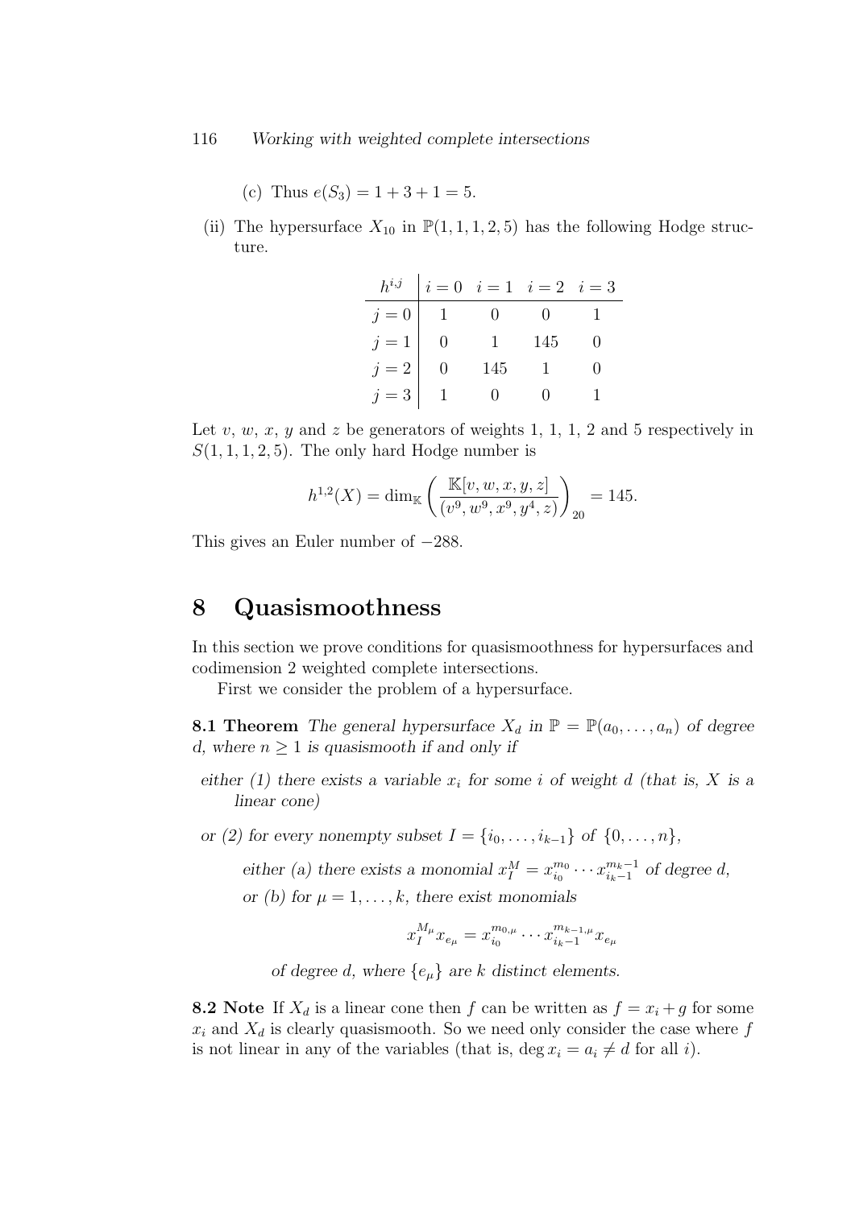(c) Thus $e(S_3) = 1 + 3 + 1 = 5$.

(ii) The hypersurface $X_{10}$ in $\mathbb{P}(1,1,1,2,5)$ has the following Hodge structure.

| $h^{i,j}$ | $i=0$ | $i=1$ | $i=2$ | $i=3$ |
|---|---|---|---|---|
| $j=0$ | 1 | 0 | 0 | 1 |
| $j=1$ | 0 | 1 | 145 | 0 |
| $j=2$ | 0 | 145 | 1 | 0 |
| $j=3$ | 1 | 0 | 0 | 1 |

Let $v$, $w$, $x$, $y$ and $z$ be generators of weights 1, 1, 1, 2 and 5 respectively in $S(1,1,1,2,5)$. The only hard Hodge number is

$$h^{1,2}(X) = \dim_{\mathbb{K}} \left( \frac{\mathbb{K}[v,w,x,y,z]}{(v^9, w^9, x^9, y^4, z)} \right)_{20} = 145.$$

This gives an Euler number of $-288$.

# 8 Quasismoothness

In this section we prove conditions for quasismoothness for hypersurfaces and codimension 2 weighted complete intersections.

First we consider the problem of a hypersurface.

**8.1 Theorem** *The general hypersurface $X_d$ in $\mathbb{P} = \mathbb{P}(a_0, \ldots, a_n)$ of degree $d$, where $n \geq 1$ is quasismooth if and only if*

*either (1) there exists a variable $x_i$ for some $i$ of weight $d$ (that is, $X$ is a linear cone)*

*or (2) for every nonempty subset $I = \{i_0, \ldots, i_{k-1}\}$ of $\{0, \ldots, n\}$,*

*either (a) there exists a monomial $x_I^M = x_{i_0}^{m_0} \cdots x_{i_{k-1}}^{m_{k-1}}$ of degree $d$,*

*or (b) for $\mu = 1, \ldots, k$, there exist monomials*

$$x_I^{M_\mu} x_{e_\mu} = x_{i_0}^{m_{0,\mu}} \cdots x_{i_{k-1}}^{m_{k-1,\mu}} x_{e_\mu}$$

*of degree $d$, where $\{e_\mu\}$ are $k$ distinct elements.*

**8.2 Note** If $X_d$ is a linear cone then $f$ can be written as $f = x_i + g$ for some $x_i$ and $X_d$ is clearly quasismooth. So we need only consider the case where $f$ is not linear in any of the variables (that is, $\deg x_i = a_i \neq d$ for all $i$).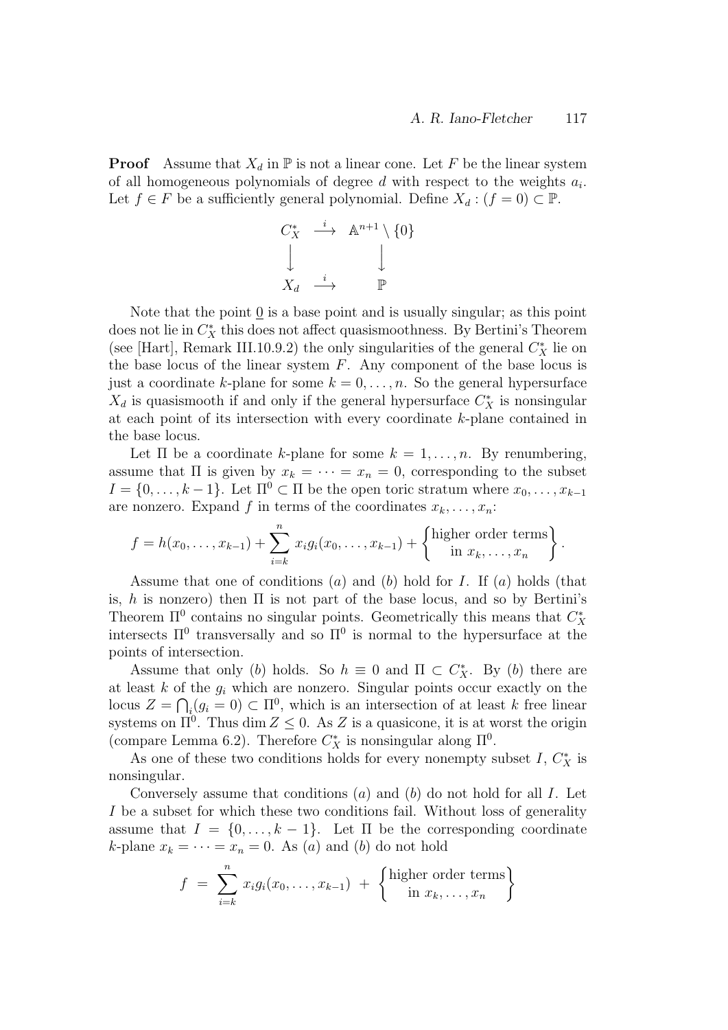**Proof** Assume that $X_d$ in $\mathbb{P}$ is not a linear cone. Let $F$ be the linear system of all homogeneous polynomials of degree $d$ with respect to the weights $a_i$. Let $f \in F$ be a sufficiently general polynomial. Define $X_d : (f = 0) \subset \mathbb{P}$.

$$\begin{array}{ccc} C_X^* & \xrightarrow{\;i\;} & \mathbb{A}^{n+1} \setminus \{0\} \\ \Big\downarrow & & \Big\downarrow \\ X_d & \xrightarrow{\;i\;} & \mathbb{P} \end{array}$$

Note that the point $\underline{0}$ is a base point and is usually singular; as this point does not lie in $C_X^*$ this does not affect quasismoothness. By Bertini's Theorem (see [Hart], Remark III.10.9.2) the only singularities of the general $C_X^*$ lie on the base locus of the linear system $F$. Any component of the base locus is just a coordinate $k$-plane for some $k = 0, \ldots, n$. So the general hypersurface $X_d$ is quasismooth if and only if the general hypersurface $C_X^*$ is nonsingular at each point of its intersection with every coordinate $k$-plane contained in the base locus.

Let $\Pi$ be a coordinate $k$-plane for some $k = 1, \ldots, n$. By renumbering, assume that $\Pi$ is given by $x_k = \cdots = x_n = 0$, corresponding to the subset $I = \{0, \ldots, k-1\}$. Let $\Pi^0 \subset \Pi$ be the open toric stratum where $x_0, \ldots, x_{k-1}$ are nonzero. Expand $f$ in terms of the coordinates $x_k, \ldots, x_n$:

$$f = h(x_0, \ldots, x_{k-1}) + \sum_{i=k}^{n} x_i g_i(x_0, \ldots, x_{k-1}) + \left\{ \begin{matrix} \text{higher order terms} \\ \text{in } x_k, \ldots, x_n \end{matrix} \right\}.$$

Assume that one of conditions $(a)$ and $(b)$ hold for $I$. If $(a)$ holds (that is, $h$ is nonzero) then $\Pi$ is not part of the base locus, and so by Bertini's Theorem $\Pi^0$ contains no singular points. Geometrically this means that $C_X^*$ intersects $\Pi^0$ transversally and so $\Pi^0$ is normal to the hypersurface at the points of intersection.

Assume that only $(b)$ holds. So $h \equiv 0$ and $\Pi \subset C_X^*$. By $(b)$ there are at least $k$ of the $g_i$ which are nonzero. Singular points occur exactly on the locus $Z = \bigcap_i (g_i = 0) \subset \Pi^0$, which is an intersection of at least $k$ free linear systems on $\Pi^0$. Thus $\dim Z \le 0$. As $Z$ is a quasicone, it is at worst the origin (compare Lemma 6.2). Therefore $C_X^*$ is nonsingular along $\Pi^0$.

As one of these two conditions holds for every nonempty subset $I$, $C_X^*$ is nonsingular.

Conversely assume that conditions $(a)$ and $(b)$ do not hold for all $I$. Let $I$ be a subset for which these two conditions fail. Without loss of generality assume that $I = \{0, \ldots, k-1\}$. Let $\Pi$ be the corresponding coordinate $k$-plane $x_k = \cdots = x_n = 0$. As $(a)$ and $(b)$ do not hold

$$f \;=\; \sum_{i=k}^{n} x_i g_i(x_0, \ldots, x_{k-1}) \;+\; \left\{ \begin{matrix} \text{higher order terms} \\ \text{in } x_k, \ldots, x_n \end{matrix} \right\}$$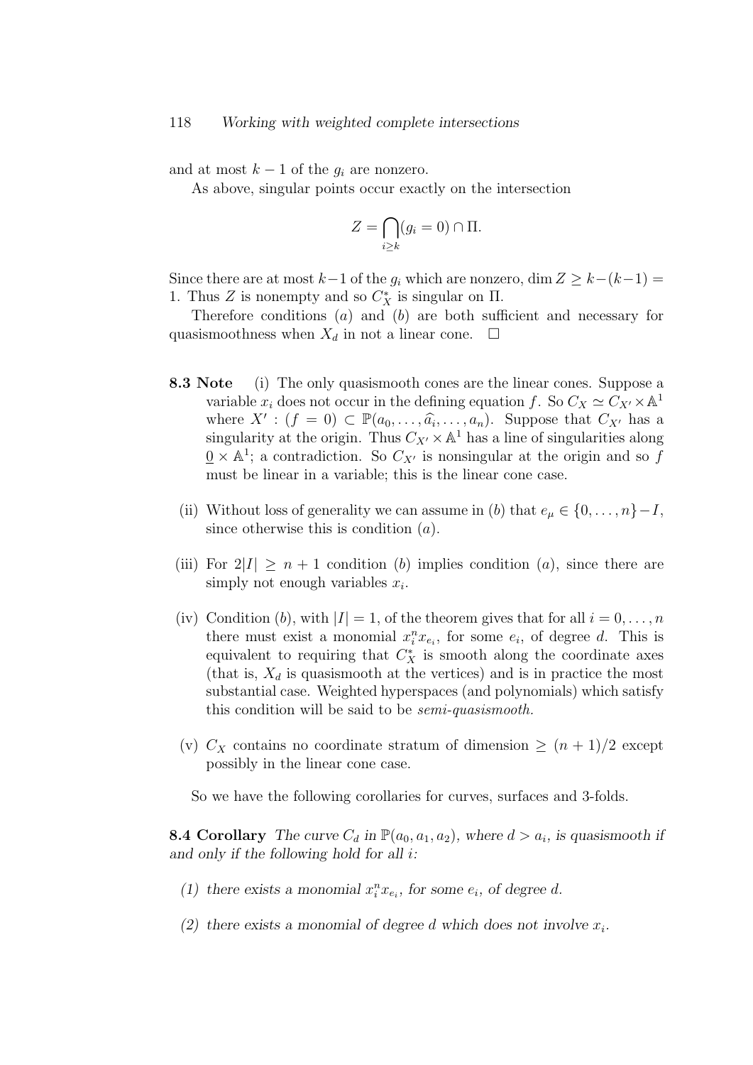and at most $k-1$ of the $g_i$ are nonzero.

As above, singular points occur exactly on the intersection

$$Z = \bigcap_{i \geq k} (g_i = 0) \cap \Pi.$$

Since there are at most $k-1$ of the $g_i$ which are nonzero, $\dim Z \geq k-(k-1) = 1$. Thus $Z$ is nonempty and so $C_X^*$ is singular on $\Pi$.

Therefore conditions $(a)$ and $(b)$ are both sufficient and necessary for quasismoothness when $X_d$ in not a linear cone. $\square$

**8.3 Note** (i) The only quasismooth cones are the linear cones. Suppose a variable $x_i$ does not occur in the defining equation $f$. So $C_X \simeq C_{X'} \times \mathbb{A}^1$ where $X' : (f = 0) \subset \mathbb{P}(a_0, \ldots, \widehat{a}_i, \ldots, a_n)$. Suppose that $C_{X'}$ has a singularity at the origin. Thus $C_{X'} \times \mathbb{A}^1$ has a line of singularities along $\underline{0} \times \mathbb{A}^1$; a contradiction. So $C_{X'}$ is nonsingular at the origin and so $f$ must be linear in a variable; this is the linear cone case.

(ii) Without loss of generality we can assume in $(b)$ that $e_\mu \in \{0, \ldots, n\} - I$, since otherwise this is condition $(a)$.

(iii) For $2|I| \geq n+1$ condition $(b)$ implies condition $(a)$, since there are simply not enough variables $x_i$.

(iv) Condition $(b)$, with $|I| = 1$, of the theorem gives that for all $i = 0, \ldots, n$ there must exist a monomial $x_i^n x_{e_i}$, for some $e_i$, of degree $d$. This is equivalent to requiring that $C_X^*$ is smooth along the coordinate axes (that is, $X_d$ is quasismooth at the vertices) and is in practice the most substantial case. Weighted hyperspaces (and polynomials) which satisfy this condition will be said to be *semi-quasismooth.*

(v) $C_X$ contains no coordinate stratum of dimension $\geq (n+1)/2$ except possibly in the linear cone case.

So we have the following corollaries for curves, surfaces and 3-folds.

**8.4 Corollary** *The curve $C_d$ in $\mathbb{P}(a_0, a_1, a_2)$, where $d > a_i$, is quasismooth if and only if the following hold for all $i$:*

*(1) there exists a monomial $x_i^n x_{e_i}$, for some $e_i$, of degree $d$.*

*(2) there exists a monomial of degree $d$ which does not involve $x_i$.*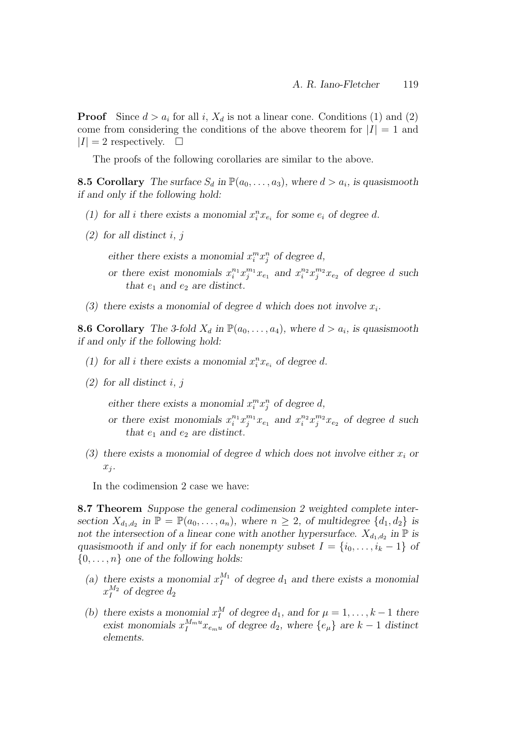**Proof** Since $d > a_i$ for all $i$, $X_d$ is not a linear cone. Conditions (1) and (2) come from considering the conditions of the above theorem for $|I| = 1$ and $|I| = 2$ respectively. $\square$

The proofs of the following corollaries are similar to the above.

**8.5 Corollary** *The surface $S_d$ in $\mathbb{P}(a_0, \ldots, a_3)$, where $d > a_i$, is quasismooth if and only if the following hold:*

*(1) for all $i$ there exists a monomial $x_i^n x_{e_i}$ for some $e_i$ of degree $d$.*

*(2) for all distinct $i$, $j$*

*either there exists a monomial $x_i^m x_j^n$ of degree $d$,*

*or there exist monomials $x_i^{n_1} x_j^{m_1} x_{e_1}$ and $x_i^{n_2} x_j^{m_2} x_{e_2}$ of degree $d$ such that $e_1$ and $e_2$ are distinct.*

*(3) there exists a monomial of degree $d$ which does not involve $x_i$.*

**8.6 Corollary** *The 3-fold $X_d$ in $\mathbb{P}(a_0, \ldots, a_4)$, where $d > a_i$, is quasismooth if and only if the following hold:*

*(1) for all $i$ there exists a monomial $x_i^n x_{e_i}$ of degree $d$.*

*(2) for all distinct $i$, $j$*

*either there exists a monomial $x_i^m x_j^n$ of degree $d$,*

*or there exist monomials $x_i^{n_1} x_j^{m_1} x_{e_1}$ and $x_i^{n_2} x_j^{m_2} x_{e_2}$ of degree $d$ such that $e_1$ and $e_2$ are distinct.*

*(3) there exists a monomial of degree $d$ which does not involve either $x_i$ or $x_j$.*

In the codimension 2 case we have:

**8.7 Theorem** *Suppose the general codimension 2 weighted complete intersection $X_{d_1,d_2}$ in $\mathbb{P} = \mathbb{P}(a_0, \ldots, a_n)$, where $n \geq 2$, of multidegree $\{d_1, d_2\}$ is not the intersection of a linear cone with another hypersurface. $X_{d_1,d_2}$ in $\mathbb{P}$ is quasismooth if and only if for each nonempty subset $I = \{i_0, \ldots, i_k - 1\}$ of $\{0, \ldots, n\}$ one of the following holds:*

*(a) there exists a monomial $x_I^{M_1}$ of degree $d_1$ and there exists a monomial $x_I^{M_2}$ of degree $d_2$*

*(b) there exists a monomial $x_I^M$ of degree $d_1$, and for $\mu = 1, \ldots, k-1$ there exist monomials $x_I^{M_{mu}} x_{e_{mu}}$ of degree $d_2$, where $\{e_\mu\}$ are $k-1$ distinct elements.*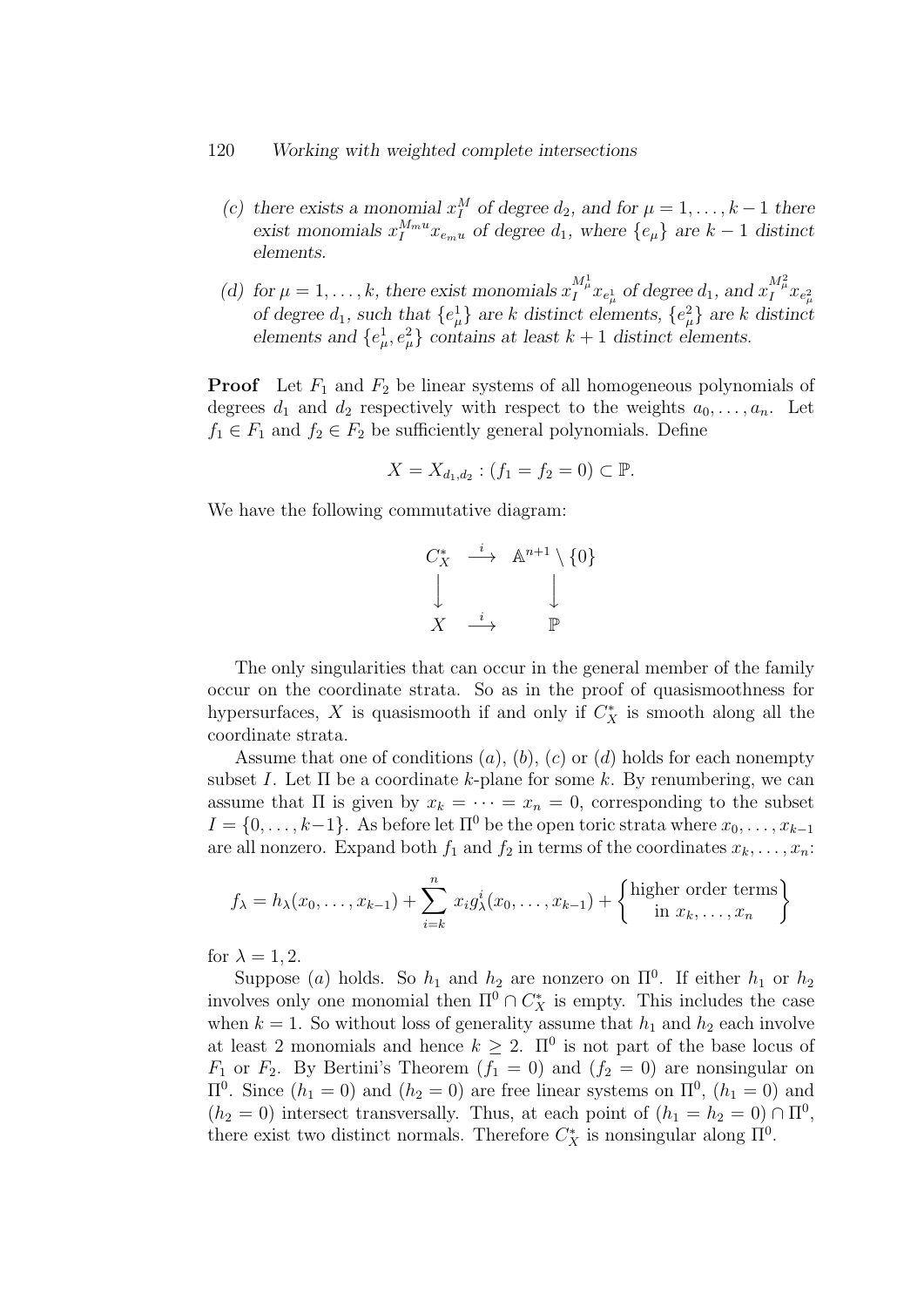(c) *there exists a monomial* $x_I^M$ *of degree* $d_2$*, and for* $\mu = 1, \ldots, k-1$ *there exist monomials* $x_I^{M_{mu}} x_{e_{mu}}$ *of degree* $d_1$*, where* $\{e_\mu\}$ *are* $k-1$ *distinct elements.*

(d) *for* $\mu = 1, \ldots, k$*, there exist monomials* $x_I^{M_\mu^1} x_{e_\mu^1}$ *of degree* $d_1$*, and* $x_I^{M_\mu^2} x_{e_\mu^2}$ *of degree* $d_1$*, such that* $\{e_\mu^1\}$ *are* $k$ *distinct elements,* $\{e_\mu^2\}$ *are* $k$ *distinct elements and* $\{e_\mu^1, e_\mu^2\}$ *contains at least* $k+1$ *distinct elements.*

**Proof** Let $F_1$ and $F_2$ be linear systems of all homogeneous polynomials of degrees $d_1$ and $d_2$ respectively with respect to the weights $a_0, \ldots, a_n$. Let $f_1 \in F_1$ and $f_2 \in F_2$ be sufficiently general polynomials. Define

$$X = X_{d_1,d_2} : (f_1 = f_2 = 0) \subset \mathbb{P}.$$

We have the following commutative diagram:

$$\begin{array}{ccc} C_X^* & \xrightarrow{\ i\ } & \mathbb{A}^{n+1} \setminus \{0\} \\ \big\downarrow & & \big\downarrow \\ X & \xrightarrow{\ i\ } & \mathbb{P} \end{array}$$

The only singularities that can occur in the general member of the family occur on the coordinate strata. So as in the proof of quasismoothness for hypersurfaces, $X$ is quasismooth if and only if $C_X^*$ is smooth along all the coordinate strata.

Assume that one of conditions $(a)$, $(b)$, $(c)$ or $(d)$ holds for each nonempty subset $I$. Let $\Pi$ be a coordinate $k$-plane for some $k$. By renumbering, we can assume that $\Pi$ is given by $x_k = \cdots = x_n = 0$, corresponding to the subset $I = \{0, \ldots, k-1\}$. As before let $\Pi^0$ be the open toric strata where $x_0, \ldots, x_{k-1}$ are all nonzero. Expand both $f_1$ and $f_2$ in terms of the coordinates $x_k, \ldots, x_n$:

$$f_\lambda = h_\lambda(x_0, \ldots, x_{k-1}) + \sum_{i=k}^{n} x_i g_\lambda^i(x_0, \ldots, x_{k-1}) + \left\{ \begin{matrix} \text{higher order terms} \\ \text{in } x_k, \ldots, x_n \end{matrix} \right\}$$

for $\lambda = 1, 2$.

Suppose $(a)$ holds. So $h_1$ and $h_2$ are nonzero on $\Pi^0$. If either $h_1$ or $h_2$ involves only one monomial then $\Pi^0 \cap C_X^*$ is empty. This includes the case when $k = 1$. So without loss of generality assume that $h_1$ and $h_2$ each involve at least 2 monomials and hence $k \geq 2$. $\Pi^0$ is not part of the base locus of $F_1$ or $F_2$. By Bertini's Theorem $(f_1 = 0)$ and $(f_2 = 0)$ are nonsingular on $\Pi^0$. Since $(h_1 = 0)$ and $(h_2 = 0)$ are free linear systems on $\Pi^0$, $(h_1 = 0)$ and $(h_2 = 0)$ intersect transversally. Thus, at each point of $(h_1 = h_2 = 0) \cap \Pi^0$, there exist two distinct normals. Therefore $C_X^*$ is nonsingular along $\Pi^0$.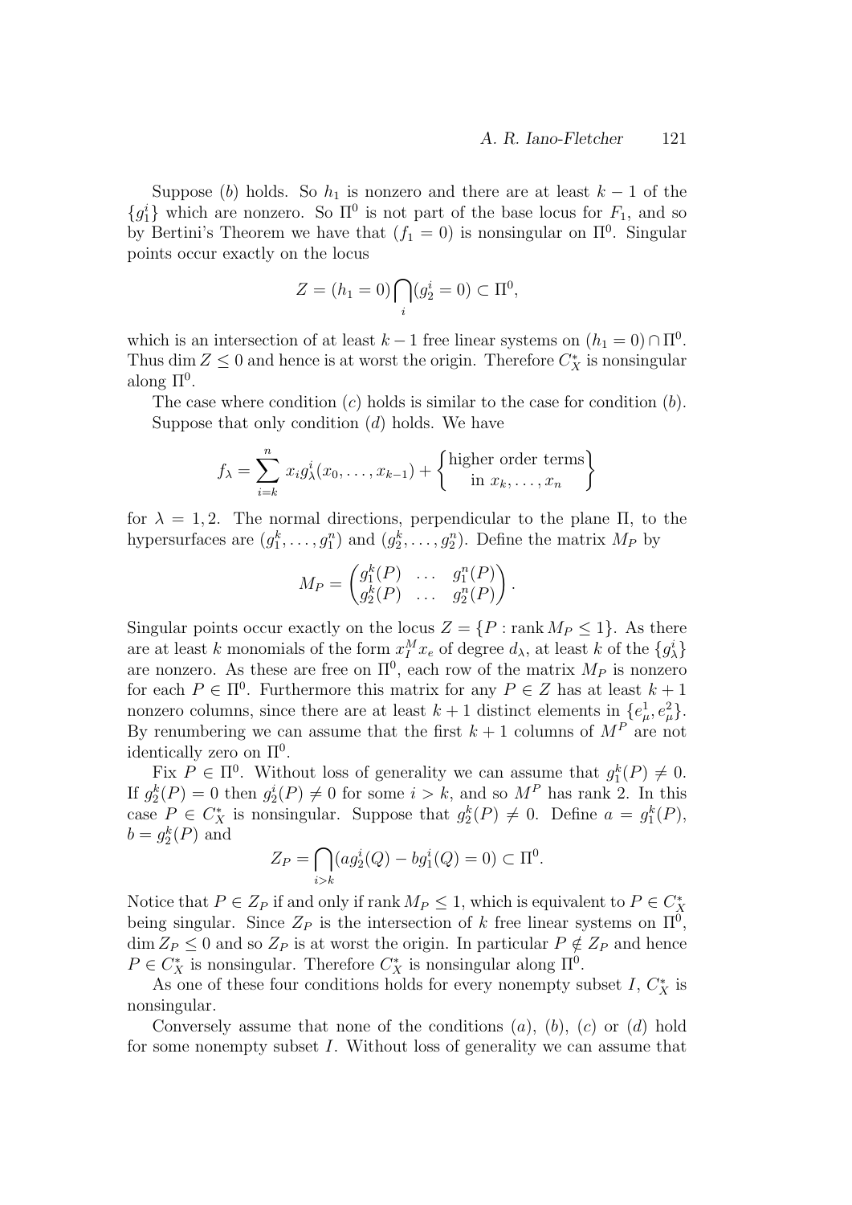Suppose $(b)$ holds. So $h_1$ is nonzero and there are at least $k-1$ of the $\{g_1^i\}$ which are nonzero. So $\Pi^0$ is not part of the base locus for $F_1$, and so by Bertini's Theorem we have that $(f_1 = 0)$ is nonsingular on $\Pi^0$. Singular points occur exactly on the locus

$$Z = (h_1 = 0) \bigcap_i (g_2^i = 0) \subset \Pi^0,$$

which is an intersection of at least $k-1$ free linear systems on $(h_1 = 0) \cap \Pi^0$. Thus $\dim Z \leq 0$ and hence is at worst the origin. Therefore $C_X^*$ is nonsingular along $\Pi^0$.

The case where condition $(c)$ holds is similar to the case for condition $(b)$. Suppose that only condition $(d)$ holds. We have

$$f_\lambda = \sum_{i=k}^{n} x_i g_\lambda^i(x_0, \ldots, x_{k-1}) + \begin{Bmatrix} \text{higher order terms} \\ \text{in } x_k, \ldots, x_n \end{Bmatrix}$$

for $\lambda = 1, 2$. The normal directions, perpendicular to the plane $\Pi$, to the hypersurfaces are $(g_1^k, \ldots, g_1^n)$ and $(g_2^k, \ldots, g_2^n)$. Define the matrix $M_P$ by

$$M_P = \begin{pmatrix} g_1^k(P) & \ldots & g_1^n(P) \\ g_2^k(P) & \ldots & g_2^n(P) \end{pmatrix}.$$

Singular points occur exactly on the locus $Z = \{P : \operatorname{rank} M_P \leq 1\}$. As there are at least $k$ monomials of the form $x_I^M x_e$ of degree $d_\lambda$, at least $k$ of the $\{g_\lambda^i\}$ are nonzero. As these are free on $\Pi^0$, each row of the matrix $M_P$ is nonzero for each $P \in \Pi^0$. Furthermore this matrix for any $P \in Z$ has at least $k+1$ nonzero columns, since there are at least $k+1$ distinct elements in $\{e_\mu^1, e_\mu^2\}$. By renumbering we can assume that the first $k+1$ columns of $M^P$ are not identically zero on $\Pi^0$.

Fix $P \in \Pi^0$. Without loss of generality we can assume that $g_1^k(P) \neq 0$. If $g_2^k(P) = 0$ then $g_2^i(P) \neq 0$ for some $i > k$, and so $M^P$ has rank 2. In this case $P \in C_X^*$ is nonsingular. Suppose that $g_2^k(P) \neq 0$. Define $a = g_1^k(P)$, $b = g_2^k(P)$ and

$$Z_P = \bigcap_{i>k} (a g_2^i(Q) - b g_1^i(Q) = 0) \subset \Pi^0.$$

Notice that $P \in Z_P$ if and only if $\operatorname{rank} M_P \leq 1$, which is equivalent to $P \in C_X^*$ being singular. Since $Z_P$ is the intersection of $k$ free linear systems on $\Pi^0$, $\dim Z_P \leq 0$ and so $Z_P$ is at worst the origin. In particular $P \notin Z_P$ and hence $P \in C_X^*$ is nonsingular. Therefore $C_X^*$ is nonsingular along $\Pi^0$.

As one of these four conditions holds for every nonempty subset $I$, $C_X^*$ is nonsingular.

Conversely assume that none of the conditions $(a)$, $(b)$, $(c)$ or $(d)$ hold for some nonempty subset $I$. Without loss of generality we can assume that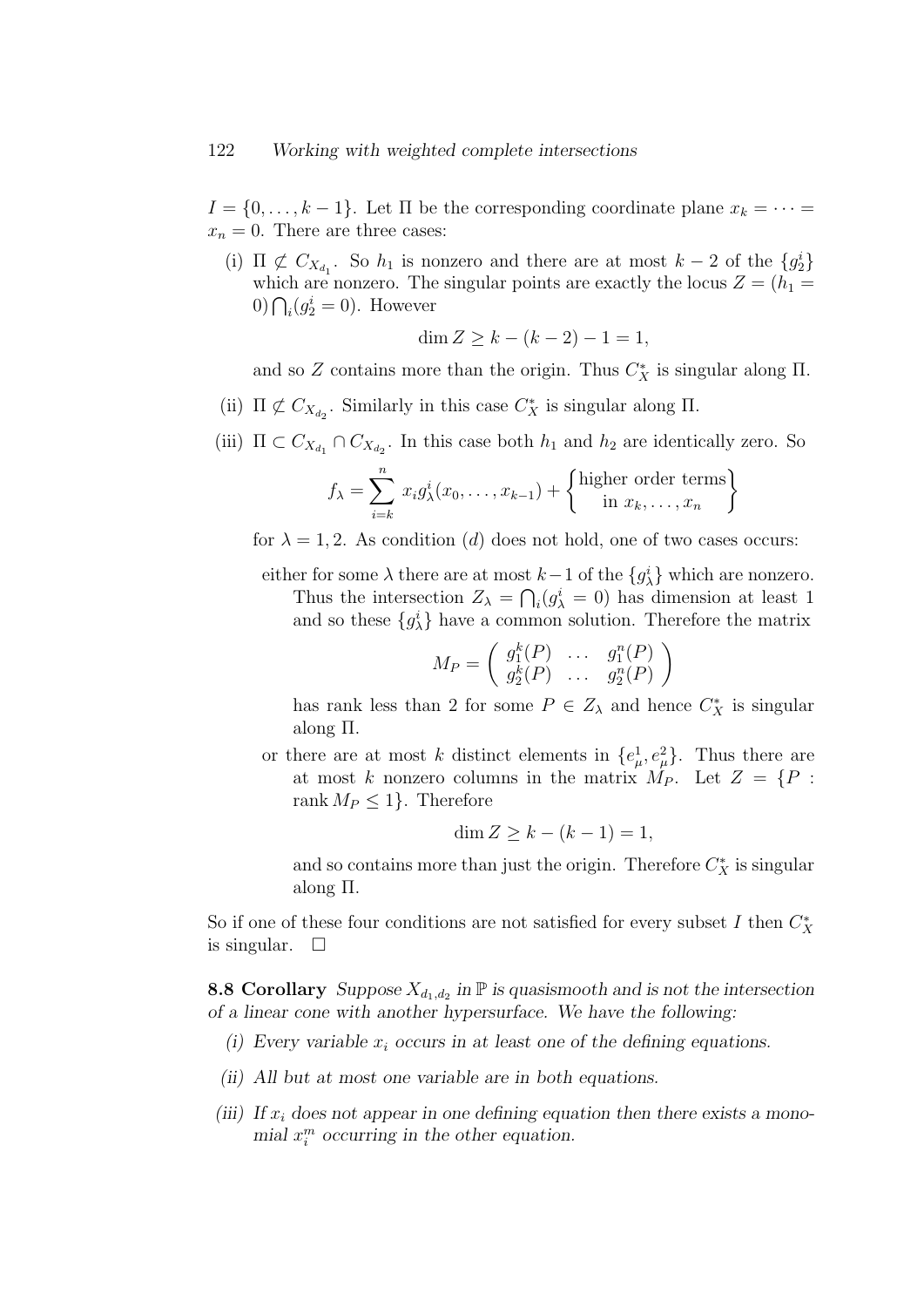$I = \{0, \ldots, k-1\}$. Let $\Pi$ be the corresponding coordinate plane $x_k = \cdots = x_n = 0$. There are three cases:

(i) $\Pi \not\subset C_{X_{d_1}}$. So $h_1$ is nonzero and there are at most $k-2$ of the $\{g_2^i\}$ which are nonzero. The singular points are exactly the locus $Z = (h_1 = 0) \bigcap_i (g_2^i = 0)$. However

$$\dim Z \geq k - (k-2) - 1 = 1,$$

and so $Z$ contains more than the origin. Thus $C_X^*$ is singular along $\Pi$.

(ii) $\Pi \not\subset C_{X_{d_2}}$. Similarly in this case $C_X^*$ is singular along $\Pi$.

(iii) $\Pi \subset C_{X_{d_1}} \cap C_{X_{d_2}}$. In this case both $h_1$ and $h_2$ are identically zero. So

$$f_\lambda = \sum_{i=k}^{n} x_i g_\lambda^i(x_0, \ldots, x_{k-1}) + \left\{ \begin{matrix} \text{higher order terms} \\ \text{in } x_k, \ldots, x_n \end{matrix} \right\}$$

for $\lambda = 1, 2$. As condition $(d)$ does not hold, one of two cases occurs:

either for some $\lambda$ there are at most $k-1$ of the $\{g_\lambda^i\}$ which are nonzero. Thus the intersection $Z_\lambda = \bigcap_i (g_\lambda^i = 0)$ has dimension at least 1 and so these $\{g_\lambda^i\}$ have a common solution. Therefore the matrix

$$M_P = \left( \begin{array}{ccc} g_1^k(P) & \ldots & g_1^n(P) \\ g_2^k(P) & \ldots & g_2^n(P) \end{array} \right)$$

has rank less than 2 for some $P \in Z_\lambda$ and hence $C_X^*$ is singular along $\Pi$.

or there are at most $k$ distinct elements in $\{e_\mu^1, e_\mu^2\}$. Thus there are at most $k$ nonzero columns in the matrix $M_P$. Let $Z = \{P : \operatorname{rank} M_P \leq 1\}$. Therefore

$$\dim Z \geq k - (k-1) = 1,$$

and so contains more than just the origin. Therefore $C_X^*$ is singular along $\Pi$.

So if one of these four conditions are not satisfied for every subset $I$ then $C_X^*$ is singular. $\square$

**8.8 Corollary** *Suppose $X_{d_1,d_2}$ in $\mathbb{P}$ is quasismooth and is not the intersection of a linear cone with another hypersurface. We have the following:*

*(i) Every variable $x_i$ occurs in at least one of the defining equations.*

*(ii) All but at most one variable are in both equations.*

*(iii) If $x_i$ does not appear in one defining equation then there exists a monomial $x_i^m$ occurring in the other equation.*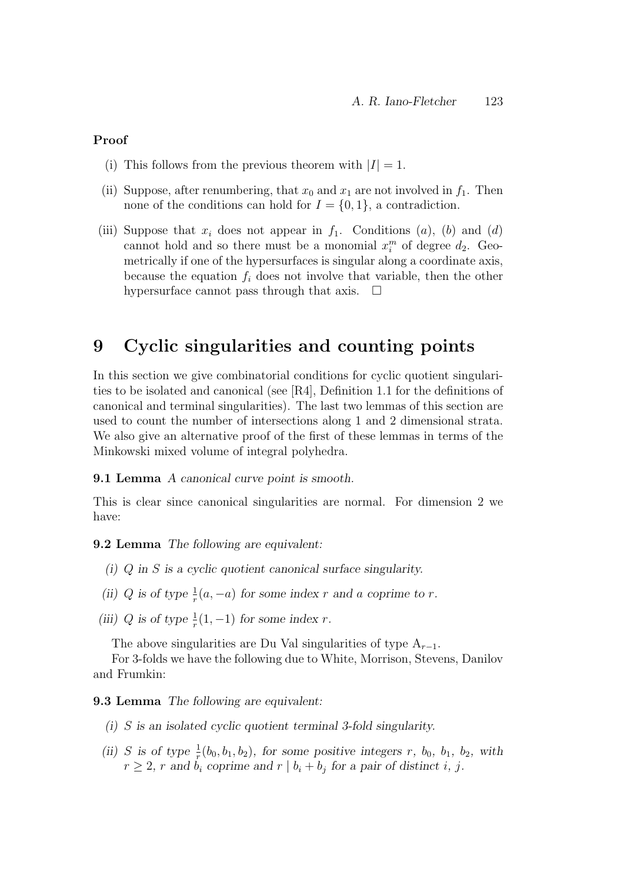**Proof**

(i) This follows from the previous theorem with $|I| = 1$.

(ii) Suppose, after renumbering, that $x_0$ and $x_1$ are not involved in $f_1$. Then none of the conditions can hold for $I = \{0, 1\}$, a contradiction.

(iii) Suppose that $x_i$ does not appear in $f_1$. Conditions $(a)$, $(b)$ and $(d)$ cannot hold and so there must be a monomial $x_i^m$ of degree $d_2$. Geometrically if one of the hypersurfaces is singular along a coordinate axis, because the equation $f_i$ does not involve that variable, then the other hypersurface cannot pass through that axis. $\square$

# 9 Cyclic singularities and counting points

In this section we give combinatorial conditions for cyclic quotient singularities to be isolated and canonical (see [R4], Definition 1.1 for the definitions of canonical and terminal singularities). The last two lemmas of this section are used to count the number of intersections along 1 and 2 dimensional strata. We also give an alternative proof of the first of these lemmas in terms of the Minkowski mixed volume of integral polyhedra.

**9.1 Lemma** *A canonical curve point is smooth.*

This is clear since canonical singularities are normal. For dimension 2 we have:

**9.2 Lemma** *The following are equivalent:*

*(i) $Q$ in $S$ is a cyclic quotient canonical surface singularity.*

*(ii) $Q$ is of type $\frac{1}{r}(a, -a)$ for some index $r$ and $a$ coprime to $r$.*

*(iii) $Q$ is of type $\frac{1}{r}(1, -1)$ for some index $r$.*

The above singularities are Du Val singularities of type $\mathrm{A}_{r-1}$.

For 3-folds we have the following due to White, Morrison, Stevens, Danilov and Frumkin:

**9.3 Lemma** *The following are equivalent:*

*(i) $S$ is an isolated cyclic quotient terminal 3-fold singularity.*

*(ii) $S$ is of type $\frac{1}{r}(b_0, b_1, b_2)$, for some positive integers $r$, $b_0$, $b_1$, $b_2$, with $r \geq 2$, $r$ and $b_i$ coprime and $r \mid b_i + b_j$ for a pair of distinct $i$, $j$.*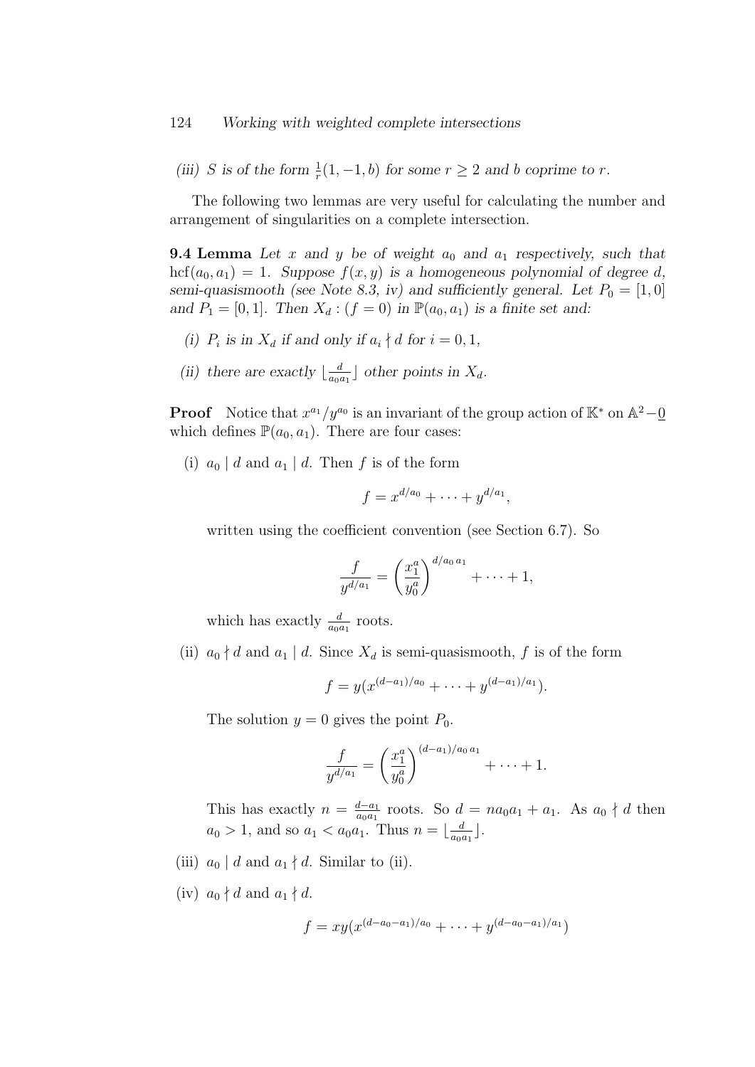(iii) *$S$ is of the form $\frac{1}{r}(1,-1,b)$ for some $r \geq 2$ and $b$ coprime to $r$.*

The following two lemmas are very useful for calculating the number and arrangement of singularities on a complete intersection.

**9.4 Lemma** *Let $x$ and $y$ be of weight $a_0$ and $a_1$ respectively, such that $\operatorname{hcf}(a_0, a_1) = 1$. Suppose $f(x,y)$ is a homogeneous polynomial of degree $d$, semi-quasismooth (see Note 8.3, iv) and sufficiently general. Let $P_0 = [1,0]$ and $P_1 = [0,1]$. Then $X_d : (f = 0)$ in $\mathbb{P}(a_0, a_1)$ is a finite set and:*

(i) *$P_i$ is in $X_d$ if and only if $a_i \nmid d$ for $i = 0, 1$,*

(ii) *there are exactly $\lfloor \frac{d}{a_0 a_1} \rfloor$ other points in $X_d$.*

**Proof** Notice that $x^{a_1}/y^{a_0}$ is an invariant of the group action of $\mathbb{K}^*$ on $\mathbb{A}^2 - \underline{0}$ which defines $\mathbb{P}(a_0, a_1)$. There are four cases:

(i) $a_0 \mid d$ and $a_1 \mid d$. Then $f$ is of the form

$$f = x^{d/a_0} + \cdots + y^{d/a_1},$$

written using the coefficient convention (see Section 6.7). So

$$\frac{f}{y^{d/a_1}} = \left(\frac{x_1^a}{y_0^a}\right)^{d/a_0\, a_1} + \cdots + 1,$$

which has exactly $\frac{d}{a_0 a_1}$ roots.

(ii) $a_0 \nmid d$ and $a_1 \mid d$. Since $X_d$ is semi-quasismooth, $f$ is of the form

$$f = y(x^{(d-a_1)/a_0} + \cdots + y^{(d-a_1)/a_1}).$$

The solution $y = 0$ gives the point $P_0$.

$$\frac{f}{y^{d/a_1}} = \left(\frac{x_1^a}{y_0^a}\right)^{(d-a_1)/a_0\, a_1} + \cdots + 1.$$

This has exactly $n = \frac{d-a_1}{a_0 a_1}$ roots. So $d = n a_0 a_1 + a_1$. As $a_0 \nmid d$ then $a_0 > 1$, and so $a_1 < a_0 a_1$. Thus $n = \lfloor \frac{d}{a_0 a_1} \rfloor$.

(iii) $a_0 \mid d$ and $a_1 \nmid d$. Similar to (ii).

(iv) $a_0 \nmid d$ and $a_1 \nmid d$.

$$f = xy(x^{(d-a_0-a_1)/a_0} + \cdots + y^{(d-a_0-a_1)/a_1})$$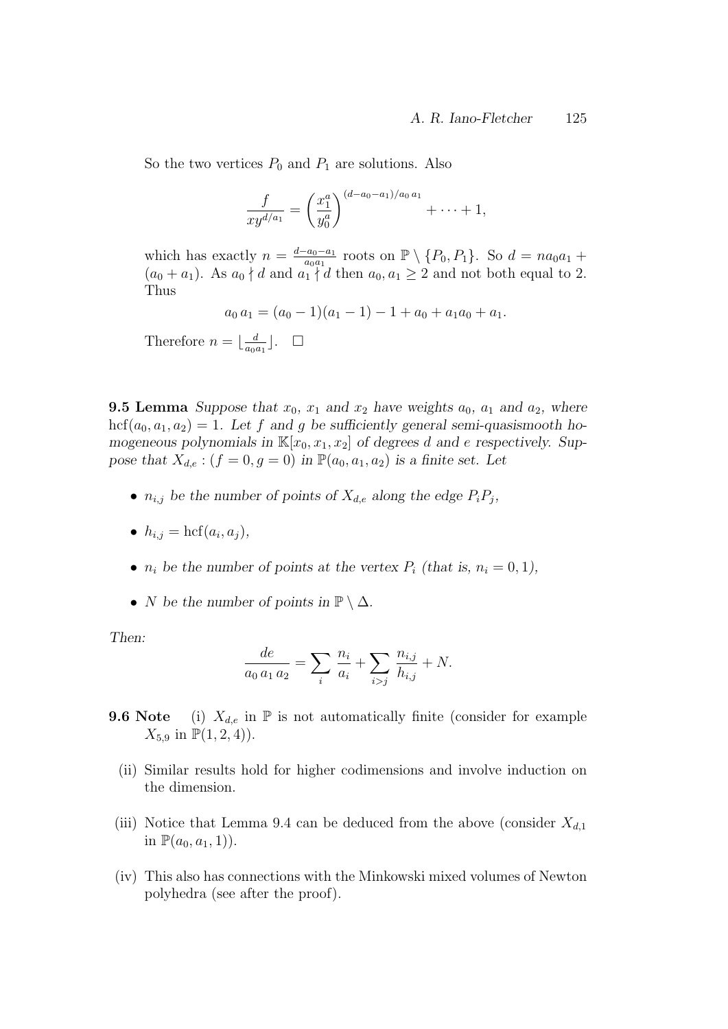So the two vertices $P_0$ and $P_1$ are solutions. Also

$$\frac{f}{xy^{d/a_1}} = \left(\frac{x_1^a}{y_0^a}\right)^{(d-a_0-a_1)/a_0\,a_1} + \cdots + 1,$$

which has exactly $n = \frac{d-a_0-a_1}{a_0 a_1}$ roots on $\mathbb{P} \setminus \{P_0, P_1\}$. So $d = na_0a_1 + (a_0 + a_1)$. As $a_0 \nmid d$ and $a_1 \nmid d$ then $a_0, a_1 \geq 2$ and not both equal to 2. Thus

$$a_0\,a_1 = (a_0 - 1)(a_1 - 1) - 1 + a_0 + a_1a_0 + a_1.$$

Therefore $n = \lfloor \frac{d}{a_0 a_1} \rfloor$. $\square$

**9.5 Lemma** *Suppose that $x_0$, $x_1$ and $x_2$ have weights $a_0$, $a_1$ and $a_2$, where $\mathrm{hcf}(a_0, a_1, a_2) = 1$. Let $f$ and $g$ be sufficiently general semi-quasismooth homogeneous polynomials in $\mathbb{K}[x_0, x_1, x_2]$ of degrees $d$ and $e$ respectively. Suppose that $X_{d,e} : (f = 0, g = 0)$ in $\mathbb{P}(a_0, a_1, a_2)$ is a finite set. Let*

- *$n_{i,j}$ be the number of points of $X_{d,e}$ along the edge $P_iP_j$,*
- *$h_{i,j} = \mathrm{hcf}(a_i, a_j)$,*
- *$n_i$ be the number of points at the vertex $P_i$ (that is, $n_i = 0, 1$),*
- *$N$ be the number of points in $\mathbb{P} \setminus \Delta$.*

*Then:*

$$\frac{de}{a_0\,a_1\,a_2} = \sum_i \frac{n_i}{a_i} + \sum_{i>j} \frac{n_{i,j}}{h_{i,j}} + N.$$

**9.6 Note** (i) $X_{d,e}$ in $\mathbb{P}$ is not automatically finite (consider for example $X_{5,9}$ in $\mathbb{P}(1, 2, 4)$).

(ii) Similar results hold for higher codimensions and involve induction on the dimension.

(iii) Notice that Lemma 9.4 can be deduced from the above (consider $X_{d,1}$ in $\mathbb{P}(a_0, a_1, 1)$).

(iv) This also has connections with the Minkowski mixed volumes of Newton polyhedra (see after the proof).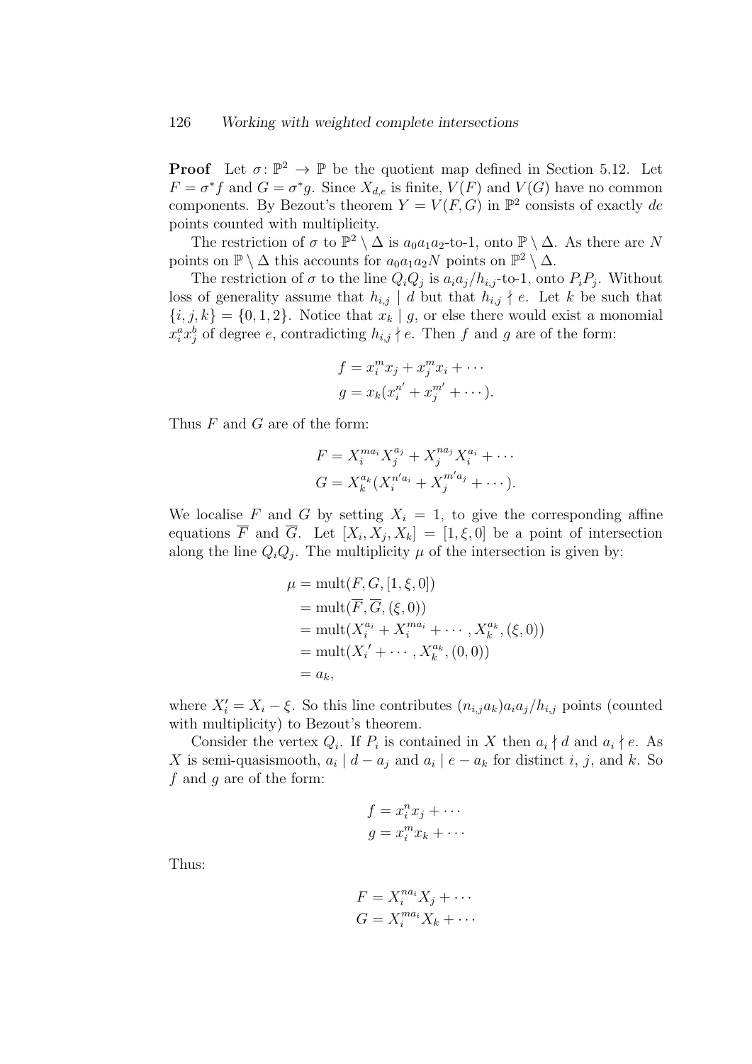**Proof** Let $\sigma\colon \mathbb{P}^2 \to \mathbb{P}$ be the quotient map defined in Section 5.12. Let $F = \sigma^* f$ and $G = \sigma^* g$. Since $X_{d,e}$ is finite, $V(F)$ and $V(G)$ have no common components. By Bezout's theorem $Y = V(F, G)$ in $\mathbb{P}^2$ consists of exactly $de$ points counted with multiplicity.

The restriction of $\sigma$ to $\mathbb{P}^2 \setminus \Delta$ is $a_0a_1a_2$-to-1, onto $\mathbb{P} \setminus \Delta$. As there are $N$ points on $\mathbb{P} \setminus \Delta$ this accounts for $a_0a_1a_2N$ points on $\mathbb{P}^2 \setminus \Delta$.

The restriction of $\sigma$ to the line $Q_iQ_j$ is $a_ia_j/h_{i,j}$-to-1, onto $P_iP_j$. Without loss of generality assume that $h_{i,j} \mid d$ but that $h_{i,j} \nmid e$. Let $k$ be such that $\{i, j, k\} = \{0, 1, 2\}$. Notice that $x_k \mid g$, or else there would exist a monomial $x_i^a x_j^b$ of degree $e$, contradicting $h_{i,j} \nmid e$. Then $f$ and $g$ are of the form:

$$
\begin{aligned}
f &= x_i^m x_j + x_j^m x_i + \cdots \\
g &= x_k(x_i^{n'} + x_j^{m'} + \cdots).
\end{aligned}
$$

Thus $F$ and $G$ are of the form:

$$
\begin{aligned}
F &= X_i^{ma_i} X_j^{a_j} + X_j^{na_j} X_i^{a_i} + \cdots \\
G &= X_k^{a_k}(X_i^{n'a_i} + X_j^{m'a_j} + \cdots).
\end{aligned}
$$

We localise $F$ and $G$ by setting $X_i = 1$, to give the corresponding affine equations $\overline{F}$ and $\overline{G}$. Let $[X_i, X_j, X_k] = [1, \xi, 0]$ be a point of intersection along the line $Q_iQ_j$. The multiplicity $\mu$ of the intersection is given by:

$$
\begin{aligned}
\mu &= \operatorname{mult}(F, G, [1, \xi, 0]) \\
&= \operatorname{mult}(\overline{F}, \overline{G}, (\xi, 0)) \\
&= \operatorname{mult}(X_i^{a_i} + X_i^{ma_i} + \cdots, X_k^{a_k}, (\xi, 0)) \\
&= \operatorname{mult}(X_i' + \cdots, X_k^{a_k}, (0, 0)) \\
&= a_k,
\end{aligned}
$$

where $X_i' = X_i - \xi$. So this line contributes $(n_{i,j}a_k)a_ia_j/h_{i,j}$ points (counted with multiplicity) to Bezout's theorem.

Consider the vertex $Q_i$. If $P_i$ is contained in $X$ then $a_i \nmid d$ and $a_i \nmid e$. As $X$ is semi-quasismooth, $a_i \mid d - a_j$ and $a_i \mid e - a_k$ for distinct $i$, $j$, and $k$. So $f$ and $g$ are of the form:

$$
\begin{aligned}
f &= x_i^n x_j + \cdots \\
g &= x_i^m x_k + \cdots
\end{aligned}
$$

Thus:

$$
\begin{aligned}
F &= X_i^{na_i} X_j + \cdots \\
G &= X_i^{ma_i} X_k + \cdots
\end{aligned}
$$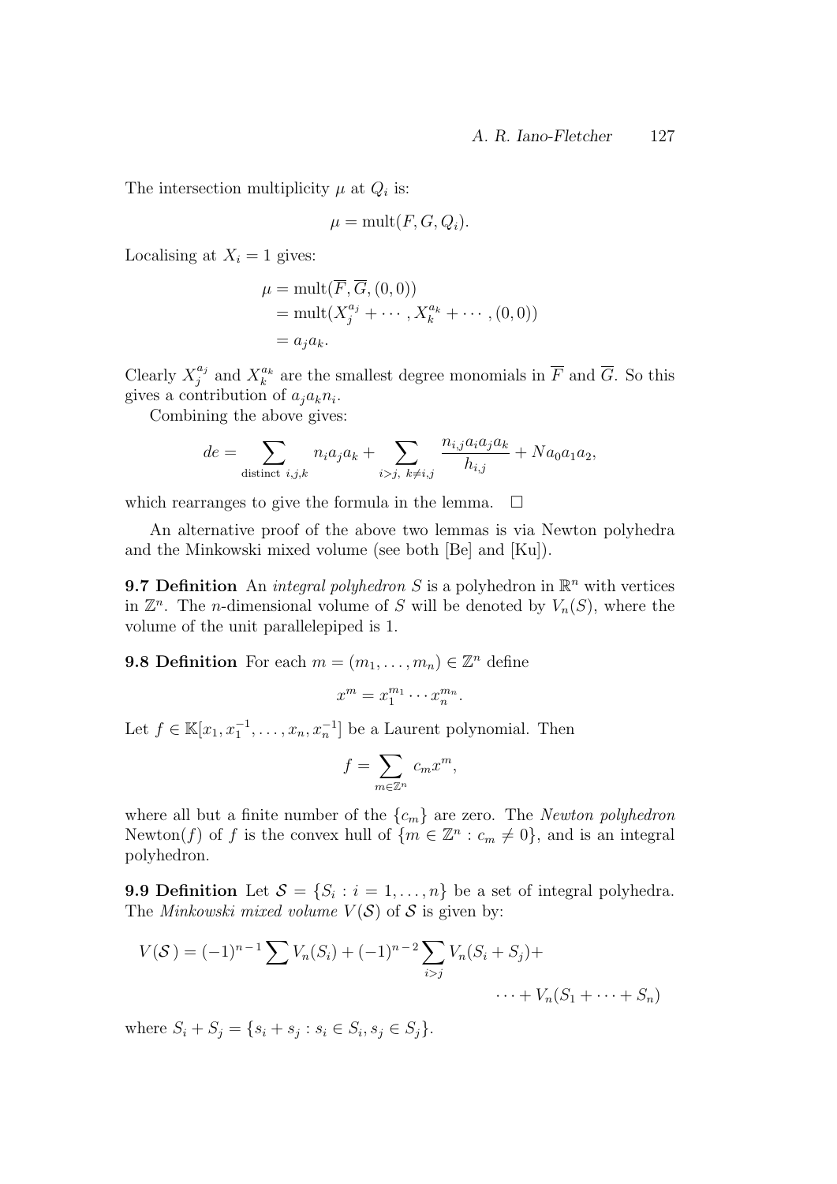The intersection multiplicity $\mu$ at $Q_i$ is:

$$\mu = \text{mult}(F, G, Q_i).$$

Localising at $X_i = 1$ gives:

$$\begin{aligned}
\mu &= \text{mult}(\overline{F}, \overline{G}, (0,0)) \\
&= \text{mult}(X_j^{a_j} + \cdots, X_k^{a_k} + \cdots, (0,0)) \\
&= a_j a_k.
\end{aligned}$$

Clearly $X_j^{a_j}$ and $X_k^{a_k}$ are the smallest degree monomials in $\overline{F}$ and $\overline{G}$. So this gives a contribution of $a_j a_k n_i$.

Combining the above gives:

$$de = \sum_{\text{distinct } i,j,k} n_i a_j a_k + \sum_{i>j,\ k \neq i,j} \frac{n_{i,j} a_i a_j a_k}{h_{i,j}} + N a_0 a_1 a_2,$$

which rearranges to give the formula in the lemma. $\square$

An alternative proof of the above two lemmas is via Newton polyhedra and the Minkowski mixed volume (see both [Be] and [Ku]).

**9.7 Definition** An *integral polyhedron* $S$ is a polyhedron in $\mathbb{R}^n$ with vertices in $\mathbb{Z}^n$. The $n$-dimensional volume of $S$ will be denoted by $V_n(S)$, where the volume of the unit parallelepiped is 1.

**9.8 Definition** For each $m = (m_1, \ldots, m_n) \in \mathbb{Z}^n$ define

$$x^m = x_1^{m_1} \cdots x_n^{m_n}.$$

Let $f \in \mathbb{K}[x_1, x_1^{-1}, \ldots, x_n, x_n^{-1}]$ be a Laurent polynomial. Then

$$f = \sum_{m \in \mathbb{Z}^n} c_m x^m,$$

where all but a finite number of the $\{c_m\}$ are zero. The *Newton polyhedron* Newton$(f)$ of $f$ is the convex hull of $\{m \in \mathbb{Z}^n : c_m \neq 0\}$, and is an integral polyhedron.

**9.9 Definition** Let $\mathcal{S} = \{S_i : i = 1, \ldots, n\}$ be a set of integral polyhedra. The *Minkowski mixed volume* $V(\mathcal{S})$ of $\mathcal{S}$ is given by:

$$V(\mathcal{S}) = (-1)^{n-1} \sum V_n(S_i) + (-1)^{n-2} \sum_{i>j} V_n(S_i + S_j) + \cdots + V_n(S_1 + \cdots + S_n)$$

where $S_i + S_j = \{s_i + s_j : s_i \in S_i, s_j \in S_j\}$.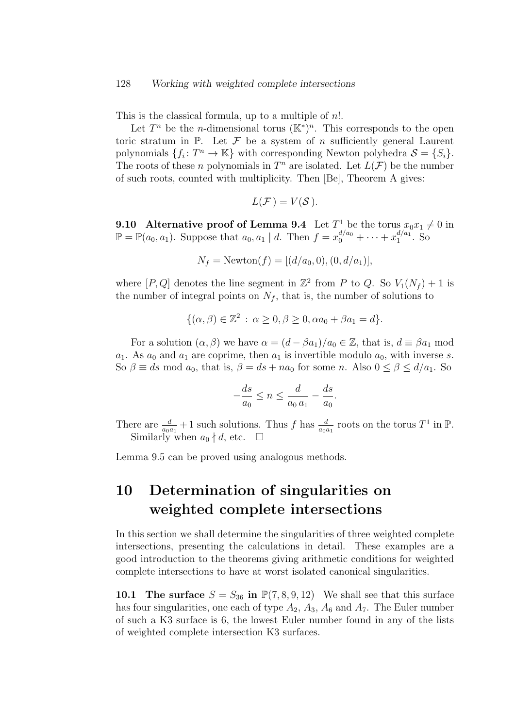This is the classical formula, up to a multiple of $n!$.

Let $T^n$ be the $n$-dimensional torus $(\mathbb{K}^*)^n$. This corresponds to the open toric stratum in $\mathbb{P}$. Let $\mathcal{F}$ be a system of $n$ sufficiently general Laurent polynomials $\{f_i \colon T^n \to \mathbb{K}\}$ with corresponding Newton polyhedra $\mathcal{S} = \{S_i\}$. The roots of these $n$ polynomials in $T^n$ are isolated. Let $L(\mathcal{F})$ be the number of such roots, counted with multiplicity. Then [Be], Theorem A gives:

$$L(\mathcal{F}) = V(\mathcal{S}).$$

**9.10 Alternative proof of Lemma 9.4** Let $T^1$ be the torus $x_0x_1 \neq 0$ in $\mathbb{P} = \mathbb{P}(a_0, a_1)$. Suppose that $a_0, a_1 \mid d$. Then $f = x_0^{d/a_0} + \cdots + x_1^{d/a_1}$. So

$$N_f = \mathrm{Newton}(f) = [(d/a_0, 0), (0, d/a_1)],$$

where $[P, Q]$ denotes the line segment in $\mathbb{Z}^2$ from $P$ to $Q$. So $V_1(N_f) + 1$ is the number of integral points on $N_f$, that is, the number of solutions to

$$\{(\alpha, \beta) \in \mathbb{Z}^2 \,:\, \alpha \geq 0, \beta \geq 0, \alpha a_0 + \beta a_1 = d\}.$$

For a solution $(\alpha, \beta)$ we have $\alpha = (d - \beta a_1)/a_0 \in \mathbb{Z}$, that is, $d \equiv \beta a_1 \bmod a_1$. As $a_0$ and $a_1$ are coprime, then $a_1$ is invertible modulo $a_0$, with inverse $s$. So $\beta \equiv ds \bmod a_0$, that is, $\beta = ds + na_0$ for some $n$. Also $0 \leq \beta \leq d/a_1$. So

$$-\frac{ds}{a_0} \leq n \leq \frac{d}{a_0\, a_1} - \frac{ds}{a_0}.$$

There are $\frac{d}{a_0 a_1} + 1$ such solutions. Thus $f$ has $\frac{d}{a_0 a_1}$ roots on the torus $T^1$ in $\mathbb{P}$. Similarly when $a_0 \nmid d$, etc. $\square$

Lemma 9.5 can be proved using analogous methods.

# 10 Determination of singularities on weighted complete intersections

In this section we shall determine the singularities of three weighted complete intersections, presenting the calculations in detail. These examples are a good introduction to the theorems giving arithmetic conditions for weighted complete intersections to have at worst isolated canonical singularities.

**10.1 The surface $S = S_{36}$ in $\mathbb{P}(7, 8, 9, 12)$** We shall see that this surface has four singularities, one each of type $A_2$, $A_3$, $A_6$ and $A_7$. The Euler number of such a K3 surface is 6, the lowest Euler number found in any of the lists of weighted complete intersection K3 surfaces.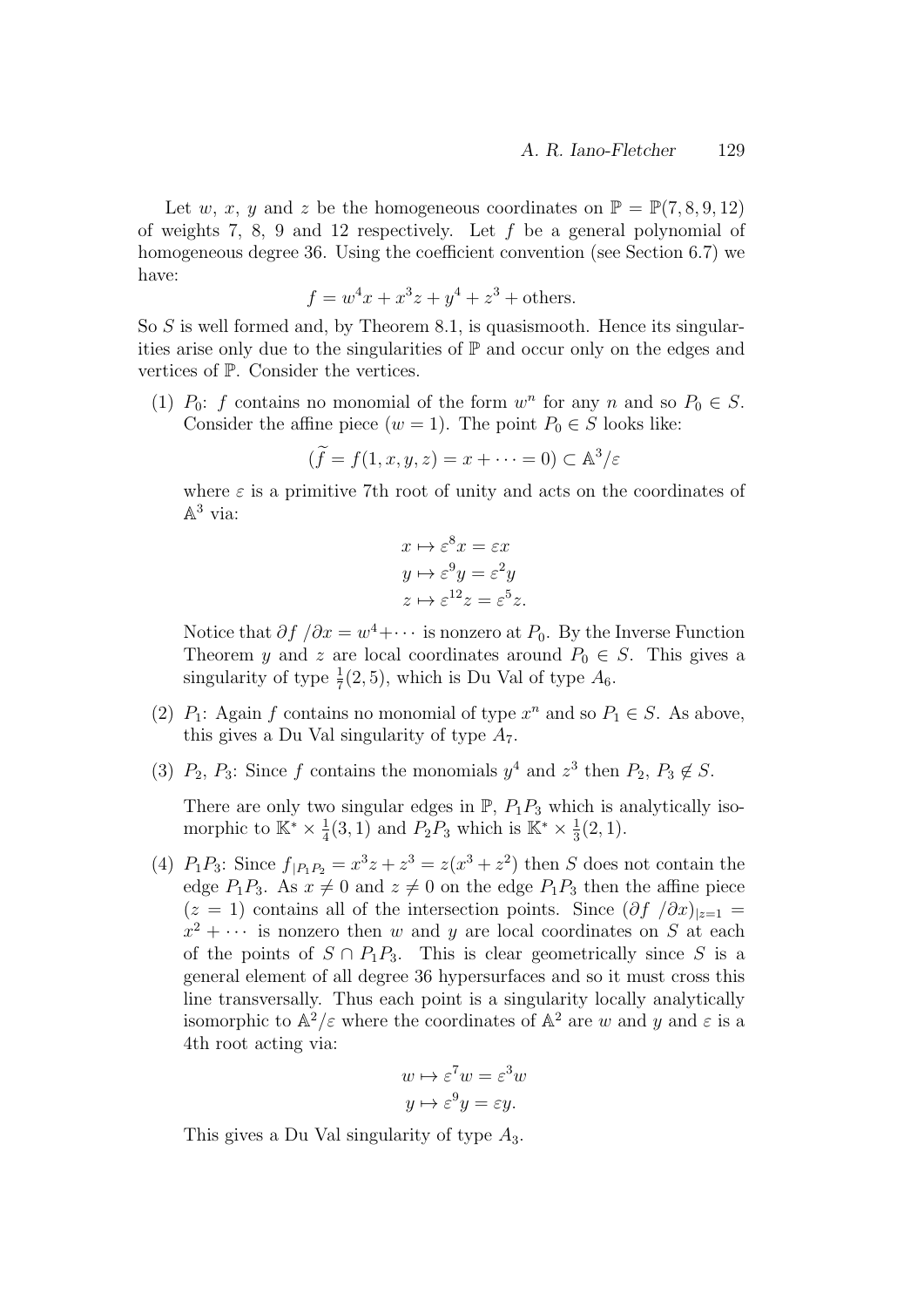Let $w$, $x$, $y$ and $z$ be the homogeneous coordinates on $\mathbb{P} = \mathbb{P}(7, 8, 9, 12)$ of weights 7, 8, 9 and 12 respectively. Let $f$ be a general polynomial of homogeneous degree 36. Using the coefficient convention (see Section 6.7) we have:

$$f = w^4 x + x^3 z + y^4 + z^3 + \text{others}.$$

So $S$ is well formed and, by Theorem 8.1, is quasismooth. Hence its singularities arise only due to the singularities of $\mathbb{P}$ and occur only on the edges and vertices of $\mathbb{P}$. Consider the vertices.

(1) $P_0$: $f$ contains no monomial of the form $w^n$ for any $n$ and so $P_0 \in S$. Consider the affine piece $(w = 1)$. The point $P_0 \in S$ looks like:

$$(\widetilde{f} = f(1, x, y, z) = x + \cdots = 0) \subset \mathbb{A}^3/\varepsilon$$

where $\varepsilon$ is a primitive 7th root of unity and acts on the coordinates of $\mathbb{A}^3$ via:

$$\begin{aligned} x &\mapsto \varepsilon^8 x = \varepsilon x \\ y &\mapsto \varepsilon^9 y = \varepsilon^2 y \\ z &\mapsto \varepsilon^{12} z = \varepsilon^5 z. \end{aligned}$$

Notice that $\partial f / \partial x = w^4 + \cdots$ is nonzero at $P_0$. By the Inverse Function Theorem $y$ and $z$ are local coordinates around $P_0 \in S$. This gives a singularity of type $\frac{1}{7}(2, 5)$, which is Du Val of type $A_6$.

(2) $P_1$: Again $f$ contains no monomial of type $x^n$ and so $P_1 \in S$. As above, this gives a Du Val singularity of type $A_7$.

(3) $P_2$, $P_3$: Since $f$ contains the monomials $y^4$ and $z^3$ then $P_2, P_3 \notin S$.

There are only two singular edges in $\mathbb{P}$, $P_1P_3$ which is analytically isomorphic to $\mathbb{K}^* \times \frac{1}{4}(3, 1)$ and $P_2P_3$ which is $\mathbb{K}^* \times \frac{1}{3}(2, 1)$.

(4) $P_1P_3$: Since $f_{|P_1P_2} = x^3 z + z^3 = z(x^3 + z^2)$ then $S$ does not contain the edge $P_1P_3$. As $x \neq 0$ and $z \neq 0$ on the edge $P_1P_3$ then the affine piece $(z = 1)$ contains all of the intersection points. Since $(\partial f / \partial x)_{|z=1} = x^2 + \cdots$ is nonzero then $w$ and $y$ are local coordinates on $S$ at each of the points of $S \cap P_1P_3$. This is clear geometrically since $S$ is a general element of all degree 36 hypersurfaces and so it must cross this line transversally. Thus each point is a singularity locally analytically isomorphic to $\mathbb{A}^2/\varepsilon$ where the coordinates of $\mathbb{A}^2$ are $w$ and $y$ and $\varepsilon$ is a 4th root acting via:

$$\begin{aligned} w &\mapsto \varepsilon^7 w = \varepsilon^3 w \\ y &\mapsto \varepsilon^9 y = \varepsilon y. \end{aligned}$$

This gives a Du Val singularity of type $A_3$.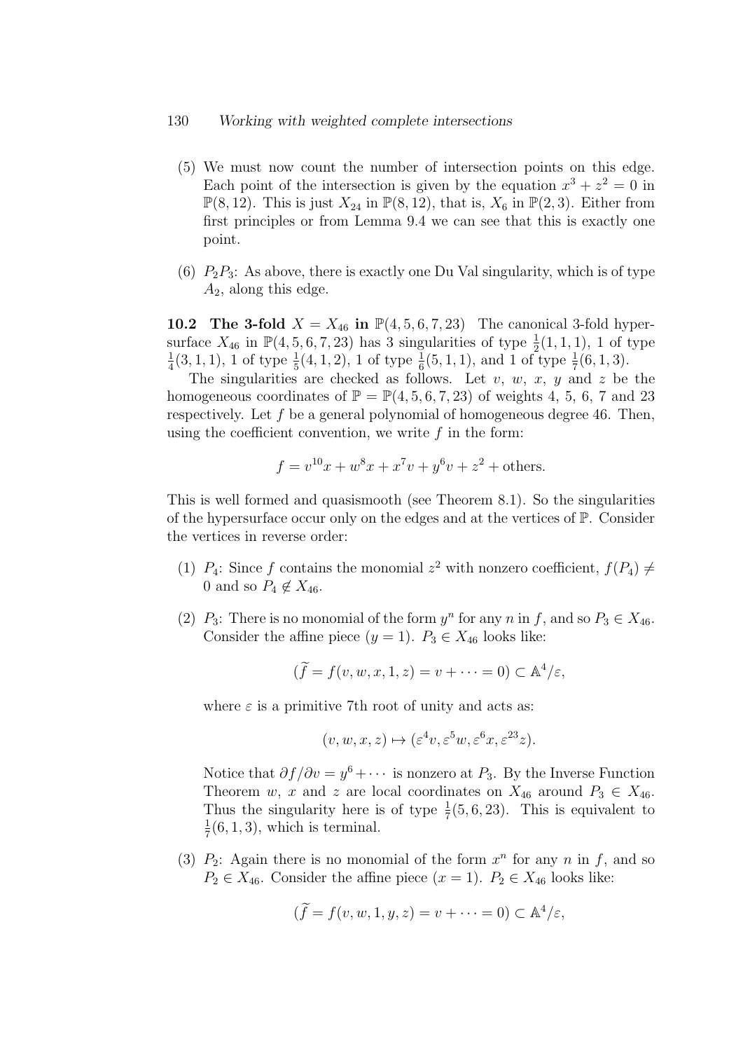(5) We must now count the number of intersection points on this edge. Each point of the intersection is given by the equation $x^3 + z^2 = 0$ in $\mathbb{P}(8, 12)$. This is just $X_{24}$ in $\mathbb{P}(8, 12)$, that is, $X_6$ in $\mathbb{P}(2, 3)$. Either from first principles or from Lemma 9.4 we can see that this is exactly one point.

(6) $P_2P_3$: As above, there is exactly one Du Val singularity, which is of type $A_2$, along this edge.

**10.2 The 3-fold $X = X_{46}$ in $\mathbb{P}(4, 5, 6, 7, 23)$** The canonical 3-fold hypersurface $X_{46}$ in $\mathbb{P}(4, 5, 6, 7, 23)$ has 3 singularities of type $\frac{1}{2}(1, 1, 1)$, 1 of type $\frac{1}{4}(3, 1, 1)$, 1 of type $\frac{1}{5}(4, 1, 2)$, 1 of type $\frac{1}{6}(5, 1, 1)$, and 1 of type $\frac{1}{7}(6, 1, 3)$.

The singularities are checked as follows. Let $v$, $w$, $x$, $y$ and $z$ be the homogeneous coordinates of $\mathbb{P} = \mathbb{P}(4, 5, 6, 7, 23)$ of weights 4, 5, 6, 7 and 23 respectively. Let $f$ be a general polynomial of homogeneous degree 46. Then, using the coefficient convention, we write $f$ in the form:

$$f = v^{10}x + w^8x + x^7v + y^6v + z^2 + \text{others.}$$

This is well formed and quasismooth (see Theorem 8.1). So the singularities of the hypersurface occur only on the edges and at the vertices of $\mathbb{P}$. Consider the vertices in reverse order:

(1) $P_4$: Since $f$ contains the monomial $z^2$ with nonzero coefficient, $f(P_4) \neq 0$ and so $P_4 \notin X_{46}$.

(2) $P_3$: There is no monomial of the form $y^n$ for any $n$ in $f$, and so $P_3 \in X_{46}$. Consider the affine piece $(y = 1)$. $P_3 \in X_{46}$ looks like:

$$(\widetilde{f} = f(v, w, x, 1, z) = v + \cdots = 0) \subset \mathbb{A}^4/\varepsilon,$$

where $\varepsilon$ is a primitive 7th root of unity and acts as:

$$(v, w, x, z) \mapsto (\varepsilon^4 v, \varepsilon^5 w, \varepsilon^6 x, \varepsilon^{23} z).$$

Notice that $\partial f/\partial v = y^6 + \cdots$ is nonzero at $P_3$. By the Inverse Function Theorem $w$, $x$ and $z$ are local coordinates on $X_{46}$ around $P_3 \in X_{46}$. Thus the singularity here is of type $\frac{1}{7}(5, 6, 23)$. This is equivalent to $\frac{1}{7}(6, 1, 3)$, which is terminal.

(3) $P_2$: Again there is no monomial of the form $x^n$ for any $n$ in $f$, and so $P_2 \in X_{46}$. Consider the affine piece $(x = 1)$. $P_2 \in X_{46}$ looks like:

$$(\widetilde{f} = f(v, w, 1, y, z) = v + \cdots = 0) \subset \mathbb{A}^4/\varepsilon,$$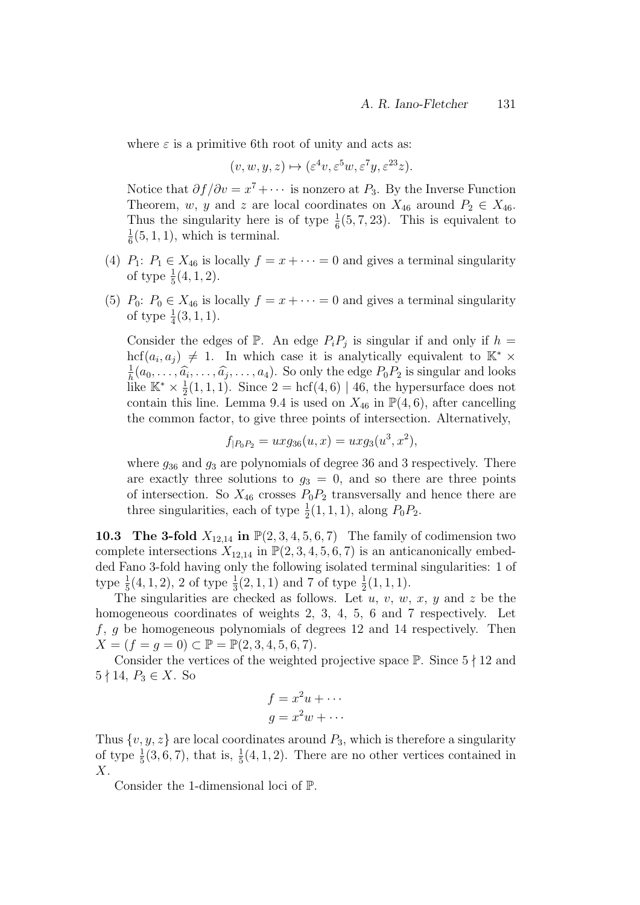where $\varepsilon$ is a primitive 6th root of unity and acts as:

$$(v, w, y, z) \mapsto (\varepsilon^4 v, \varepsilon^5 w, \varepsilon^7 y, \varepsilon^{23} z).$$

Notice that $\partial f/\partial v = x^7 + \cdots$ is nonzero at $P_3$. By the Inverse Function Theorem, $w$, $y$ and $z$ are local coordinates on $X_{46}$ around $P_2 \in X_{46}$. Thus the singularity here is of type $\frac{1}{6}(5, 7, 23)$. This is equivalent to $\frac{1}{6}(5, 1, 1)$, which is terminal.

(4) $P_1$: $P_1 \in X_{46}$ is locally $f = x + \cdots = 0$ and gives a terminal singularity of type $\frac{1}{5}(4, 1, 2)$.

(5) $P_0$: $P_0 \in X_{46}$ is locally $f = x + \cdots = 0$ and gives a terminal singularity of type $\frac{1}{4}(3, 1, 1)$.

Consider the edges of $\mathbb{P}$. An edge $P_iP_j$ is singular if and only if $h = \mathrm{hcf}(a_i, a_j) \neq 1$. In which case it is analytically equivalent to $\mathbb{K}^* \times \frac{1}{h}(a_0, \ldots, \widehat{a_i}, \ldots, \widehat{a_j}, \ldots, a_4)$. So only the edge $P_0P_2$ is singular and looks like $\mathbb{K}^* \times \frac{1}{2}(1, 1, 1)$. Since $2 = \mathrm{hcf}(4, 6) \mid 46$, the hypersurface does not contain this line. Lemma 9.4 is used on $X_{46}$ in $\mathbb{P}(4, 6)$, after cancelling the common factor, to give three points of intersection. Alternatively,

$$f_{|P_0P_2} = uxg_{36}(u, x) = uxg_3(u^3, x^2),$$

where $g_{36}$ and $g_3$ are polynomials of degree 36 and 3 respectively. There are exactly three solutions to $g_3 = 0$, and so there are three points of intersection. So $X_{46}$ crosses $P_0P_2$ transversally and hence there are three singularities, each of type $\frac{1}{2}(1, 1, 1)$, along $P_0P_2$.

**10.3 The 3-fold $X_{12,14}$ in $\mathbb{P}(2, 3, 4, 5, 6, 7)$** The family of codimension two complete intersections $X_{12,14}$ in $\mathbb{P}(2, 3, 4, 5, 6, 7)$ is an anticanonically embedded Fano 3-fold having only the following isolated terminal singularities: 1 of type $\frac{1}{5}(4, 1, 2)$, 2 of type $\frac{1}{3}(2, 1, 1)$ and 7 of type $\frac{1}{2}(1, 1, 1)$.

The singularities are checked as follows. Let $u$, $v$, $w$, $x$, $y$ and $z$ be the homogeneous coordinates of weights 2, 3, 4, 5, 6 and 7 respectively. Let $f$, $g$ be homogeneous polynomials of degrees 12 and 14 respectively. Then $X = (f = g = 0) \subset \mathbb{P} = \mathbb{P}(2, 3, 4, 5, 6, 7)$.

Consider the vertices of the weighted projective space $\mathbb{P}$. Since $5 \nmid 12$ and $5 \nmid 14$, $P_3 \in X$. So

$$f = x^2u + \cdots$$
$$g = x^2w + \cdots$$

Thus $\{v, y, z\}$ are local coordinates around $P_3$, which is therefore a singularity of type $\frac{1}{5}(3, 6, 7)$, that is, $\frac{1}{5}(4, 1, 2)$. There are no other vertices contained in $X$.

Consider the 1-dimensional loci of $\mathbb{P}$.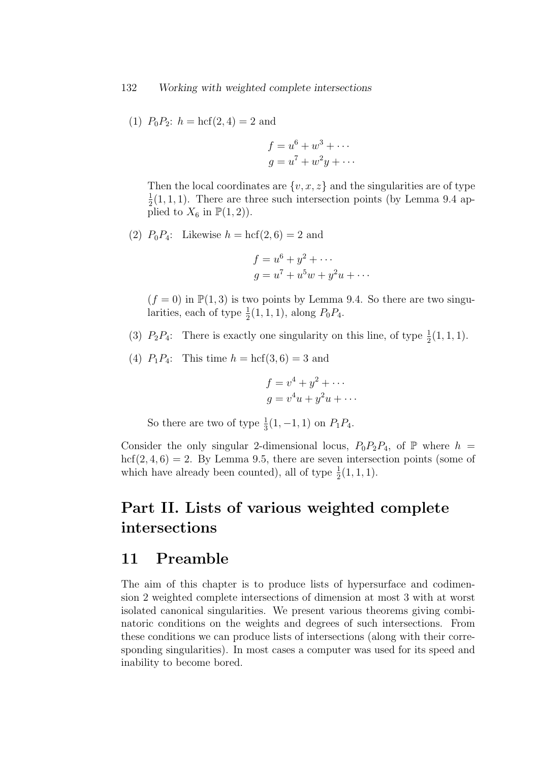(1) $P_0P_2$: $h = \mathrm{hcf}(2,4) = 2$ and

$$f = u^6 + w^3 + \cdots$$
$$g = u^7 + w^2y + \cdots$$

Then the local coordinates are $\{v, x, z\}$ and the singularities are of type $\frac{1}{2}(1,1,1)$. There are three such intersection points (by Lemma 9.4 applied to $X_6$ in $\mathbb{P}(1,2)$).

(2) $P_0P_4$: Likewise $h = \mathrm{hcf}(2,6) = 2$ and

$$f = u^6 + y^2 + \cdots$$
$$g = u^7 + u^5w + y^2u + \cdots$$

$(f = 0)$ in $\mathbb{P}(1,3)$ is two points by Lemma 9.4. So there are two singularities, each of type $\frac{1}{2}(1,1,1)$, along $P_0P_4$.

(3) $P_2P_4$: There is exactly one singularity on this line, of type $\frac{1}{2}(1,1,1)$.

(4) $P_1P_4$: This time $h = \mathrm{hcf}(3,6) = 3$ and

$$f = v^4 + y^2 + \cdots$$
$$g = v^4u + y^2u + \cdots$$

So there are two of type $\frac{1}{3}(1,-1,1)$ on $P_1P_4$.

Consider the only singular 2-dimensional locus, $P_0P_2P_4$, of $\mathbb{P}$ where $h = \mathrm{hcf}(2,4,6) = 2$. By Lemma 9.5, there are seven intersection points (some of which have already been counted), all of type $\frac{1}{2}(1,1,1)$.

# Part II. Lists of various weighted complete intersections

## 11 Preamble

The aim of this chapter is to produce lists of hypersurface and codimension 2 weighted complete intersections of dimension at most 3 with at worst isolated canonical singularities. We present various theorems giving combinatoric conditions on the weights and degrees of such intersections. From these conditions we can produce lists of intersections (along with their corresponding singularities). In most cases a computer was used for its speed and inability to become bored.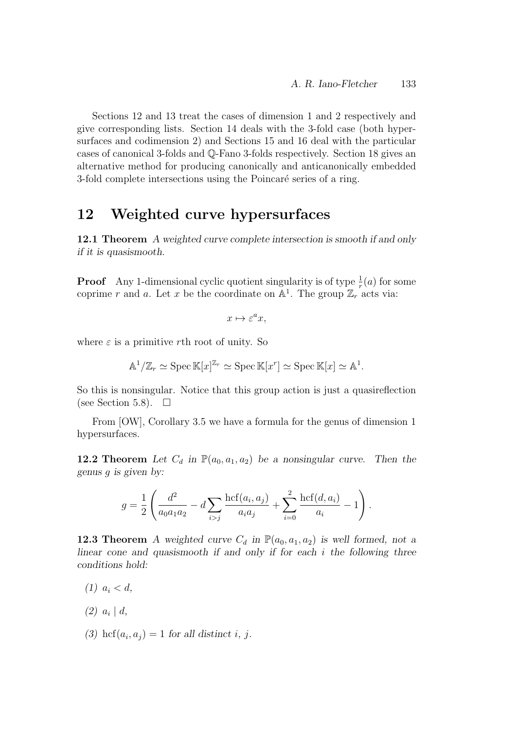Sections 12 and 13 treat the cases of dimension 1 and 2 respectively and give corresponding lists. Section 14 deals with the 3-fold case (both hypersurfaces and codimension 2) and Sections 15 and 16 deal with the particular cases of canonical 3-folds and $\mathbb{Q}$-Fano 3-folds respectively. Section 18 gives an alternative method for producing canonically and anticanonically embedded 3-fold complete intersections using the Poincaré series of a ring.

## 12 Weighted curve hypersurfaces

**12.1 Theorem** *A weighted curve complete intersection is smooth if and only if it is quasismooth.*

**Proof** Any 1-dimensional cyclic quotient singularity is of type $\frac{1}{r}(a)$ for some coprime $r$ and $a$. Let $x$ be the coordinate on $\mathbb{A}^1$. The group $\mathbb{Z}_r$ acts via:

$$x \mapsto \varepsilon^a x,$$

where $\varepsilon$ is a primitive $r$th root of unity. So

$$\mathbb{A}^1/\mathbb{Z}_r \simeq \operatorname{Spec} \mathbb{K}[x]^{\mathbb{Z}_r} \simeq \operatorname{Spec} \mathbb{K}[x^r] \simeq \operatorname{Spec} \mathbb{K}[x] \simeq \mathbb{A}^1.$$

So this is nonsingular. Notice that this group action is just a quasireflection (see Section 5.8). $\square$

From [OW], Corollary 3.5 we have a formula for the genus of dimension 1 hypersurfaces.

**12.2 Theorem** *Let $C_d$ in $\mathbb{P}(a_0, a_1, a_2)$ be a nonsingular curve. Then the genus $g$ is given by:*

$$g = \frac{1}{2}\left(\frac{d^2}{a_0 a_1 a_2} - d\sum_{i>j}\frac{\operatorname{hcf}(a_i,a_j)}{a_i a_j} + \sum_{i=0}^{2}\frac{\operatorname{hcf}(d,a_i)}{a_i} - 1\right).$$

**12.3 Theorem** *A weighted curve $C_d$ in $\mathbb{P}(a_0, a_1, a_2)$ is well formed, not a linear cone and quasismooth if and only if for each $i$ the following three conditions hold:*

(1) $a_i < d$,

(2) $a_i \mid d$,

(3) $\operatorname{hcf}(a_i, a_j) = 1$ *for all distinct $i$, $j$.*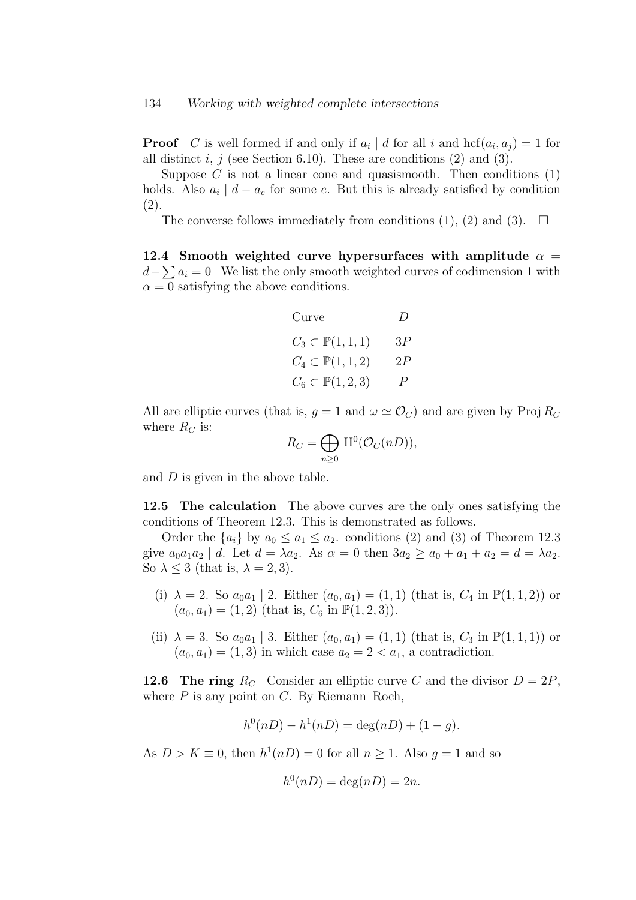**Proof** $C$ is well formed if and only if $a_i \mid d$ for all $i$ and $\mathrm{hcf}(a_i, a_j) = 1$ for all distinct $i$, $j$ (see Section 6.10). These are conditions (2) and (3).

Suppose $C$ is not a linear cone and quasismooth. Then conditions (1) holds. Also $a_i \mid d - a_e$ for some $e$. But this is already satisfied by condition (2).

The converse follows immediately from conditions (1), (2) and (3). $\square$

**12.4 Smooth weighted curve hypersurfaces with amplitude $\alpha = d - \sum a_i = 0$** We list the only smooth weighted curves of codimension 1 with $\alpha = 0$ satisfying the above conditions.

| Curve | $D$ |
|---|---|
| $C_3 \subset \mathbb{P}(1,1,1)$ | $3P$ |
| $C_4 \subset \mathbb{P}(1,1,2)$ | $2P$ |
| $C_6 \subset \mathbb{P}(1,2,3)$ | $P$ |

All are elliptic curves (that is, $g = 1$ and $\omega \simeq \mathcal{O}_C$) and are given by $\operatorname{Proj} R_C$ where $R_C$ is:

$$R_C = \bigoplus_{n \geq 0} \mathrm{H}^0(\mathcal{O}_C(nD)),$$

and $D$ is given in the above table.

**12.5 The calculation** The above curves are the only ones satisfying the conditions of Theorem 12.3. This is demonstrated as follows.

Order the $\{a_i\}$ by $a_0 \leq a_1 \leq a_2$. conditions (2) and (3) of Theorem 12.3 give $a_0 a_1 a_2 \mid d$. Let $d = \lambda a_2$. As $\alpha = 0$ then $3a_2 \geq a_0 + a_1 + a_2 = d = \lambda a_2$. So $\lambda \leq 3$ (that is, $\lambda = 2, 3$).

(i) $\lambda = 2$. So $a_0 a_1 \mid 2$. Either $(a_0, a_1) = (1,1)$ (that is, $C_4$ in $\mathbb{P}(1,1,2)$) or $(a_0, a_1) = (1,2)$ (that is, $C_6$ in $\mathbb{P}(1,2,3)$).

(ii) $\lambda = 3$. So $a_0 a_1 \mid 3$. Either $(a_0, a_1) = (1,1)$ (that is, $C_3$ in $\mathbb{P}(1,1,1)$) or $(a_0, a_1) = (1,3)$ in which case $a_2 = 2 < a_1$, a contradiction.

**12.6 The ring $R_C$** Consider an elliptic curve $C$ and the divisor $D = 2P$, where $P$ is any point on $C$. By Riemann–Roch,

$$h^0(nD) - h^1(nD) = \deg(nD) + (1 - g).$$

As $D > K \equiv 0$, then $h^1(nD) = 0$ for all $n \geq 1$. Also $g = 1$ and so

$$h^0(nD) = \deg(nD) = 2n.$$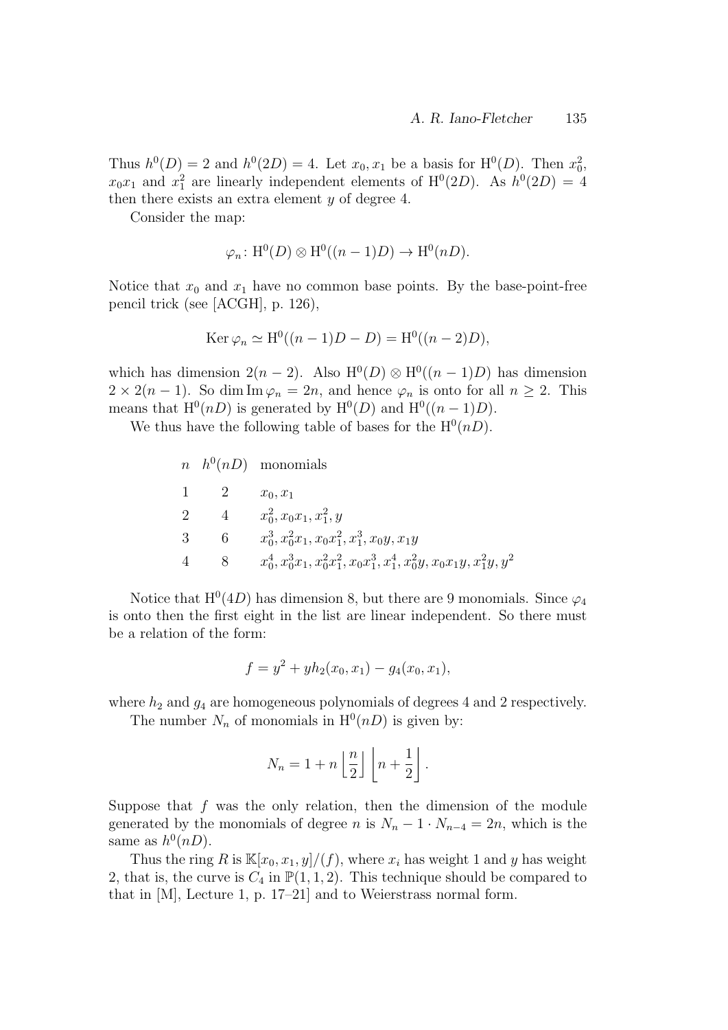Thus $h^0(D) = 2$ and $h^0(2D) = 4$. Let $x_0, x_1$ be a basis for $\mathrm{H}^0(D)$. Then $x_0^2$, $x_0x_1$ and $x_1^2$ are linearly independent elements of $\mathrm{H}^0(2D)$. As $h^0(2D) = 4$ then there exists an extra element $y$ of degree 4.

Consider the map:

$$\varphi_n \colon \mathrm{H}^0(D) \otimes \mathrm{H}^0((n-1)D) \to \mathrm{H}^0(nD).$$

Notice that $x_0$ and $x_1$ have no common base points. By the base-point-free pencil trick (see [ACGH], p. 126),

$$\operatorname{Ker} \varphi_n \simeq \mathrm{H}^0((n-1)D - D) = \mathrm{H}^0((n-2)D),$$

which has dimension $2(n-2)$. Also $\mathrm{H}^0(D) \otimes \mathrm{H}^0((n-1)D)$ has dimension $2 \times 2(n-1)$. So $\dim \operatorname{Im} \varphi_n = 2n$, and hence $\varphi_n$ is onto for all $n \geq 2$. This means that $\mathrm{H}^0(nD)$ is generated by $\mathrm{H}^0(D)$ and $\mathrm{H}^0((n-1)D)$.

We thus have the following table of bases for the $\mathrm{H}^0(nD)$.

| $n$ | $h^0(nD)$ | monomials |
|---|---|---|
| 1 | 2 | $x_0, x_1$ |
| 2 | 4 | $x_0^2, x_0x_1, x_1^2, y$ |
| 3 | 6 | $x_0^3, x_0^2x_1, x_0x_1^2, x_1^3, x_0y, x_1y$ |
| 4 | 8 | $x_0^4, x_0^3x_1, x_0^2x_1^2, x_0x_1^3, x_1^4, x_0^2y, x_0x_1y, x_1^2y, y^2$ |

Notice that $\mathrm{H}^0(4D)$ has dimension 8, but there are 9 monomials. Since $\varphi_4$ is onto then the first eight in the list are linear independent. So there must be a relation of the form:

$$f = y^2 + yh_2(x_0, x_1) - g_4(x_0, x_1),$$

where $h_2$ and $g_4$ are homogeneous polynomials of degrees 4 and 2 respectively.

The number $N_n$ of monomials in $\mathrm{H}^0(nD)$ is given by:

$$N_n = 1 + n \left\lfloor \frac{n}{2} \right\rfloor \left\lfloor n + \frac{1}{2} \right\rfloor.$$

Suppose that $f$ was the only relation, then the dimension of the module generated by the monomials of degree $n$ is $N_n - 1 \cdot N_{n-4} = 2n$, which is the same as $h^0(nD)$.

Thus the ring $R$ is $\mathbb{K}[x_0, x_1, y]/(f)$, where $x_i$ has weight 1 and $y$ has weight 2, that is, the curve is $C_4$ in $\mathbb{P}(1, 1, 2)$. This technique should be compared to that in [M], Lecture 1, p. 17–21] and to Weierstrass normal form.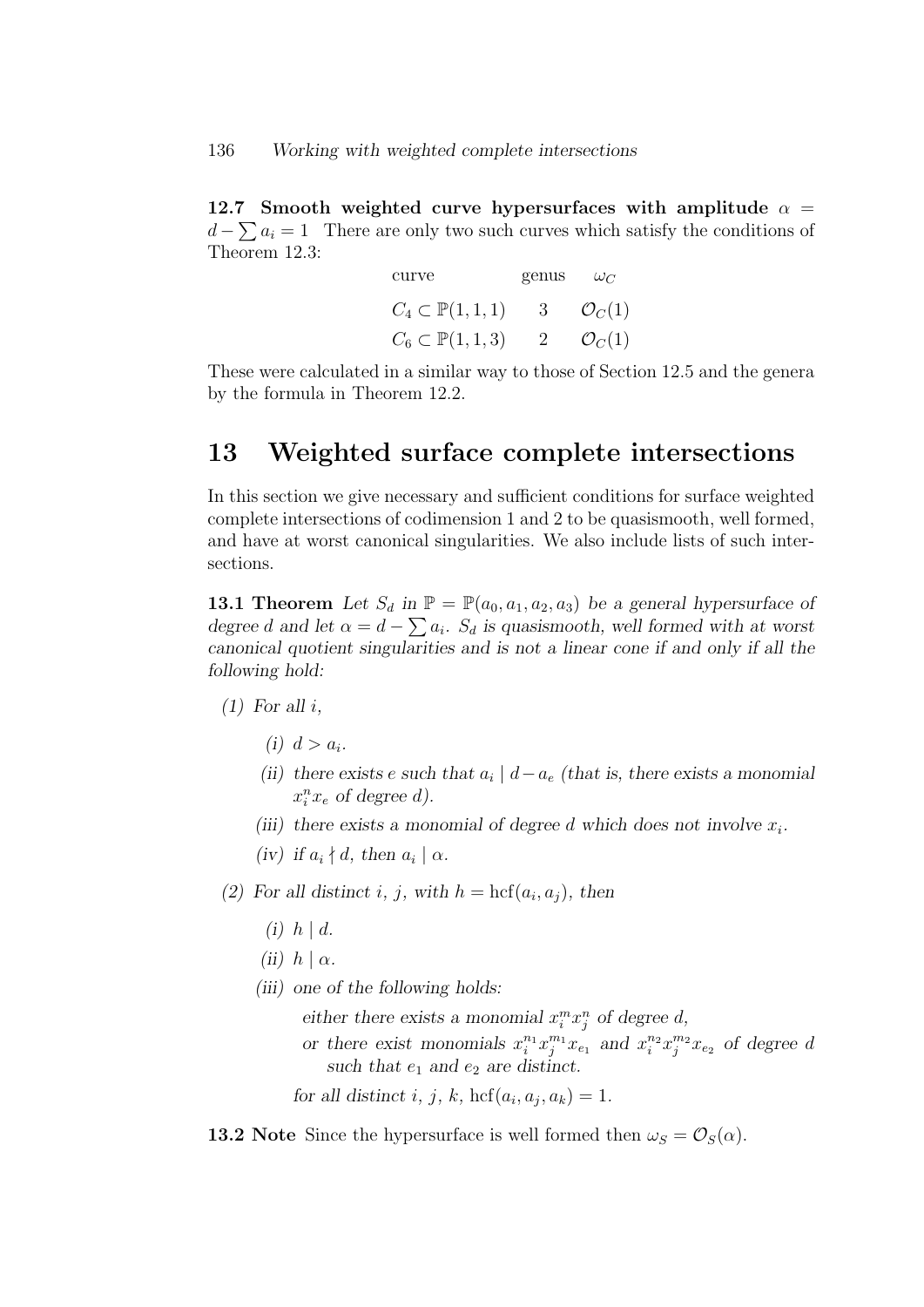**12.7 Smooth weighted curve hypersurfaces with amplitude $\alpha = d - \sum a_i = 1$** There are only two such curves which satisfy the conditions of Theorem 12.3:

| curve | genus | $\omega_C$ |
|---|---|---|
| $C_4 \subset \mathbb{P}(1,1,1)$ | 3 | $\mathcal{O}_C(1)$ |
| $C_6 \subset \mathbb{P}(1,1,3)$ | 2 | $\mathcal{O}_C(1)$ |

These were calculated in a similar way to those of Section 12.5 and the genera by the formula in Theorem 12.2.

# 13 Weighted surface complete intersections

In this section we give necessary and sufficient conditions for surface weighted complete intersections of codimension 1 and 2 to be quasismooth, well formed, and have at worst canonical singularities. We also include lists of such intersections.

**13.1 Theorem** *Let $S_d$ in $\mathbb{P} = \mathbb{P}(a_0, a_1, a_2, a_3)$ be a general hypersurface of degree $d$ and let $\alpha = d - \sum a_i$. $S_d$ is quasismooth, well formed with at worst canonical quotient singularities and is not a linear cone if and only if all the following hold:*

*(1) For all $i$,*

- *(i) $d > a_i$.*
- *(ii) there exists $e$ such that $a_i \mid d - a_e$ (that is, there exists a monomial $x_i^n x_e$ of degree $d$).*
- *(iii) there exists a monomial of degree $d$ which does not involve $x_i$.*
- *(iv) if $a_i \nmid d$, then $a_i \mid \alpha$.*

*(2) For all distinct $i$, $j$, with $h = \operatorname{hcf}(a_i, a_j)$, then*

- *(i) $h \mid d$.*
- *(ii) $h \mid \alpha$.*
- *(iii) one of the following holds:*

  *either there exists a monomial $x_i^m x_j^n$ of degree $d$,*

  *or there exist monomials $x_i^{n_1} x_j^{m_1} x_{e_1}$ and $x_i^{n_2} x_j^{m_2} x_{e_2}$ of degree $d$ such that $e_1$ and $e_2$ are distinct.*

  *for all distinct $i$, $j$, $k$, $\operatorname{hcf}(a_i, a_j, a_k) = 1$.*

**13.2 Note** Since the hypersurface is well formed then $\omega_S = \mathcal{O}_S(\alpha)$.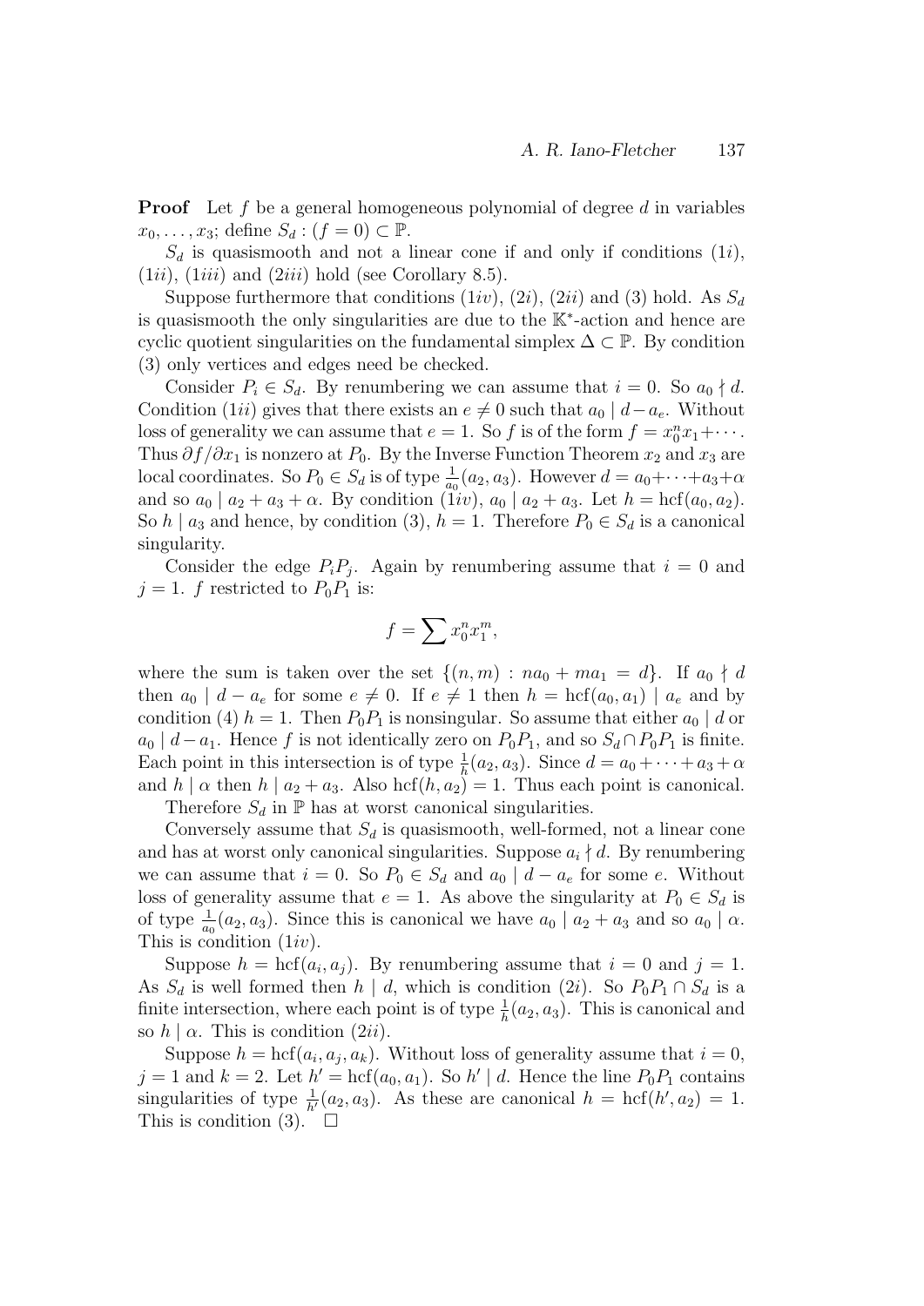**Proof** Let $f$ be a general homogeneous polynomial of degree $d$ in variables $x_0, \ldots, x_3$; define $S_d : (f = 0) \subset \mathbb{P}$.

$S_d$ is quasismooth and not a linear cone if and only if conditions $(1i)$, $(1ii)$, $(1iii)$ and $(2iii)$ hold (see Corollary 8.5).

Suppose furthermore that conditions $(1iv)$, $(2i)$, $(2ii)$ and $(3)$ hold. As $S_d$ is quasismooth the only singularities are due to the $\mathbb{K}^*$-action and hence are cyclic quotient singularities on the fundamental simplex $\Delta \subset \mathbb{P}$. By condition $(3)$ only vertices and edges need be checked.

Consider $P_i \in S_d$. By renumbering we can assume that $i = 0$. So $a_0 \nmid d$. Condition $(1ii)$ gives that there exists an $e \neq 0$ such that $a_0 \mid d - a_e$. Without loss of generality we can assume that $e = 1$. So $f$ is of the form $f = x_0^n x_1 + \cdots$. Thus $\partial f / \partial x_1$ is nonzero at $P_0$. By the Inverse Function Theorem $x_2$ and $x_3$ are local coordinates. So $P_0 \in S_d$ is of type $\frac{1}{a_0}(a_2, a_3)$. However $d = a_0 + \cdots + a_3 + \alpha$ and so $a_0 \mid a_2 + a_3 + \alpha$. By condition $(1iv)$, $a_0 \mid a_2 + a_3$. Let $h = \mathrm{hcf}(a_0, a_2)$. So $h \mid a_3$ and hence, by condition $(3)$, $h = 1$. Therefore $P_0 \in S_d$ is a canonical singularity.

Consider the edge $P_i P_j$. Again by renumbering assume that $i = 0$ and $j = 1$. $f$ restricted to $P_0 P_1$ is:

$$f = \sum x_0^n x_1^m,$$

where the sum is taken over the set $\{(n, m) : n a_0 + m a_1 = d\}$. If $a_0 \nmid d$ then $a_0 \mid d - a_e$ for some $e \neq 0$. If $e \neq 1$ then $h = \mathrm{hcf}(a_0, a_1) \mid a_e$ and by condition $(4)$ $h = 1$. Then $P_0 P_1$ is nonsingular. So assume that either $a_0 \mid d$ or $a_0 \mid d - a_1$. Hence $f$ is not identically zero on $P_0 P_1$, and so $S_d \cap P_0 P_1$ is finite. Each point in this intersection is of type $\frac{1}{h}(a_2, a_3)$. Since $d = a_0 + \cdots + a_3 + \alpha$ and $h \mid \alpha$ then $h \mid a_2 + a_3$. Also $\mathrm{hcf}(h, a_2) = 1$. Thus each point is canonical.

Therefore $S_d$ in $\mathbb{P}$ has at worst canonical singularities.

Conversely assume that $S_d$ is quasismooth, well-formed, not a linear cone and has at worst only canonical singularities. Suppose $a_i \nmid d$. By renumbering we can assume that $i = 0$. So $P_0 \in S_d$ and $a_0 \mid d - a_e$ for some $e$. Without loss of generality assume that $e = 1$. As above the singularity at $P_0 \in S_d$ is of type $\frac{1}{a_0}(a_2, a_3)$. Since this is canonical we have $a_0 \mid a_2 + a_3$ and so $a_0 \mid \alpha$. This is condition $(1iv)$.

Suppose $h = \mathrm{hcf}(a_i, a_j)$. By renumbering assume that $i = 0$ and $j = 1$. As $S_d$ is well formed then $h \mid d$, which is condition $(2i)$. So $P_0 P_1 \cap S_d$ is a finite intersection, where each point is of type $\frac{1}{h}(a_2, a_3)$. This is canonical and so $h \mid \alpha$. This is condition $(2ii)$.

Suppose $h = \mathrm{hcf}(a_i, a_j, a_k)$. Without loss of generality assume that $i = 0$, $j = 1$ and $k = 2$. Let $h' = \mathrm{hcf}(a_0, a_1)$. So $h' \mid d$. Hence the line $P_0 P_1$ contains singularities of type $\frac{1}{h'}(a_2, a_3)$. As these are canonical $h = \mathrm{hcf}(h', a_2) = 1$. This is condition $(3)$. $\square$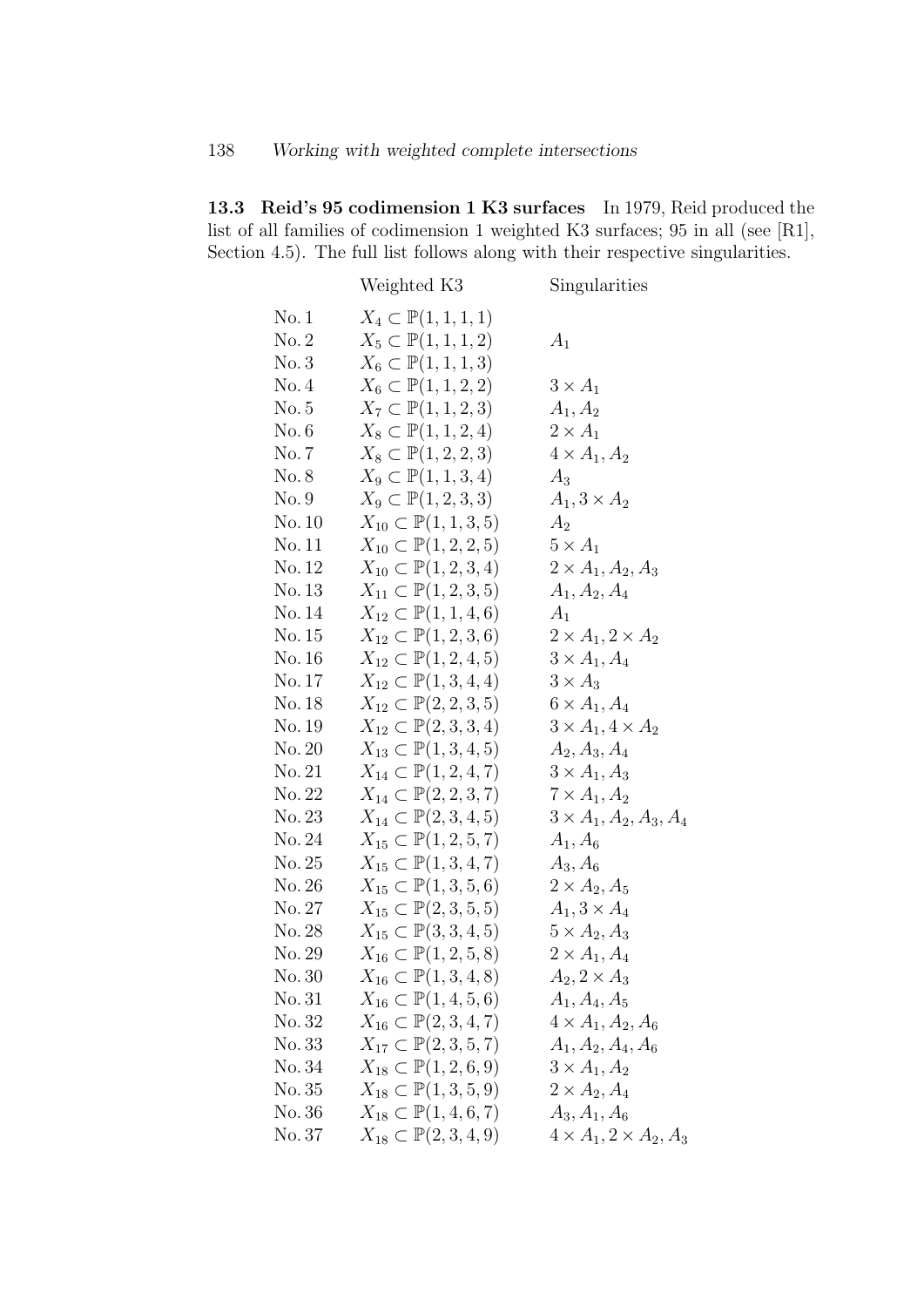**13.3 Reid's 95 codimension 1 K3 surfaces** In 1979, Reid produced the list of all families of codimension 1 weighted K3 surfaces; 95 in all (see [R1], Section 4.5). The full list follows along with their respective singularities.

| | Weighted K3 | Singularities |
|---|---|---|
| No. 1 | $X_4 \subset \mathbb{P}(1,1,1,1)$ | |
| No. 2 | $X_5 \subset \mathbb{P}(1,1,1,2)$ | $A_1$ |
| No. 3 | $X_6 \subset \mathbb{P}(1,1,1,3)$ | |
| No. 4 | $X_6 \subset \mathbb{P}(1,1,2,2)$ | $3 \times A_1$ |
| No. 5 | $X_7 \subset \mathbb{P}(1,1,2,3)$ | $A_1, A_2$ |
| No. 6 | $X_8 \subset \mathbb{P}(1,1,2,4)$ | $2 \times A_1$ |
| No. 7 | $X_8 \subset \mathbb{P}(1,2,2,3)$ | $4 \times A_1, A_2$ |
| No. 8 | $X_9 \subset \mathbb{P}(1,1,3,4)$ | $A_3$ |
| No. 9 | $X_9 \subset \mathbb{P}(1,2,3,3)$ | $A_1, 3 \times A_2$ |
| No. 10 | $X_{10} \subset \mathbb{P}(1,1,3,5)$ | $A_2$ |
| No. 11 | $X_{10} \subset \mathbb{P}(1,2,2,5)$ | $5 \times A_1$ |
| No. 12 | $X_{10} \subset \mathbb{P}(1,2,3,4)$ | $2 \times A_1, A_2, A_3$ |
| No. 13 | $X_{11} \subset \mathbb{P}(1,2,3,5)$ | $A_1, A_2, A_4$ |
| No. 14 | $X_{12} \subset \mathbb{P}(1,1,4,6)$ | $A_1$ |
| No. 15 | $X_{12} \subset \mathbb{P}(1,2,3,6)$ | $2 \times A_1, 2 \times A_2$ |
| No. 16 | $X_{12} \subset \mathbb{P}(1,2,4,5)$ | $3 \times A_1, A_4$ |
| No. 17 | $X_{12} \subset \mathbb{P}(1,3,4,4)$ | $3 \times A_3$ |
| No. 18 | $X_{12} \subset \mathbb{P}(2,2,3,5)$ | $6 \times A_1, A_4$ |
| No. 19 | $X_{12} \subset \mathbb{P}(2,3,3,4)$ | $3 \times A_1, 4 \times A_2$ |
| No. 20 | $X_{13} \subset \mathbb{P}(1,3,4,5)$ | $A_2, A_3, A_4$ |
| No. 21 | $X_{14} \subset \mathbb{P}(1,2,4,7)$ | $3 \times A_1, A_3$ |
| No. 22 | $X_{14} \subset \mathbb{P}(2,2,3,7)$ | $7 \times A_1, A_2$ |
| No. 23 | $X_{14} \subset \mathbb{P}(2,3,4,5)$ | $3 \times A_1, A_2, A_3, A_4$ |
| No. 24 | $X_{15} \subset \mathbb{P}(1,2,5,7)$ | $A_1, A_6$ |
| No. 25 | $X_{15} \subset \mathbb{P}(1,3,4,7)$ | $A_3, A_6$ |
| No. 26 | $X_{15} \subset \mathbb{P}(1,3,5,6)$ | $2 \times A_2, A_5$ |
| No. 27 | $X_{15} \subset \mathbb{P}(2,3,5,5)$ | $A_1, 3 \times A_4$ |
| No. 28 | $X_{15} \subset \mathbb{P}(3,3,4,5)$ | $5 \times A_2, A_3$ |
| No. 29 | $X_{16} \subset \mathbb{P}(1,2,5,8)$ | $2 \times A_1, A_4$ |
| No. 30 | $X_{16} \subset \mathbb{P}(1,3,4,8)$ | $A_2, 2 \times A_3$ |
| No. 31 | $X_{16} \subset \mathbb{P}(1,4,5,6)$ | $A_1, A_4, A_5$ |
| No. 32 | $X_{16} \subset \mathbb{P}(2,3,4,7)$ | $4 \times A_1, A_2, A_6$ |
| No. 33 | $X_{17} \subset \mathbb{P}(2,3,5,7)$ | $A_1, A_2, A_4, A_6$ |
| No. 34 | $X_{18} \subset \mathbb{P}(1,2,6,9)$ | $3 \times A_1, A_2$ |
| No. 35 | $X_{18} \subset \mathbb{P}(1,3,5,9)$ | $2 \times A_2, A_4$ |
| No. 36 | $X_{18} \subset \mathbb{P}(1,4,6,7)$ | $A_3, A_1, A_6$ |
| No. 37 | $X_{18} \subset \mathbb{P}(2,3,4,9)$ | $4 \times A_1, 2 \times A_2, A_3$ |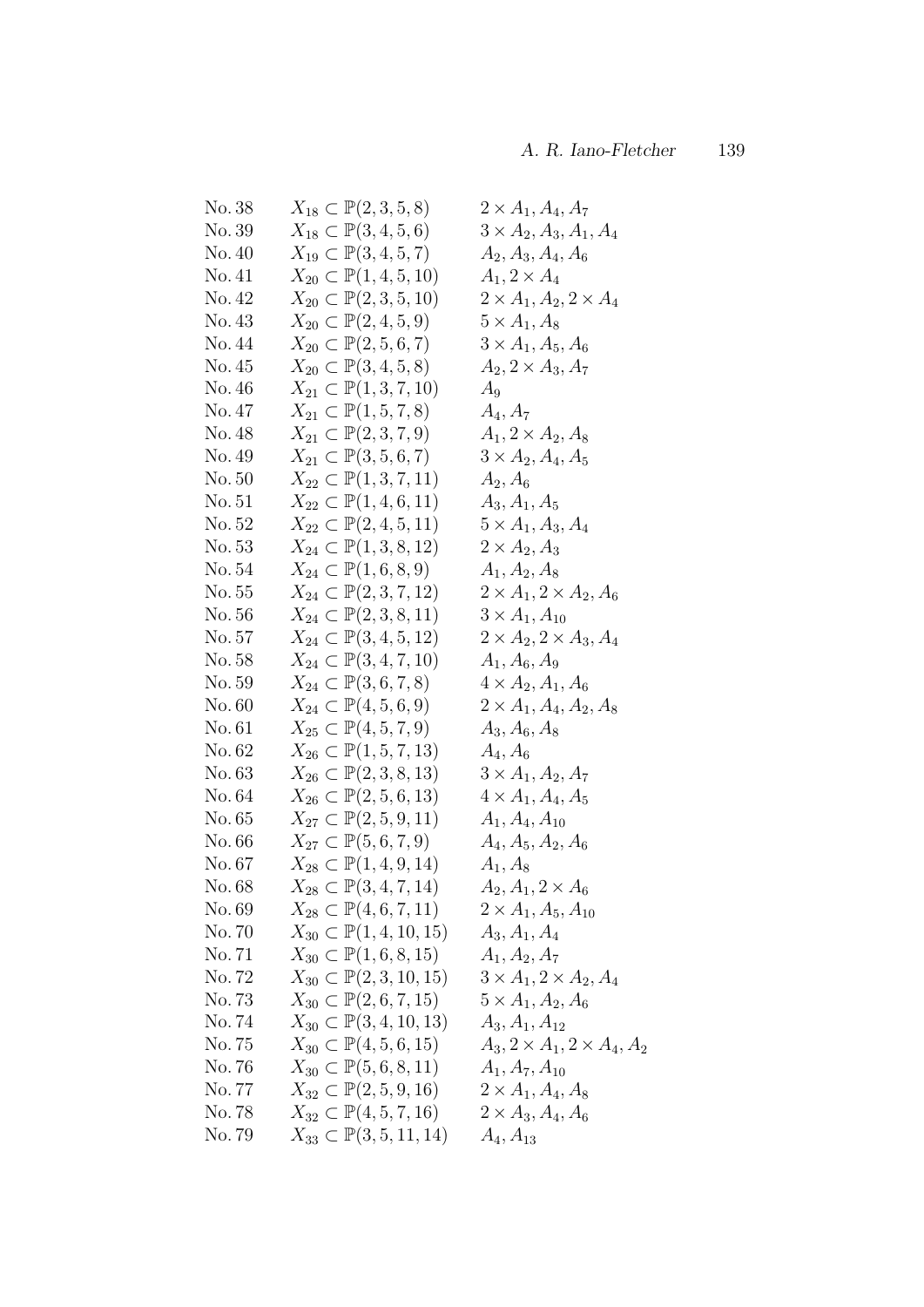| | | |
|---|---|---|
| No. 38 | $X_{18} \subset \mathbb{P}(2,3,5,8)$ | $2 \times A_1, A_4, A_7$ |
| No. 39 | $X_{18} \subset \mathbb{P}(3,4,5,6)$ | $3 \times A_2, A_3, A_1, A_4$ |
| No. 40 | $X_{19} \subset \mathbb{P}(3,4,5,7)$ | $A_2, A_3, A_4, A_6$ |
| No. 41 | $X_{20} \subset \mathbb{P}(1,4,5,10)$ | $A_1, 2 \times A_4$ |
| No. 42 | $X_{20} \subset \mathbb{P}(2,3,5,10)$ | $2 \times A_1, A_2, 2 \times A_4$ |
| No. 43 | $X_{20} \subset \mathbb{P}(2,4,5,9)$ | $5 \times A_1, A_8$ |
| No. 44 | $X_{20} \subset \mathbb{P}(2,5,6,7)$ | $3 \times A_1, A_5, A_6$ |
| No. 45 | $X_{20} \subset \mathbb{P}(3,4,5,8)$ | $A_2, 2 \times A_3, A_7$ |
| No. 46 | $X_{21} \subset \mathbb{P}(1,3,7,10)$ | $A_9$ |
| No. 47 | $X_{21} \subset \mathbb{P}(1,5,7,8)$ | $A_4, A_7$ |
| No. 48 | $X_{21} \subset \mathbb{P}(2,3,7,9)$ | $A_1, 2 \times A_2, A_8$ |
| No. 49 | $X_{21} \subset \mathbb{P}(3,5,6,7)$ | $3 \times A_2, A_4, A_5$ |
| No. 50 | $X_{22} \subset \mathbb{P}(1,3,7,11)$ | $A_2, A_6$ |
| No. 51 | $X_{22} \subset \mathbb{P}(1,4,6,11)$ | $A_3, A_1, A_5$ |
| No. 52 | $X_{22} \subset \mathbb{P}(2,4,5,11)$ | $5 \times A_1, A_3, A_4$ |
| No. 53 | $X_{24} \subset \mathbb{P}(1,3,8,12)$ | $2 \times A_2, A_3$ |
| No. 54 | $X_{24} \subset \mathbb{P}(1,6,8,9)$ | $A_1, A_2, A_8$ |
| No. 55 | $X_{24} \subset \mathbb{P}(2,3,7,12)$ | $2 \times A_1, 2 \times A_2, A_6$ |
| No. 56 | $X_{24} \subset \mathbb{P}(2,3,8,11)$ | $3 \times A_1, A_{10}$ |
| No. 57 | $X_{24} \subset \mathbb{P}(3,4,5,12)$ | $2 \times A_2, 2 \times A_3, A_4$ |
| No. 58 | $X_{24} \subset \mathbb{P}(3,4,7,10)$ | $A_1, A_6, A_9$ |
| No. 59 | $X_{24} \subset \mathbb{P}(3,6,7,8)$ | $4 \times A_2, A_1, A_6$ |
| No. 60 | $X_{24} \subset \mathbb{P}(4,5,6,9)$ | $2 \times A_1, A_4, A_2, A_8$ |
| No. 61 | $X_{25} \subset \mathbb{P}(4,5,7,9)$ | $A_3, A_6, A_8$ |
| No. 62 | $X_{26} \subset \mathbb{P}(1,5,7,13)$ | $A_4, A_6$ |
| No. 63 | $X_{26} \subset \mathbb{P}(2,3,8,13)$ | $3 \times A_1, A_2, A_7$ |
| No. 64 | $X_{26} \subset \mathbb{P}(2,5,6,13)$ | $4 \times A_1, A_4, A_5$ |
| No. 65 | $X_{27} \subset \mathbb{P}(2,5,9,11)$ | $A_1, A_4, A_{10}$ |
| No. 66 | $X_{27} \subset \mathbb{P}(5,6,7,9)$ | $A_4, A_5, A_2, A_6$ |
| No. 67 | $X_{28} \subset \mathbb{P}(1,4,9,14)$ | $A_1, A_8$ |
| No. 68 | $X_{28} \subset \mathbb{P}(3,4,7,14)$ | $A_2, A_1, 2 \times A_6$ |
| No. 69 | $X_{28} \subset \mathbb{P}(4,6,7,11)$ | $2 \times A_1, A_5, A_{10}$ |
| No. 70 | $X_{30} \subset \mathbb{P}(1,4,10,15)$ | $A_3, A_1, A_4$ |
| No. 71 | $X_{30} \subset \mathbb{P}(1,6,8,15)$ | $A_1, A_2, A_7$ |
| No. 72 | $X_{30} \subset \mathbb{P}(2,3,10,15)$ | $3 \times A_1, 2 \times A_2, A_4$ |
| No. 73 | $X_{30} \subset \mathbb{P}(2,6,7,15)$ | $5 \times A_1, A_2, A_6$ |
| No. 74 | $X_{30} \subset \mathbb{P}(3,4,10,13)$ | $A_3, A_1, A_{12}$ |
| No. 75 | $X_{30} \subset \mathbb{P}(4,5,6,15)$ | $A_3, 2 \times A_1, 2 \times A_4, A_2$ |
| No. 76 | $X_{30} \subset \mathbb{P}(5,6,8,11)$ | $A_1, A_7, A_{10}$ |
| No. 77 | $X_{32} \subset \mathbb{P}(2,5,9,16)$ | $2 \times A_1, A_4, A_8$ |
| No. 78 | $X_{32} \subset \mathbb{P}(4,5,7,16)$ | $2 \times A_3, A_4, A_6$ |
| No. 79 | $X_{33} \subset \mathbb{P}(3,5,11,14)$ | $A_4, A_{13}$ |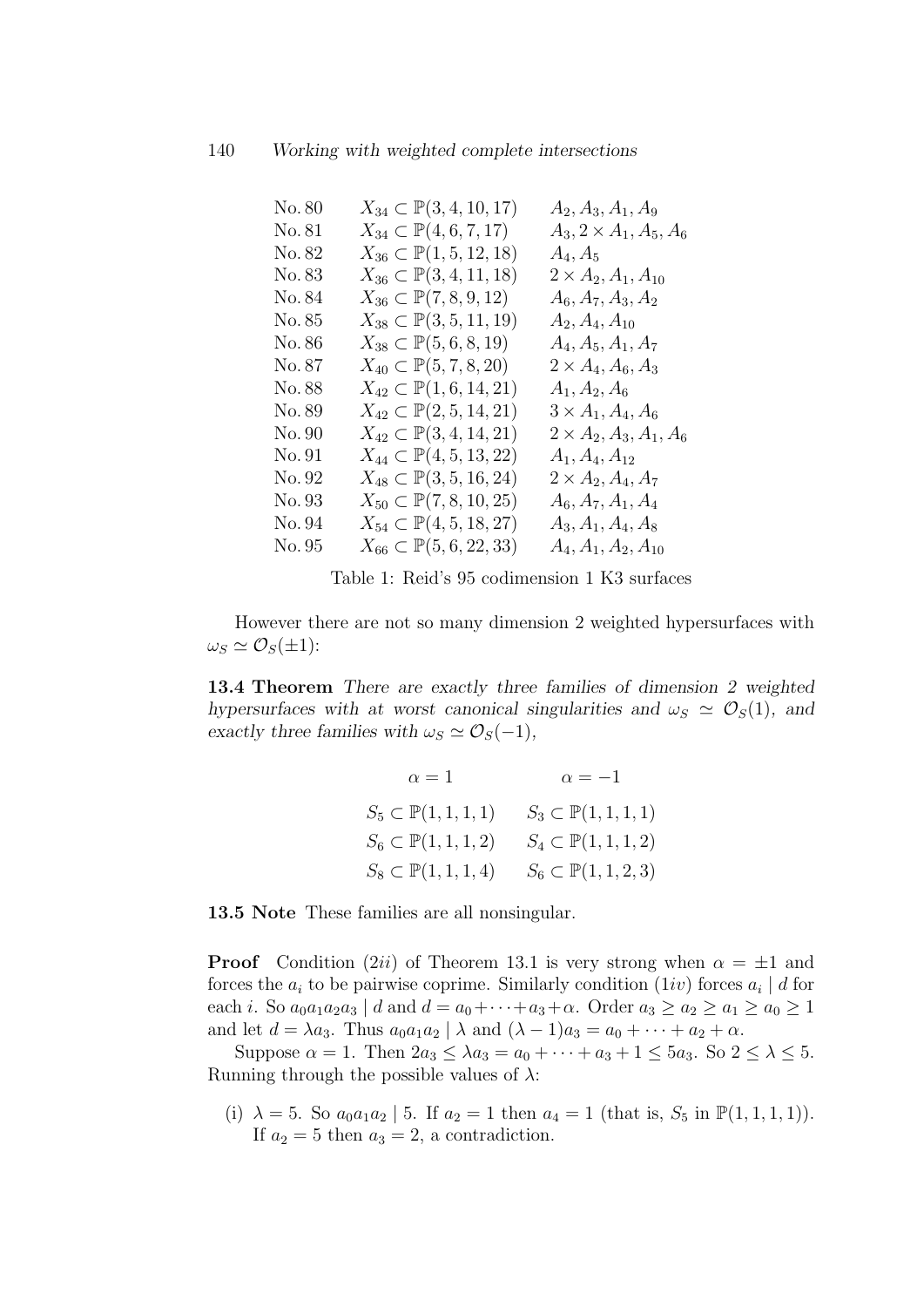| | | |
|---|---|---|
| No. 80 | $X_{34} \subset \mathbb{P}(3,4,10,17)$ | $A_2, A_3, A_1, A_9$ |
| No. 81 | $X_{34} \subset \mathbb{P}(4,6,7,17)$ | $A_3, 2\times A_1, A_5, A_6$ |
| No. 82 | $X_{36} \subset \mathbb{P}(1,5,12,18)$ | $A_4, A_5$ |
| No. 83 | $X_{36} \subset \mathbb{P}(3,4,11,18)$ | $2\times A_2, A_1, A_{10}$ |
| No. 84 | $X_{36} \subset \mathbb{P}(7,8,9,12)$ | $A_6, A_7, A_3, A_2$ |
| No. 85 | $X_{38} \subset \mathbb{P}(3,5,11,19)$ | $A_2, A_4, A_{10}$ |
| No. 86 | $X_{38} \subset \mathbb{P}(5,6,8,19)$ | $A_4, A_5, A_1, A_7$ |
| No. 87 | $X_{40} \subset \mathbb{P}(5,7,8,20)$ | $2\times A_4, A_6, A_3$ |
| No. 88 | $X_{42} \subset \mathbb{P}(1,6,14,21)$ | $A_1, A_2, A_6$ |
| No. 89 | $X_{42} \subset \mathbb{P}(2,5,14,21)$ | $3\times A_1, A_4, A_6$ |
| No. 90 | $X_{42} \subset \mathbb{P}(3,4,14,21)$ | $2\times A_2, A_3, A_1, A_6$ |
| No. 91 | $X_{44} \subset \mathbb{P}(4,5,13,22)$ | $A_1, A_4, A_{12}$ |
| No. 92 | $X_{48} \subset \mathbb{P}(3,5,16,24)$ | $2\times A_2, A_4, A_7$ |
| No. 93 | $X_{50} \subset \mathbb{P}(7,8,10,25)$ | $A_6, A_7, A_1, A_4$ |
| No. 94 | $X_{54} \subset \mathbb{P}(4,5,18,27)$ | $A_3, A_1, A_4, A_8$ |
| No. 95 | $X_{66} \subset \mathbb{P}(5,6,22,33)$ | $A_4, A_1, A_2, A_{10}$ |

Table 1: Reid's 95 codimension 1 K3 surfaces

However there are not so many dimension 2 weighted hypersurfaces with $\omega_S \simeq \mathcal{O}_S(\pm 1)$:

**13.4 Theorem** *There are exactly three families of dimension 2 weighted hypersurfaces with at worst canonical singularities and $\omega_S \simeq \mathcal{O}_S(1)$, and exactly three families with $\omega_S \simeq \mathcal{O}_S(-1)$,*

| $\alpha = 1$ | $\alpha = -1$ |
|---|---|
| $S_5 \subset \mathbb{P}(1,1,1,1)$ | $S_3 \subset \mathbb{P}(1,1,1,1)$ |
| $S_6 \subset \mathbb{P}(1,1,1,2)$ | $S_4 \subset \mathbb{P}(1,1,1,2)$ |
| $S_8 \subset \mathbb{P}(1,1,1,4)$ | $S_6 \subset \mathbb{P}(1,1,2,3)$ |

**13.5 Note** These families are all nonsingular.

**Proof** Condition $(2ii)$ of Theorem 13.1 is very strong when $\alpha = \pm 1$ and forces the $a_i$ to be pairwise coprime. Similarly condition $(1iv)$ forces $a_i \mid d$ for each $i$. So $a_0a_1a_2a_3 \mid d$ and $d = a_0 + \cdots + a_3 + \alpha$. Order $a_3 \geq a_2 \geq a_1 \geq a_0 \geq 1$ and let $d = \lambda a_3$. Thus $a_0a_1a_2 \mid \lambda$ and $(\lambda - 1)a_3 = a_0 + \cdots + a_2 + \alpha$.

Suppose $\alpha = 1$. Then $2a_3 \leq \lambda a_3 = a_0 + \cdots + a_3 + 1 \leq 5a_3$. So $2 \leq \lambda \leq 5$. Running through the possible values of $\lambda$:

(i) $\lambda = 5$. So $a_0a_1a_2 \mid 5$. If $a_2 = 1$ then $a_4 = 1$ (that is, $S_5$ in $\mathbb{P}(1,1,1,1)$). If $a_2 = 5$ then $a_3 = 2$, a contradiction.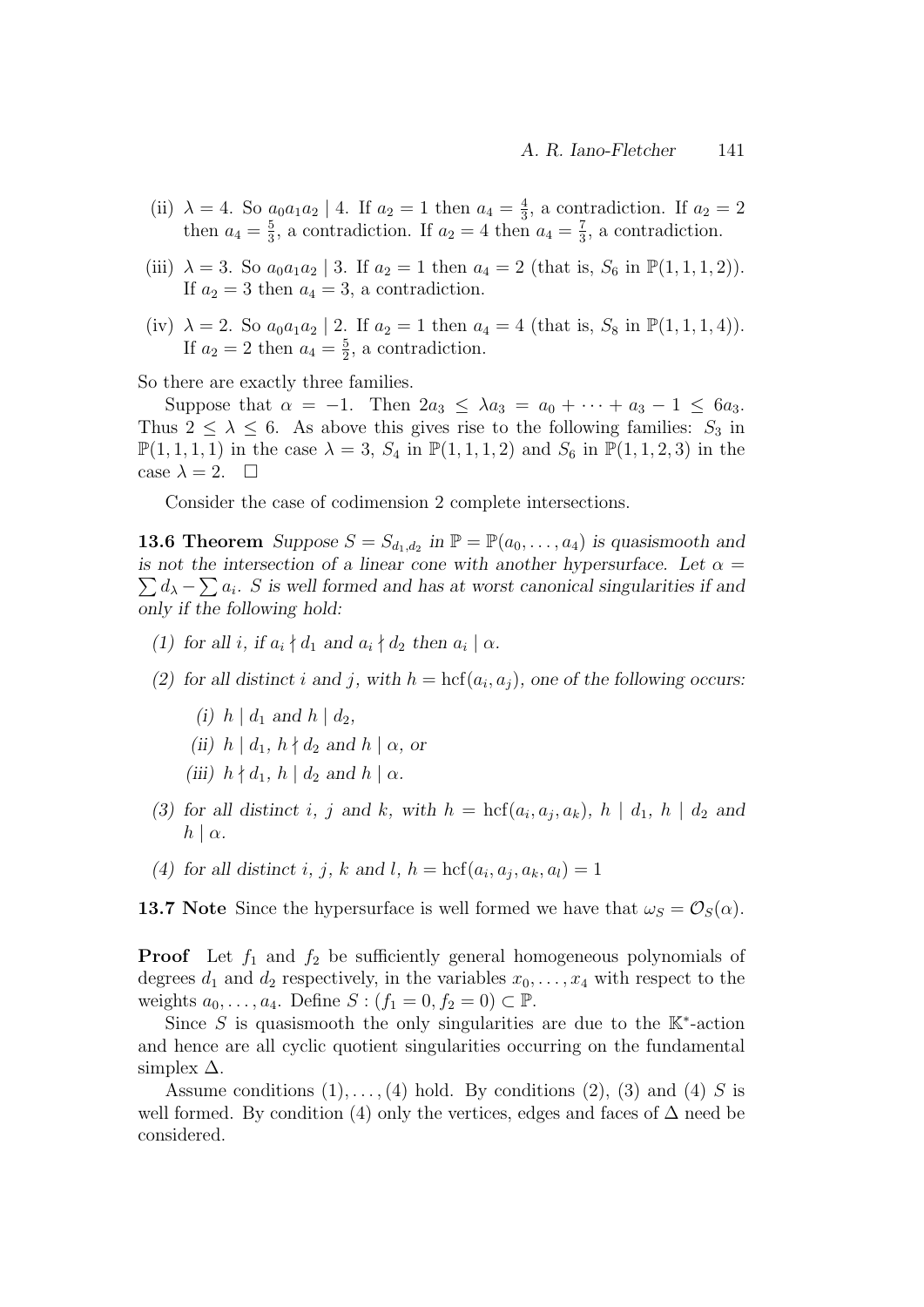(ii) $\lambda = 4$. So $a_0 a_1 a_2 \mid 4$. If $a_2 = 1$ then $a_4 = \frac{4}{3}$, a contradiction. If $a_2 = 2$ then $a_4 = \frac{5}{3}$, a contradiction. If $a_2 = 4$ then $a_4 = \frac{7}{3}$, a contradiction.

(iii) $\lambda = 3$. So $a_0 a_1 a_2 \mid 3$. If $a_2 = 1$ then $a_4 = 2$ (that is, $S_6$ in $\mathbb{P}(1,1,1,2)$). If $a_2 = 3$ then $a_4 = 3$, a contradiction.

(iv) $\lambda = 2$. So $a_0 a_1 a_2 \mid 2$. If $a_2 = 1$ then $a_4 = 4$ (that is, $S_8$ in $\mathbb{P}(1,1,1,4)$). If $a_2 = 2$ then $a_4 = \frac{5}{2}$, a contradiction.

So there are exactly three families.

Suppose that $\alpha = -1$. Then $2a_3 \le \lambda a_3 = a_0 + \cdots + a_3 - 1 \le 6a_3$. Thus $2 \le \lambda \le 6$. As above this gives rise to the following families: $S_3$ in $\mathbb{P}(1,1,1,1)$ in the case $\lambda = 3$, $S_4$ in $\mathbb{P}(1,1,1,2)$ and $S_6$ in $\mathbb{P}(1,1,2,3)$ in the case $\lambda = 2$. $\square$

Consider the case of codimension 2 complete intersections.

**13.6 Theorem** *Suppose $S = S_{d_1,d_2}$ in $\mathbb{P} = \mathbb{P}(a_0, \ldots, a_4)$ is quasismooth and is not the intersection of a linear cone with another hypersurface. Let $\alpha = \sum d_\lambda - \sum a_i$. $S$ is well formed and has at worst canonical singularities if and only if the following hold:*

*(1) for all $i$, if $a_i \nmid d_1$ and $a_i \nmid d_2$ then $a_i \mid \alpha$.*

*(2) for all distinct $i$ and $j$, with $h = \operatorname{hcf}(a_i, a_j)$, one of the following occurs:*

- *(i) $h \mid d_1$ and $h \mid d_2$,*
- *(ii) $h \mid d_1$, $h \nmid d_2$ and $h \mid \alpha$, or*
- *(iii) $h \nmid d_1$, $h \mid d_2$ and $h \mid \alpha$.*

*(3) for all distinct $i$, $j$ and $k$, with $h = \operatorname{hcf}(a_i, a_j, a_k)$, $h \mid d_1$, $h \mid d_2$ and $h \mid \alpha$.*

*(4) for all distinct $i$, $j$, $k$ and $l$, $h = \operatorname{hcf}(a_i, a_j, a_k, a_l) = 1$*

**13.7 Note** Since the hypersurface is well formed we have that $\omega_S = \mathcal{O}_S(\alpha)$.

**Proof** Let $f_1$ and $f_2$ be sufficiently general homogeneous polynomials of degrees $d_1$ and $d_2$ respectively, in the variables $x_0, \ldots, x_4$ with respect to the weights $a_0, \ldots, a_4$. Define $S : (f_1 = 0, f_2 = 0) \subset \mathbb{P}$.

Since $S$ is quasismooth the only singularities are due to the $\mathbb{K}^*$-action and hence are all cyclic quotient singularities occurring on the fundamental simplex $\Delta$.

Assume conditions $(1), \ldots, (4)$ hold. By conditions (2), (3) and (4) $S$ is well formed. By condition (4) only the vertices, edges and faces of $\Delta$ need be considered.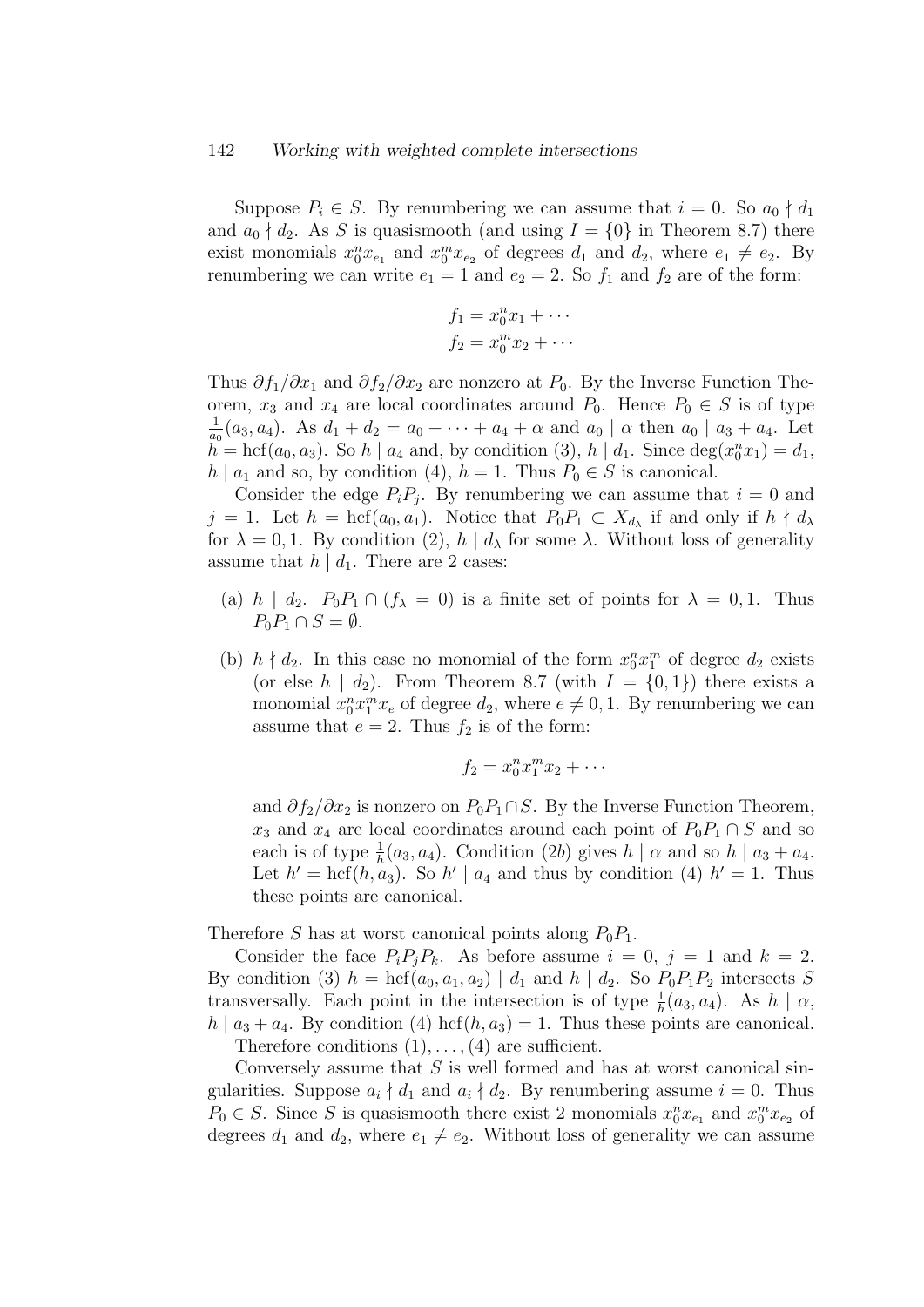Suppose $P_i \in S$. By renumbering we can assume that $i = 0$. So $a_0 \nmid d_1$ and $a_0 \nmid d_2$. As $S$ is quasismooth (and using $I = \{0\}$ in Theorem 8.7) there exist monomials $x_0^n x_{e_1}$ and $x_0^m x_{e_2}$ of degrees $d_1$ and $d_2$, where $e_1 \neq e_2$. By renumbering we can write $e_1 = 1$ and $e_2 = 2$. So $f_1$ and $f_2$ are of the form:

$$f_1 = x_0^n x_1 + \cdots$$
$$f_2 = x_0^m x_2 + \cdots$$

Thus $\partial f_1/\partial x_1$ and $\partial f_2/\partial x_2$ are nonzero at $P_0$. By the Inverse Function Theorem, $x_3$ and $x_4$ are local coordinates around $P_0$. Hence $P_0 \in S$ is of type $\frac{1}{a_0}(a_3, a_4)$. As $d_1 + d_2 = a_0 + \cdots + a_4 + \alpha$ and $a_0 \mid \alpha$ then $a_0 \mid a_3 + a_4$. Let $h = \mathrm{hcf}(a_0, a_3)$. So $h \mid a_4$ and, by condition (3), $h \mid d_1$. Since $\deg(x_0^n x_1) = d_1$, $h \mid a_1$ and so, by condition (4), $h = 1$. Thus $P_0 \in S$ is canonical.

Consider the edge $P_i P_j$. By renumbering we can assume that $i = 0$ and $j = 1$. Let $h = \mathrm{hcf}(a_0, a_1)$. Notice that $P_0 P_1 \subset X_{d_\lambda}$ if and only if $h \nmid d_\lambda$ for $\lambda = 0, 1$. By condition (2), $h \mid d_\lambda$ for some $\lambda$. Without loss of generality assume that $h \mid d_1$. There are 2 cases:

(a) $h \mid d_2$. $P_0 P_1 \cap (f_\lambda = 0)$ is a finite set of points for $\lambda = 0, 1$. Thus $P_0 P_1 \cap S = \emptyset$.

(b) $h \nmid d_2$. In this case no monomial of the form $x_0^n x_1^m$ of degree $d_2$ exists (or else $h \mid d_2$). From Theorem 8.7 (with $I = \{0, 1\}$) there exists a monomial $x_0^n x_1^m x_e$ of degree $d_2$, where $e \neq 0, 1$. By renumbering we can assume that $e = 2$. Thus $f_2$ is of the form:

$$f_2 = x_0^n x_1^m x_2 + \cdots$$

and $\partial f_2/\partial x_2$ is nonzero on $P_0 P_1 \cap S$. By the Inverse Function Theorem, $x_3$ and $x_4$ are local coordinates around each point of $P_0 P_1 \cap S$ and so each is of type $\frac{1}{h}(a_3, a_4)$. Condition $(2b)$ gives $h \mid \alpha$ and so $h \mid a_3 + a_4$. Let $h' = \mathrm{hcf}(h, a_3)$. So $h' \mid a_4$ and thus by condition (4) $h' = 1$. Thus these points are canonical.

Therefore $S$ has at worst canonical points along $P_0 P_1$.

Consider the face $P_i P_j P_k$. As before assume $i = 0$, $j = 1$ and $k = 2$. By condition (3) $h = \mathrm{hcf}(a_0, a_1, a_2) \mid d_1$ and $h \mid d_2$. So $P_0 P_1 P_2$ intersects $S$ transversally. Each point in the intersection is of type $\frac{1}{h}(a_3, a_4)$. As $h \mid \alpha$, $h \mid a_3 + a_4$. By condition (4) $\mathrm{hcf}(h, a_3) = 1$. Thus these points are canonical.

Therefore conditions $(1), \ldots, (4)$ are sufficient.

Conversely assume that $S$ is well formed and has at worst canonical singularities. Suppose $a_i \nmid d_1$ and $a_i \nmid d_2$. By renumbering assume $i = 0$. Thus $P_0 \in S$. Since $S$ is quasismooth there exist 2 monomials $x_0^n x_{e_1}$ and $x_0^m x_{e_2}$ of degrees $d_1$ and $d_2$, where $e_1 \neq e_2$. Without loss of generality we can assume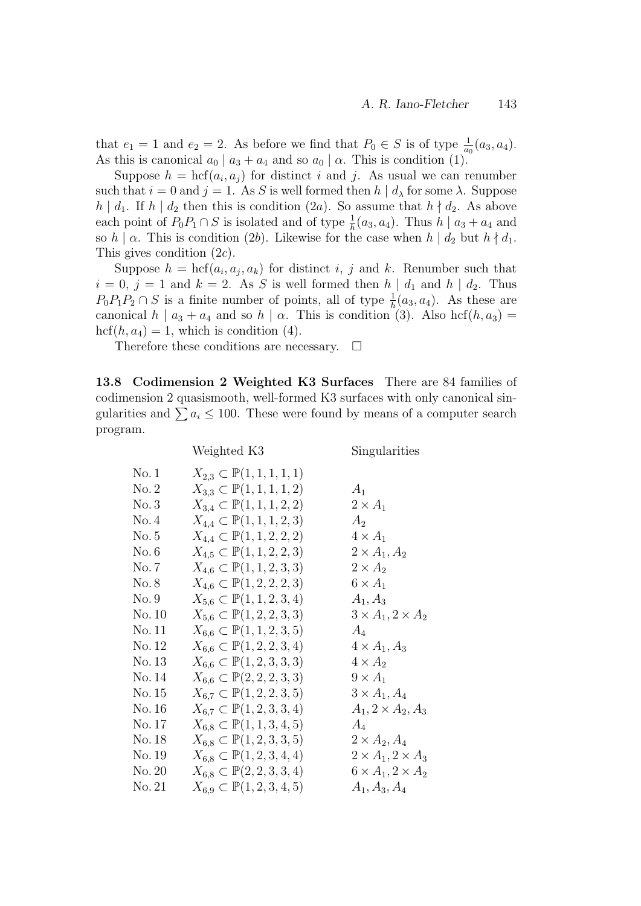that $e_1 = 1$ and $e_2 = 2$. As before we find that $P_0 \in S$ is of type $\frac{1}{a_0}(a_3, a_4)$. As this is canonical $a_0 \mid a_3 + a_4$ and so $a_0 \mid \alpha$. This is condition (1).

Suppose $h = \mathrm{hcf}(a_i, a_j)$ for distinct $i$ and $j$. As usual we can renumber such that $i = 0$ and $j = 1$. As $S$ is well formed then $h \mid d_\lambda$ for some $\lambda$. Suppose $h \mid d_1$. If $h \mid d_2$ then this is condition (2*a*). So assume that $h \nmid d_2$. As above each point of $P_0P_1 \cap S$ is isolated and of type $\frac{1}{h}(a_3, a_4)$. Thus $h \mid a_3 + a_4$ and so $h \mid \alpha$. This is condition (2*b*). Likewise for the case when $h \mid d_2$ but $h \nmid d_1$. This gives condition (2*c*).

Suppose $h = \mathrm{hcf}(a_i, a_j, a_k)$ for distinct $i$, $j$ and $k$. Renumber such that $i = 0$, $j = 1$ and $k = 2$. As $S$ is well formed then $h \mid d_1$ and $h \mid d_2$. Thus $P_0P_1P_2 \cap S$ is a finite number of points, all of type $\frac{1}{h}(a_3, a_4)$. As these are canonical $h \mid a_3 + a_4$ and so $h \mid \alpha$. This is condition (3). Also $\mathrm{hcf}(h, a_3) = \mathrm{hcf}(h, a_4) = 1$, which is condition (4).

Therefore these conditions are necessary. $\square$

**13.8 Codimension 2 Weighted K3 Surfaces** There are 84 families of codimension 2 quasismooth, well-formed K3 surfaces with only canonical singularities and $\sum a_i \le 100$. These were found by means of a computer search program.

| | Weighted K3 | Singularities |
|---|---|---|
| No. 1 | $X_{2,3} \subset \mathbb{P}(1,1,1,1,1)$ | |
| No. 2 | $X_{3,3} \subset \mathbb{P}(1,1,1,1,2)$ | $A_1$ |
| No. 3 | $X_{3,4} \subset \mathbb{P}(1,1,1,2,2)$ | $2 \times A_1$ |
| No. 4 | $X_{4,4} \subset \mathbb{P}(1,1,1,2,3)$ | $A_2$ |
| No. 5 | $X_{4,4} \subset \mathbb{P}(1,1,2,2,2)$ | $4 \times A_1$ |
| No. 6 | $X_{4,5} \subset \mathbb{P}(1,1,2,2,3)$ | $2 \times A_1, A_2$ |
| No. 7 | $X_{4,6} \subset \mathbb{P}(1,1,2,3,3)$ | $2 \times A_2$ |
| No. 8 | $X_{4,6} \subset \mathbb{P}(1,2,2,2,3)$ | $6 \times A_1$ |
| No. 9 | $X_{5,6} \subset \mathbb{P}(1,1,2,3,4)$ | $A_1, A_3$ |
| No. 10 | $X_{5,6} \subset \mathbb{P}(1,2,2,3,3)$ | $3 \times A_1, 2 \times A_2$ |
| No. 11 | $X_{6,6} \subset \mathbb{P}(1,1,2,3,5)$ | $A_4$ |
| No. 12 | $X_{6,6} \subset \mathbb{P}(1,2,2,3,4)$ | $4 \times A_1, A_3$ |
| No. 13 | $X_{6,6} \subset \mathbb{P}(1,2,3,3,3)$ | $4 \times A_2$ |
| No. 14 | $X_{6,6} \subset \mathbb{P}(2,2,2,3,3)$ | $9 \times A_1$ |
| No. 15 | $X_{6,7} \subset \mathbb{P}(1,2,2,3,5)$ | $3 \times A_1, A_4$ |
| No. 16 | $X_{6,7} \subset \mathbb{P}(1,2,3,3,4)$ | $A_1, 2 \times A_2, A_3$ |
| No. 17 | $X_{6,8} \subset \mathbb{P}(1,1,3,4,5)$ | $A_4$ |
| No. 18 | $X_{6,8} \subset \mathbb{P}(1,2,3,3,5)$ | $2 \times A_2, A_4$ |
| No. 19 | $X_{6,8} \subset \mathbb{P}(1,2,3,4,4)$ | $2 \times A_1, 2 \times A_3$ |
| No. 20 | $X_{6,8} \subset \mathbb{P}(2,2,3,3,4)$ | $6 \times A_1, 2 \times A_2$ |
| No. 21 | $X_{6,9} \subset \mathbb{P}(1,2,3,4,5)$ | $A_1, A_3, A_4$ |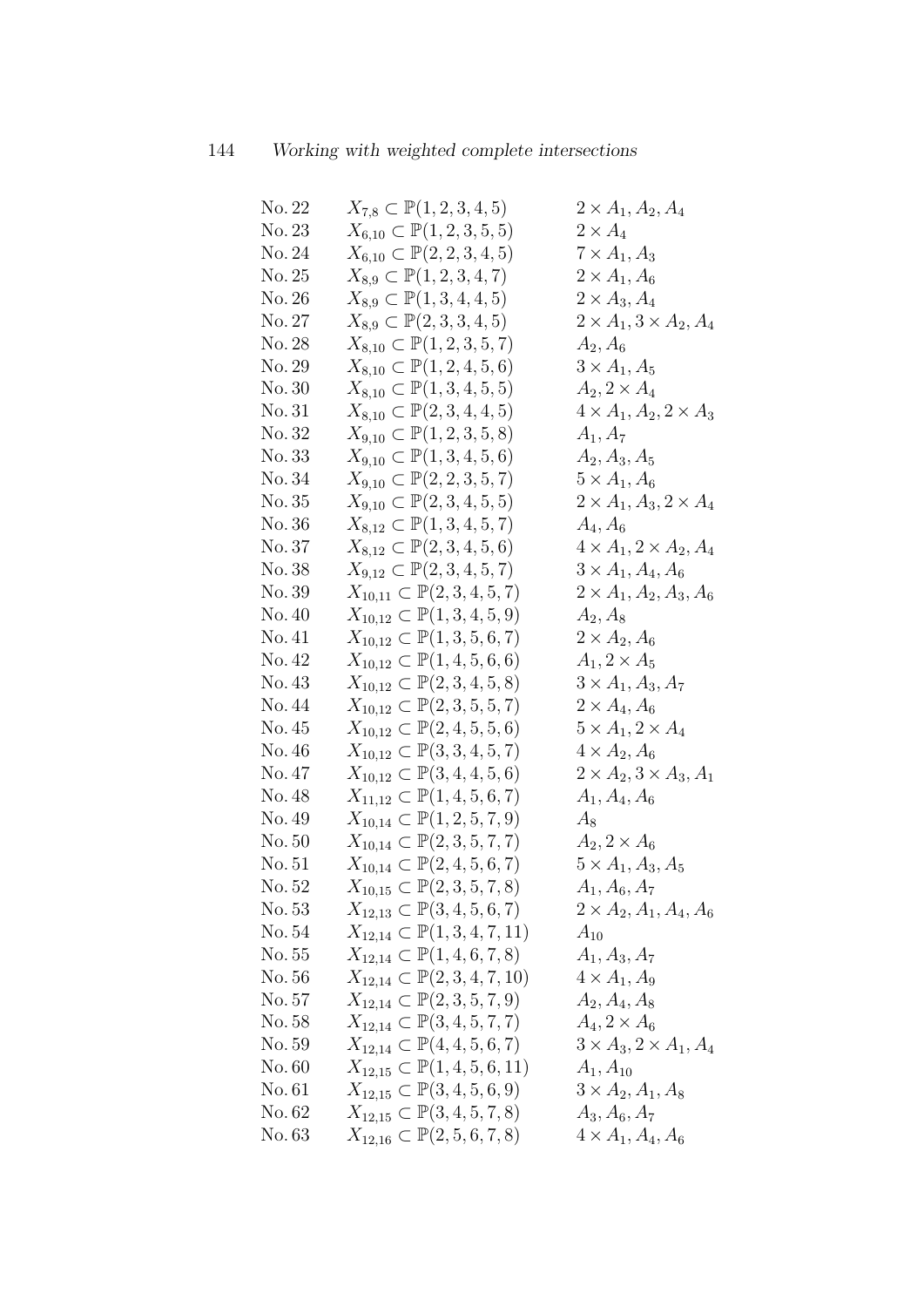| | | |
|---|---|---|
| No. 22 | $X_{7,8} \subset \mathbb{P}(1,2,3,4,5)$ | $2 \times A_1, A_2, A_4$ |
| No. 23 | $X_{6,10} \subset \mathbb{P}(1,2,3,5,5)$ | $2 \times A_4$ |
| No. 24 | $X_{6,10} \subset \mathbb{P}(2,2,3,4,5)$ | $7 \times A_1, A_3$ |
| No. 25 | $X_{8,9} \subset \mathbb{P}(1,2,3,4,7)$ | $2 \times A_1, A_6$ |
| No. 26 | $X_{8,9} \subset \mathbb{P}(1,3,4,4,5)$ | $2 \times A_3, A_4$ |
| No. 27 | $X_{8,9} \subset \mathbb{P}(2,3,3,4,5)$ | $2 \times A_1, 3 \times A_2, A_4$ |
| No. 28 | $X_{8,10} \subset \mathbb{P}(1,2,3,5,7)$ | $A_2, A_6$ |
| No. 29 | $X_{8,10} \subset \mathbb{P}(1,2,4,5,6)$ | $3 \times A_1, A_5$ |
| No. 30 | $X_{8,10} \subset \mathbb{P}(1,3,4,5,5)$ | $A_2, 2 \times A_4$ |
| No. 31 | $X_{8,10} \subset \mathbb{P}(2,3,4,4,5)$ | $4 \times A_1, A_2, 2 \times A_3$ |
| No. 32 | $X_{9,10} \subset \mathbb{P}(1,2,3,5,8)$ | $A_1, A_7$ |
| No. 33 | $X_{9,10} \subset \mathbb{P}(1,3,4,5,6)$ | $A_2, A_3, A_5$ |
| No. 34 | $X_{9,10} \subset \mathbb{P}(2,2,3,5,7)$ | $5 \times A_1, A_6$ |
| No. 35 | $X_{9,10} \subset \mathbb{P}(2,3,4,5,5)$ | $2 \times A_1, A_3, 2 \times A_4$ |
| No. 36 | $X_{8,12} \subset \mathbb{P}(1,3,4,5,7)$ | $A_4, A_6$ |
| No. 37 | $X_{8,12} \subset \mathbb{P}(2,3,4,5,6)$ | $4 \times A_1, 2 \times A_2, A_4$ |
| No. 38 | $X_{9,12} \subset \mathbb{P}(2,3,4,5,7)$ | $3 \times A_1, A_4, A_6$ |
| No. 39 | $X_{10,11} \subset \mathbb{P}(2,3,4,5,7)$ | $2 \times A_1, A_2, A_3, A_6$ |
| No. 40 | $X_{10,12} \subset \mathbb{P}(1,3,4,5,9)$ | $A_2, A_8$ |
| No. 41 | $X_{10,12} \subset \mathbb{P}(1,3,5,6,7)$ | $2 \times A_2, A_6$ |
| No. 42 | $X_{10,12} \subset \mathbb{P}(1,4,5,6,6)$ | $A_1, 2 \times A_5$ |
| No. 43 | $X_{10,12} \subset \mathbb{P}(2,3,4,5,8)$ | $3 \times A_1, A_3, A_7$ |
| No. 44 | $X_{10,12} \subset \mathbb{P}(2,3,5,5,7)$ | $2 \times A_4, A_6$ |
| No. 45 | $X_{10,12} \subset \mathbb{P}(2,4,5,5,6)$ | $5 \times A_1, 2 \times A_4$ |
| No. 46 | $X_{10,12} \subset \mathbb{P}(3,3,4,5,7)$ | $4 \times A_2, A_6$ |
| No. 47 | $X_{10,12} \subset \mathbb{P}(3,4,4,5,6)$ | $2 \times A_2, 3 \times A_3, A_1$ |
| No. 48 | $X_{11,12} \subset \mathbb{P}(1,4,5,6,7)$ | $A_1, A_4, A_6$ |
| No. 49 | $X_{10,14} \subset \mathbb{P}(1,2,5,7,9)$ | $A_8$ |
| No. 50 | $X_{10,14} \subset \mathbb{P}(2,3,5,7,7)$ | $A_2, 2 \times A_6$ |
| No. 51 | $X_{10,14} \subset \mathbb{P}(2,4,5,6,7)$ | $5 \times A_1, A_3, A_5$ |
| No. 52 | $X_{10,15} \subset \mathbb{P}(2,3,5,7,8)$ | $A_1, A_6, A_7$ |
| No. 53 | $X_{12,13} \subset \mathbb{P}(3,4,5,6,7)$ | $2 \times A_2, A_1, A_4, A_6$ |
| No. 54 | $X_{12,14} \subset \mathbb{P}(1,3,4,7,11)$ | $A_{10}$ |
| No. 55 | $X_{12,14} \subset \mathbb{P}(1,4,6,7,8)$ | $A_1, A_3, A_7$ |
| No. 56 | $X_{12,14} \subset \mathbb{P}(2,3,4,7,10)$ | $4 \times A_1, A_9$ |
| No. 57 | $X_{12,14} \subset \mathbb{P}(2,3,5,7,9)$ | $A_2, A_4, A_8$ |
| No. 58 | $X_{12,14} \subset \mathbb{P}(3,4,5,7,7)$ | $A_4, 2 \times A_6$ |
| No. 59 | $X_{12,14} \subset \mathbb{P}(4,4,5,6,7)$ | $3 \times A_3, 2 \times A_1, A_4$ |
| No. 60 | $X_{12,15} \subset \mathbb{P}(1,4,5,6,11)$ | $A_1, A_{10}$ |
| No. 61 | $X_{12,15} \subset \mathbb{P}(3,4,5,6,9)$ | $3 \times A_2, A_1, A_8$ |
| No. 62 | $X_{12,15} \subset \mathbb{P}(3,4,5,7,8)$ | $A_3, A_6, A_7$ |
| No. 63 | $X_{12,16} \subset \mathbb{P}(2,5,6,7,8)$ | $4 \times A_1, A_4, A_6$ |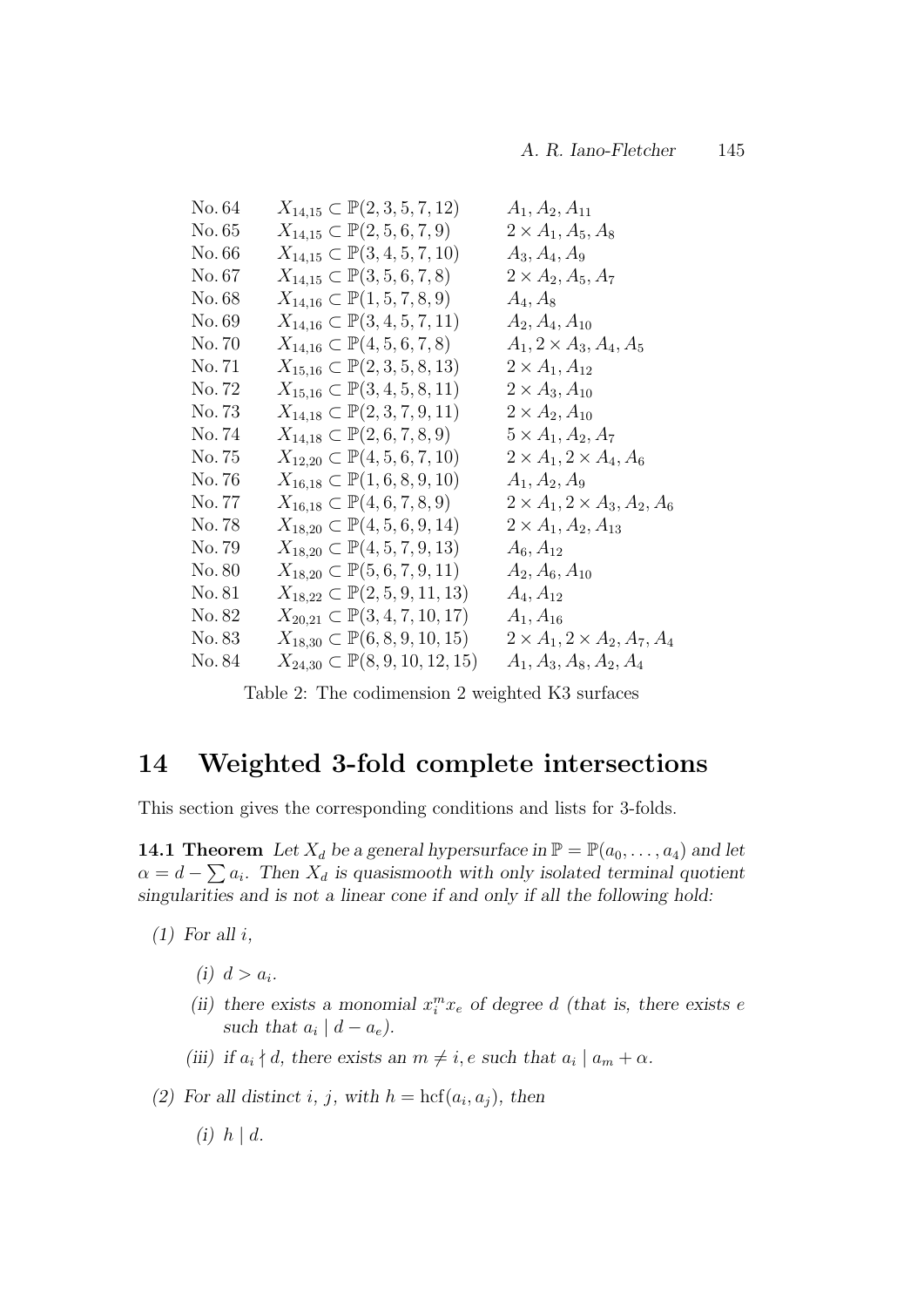| | | |
|---|---|---|
| No. 64 | $X_{14,15} \subset \mathbb{P}(2,3,5,7,12)$ | $A_1, A_2, A_{11}$ |
| No. 65 | $X_{14,15} \subset \mathbb{P}(2,5,6,7,9)$ | $2 \times A_1, A_5, A_8$ |
| No. 66 | $X_{14,15} \subset \mathbb{P}(3,4,5,7,10)$ | $A_3, A_4, A_9$ |
| No. 67 | $X_{14,15} \subset \mathbb{P}(3,5,6,7,8)$ | $2 \times A_2, A_5, A_7$ |
| No. 68 | $X_{14,16} \subset \mathbb{P}(1,5,7,8,9)$ | $A_4, A_8$ |
| No. 69 | $X_{14,16} \subset \mathbb{P}(3,4,5,7,11)$ | $A_2, A_4, A_{10}$ |
| No. 70 | $X_{14,16} \subset \mathbb{P}(4,5,6,7,8)$ | $A_1, 2 \times A_3, A_4, A_5$ |
| No. 71 | $X_{15,16} \subset \mathbb{P}(2,3,5,8,13)$ | $2 \times A_1, A_{12}$ |
| No. 72 | $X_{15,16} \subset \mathbb{P}(3,4,5,8,11)$ | $2 \times A_3, A_{10}$ |
| No. 73 | $X_{14,18} \subset \mathbb{P}(2,3,7,9,11)$ | $2 \times A_2, A_{10}$ |
| No. 74 | $X_{14,18} \subset \mathbb{P}(2,6,7,8,9)$ | $5 \times A_1, A_2, A_7$ |
| No. 75 | $X_{12,20} \subset \mathbb{P}(4,5,6,7,10)$ | $2 \times A_1, 2 \times A_4, A_6$ |
| No. 76 | $X_{16,18} \subset \mathbb{P}(1,6,8,9,10)$ | $A_1, A_2, A_9$ |
| No. 77 | $X_{16,18} \subset \mathbb{P}(4,6,7,8,9)$ | $2 \times A_1, 2 \times A_3, A_2, A_6$ |
| No. 78 | $X_{18,20} \subset \mathbb{P}(4,5,6,9,14)$ | $2 \times A_1, A_2, A_{13}$ |
| No. 79 | $X_{18,20} \subset \mathbb{P}(4,5,7,9,13)$ | $A_6, A_{12}$ |
| No. 80 | $X_{18,20} \subset \mathbb{P}(5,6,7,9,11)$ | $A_2, A_6, A_{10}$ |
| No. 81 | $X_{18,22} \subset \mathbb{P}(2,5,9,11,13)$ | $A_4, A_{12}$ |
| No. 82 | $X_{20,21} \subset \mathbb{P}(3,4,7,10,17)$ | $A_1, A_{16}$ |
| No. 83 | $X_{18,30} \subset \mathbb{P}(6,8,9,10,15)$ | $2 \times A_1, 2 \times A_2, A_7, A_4$ |
| No. 84 | $X_{24,30} \subset \mathbb{P}(8,9,10,12,15)$ | $A_1, A_3, A_8, A_2, A_4$ |

Table 2: The codimension 2 weighted K3 surfaces

# 14 Weighted 3-fold complete intersections

This section gives the corresponding conditions and lists for 3-folds.

**14.1 Theorem** *Let $X_d$ be a general hypersurface in $\mathbb{P} = \mathbb{P}(a_0, \ldots, a_4)$ and let $\alpha = d - \sum a_i$. Then $X_d$ is quasismooth with only isolated terminal quotient singularities and is not a linear cone if and only if all the following hold:*

*(1) For all $i$,*

- *(i) $d > a_i$.*
- *(ii) there exists a monomial $x_i^m x_e$ of degree $d$ (that is, there exists $e$ such that $a_i \mid d - a_e$).*
- *(iii) if $a_i \nmid d$, there exists an $m \neq i, e$ such that $a_i \mid a_m + \alpha$.*

*(2) For all distinct $i$, $j$, with $h = \mathrm{hcf}(a_i, a_j)$, then*

- *(i) $h \mid d$.*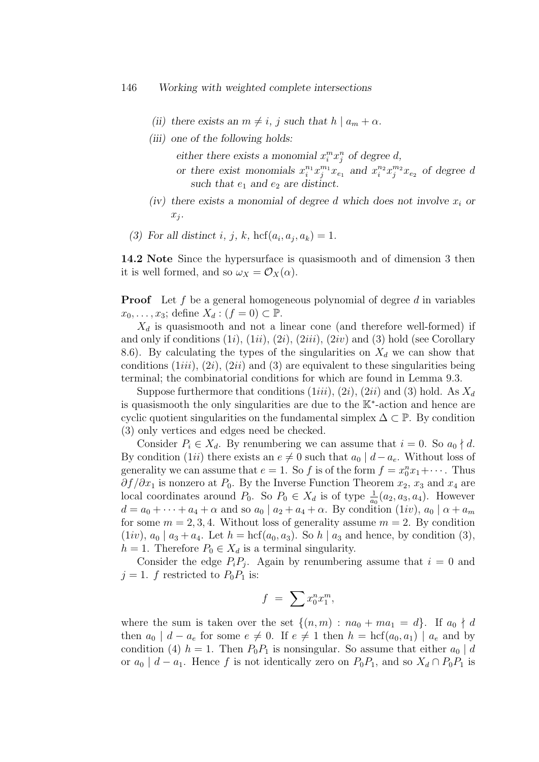*(ii) there exists an $m \neq i$, $j$ such that $h \mid a_m + \alpha$.*

*(iii) one of the following holds:*

*either there exists a monomial $x_i^m x_j^n$ of degree $d$,*

*or there exist monomials $x_i^{n_1} x_j^{m_1} x_{e_1}$ and $x_i^{n_2} x_j^{m_2} x_{e_2}$ of degree $d$ such that $e_1$ and $e_2$ are distinct.*

*(iv) there exists a monomial of degree $d$ which does not involve $x_i$ or $x_j$.*

*(3) For all distinct $i$, $j$, $k$, $\operatorname{hcf}(a_i, a_j, a_k) = 1$.*

**14.2 Note** Since the hypersurface is quasismooth and of dimension 3 then it is well formed, and so $\omega_X = \mathcal{O}_X(\alpha)$.

**Proof** Let $f$ be a general homogeneous polynomial of degree $d$ in variables $x_0, \ldots, x_3$; define $X_d : (f = 0) \subset \mathbb{P}$.

$X_d$ is quasismooth and not a linear cone (and therefore well-formed) if and only if conditions $(1i)$, $(1ii)$, $(2i)$, $(2iii)$, $(2iv)$ and (3) hold (see Corollary 8.6). By calculating the types of the singularities on $X_d$ we can show that conditions $(1iii)$, $(2i)$, $(2ii)$ and (3) are equivalent to these singularities being terminal; the combinatorial conditions for which are found in Lemma 9.3.

Suppose furthermore that conditions $(1iii)$, $(2i)$, $(2ii)$ and (3) hold. As $X_d$ is quasismooth the only singularities are due to the $\mathbb{K}^*$-action and hence are cyclic quotient singularities on the fundamental simplex $\Delta \subset \mathbb{P}$. By condition (3) only vertices and edges need be checked.

Consider $P_i \in X_d$. By renumbering we can assume that $i = 0$. So $a_0 \nmid d$. By condition $(1ii)$ there exists an $e \neq 0$ such that $a_0 \mid d - a_e$. Without loss of generality we can assume that $e = 1$. So $f$ is of the form $f = x_0^n x_1 + \cdots$. Thus $\partial f / \partial x_1$ is nonzero at $P_0$. By the Inverse Function Theorem $x_2$, $x_3$ and $x_4$ are local coordinates around $P_0$. So $P_0 \in X_d$ is of type $\frac{1}{a_0}(a_2, a_3, a_4)$. However $d = a_0 + \cdots + a_4 + \alpha$ and so $a_0 \mid a_2 + a_4 + \alpha$. By condition $(1iv)$, $a_0 \mid \alpha + a_m$ for some $m = 2, 3, 4$. Without loss of generality assume $m = 2$. By condition $(1iv)$, $a_0 \mid a_3 + a_4$. Let $h = \operatorname{hcf}(a_0, a_3)$. So $h \mid a_3$ and hence, by condition (3), $h = 1$. Therefore $P_0 \in X_d$ is a terminal singularity.

Consider the edge $P_i P_j$. Again by renumbering assume that $i = 0$ and $j = 1$. $f$ restricted to $P_0 P_1$ is:

$$f \;=\; \sum x_0^n x_1^m,$$

where the sum is taken over the set $\{(n, m) : n a_0 + m a_1 = d\}$. If $a_0 \nmid d$ then $a_0 \mid d - a_e$ for some $e \neq 0$. If $e \neq 1$ then $h = \operatorname{hcf}(a_0, a_1) \mid a_e$ and by condition (4) $h = 1$. Then $P_0 P_1$ is nonsingular. So assume that either $a_0 \mid d$ or $a_0 \mid d - a_1$. Hence $f$ is not identically zero on $P_0 P_1$, and so $X_d \cap P_0 P_1$ is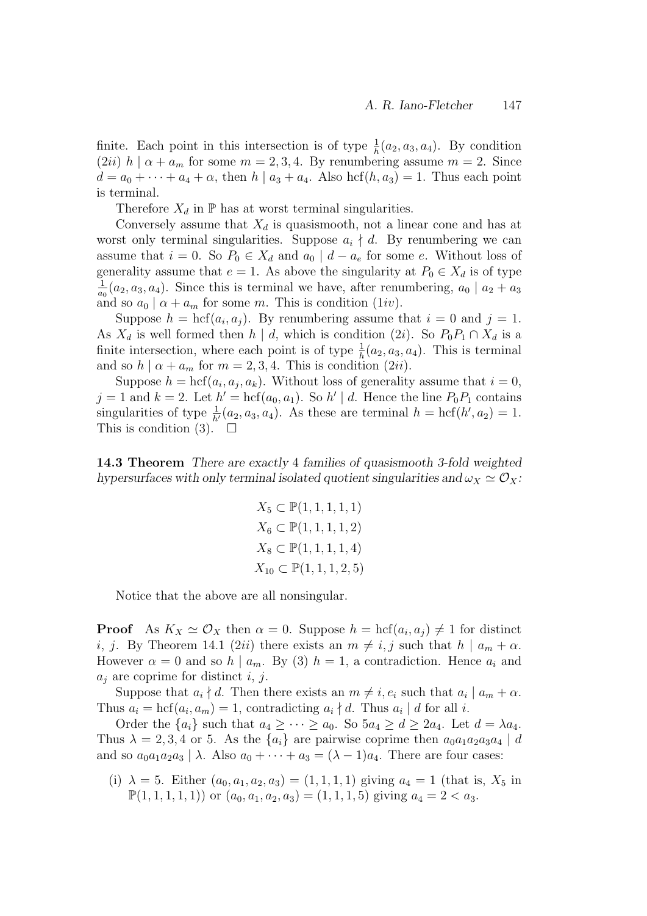finite. Each point in this intersection is of type $\frac{1}{h}(a_2, a_3, a_4)$. By condition $(2ii)$ $h \mid \alpha + a_m$ for some $m = 2, 3, 4$. By renumbering assume $m = 2$. Since $d = a_0 + \cdots + a_4 + \alpha$, then $h \mid a_3 + a_4$. Also $\mathrm{hcf}(h, a_3) = 1$. Thus each point is terminal.

Therefore $X_d$ in $\mathbb{P}$ has at worst terminal singularities.

Conversely assume that $X_d$ is quasismooth, not a linear cone and has at worst only terminal singularities. Suppose $a_i \nmid d$. By renumbering we can assume that $i = 0$. So $P_0 \in X_d$ and $a_0 \mid d - a_e$ for some $e$. Without loss of generality assume that $e = 1$. As above the singularity at $P_0 \in X_d$ is of type $\frac{1}{a_0}(a_2, a_3, a_4)$. Since this is terminal we have, after renumbering, $a_0 \mid a_2 + a_3$ and so $a_0 \mid \alpha + a_m$ for some $m$. This is condition $(1iv)$.

Suppose $h = \mathrm{hcf}(a_i, a_j)$. By renumbering assume that $i = 0$ and $j = 1$. As $X_d$ is well formed then $h \mid d$, which is condition $(2i)$. So $P_0P_1 \cap X_d$ is a finite intersection, where each point is of type $\frac{1}{h}(a_2, a_3, a_4)$. This is terminal and so $h \mid \alpha + a_m$ for $m = 2, 3, 4$. This is condition $(2ii)$.

Suppose $h = \mathrm{hcf}(a_i, a_j, a_k)$. Without loss of generality assume that $i = 0$, $j = 1$ and $k = 2$. Let $h' = \mathrm{hcf}(a_0, a_1)$. So $h' \mid d$. Hence the line $P_0P_1$ contains singularities of type $\frac{1}{h'}(a_2, a_3, a_4)$. As these are terminal $h = \mathrm{hcf}(h', a_2) = 1$. This is condition (3). $\square$

**14.3 Theorem** *There are exactly 4 families of quasismooth 3-fold weighted hypersurfaces with only terminal isolated quotient singularities and $\omega_X \simeq \mathcal{O}_X$:*

$$X_5 \subset \mathbb{P}(1,1,1,1,1)$$
$$X_6 \subset \mathbb{P}(1,1,1,1,2)$$
$$X_8 \subset \mathbb{P}(1,1,1,1,4)$$
$$X_{10} \subset \mathbb{P}(1,1,1,2,5)$$

Notice that the above are all nonsingular.

**Proof** As $K_X \simeq \mathcal{O}_X$ then $\alpha = 0$. Suppose $h = \mathrm{hcf}(a_i, a_j) \neq 1$ for distinct $i$, $j$. By Theorem 14.1 $(2ii)$ there exists an $m \neq i, j$ such that $h \mid a_m + \alpha$. However $\alpha = 0$ and so $h \mid a_m$. By (3) $h = 1$, a contradiction. Hence $a_i$ and $a_j$ are coprime for distinct $i$, $j$.

Suppose that $a_i \nmid d$. Then there exists an $m \neq i, e_i$ such that $a_i \mid a_m + \alpha$. Thus $a_i = \mathrm{hcf}(a_i, a_m) = 1$, contradicting $a_i \nmid d$. Thus $a_i \mid d$ for all $i$.

Order the $\{a_i\}$ such that $a_4 \geq \cdots \geq a_0$. So $5a_4 \geq d \geq 2a_4$. Let $d = \lambda a_4$. Thus $\lambda = 2, 3, 4$ or 5. As the $\{a_i\}$ are pairwise coprime then $a_0a_1a_2a_3a_4 \mid d$ and so $a_0a_1a_2a_3 \mid \lambda$. Also $a_0 + \cdots + a_3 = (\lambda - 1)a_4$. There are four cases:

(i) $\lambda = 5$. Either $(a_0, a_1, a_2, a_3) = (1, 1, 1, 1)$ giving $a_4 = 1$ (that is, $X_5$ in $\mathbb{P}(1, 1, 1, 1, 1)$) or $(a_0, a_1, a_2, a_3) = (1, 1, 1, 5)$ giving $a_4 = 2 < a_3$.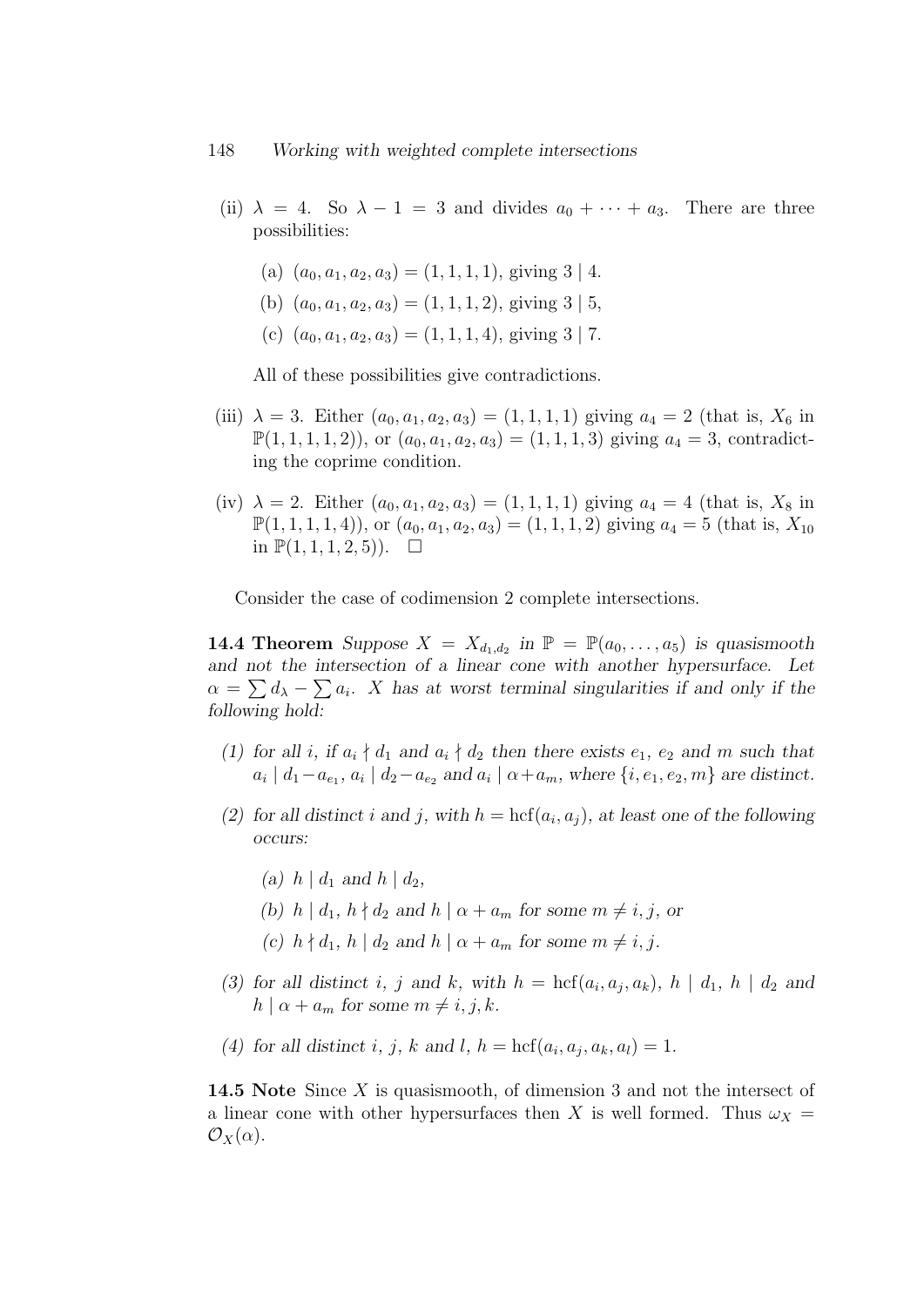(ii) $\lambda = 4$. So $\lambda - 1 = 3$ and divides $a_0 + \cdots + a_3$. There are three possibilities:

   (a) $(a_0, a_1, a_2, a_3) = (1, 1, 1, 1)$, giving $3 \mid 4$.

   (b) $(a_0, a_1, a_2, a_3) = (1, 1, 1, 2)$, giving $3 \mid 5$,

   (c) $(a_0, a_1, a_2, a_3) = (1, 1, 1, 4)$, giving $3 \mid 7$.

   All of these possibilities give contradictions.

(iii) $\lambda = 3$. Either $(a_0, a_1, a_2, a_3) = (1, 1, 1, 1)$ giving $a_4 = 2$ (that is, $X_6$ in $\mathbb{P}(1, 1, 1, 1, 2)$), or $(a_0, a_1, a_2, a_3) = (1, 1, 1, 3)$ giving $a_4 = 3$, contradicting the coprime condition.

(iv) $\lambda = 2$. Either $(a_0, a_1, a_2, a_3) = (1, 1, 1, 1)$ giving $a_4 = 4$ (that is, $X_8$ in $\mathbb{P}(1, 1, 1, 1, 4)$), or $(a_0, a_1, a_2, a_3) = (1, 1, 1, 2)$ giving $a_4 = 5$ (that is, $X_{10}$ in $\mathbb{P}(1, 1, 1, 2, 5)$). $\square$

Consider the case of codimension 2 complete intersections.

**14.4 Theorem** *Suppose $X = X_{d_1,d_2}$ in $\mathbb{P} = \mathbb{P}(a_0, \ldots, a_5)$ is quasismooth and not the intersection of a linear cone with another hypersurface. Let $\alpha = \sum d_\lambda - \sum a_i$. $X$ has at worst terminal singularities if and only if the following hold:*

*(1) for all $i$, if $a_i \nmid d_1$ and $a_i \nmid d_2$ then there exists $e_1$, $e_2$ and $m$ such that $a_i \mid d_1 - a_{e_1}$, $a_i \mid d_2 - a_{e_2}$ and $a_i \mid \alpha + a_m$, where $\{i, e_1, e_2, m\}$ are distinct.*

*(2) for all distinct $i$ and $j$, with $h = \operatorname{hcf}(a_i, a_j)$, at least one of the following occurs:*

   *(a) $h \mid d_1$ and $h \mid d_2$,*

   *(b) $h \mid d_1$, $h \nmid d_2$ and $h \mid \alpha + a_m$ for some $m \neq i, j$, or*

   *(c) $h \nmid d_1$, $h \mid d_2$ and $h \mid \alpha + a_m$ for some $m \neq i, j$.*

*(3) for all distinct $i$, $j$ and $k$, with $h = \operatorname{hcf}(a_i, a_j, a_k)$, $h \mid d_1$, $h \mid d_2$ and $h \mid \alpha + a_m$ for some $m \neq i, j, k$.*

*(4) for all distinct $i$, $j$, $k$ and $l$, $h = \operatorname{hcf}(a_i, a_j, a_k, a_l) = 1$.*

**14.5 Note** Since $X$ is quasismooth, of dimension 3 and not the intersect of a linear cone with other hypersurfaces then $X$ is well formed. Thus $\omega_X = \mathcal{O}_X(\alpha)$.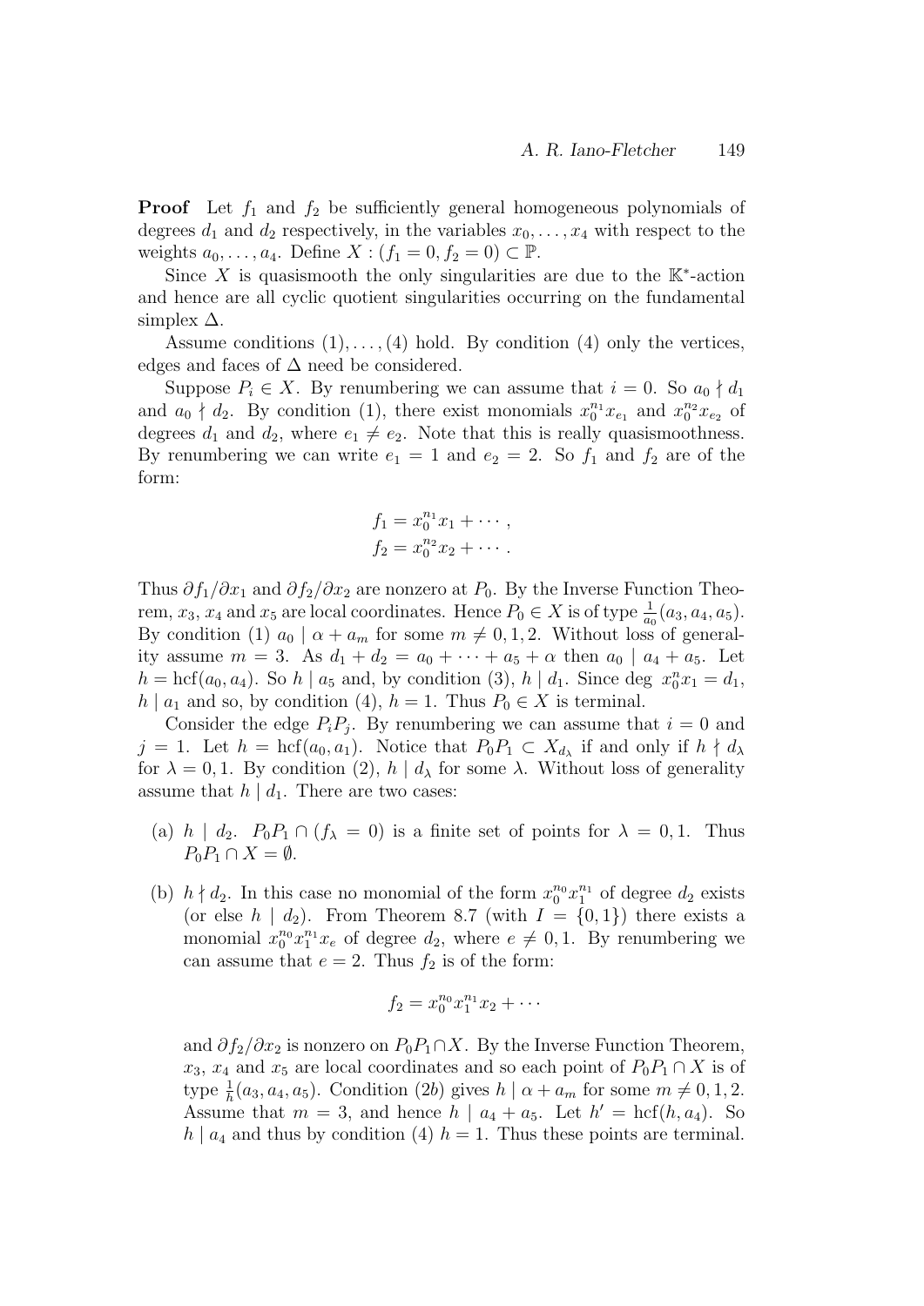**Proof** Let $f_1$ and $f_2$ be sufficiently general homogeneous polynomials of degrees $d_1$ and $d_2$ respectively, in the variables $x_0, \ldots, x_4$ with respect to the weights $a_0, \ldots, a_4$. Define $X : (f_1 = 0, f_2 = 0) \subset \mathbb{P}$.

Since $X$ is quasismooth the only singularities are due to the $\mathbb{K}^*$-action and hence are all cyclic quotient singularities occurring on the fundamental simplex $\Delta$.

Assume conditions $(1), \ldots, (4)$ hold. By condition (4) only the vertices, edges and faces of $\Delta$ need be considered.

Suppose $P_i \in X$. By renumbering we can assume that $i = 0$. So $a_0 \nmid d_1$ and $a_0 \nmid d_2$. By condition (1), there exist monomials $x_0^{n_1} x_{e_1}$ and $x_0^{n_2} x_{e_2}$ of degrees $d_1$ and $d_2$, where $e_1 \neq e_2$. Note that this is really quasismoothness. By renumbering we can write $e_1 = 1$ and $e_2 = 2$. So $f_1$ and $f_2$ are of the form:

$$f_1 = x_0^{n_1} x_1 + \cdots,$$
$$f_2 = x_0^{n_2} x_2 + \cdots.$$

Thus $\partial f_1 / \partial x_1$ and $\partial f_2 / \partial x_2$ are nonzero at $P_0$. By the Inverse Function Theorem, $x_3$, $x_4$ and $x_5$ are local coordinates. Hence $P_0 \in X$ is of type $\frac{1}{a_0}(a_3, a_4, a_5)$. By condition (1) $a_0 \mid \alpha + a_m$ for some $m \neq 0, 1, 2$. Without loss of generality assume $m = 3$. As $d_1 + d_2 = a_0 + \cdots + a_5 + \alpha$ then $a_0 \mid a_4 + a_5$. Let $h = \operatorname{hcf}(a_0, a_4)$. So $h \mid a_5$ and, by condition (3), $h \mid d_1$. Since $\deg\ x_0^n x_1 = d_1$, $h \mid a_1$ and so, by condition (4), $h = 1$. Thus $P_0 \in X$ is terminal.

Consider the edge $P_i P_j$. By renumbering we can assume that $i = 0$ and $j = 1$. Let $h = \operatorname{hcf}(a_0, a_1)$. Notice that $P_0 P_1 \subset X_{d_\lambda}$ if and only if $h \nmid d_\lambda$ for $\lambda = 0, 1$. By condition (2), $h \mid d_\lambda$ for some $\lambda$. Without loss of generality assume that $h \mid d_1$. There are two cases:

(a) $h \mid d_2$. $P_0 P_1 \cap (f_\lambda = 0)$ is a finite set of points for $\lambda = 0, 1$. Thus $P_0 P_1 \cap X = \emptyset$.

(b) $h \nmid d_2$. In this case no monomial of the form $x_0^{n_0} x_1^{n_1}$ of degree $d_2$ exists (or else $h \mid d_2$). From Theorem 8.7 (with $I = \{0, 1\}$) there exists a monomial $x_0^{n_0} x_1^{n_1} x_e$ of degree $d_2$, where $e \neq 0, 1$. By renumbering we can assume that $e = 2$. Thus $f_2$ is of the form:

$$f_2 = x_0^{n_0} x_1^{n_1} x_2 + \cdots$$

and $\partial f_2 / \partial x_2$ is nonzero on $P_0 P_1 \cap X$. By the Inverse Function Theorem, $x_3$, $x_4$ and $x_5$ are local coordinates and so each point of $P_0 P_1 \cap X$ is of type $\frac{1}{h}(a_3, a_4, a_5)$. Condition (2$b$) gives $h \mid \alpha + a_m$ for some $m \neq 0, 1, 2$. Assume that $m = 3$, and hence $h \mid a_4 + a_5$. Let $h' = \operatorname{hcf}(h, a_4)$. So $h \mid a_4$ and thus by condition (4) $h = 1$. Thus these points are terminal.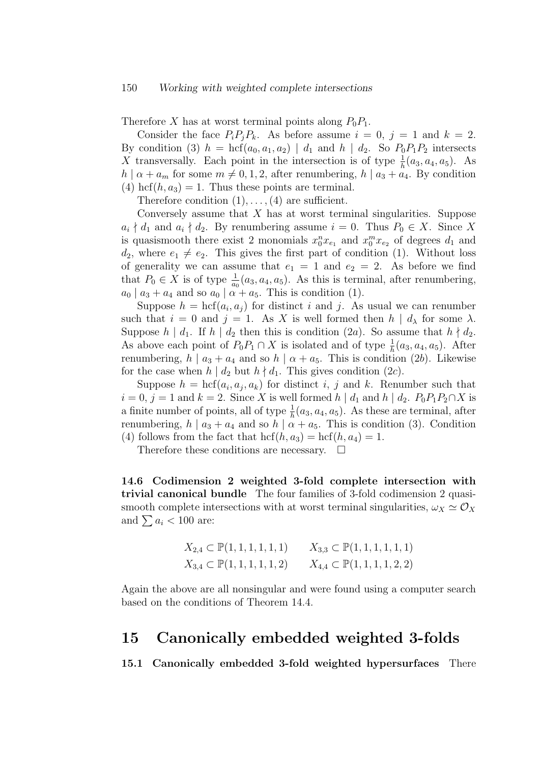Therefore $X$ has at worst terminal points along $P_0P_1$.

Consider the face $P_iP_jP_k$. As before assume $i = 0$, $j = 1$ and $k = 2$. By condition (3) $h = \text{hcf}(a_0, a_1, a_2) \mid d_1$ and $h \mid d_2$. So $P_0P_1P_2$ intersects $X$ transversally. Each point in the intersection is of type $\frac{1}{h}(a_3, a_4, a_5)$. As $h \mid \alpha + a_m$ for some $m \neq 0, 1, 2$, after renumbering, $h \mid a_3 + a_4$. By condition (4) $\text{hcf}(h, a_3) = 1$. Thus these points are terminal.

Therefore condition $(1), \ldots, (4)$ are sufficient.

Conversely assume that $X$ has at worst terminal singularities. Suppose $a_i \nmid d_1$ and $a_i \nmid d_2$. By renumbering assume $i = 0$. Thus $P_0 \in X$. Since $X$ is quasismooth there exist 2 monomials $x_0^n x_{e_1}$ and $x_0^m x_{e_2}$ of degrees $d_1$ and $d_2$, where $e_1 \neq e_2$. This gives the first part of condition (1). Without loss of generality we can assume that $e_1 = 1$ and $e_2 = 2$. As before we find that $P_0 \in X$ is of type $\frac{1}{a_0}(a_3, a_4, a_5)$. As this is terminal, after renumbering, $a_0 \mid a_3 + a_4$ and so $a_0 \mid \alpha + a_5$. This is condition (1).

Suppose $h = \text{hcf}(a_i, a_j)$ for distinct $i$ and $j$. As usual we can renumber such that $i = 0$ and $j = 1$. As $X$ is well formed then $h \mid d_\lambda$ for some $\lambda$. Suppose $h \mid d_1$. If $h \mid d_2$ then this is condition ($2a$). So assume that $h \nmid d_2$. As above each point of $P_0P_1 \cap X$ is isolated and of type $\frac{1}{h}(a_3, a_4, a_5)$. After renumbering, $h \mid a_3 + a_4$ and so $h \mid \alpha + a_5$. This is condition ($2b$). Likewise for the case when $h \mid d_2$ but $h \nmid d_1$. This gives condition ($2c$).

Suppose $h = \text{hcf}(a_i, a_j, a_k)$ for distinct $i$, $j$ and $k$. Renumber such that $i = 0$, $j = 1$ and $k = 2$. Since $X$ is well formed $h \mid d_1$ and $h \mid d_2$. $P_0P_1P_2 \cap X$ is a finite number of points, all of type $\frac{1}{h}(a_3, a_4, a_5)$. As these are terminal, after renumbering, $h \mid a_3 + a_4$ and so $h \mid \alpha + a_5$. This is condition (3). Condition (4) follows from the fact that $\text{hcf}(h, a_3) = \text{hcf}(h, a_4) = 1$.

Therefore these conditions are necessary. $\square$

**14.6 Codimension 2 weighted 3-fold complete intersection with trivial canonical bundle** The four families of 3-fold codimension 2 quasismooth complete intersections with at worst terminal singularities, $\omega_X \simeq \mathcal{O}_X$ and $\sum a_i < 100$ are:

$$X_{2,4} \subset \mathbb{P}(1,1,1,1,1,1) \qquad X_{3,3} \subset \mathbb{P}(1,1,1,1,1,1)$$
$$X_{3,4} \subset \mathbb{P}(1,1,1,1,1,2) \qquad X_{4,4} \subset \mathbb{P}(1,1,1,1,2,2)$$

Again the above are all nonsingular and were found using a computer search based on the conditions of Theorem 14.4.

# 15 Canonically embedded weighted 3-folds

**15.1 Canonically embedded 3-fold weighted hypersurfaces** There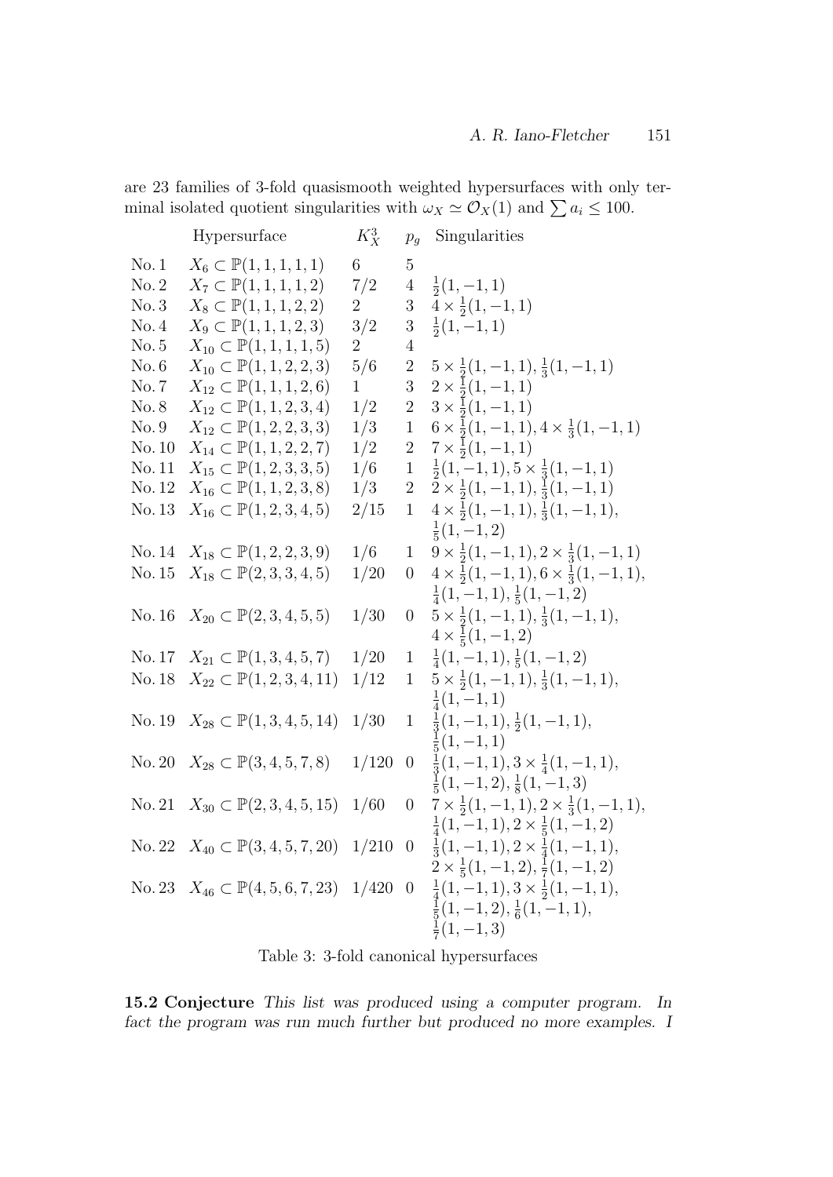are 23 families of 3-fold quasismooth weighted hypersurfaces with only terminal isolated quotient singularities with $\omega_X \simeq \mathcal{O}_X(1)$ and $\sum a_i \leq 100$.

| | Hypersurface | $K_X^3$ | $p_g$ | Singularities |
|---|---|---|---|---|
| No. 1 | $X_6 \subset \mathbb{P}(1,1,1,1,1)$ | 6 | 5 | |
| No. 2 | $X_7 \subset \mathbb{P}(1,1,1,1,2)$ | 7/2 | 4 | $\frac{1}{2}(1,-1,1)$ |
| No. 3 | $X_8 \subset \mathbb{P}(1,1,1,2,2)$ | 2 | 3 | $4 \times \frac{1}{2}(1,-1,1)$ |
| No. 4 | $X_9 \subset \mathbb{P}(1,1,1,2,3)$ | 3/2 | 3 | $\frac{1}{2}(1,-1,1)$ |
| No. 5 | $X_{10} \subset \mathbb{P}(1,1,1,1,5)$ | 2 | 4 | |
| No. 6 | $X_{10} \subset \mathbb{P}(1,1,2,2,3)$ | 5/6 | 2 | $5 \times \frac{1}{2}(1,-1,1), \frac{1}{3}(1,-1,1)$ |
| No. 7 | $X_{12} \subset \mathbb{P}(1,1,1,2,6)$ | 1 | 3 | $2 \times \frac{1}{2}(1,-1,1)$ |
| No. 8 | $X_{12} \subset \mathbb{P}(1,1,2,3,4)$ | 1/2 | 2 | $3 \times \frac{1}{2}(1,-1,1)$ |
| No. 9 | $X_{12} \subset \mathbb{P}(1,2,2,3,3)$ | 1/3 | 1 | $6 \times \frac{1}{2}(1,-1,1), 4 \times \frac{1}{3}(1,-1,1)$ |
| No. 10 | $X_{14} \subset \mathbb{P}(1,1,2,2,7)$ | 1/2 | 2 | $7 \times \frac{1}{2}(1,-1,1)$ |
| No. 11 | $X_{15} \subset \mathbb{P}(1,2,3,3,5)$ | 1/6 | 1 | $\frac{1}{2}(1,-1,1), 5 \times \frac{1}{3}(1,-1,1)$ |
| No. 12 | $X_{16} \subset \mathbb{P}(1,1,2,3,8)$ | 1/3 | 2 | $2 \times \frac{1}{2}(1,-1,1), \frac{1}{3}(1,-1,1)$ |
| No. 13 | $X_{16} \subset \mathbb{P}(1,2,3,4,5)$ | 2/15 | 1 | $4 \times \frac{1}{2}(1,-1,1), \frac{1}{3}(1,-1,1), \frac{1}{5}(1,-1,2)$ |
| No. 14 | $X_{18} \subset \mathbb{P}(1,2,2,3,9)$ | 1/6 | 1 | $9 \times \frac{1}{2}(1,-1,1), 2 \times \frac{1}{3}(1,-1,1)$ |
| No. 15 | $X_{18} \subset \mathbb{P}(2,3,3,4,5)$ | 1/20 | 0 | $4 \times \frac{1}{2}(1,-1,1), 6 \times \frac{1}{3}(1,-1,1), \frac{1}{4}(1,-1,1), \frac{1}{5}(1,-1,2)$ |
| No. 16 | $X_{20} \subset \mathbb{P}(2,3,4,5,5)$ | 1/30 | 0 | $5 \times \frac{1}{2}(1,-1,1), \frac{1}{3}(1,-1,1), 4 \times \frac{1}{5}(1,-1,2)$ |
| No. 17 | $X_{21} \subset \mathbb{P}(1,3,4,5,7)$ | 1/20 | 1 | $\frac{1}{4}(1,-1,1), \frac{1}{5}(1,-1,2)$ |
| No. 18 | $X_{22} \subset \mathbb{P}(1,2,3,4,11)$ | 1/12 | 1 | $5 \times \frac{1}{2}(1,-1,1), \frac{1}{3}(1,-1,1), \frac{1}{4}(1,-1,1)$ |
| No. 19 | $X_{28} \subset \mathbb{P}(1,3,4,5,14)$ | 1/30 | 1 | $\frac{1}{3}(1,-1,1), \frac{1}{2}(1,-1,1), \frac{1}{5}(1,-1,1)$ |
| No. 20 | $X_{28} \subset \mathbb{P}(3,4,5,7,8)$ | 1/120 | 0 | $\frac{1}{3}(1,-1,1), 3 \times \frac{1}{4}(1,-1,1), \frac{1}{5}(1,-1,2), \frac{1}{8}(1,-1,3)$ |
| No. 21 | $X_{30} \subset \mathbb{P}(2,3,4,5,15)$ | 1/60 | 0 | $7 \times \frac{1}{2}(1,-1,1), 2 \times \frac{1}{3}(1,-1,1), \frac{1}{4}(1,-1,1), 2 \times \frac{1}{5}(1,-1,2)$ |
| No. 22 | $X_{40} \subset \mathbb{P}(3,4,5,7,20)$ | 1/210 | 0 | $\frac{1}{3}(1,-1,1), 2 \times \frac{1}{4}(1,-1,1), 2 \times \frac{1}{5}(1,-1,2), \frac{1}{7}(1,-1,2)$ |
| No. 23 | $X_{46} \subset \mathbb{P}(4,5,6,7,23)$ | 1/420 | 0 | $\frac{1}{4}(1,-1,1), 3 \times \frac{1}{2}(1,-1,1), \frac{1}{5}(1,-1,2), \frac{1}{6}(1,-1,1), \frac{1}{7}(1,-1,3)$ |

Table 3: 3-fold canonical hypersurfaces

**15.2 Conjecture** *This list was produced using a computer program. In fact the program was run much further but produced no more examples. I*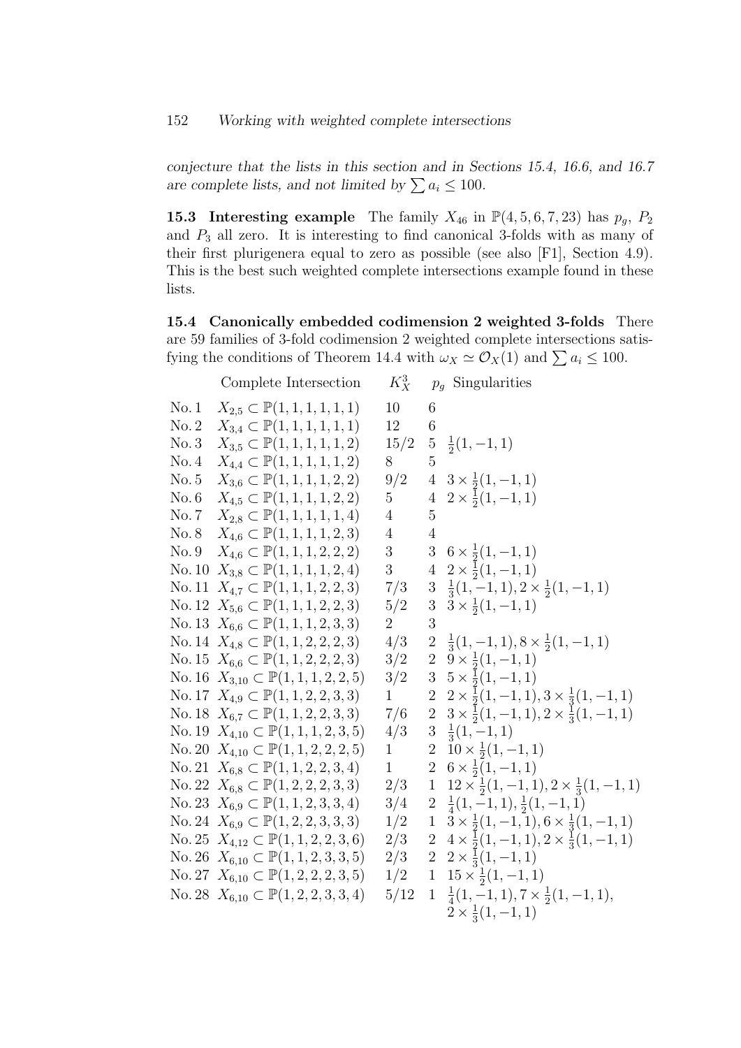*conjecture that the lists in this section and in Sections 15.4, 16.6, and 16.7 are complete lists, and not limited by $\sum a_i \leq 100$.*

**15.3 Interesting example** The family $X_{46}$ in $\mathbb{P}(4,5,6,7,23)$ has $p_g$, $P_2$ and $P_3$ all zero. It is interesting to find canonical 3-folds with as many of their first plurigenera equal to zero as possible (see also [F1], Section 4.9). This is the best such weighted complete intersections example found in these lists.

**15.4 Canonically embedded codimension 2 weighted 3-folds** There are 59 families of 3-fold codimension 2 weighted complete intersections satisfying the conditions of Theorem 14.4 with $\omega_X \simeq \mathcal{O}_X(1)$ and $\sum a_i \leq 100$.

| | Complete Intersection | $K_X^3$ | $p_g$ | Singularities |
|---|---|---|---|---|
| No. 1 | $X_{2,5} \subset \mathbb{P}(1,1,1,1,1,1)$ | 10 | 6 | |
| No. 2 | $X_{3,4} \subset \mathbb{P}(1,1,1,1,1,1)$ | 12 | 6 | |
| No. 3 | $X_{3,5} \subset \mathbb{P}(1,1,1,1,1,2)$ | 15/2 | 5 | $\frac{1}{2}(1,-1,1)$ |
| No. 4 | $X_{4,4} \subset \mathbb{P}(1,1,1,1,1,2)$ | 8 | 5 | |
| No. 5 | $X_{3,6} \subset \mathbb{P}(1,1,1,1,2,2)$ | 9/2 | 4 | $3 \times \frac{1}{2}(1,-1,1)$ |
| No. 6 | $X_{4,5} \subset \mathbb{P}(1,1,1,1,2,2)$ | 5 | 4 | $2 \times \frac{1}{2}(1,-1,1)$ |
| No. 7 | $X_{2,8} \subset \mathbb{P}(1,1,1,1,1,4)$ | 4 | 5 | |
| No. 8 | $X_{4,6} \subset \mathbb{P}(1,1,1,1,2,3)$ | 4 | 4 | |
| No. 9 | $X_{4,6} \subset \mathbb{P}(1,1,1,2,2,2)$ | 3 | 3 | $6 \times \frac{1}{2}(1,-1,1)$ |
| No. 10 | $X_{3,8} \subset \mathbb{P}(1,1,1,1,2,4)$ | 3 | 4 | $2 \times \frac{1}{2}(1,-1,1)$ |
| No. 11 | $X_{4,7} \subset \mathbb{P}(1,1,1,2,2,3)$ | 7/3 | 3 | $\frac{1}{3}(1,-1,1), 2 \times \frac{1}{2}(1,-1,1)$ |
| No. 12 | $X_{5,6} \subset \mathbb{P}(1,1,1,2,2,3)$ | 5/2 | 3 | $3 \times \frac{1}{2}(1,-1,1)$ |
| No. 13 | $X_{6,6} \subset \mathbb{P}(1,1,1,2,3,3)$ | 2 | 3 | |
| No. 14 | $X_{4,8} \subset \mathbb{P}(1,1,2,2,2,3)$ | 4/3 | 2 | $\frac{1}{3}(1,-1,1), 8 \times \frac{1}{2}(1,-1,1)$ |
| No. 15 | $X_{6,6} \subset \mathbb{P}(1,1,2,2,2,3)$ | 3/2 | 2 | $9 \times \frac{1}{2}(1,-1,1)$ |
| No. 16 | $X_{3,10} \subset \mathbb{P}(1,1,1,2,2,5)$ | 3/2 | 3 | $5 \times \frac{1}{2}(1,-1,1)$ |
| No. 17 | $X_{4,9} \subset \mathbb{P}(1,1,2,2,3,3)$ | 1 | 2 | $2 \times \frac{1}{2}(1,-1,1), 3 \times \frac{1}{3}(1,-1,1)$ |
| No. 18 | $X_{6,7} \subset \mathbb{P}(1,1,2,2,3,3)$ | 7/6 | 2 | $3 \times \frac{1}{2}(1,-1,1), 2 \times \frac{1}{3}(1,-1,1)$ |
| No. 19 | $X_{4,10} \subset \mathbb{P}(1,1,1,2,3,5)$ | 4/3 | 3 | $\frac{1}{3}(1,-1,1)$ |
| No. 20 | $X_{4,10} \subset \mathbb{P}(1,1,2,2,2,5)$ | 1 | 2 | $10 \times \frac{1}{2}(1,-1,1)$ |
| No. 21 | $X_{6,8} \subset \mathbb{P}(1,1,2,2,3,4)$ | 1 | 2 | $6 \times \frac{1}{2}(1,-1,1)$ |
| No. 22 | $X_{6,8} \subset \mathbb{P}(1,2,2,2,3,3)$ | 2/3 | 1 | $12 \times \frac{1}{2}(1,-1,1), 2 \times \frac{1}{3}(1,-1,1)$ |
| No. 23 | $X_{6,9} \subset \mathbb{P}(1,1,2,3,3,4)$ | 3/4 | 2 | $\frac{1}{4}(1,-1,1), \frac{1}{2}(1,-1,1)$ |
| No. 24 | $X_{6,9} \subset \mathbb{P}(1,2,2,3,3,3)$ | 1/2 | 1 | $3 \times \frac{1}{2}(1,-1,1), 6 \times \frac{1}{3}(1,-1,1)$ |
| No. 25 | $X_{4,12} \subset \mathbb{P}(1,1,2,2,3,6)$ | 2/3 | 2 | $4 \times \frac{1}{2}(1,-1,1), 2 \times \frac{1}{3}(1,-1,1)$ |
| No. 26 | $X_{6,10} \subset \mathbb{P}(1,1,2,3,3,5)$ | 2/3 | 2 | $2 \times \frac{1}{3}(1,-1,1)$ |
| No. 27 | $X_{6,10} \subset \mathbb{P}(1,2,2,2,3,5)$ | 1/2 | 1 | $15 \times \frac{1}{2}(1,-1,1)$ |
| No. 28 | $X_{6,10} \subset \mathbb{P}(1,2,2,3,3,4)$ | 5/12 | 1 | $\frac{1}{4}(1,-1,1), 7 \times \frac{1}{2}(1,-1,1), 2 \times \frac{1}{3}(1,-1,1)$ |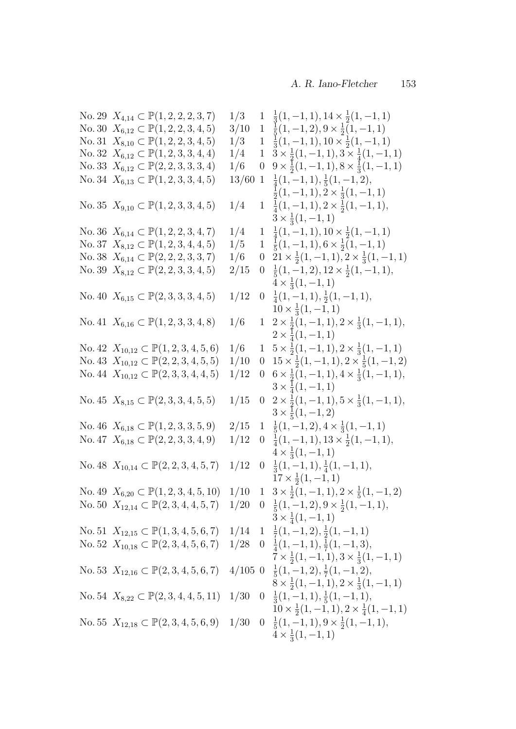| No. | $X$ | $A^3$ | $h^0$ | Singularities |
|---|---|---|---|---|
| No. 29 | $X_{4,14} \subset \mathbb{P}(1,2,2,2,3,7)$ | $1/3$ | $1$ | $\frac{1}{3}(1,-1,1), 14\times\frac{1}{2}(1,-1,1)$ |
| No. 30 | $X_{6,12} \subset \mathbb{P}(1,2,2,3,4,5)$ | $3/10$ | $1$ | $\frac{1}{5}(1,-1,2), 9\times\frac{1}{2}(1,-1,1)$ |
| No. 31 | $X_{8,10} \subset \mathbb{P}(1,2,2,3,4,5)$ | $1/3$ | $1$ | $\frac{1}{3}(1,-1,1), 10\times\frac{1}{2}(1,-1,1)$ |
| No. 32 | $X_{6,12} \subset \mathbb{P}(1,2,3,3,4,4)$ | $1/4$ | $1$ | $3\times\frac{1}{2}(1,-1,1), 3\times\frac{1}{4}(1,-1,1)$ |
| No. 33 | $X_{6,12} \subset \mathbb{P}(2,2,3,3,3,4)$ | $1/6$ | $0$ | $9\times\frac{1}{2}(1,-1,1), 8\times\frac{1}{3}(1,-1,1)$ |
| No. 34 | $X_{6,13} \subset \mathbb{P}(1,2,3,3,4,5)$ | $13/60$ | $1$ | $\frac{1}{4}(1,-1,1), \frac{1}{5}(1,-1,2), \frac{1}{2}(1,-1,1), 2\times\frac{1}{3}(1,-1,1)$ |
| No. 35 | $X_{9,10} \subset \mathbb{P}(1,2,3,3,4,5)$ | $1/4$ | $1$ | $\frac{1}{4}(1,-1,1), 2\times\frac{1}{2}(1,-1,1), 3\times\frac{1}{3}(1,-1,1)$ |
| No. 36 | $X_{6,14} \subset \mathbb{P}(1,2,2,3,4,7)$ | $1/4$ | $1$ | $\frac{1}{4}(1,-1,1), 10\times\frac{1}{2}(1,-1,1)$ |
| No. 37 | $X_{8,12} \subset \mathbb{P}(1,2,3,4,4,5)$ | $1/5$ | $1$ | $\frac{1}{5}(1,-1,1), 6\times\frac{1}{2}(1,-1,1)$ |
| No. 38 | $X_{6,14} \subset \mathbb{P}(2,2,2,3,3,7)$ | $1/6$ | $0$ | $21\times\frac{1}{2}(1,-1,1), 2\times\frac{1}{3}(1,-1,1)$ |
| No. 39 | $X_{8,12} \subset \mathbb{P}(2,2,3,3,4,5)$ | $2/15$ | $0$ | $\frac{1}{5}(1,-1,2), 12\times\frac{1}{2}(1,-1,1), 4\times\frac{1}{3}(1,-1,1)$ |
| No. 40 | $X_{6,15} \subset \mathbb{P}(2,3,3,3,4,5)$ | $1/12$ | $0$ | $\frac{1}{4}(1,-1,1), \frac{1}{2}(1,-1,1), 10\times\frac{1}{3}(1,-1,1)$ |
| No. 41 | $X_{6,16} \subset \mathbb{P}(1,2,3,3,4,8)$ | $1/6$ | $1$ | $2\times\frac{1}{2}(1,-1,1), 2\times\frac{1}{3}(1,-1,1), 2\times\frac{1}{4}(1,-1,1)$ |
| No. 42 | $X_{10,12} \subset \mathbb{P}(1,2,3,4,5,6)$ | $1/6$ | $1$ | $5\times\frac{1}{2}(1,-1,1), 2\times\frac{1}{3}(1,-1,1)$ |
| No. 43 | $X_{10,12} \subset \mathbb{P}(2,2,3,4,5,5)$ | $1/10$ | $0$ | $15\times\frac{1}{2}(1,-1,1), 2\times\frac{1}{5}(1,-1,2)$ |
| No. 44 | $X_{10,12} \subset \mathbb{P}(2,3,3,4,4,5)$ | $1/12$ | $0$ | $6\times\frac{1}{2}(1,-1,1), 4\times\frac{1}{3}(1,-1,1), 3\times\frac{1}{4}(1,-1,1)$ |
| No. 45 | $X_{8,15} \subset \mathbb{P}(2,3,3,4,5,5)$ | $1/15$ | $0$ | $2\times\frac{1}{2}(1,-1,1), 5\times\frac{1}{3}(1,-1,1), 3\times\frac{1}{5}(1,-1,2)$ |
| No. 46 | $X_{6,18} \subset \mathbb{P}(1,2,3,3,5,9)$ | $2/15$ | $1$ | $\frac{1}{5}(1,-1,2), 4\times\frac{1}{3}(1,-1,1)$ |
| No. 47 | $X_{6,18} \subset \mathbb{P}(2,2,3,3,4,9)$ | $1/12$ | $0$ | $\frac{1}{4}(1,-1,1), 13\times\frac{1}{2}(1,-1,1), 4\times\frac{1}{3}(1,-1,1)$ |
| No. 48 | $X_{10,14} \subset \mathbb{P}(2,2,3,4,5,7)$ | $1/12$ | $0$ | $\frac{1}{3}(1,-1,1), \frac{1}{4}(1,-1,1), 17\times\frac{1}{2}(1,-1,1)$ |
| No. 49 | $X_{6,20} \subset \mathbb{P}(1,2,3,4,5,10)$ | $1/10$ | $1$ | $3\times\frac{1}{2}(1,-1,1), 2\times\frac{1}{5}(1,-1,2)$ |
| No. 50 | $X_{12,14} \subset \mathbb{P}(2,3,4,4,5,7)$ | $1/20$ | $0$ | $\frac{1}{5}(1,-1,2), 9\times\frac{1}{2}(1,-1,1), 3\times\frac{1}{4}(1,-1,1)$ |
| No. 51 | $X_{12,15} \subset \mathbb{P}(1,3,4,5,6,7)$ | $1/14$ | $1$ | $\frac{1}{7}(1,-1,2), \frac{1}{2}(1,-1,1)$ |
| No. 52 | $X_{10,18} \subset \mathbb{P}(2,3,4,5,6,7)$ | $1/28$ | $0$ | $\frac{1}{4}(1,-1,1), \frac{1}{7}(1,-1,3), 7\times\frac{1}{2}(1,-1,1), 3\times\frac{1}{3}(1,-1,1)$ |
| No. 53 | $X_{12,16} \subset \mathbb{P}(2,3,4,5,6,7)$ | $4/105$ | $0$ | $\frac{1}{5}(1,-1,2), \frac{1}{7}(1,-1,2), 8\times\frac{1}{2}(1,-1,1), 2\times\frac{1}{3}(1,-1,1)$ |
| No. 54 | $X_{8,22} \subset \mathbb{P}(2,3,4,4,5,11)$ | $1/30$ | $0$ | $\frac{1}{3}(1,-1,1), \frac{1}{5}(1,-1,1), 10\times\frac{1}{2}(1,-1,1), 2\times\frac{1}{4}(1,-1,1)$ |
| No. 55 | $X_{12,18} \subset \mathbb{P}(2,3,4,5,6,9)$ | $1/30$ | $0$ | $\frac{1}{5}(1,-1,1), 9\times\frac{1}{2}(1,-1,1), 4\times\frac{1}{3}(1,-1,1)$ |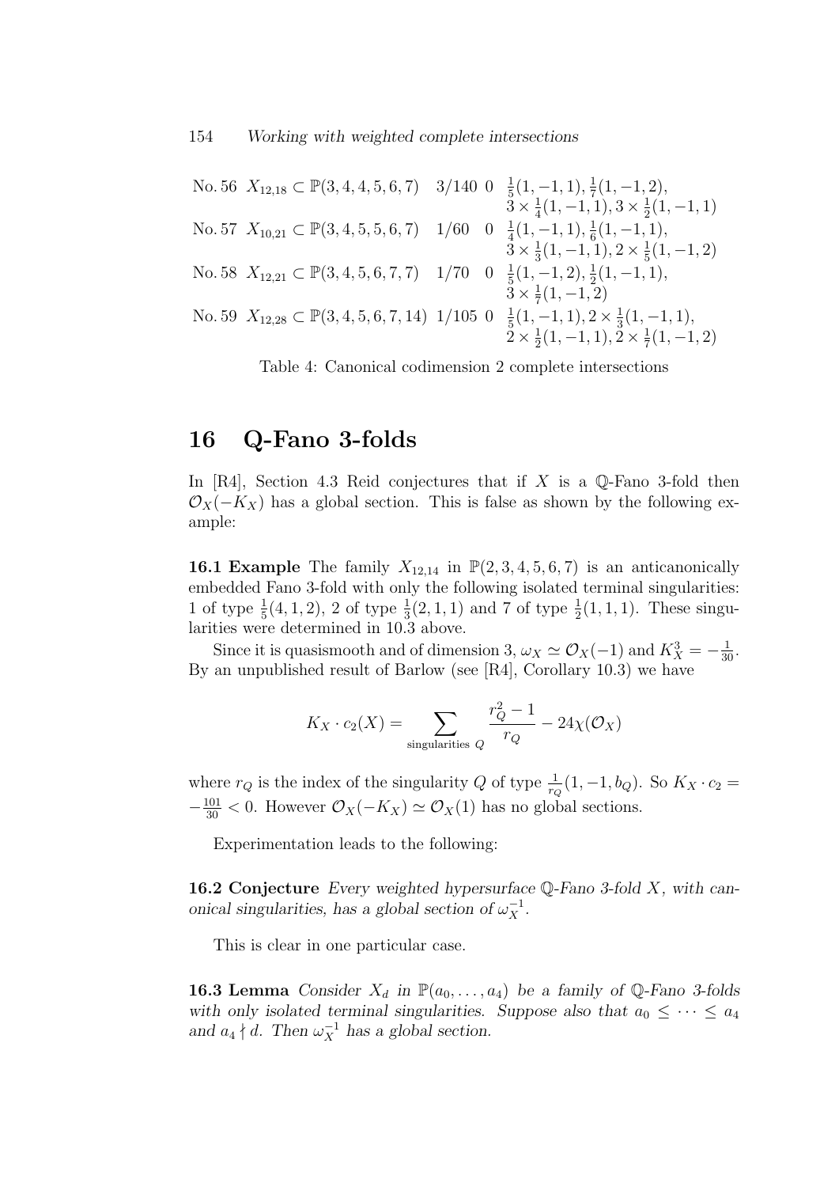| | | | | |
|---|---|---|---|---|
| No. 56 | $X_{12,18} \subset \mathbb{P}(3,4,4,5,6,7)$ | 3/140 | 0 | $\frac{1}{5}(1,-1,1), \frac{1}{7}(1,-1,2),$ $3 \times \frac{1}{4}(1,-1,1), 3 \times \frac{1}{2}(1,-1,1)$ |
| No. 57 | $X_{10,21} \subset \mathbb{P}(3,4,5,5,6,7)$ | 1/60 | 0 | $\frac{1}{4}(1,-1,1), \frac{1}{6}(1,-1,1),$ $3 \times \frac{1}{3}(1,-1,1), 2 \times \frac{1}{5}(1,-1,2)$ |
| No. 58 | $X_{12,21} \subset \mathbb{P}(3,4,5,6,7,7)$ | 1/70 | 0 | $\frac{1}{5}(1,-1,2), \frac{1}{2}(1,-1,1),$ $3 \times \frac{1}{7}(1,-1,2)$ |
| No. 59 | $X_{12,28} \subset \mathbb{P}(3,4,5,6,7,14)$ | 1/105 | 0 | $\frac{1}{5}(1,-1,1), 2 \times \frac{1}{3}(1,-1,1),$ $2 \times \frac{1}{2}(1,-1,1), 2 \times \frac{1}{7}(1,-1,2)$ |

Table 4: Canonical codimension 2 complete intersections

# 16 Q-Fano 3-folds

In [R4], Section 4.3 Reid conjectures that if $X$ is a $\mathbb{Q}$-Fano 3-fold then $\mathcal{O}_X(-K_X)$ has a global section. This is false as shown by the following example:

**16.1 Example** The family $X_{12,14}$ in $\mathbb{P}(2,3,4,5,6,7)$ is an anticanonically embedded Fano 3-fold with only the following isolated terminal singularities: 1 of type $\frac{1}{5}(4,1,2)$, 2 of type $\frac{1}{3}(2,1,1)$ and 7 of type $\frac{1}{2}(1,1,1)$. These singularities were determined in 10.3 above.

Since it is quasismooth and of dimension 3, $\omega_X \simeq \mathcal{O}_X(-1)$ and $K_X^3 = -\frac{1}{30}$. By an unpublished result of Barlow (see [R4], Corollary 10.3) we have

$$K_X \cdot c_2(X) = \sum_{\text{singularities } Q} \frac{r_Q^2 - 1}{r_Q} - 24\chi(\mathcal{O}_X)$$

where $r_Q$ is the index of the singularity $Q$ of type $\frac{1}{r_Q}(1,-1,b_Q)$. So $K_X \cdot c_2 = -\frac{101}{30} < 0$. However $\mathcal{O}_X(-K_X) \simeq \mathcal{O}_X(1)$ has no global sections.

Experimentation leads to the following:

**16.2 Conjecture** *Every weighted hypersurface $\mathbb{Q}$-Fano 3-fold $X$, with canonical singularities, has a global section of $\omega_X^{-1}$.*

This is clear in one particular case.

**16.3 Lemma** *Consider $X_d$ in $\mathbb{P}(a_0, \ldots, a_4)$ be a family of $\mathbb{Q}$-Fano 3-folds with only isolated terminal singularities. Suppose also that $a_0 \leq \cdots \leq a_4$ and $a_4 \nmid d$. Then $\omega_X^{-1}$ has a global section.*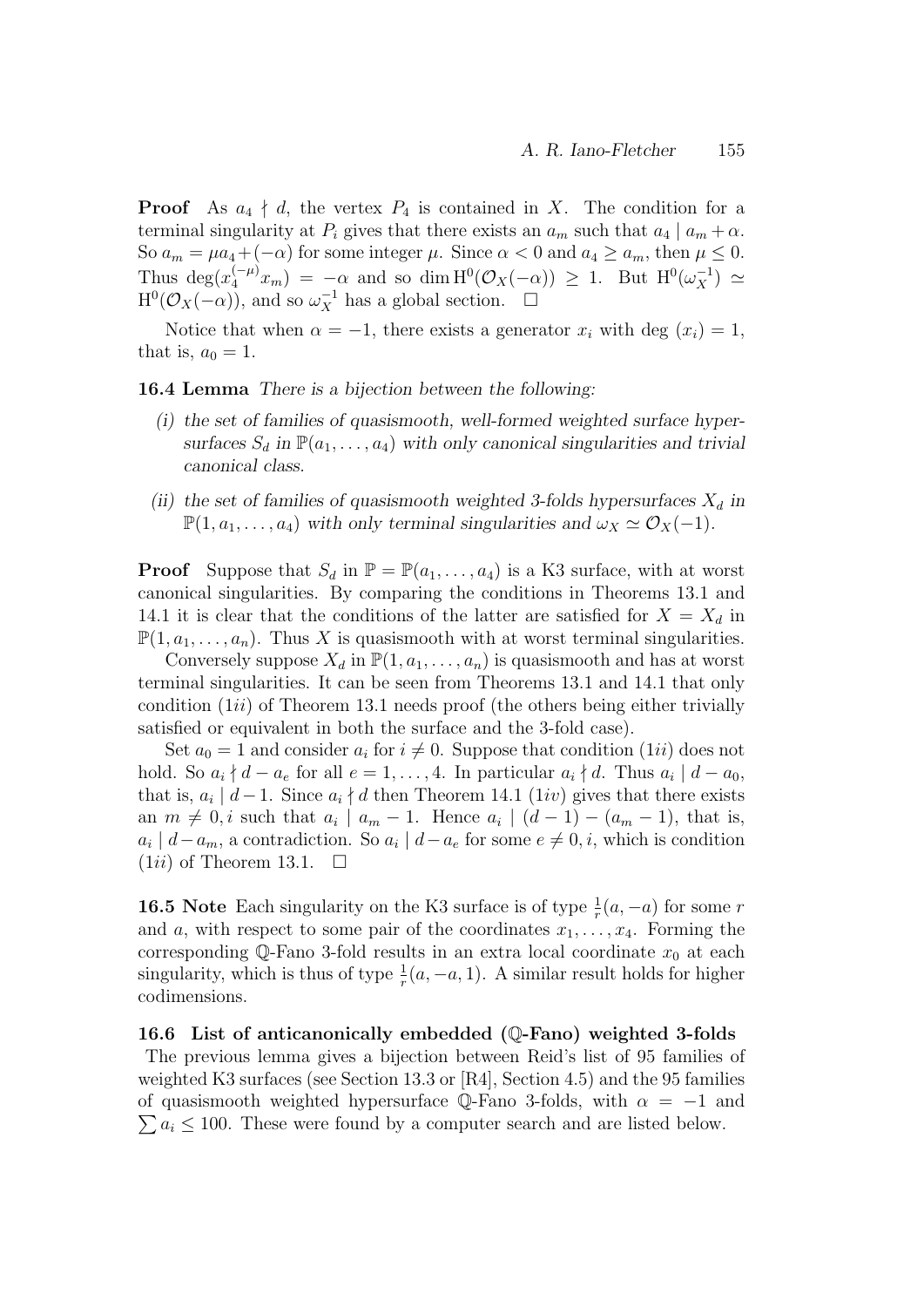**Proof** As $a_4 \nmid d$, the vertex $P_4$ is contained in $X$. The condition for a terminal singularity at $P_i$ gives that there exists an $a_m$ such that $a_4 \mid a_m + \alpha$. So $a_m = \mu a_4 + (-\alpha)$ for some integer $\mu$. Since $\alpha < 0$ and $a_4 \geq a_m$, then $\mu \leq 0$. Thus $\deg(x_4^{(-\mu)} x_m) = -\alpha$ and so $\dim \mathrm{H}^0(\mathcal{O}_X(-\alpha)) \geq 1$. But $\mathrm{H}^0(\omega_X^{-1}) \simeq \mathrm{H}^0(\mathcal{O}_X(-\alpha))$, and so $\omega_X^{-1}$ has a global section. $\square$

Notice that when $\alpha = -1$, there exists a generator $x_i$ with $\deg(x_i) = 1$, that is, $a_0 = 1$.

**16.4 Lemma** *There is a bijection between the following:*

*(i) the set of families of quasismooth, well-formed weighted surface hypersurfaces $S_d$ in $\mathbb{P}(a_1, \ldots, a_4)$ with only canonical singularities and trivial canonical class.*

*(ii) the set of families of quasismooth weighted 3-folds hypersurfaces $X_d$ in $\mathbb{P}(1, a_1, \ldots, a_4)$ with only terminal singularities and $\omega_X \simeq \mathcal{O}_X(-1)$.*

**Proof** Suppose that $S_d$ in $\mathbb{P} = \mathbb{P}(a_1, \ldots, a_4)$ is a K3 surface, with at worst canonical singularities. By comparing the conditions in Theorems 13.1 and 14.1 it is clear that the conditions of the latter are satisfied for $X = X_d$ in $\mathbb{P}(1, a_1, \ldots, a_n)$. Thus $X$ is quasismooth with at worst terminal singularities.

Conversely suppose $X_d$ in $\mathbb{P}(1, a_1, \ldots, a_n)$ is quasismooth and has at worst terminal singularities. It can be seen from Theorems 13.1 and 14.1 that only condition ($1ii$) of Theorem 13.1 needs proof (the others being either trivially satisfied or equivalent in both the surface and the 3-fold case).

Set $a_0 = 1$ and consider $a_i$ for $i \neq 0$. Suppose that condition ($1ii$) does not hold. So $a_i \nmid d - a_e$ for all $e = 1, \ldots, 4$. In particular $a_i \nmid d$. Thus $a_i \mid d - a_0$, that is, $a_i \mid d - 1$. Since $a_i \nmid d$ then Theorem 14.1 ($1iv$) gives that there exists an $m \neq 0, i$ such that $a_i \mid a_m - 1$. Hence $a_i \mid (d-1) - (a_m - 1)$, that is, $a_i \mid d - a_m$, a contradiction. So $a_i \mid d - a_e$ for some $e \neq 0, i$, which is condition ($1ii$) of Theorem 13.1. $\square$

**16.5 Note** Each singularity on the K3 surface is of type $\frac{1}{r}(a, -a)$ for some $r$ and $a$, with respect to some pair of the coordinates $x_1, \ldots, x_4$. Forming the corresponding $\mathbb{Q}$-Fano 3-fold results in an extra local coordinate $x_0$ at each singularity, which is thus of type $\frac{1}{r}(a, -a, 1)$. A similar result holds for higher codimensions.

**16.6 List of anticanonically embedded ($\mathbb{Q}$-Fano) weighted 3-folds**
The previous lemma gives a bijection between Reid's list of 95 families of weighted K3 surfaces (see Section 13.3 or [R4], Section 4.5) and the 95 families of quasismooth weighted hypersurface $\mathbb{Q}$-Fano 3-folds, with $\alpha = -1$ and $\sum a_i \leq 100$. These were found by a computer search and are listed below.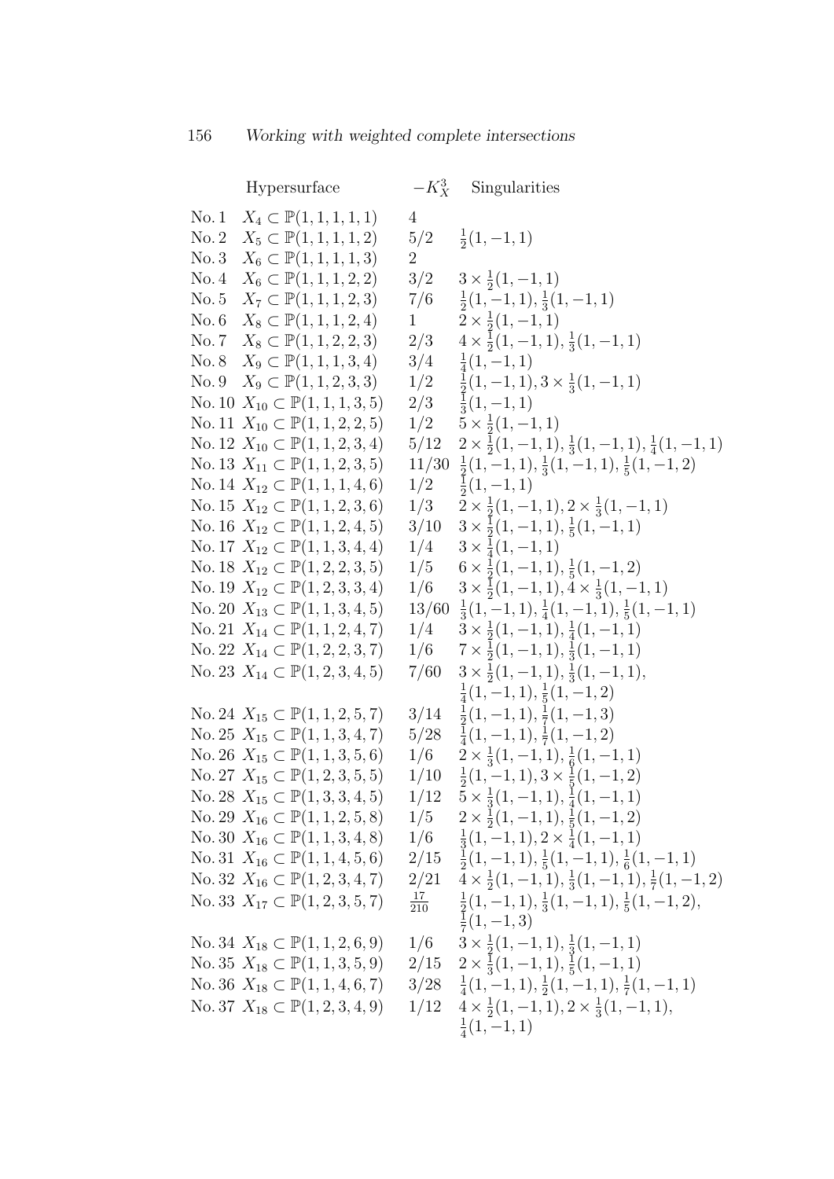| | Hypersurface | $-K_X^3$ | Singularities |
|---|---|---|---|
| No. 1 | $X_4 \subset \mathbb{P}(1,1,1,1,1)$ | 4 | |
| No. 2 | $X_5 \subset \mathbb{P}(1,1,1,1,2)$ | 5/2 | $\frac{1}{2}(1,-1,1)$ |
| No. 3 | $X_6 \subset \mathbb{P}(1,1,1,1,3)$ | 2 | |
| No. 4 | $X_6 \subset \mathbb{P}(1,1,1,2,2)$ | 3/2 | $3 \times \frac{1}{2}(1,-1,1)$ |
| No. 5 | $X_7 \subset \mathbb{P}(1,1,1,2,3)$ | 7/6 | $\frac{1}{2}(1,-1,1), \frac{1}{3}(1,-1,1)$ |
| No. 6 | $X_8 \subset \mathbb{P}(1,1,1,2,4)$ | 1 | $2 \times \frac{1}{2}(1,-1,1)$ |
| No. 7 | $X_8 \subset \mathbb{P}(1,1,2,2,3)$ | 2/3 | $4 \times \frac{1}{2}(1,-1,1), \frac{1}{3}(1,-1,1)$ |
| No. 8 | $X_9 \subset \mathbb{P}(1,1,1,3,4)$ | 3/4 | $\frac{1}{4}(1,-1,1)$ |
| No. 9 | $X_9 \subset \mathbb{P}(1,1,2,3,3)$ | 1/2 | $\frac{1}{2}(1,-1,1), 3 \times \frac{1}{3}(1,-1,1)$ |
| No. 10 | $X_{10} \subset \mathbb{P}(1,1,1,3,5)$ | 2/3 | $\frac{1}{3}(1,-1,1)$ |
| No. 11 | $X_{10} \subset \mathbb{P}(1,1,2,2,5)$ | 1/2 | $5 \times \frac{1}{2}(1,-1,1)$ |
| No. 12 | $X_{10} \subset \mathbb{P}(1,1,2,3,4)$ | 5/12 | $2 \times \frac{1}{2}(1,-1,1), \frac{1}{3}(1,-1,1), \frac{1}{4}(1,-1,1)$ |
| No. 13 | $X_{11} \subset \mathbb{P}(1,1,2,3,5)$ | 11/30 | $\frac{1}{2}(1,-1,1), \frac{1}{3}(1,-1,1), \frac{1}{5}(1,-1,2)$ |
| No. 14 | $X_{12} \subset \mathbb{P}(1,1,1,4,6)$ | 1/2 | $\frac{1}{2}(1,-1,1)$ |
| No. 15 | $X_{12} \subset \mathbb{P}(1,1,2,3,6)$ | 1/3 | $2 \times \frac{1}{2}(1,-1,1), 2 \times \frac{1}{3}(1,-1,1)$ |
| No. 16 | $X_{12} \subset \mathbb{P}(1,1,2,4,5)$ | 3/10 | $3 \times \frac{1}{2}(1,-1,1), \frac{1}{5}(1,-1,1)$ |
| No. 17 | $X_{12} \subset \mathbb{P}(1,1,3,4,4)$ | 1/4 | $3 \times \frac{1}{4}(1,-1,1)$ |
| No. 18 | $X_{12} \subset \mathbb{P}(1,2,2,3,5)$ | 1/5 | $6 \times \frac{1}{2}(1,-1,1), \frac{1}{5}(1,-1,2)$ |
| No. 19 | $X_{12} \subset \mathbb{P}(1,2,3,3,4)$ | 1/6 | $3 \times \frac{1}{2}(1,-1,1), 4 \times \frac{1}{3}(1,-1,1)$ |
| No. 20 | $X_{13} \subset \mathbb{P}(1,1,3,4,5)$ | 13/60 | $\frac{1}{3}(1,-1,1), \frac{1}{4}(1,-1,1), \frac{1}{5}(1,-1,1)$ |
| No. 21 | $X_{14} \subset \mathbb{P}(1,1,2,4,7)$ | 1/4 | $3 \times \frac{1}{2}(1,-1,1), \frac{1}{4}(1,-1,1)$ |
| No. 22 | $X_{14} \subset \mathbb{P}(1,2,2,3,7)$ | 1/6 | $7 \times \frac{1}{2}(1,-1,1), \frac{1}{3}(1,-1,1)$ |
| No. 23 | $X_{14} \subset \mathbb{P}(1,2,3,4,5)$ | 7/60 | $3 \times \frac{1}{2}(1,-1,1), \frac{1}{3}(1,-1,1),$ $\frac{1}{4}(1,-1,1), \frac{1}{5}(1,-1,2)$ |
| No. 24 | $X_{15} \subset \mathbb{P}(1,1,2,5,7)$ | 3/14 | $\frac{1}{2}(1,-1,1), \frac{1}{7}(1,-1,3)$ |
| No. 25 | $X_{15} \subset \mathbb{P}(1,1,3,4,7)$ | 5/28 | $\frac{1}{4}(1,-1,1), \frac{1}{7}(1,-1,2)$ |
| No. 26 | $X_{15} \subset \mathbb{P}(1,1,3,5,6)$ | 1/6 | $2 \times \frac{1}{3}(1,-1,1), \frac{1}{6}(1,-1,1)$ |
| No. 27 | $X_{15} \subset \mathbb{P}(1,2,3,5,5)$ | 1/10 | $\frac{1}{2}(1,-1,1), 3 \times \frac{1}{5}(1,-1,2)$ |
| No. 28 | $X_{15} \subset \mathbb{P}(1,3,3,4,5)$ | 1/12 | $5 \times \frac{1}{3}(1,-1,1), \frac{1}{4}(1,-1,1)$ |
| No. 29 | $X_{16} \subset \mathbb{P}(1,1,2,5,8)$ | 1/5 | $2 \times \frac{1}{2}(1,-1,1), \frac{1}{5}(1,-1,2)$ |
| No. 30 | $X_{16} \subset \mathbb{P}(1,1,3,4,8)$ | 1/6 | $\frac{1}{3}(1,-1,1), 2 \times \frac{1}{4}(1,-1,1)$ |
| No. 31 | $X_{16} \subset \mathbb{P}(1,1,4,5,6)$ | 2/15 | $\frac{1}{2}(1,-1,1), \frac{1}{5}(1,-1,1), \frac{1}{6}(1,-1,1)$ |
| No. 32 | $X_{16} \subset \mathbb{P}(1,2,3,4,7)$ | 2/21 | $4 \times \frac{1}{2}(1,-1,1), \frac{1}{3}(1,-1,1), \frac{1}{7}(1,-1,2)$ |
| No. 33 | $X_{17} \subset \mathbb{P}(1,2,3,5,7)$ | $\frac{17}{210}$ | $\frac{1}{2}(1,-1,1), \frac{1}{3}(1,-1,1), \frac{1}{5}(1,-1,2),$ $\frac{1}{7}(1,-1,3)$ |
| No. 34 | $X_{18} \subset \mathbb{P}(1,1,2,6,9)$ | 1/6 | $3 \times \frac{1}{2}(1,-1,1), \frac{1}{3}(1,-1,1)$ |
| No. 35 | $X_{18} \subset \mathbb{P}(1,1,3,5,9)$ | 2/15 | $2 \times \frac{1}{3}(1,-1,1), \frac{1}{5}(1,-1,1)$ |
| No. 36 | $X_{18} \subset \mathbb{P}(1,1,4,6,7)$ | 3/28 | $\frac{1}{4}(1,-1,1), \frac{1}{2}(1,-1,1), \frac{1}{7}(1,-1,1)$ |
| No. 37 | $X_{18} \subset \mathbb{P}(1,2,3,4,9)$ | 1/12 | $4 \times \frac{1}{2}(1,-1,1), 2 \times \frac{1}{3}(1,-1,1),$ $\frac{1}{4}(1,-1,1)$ |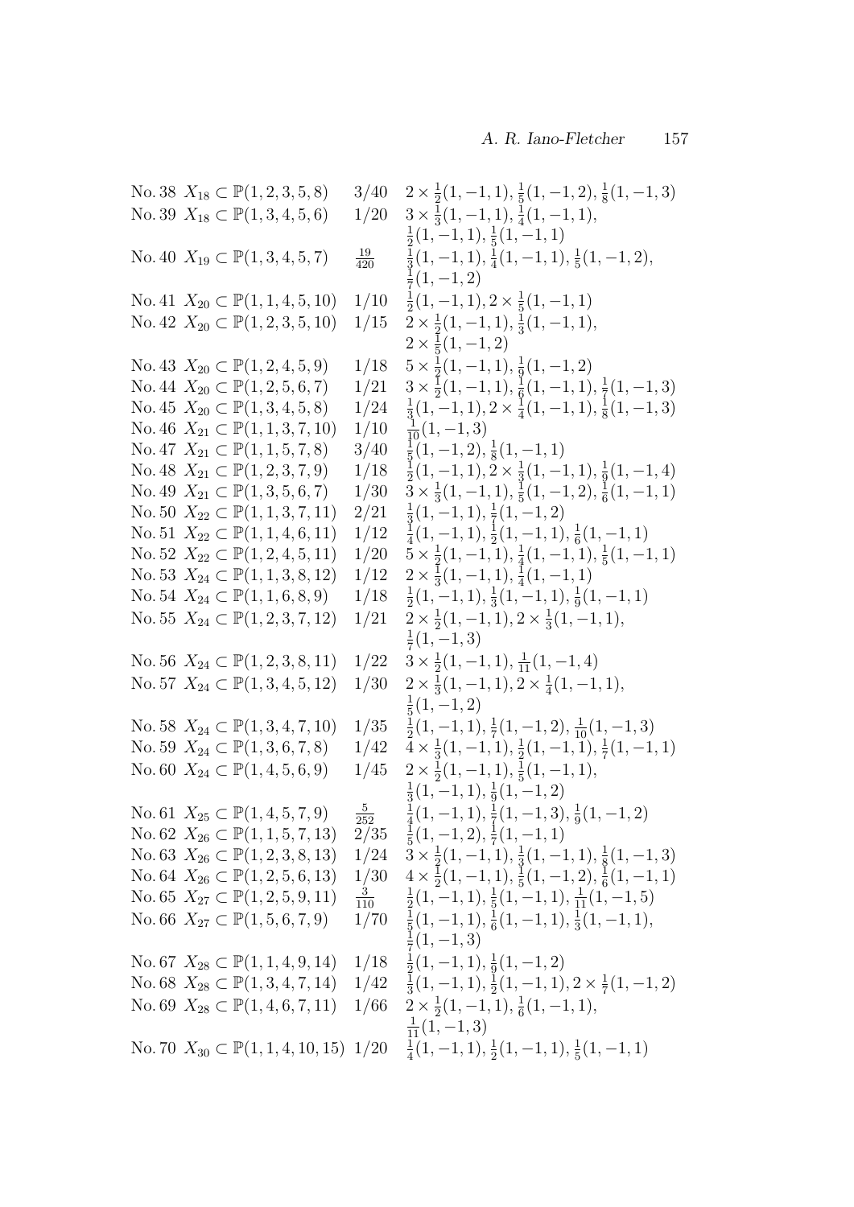| | | | |
|---|---|---|---|
| No. 38 | $X_{18} \subset \mathbb{P}(1,2,3,5,8)$ | $3/40$ | $2 \times \frac{1}{2}(1,-1,1), \frac{1}{5}(1,-1,2), \frac{1}{8}(1,-1,3)$ |
| No. 39 | $X_{18} \subset \mathbb{P}(1,3,4,5,6)$ | $1/20$ | $3 \times \frac{1}{3}(1,-1,1), \frac{1}{4}(1,-1,1), \frac{1}{2}(1,-1,1), \frac{1}{5}(1,-1,1)$ |
| No. 40 | $X_{19} \subset \mathbb{P}(1,3,4,5,7)$ | $\frac{19}{420}$ | $\frac{1}{3}(1,-1,1), \frac{1}{4}(1,-1,1), \frac{1}{5}(1,-1,2), \frac{1}{7}(1,-1,2)$ |
| No. 41 | $X_{20} \subset \mathbb{P}(1,1,4,5,10)$ | $1/10$ | $\frac{1}{2}(1,-1,1), 2 \times \frac{1}{5}(1,-1,1)$ |
| No. 42 | $X_{20} \subset \mathbb{P}(1,2,3,5,10)$ | $1/15$ | $2 \times \frac{1}{2}(1,-1,1), \frac{1}{3}(1,-1,1), 2 \times \frac{1}{5}(1,-1,2)$ |
| No. 43 | $X_{20} \subset \mathbb{P}(1,2,4,5,9)$ | $1/18$ | $5 \times \frac{1}{2}(1,-1,1), \frac{1}{9}(1,-1,2)$ |
| No. 44 | $X_{20} \subset \mathbb{P}(1,2,5,6,7)$ | $1/21$ | $3 \times \frac{1}{2}(1,-1,1), \frac{1}{6}(1,-1,1), \frac{1}{7}(1,-1,3)$ |
| No. 45 | $X_{20} \subset \mathbb{P}(1,3,4,5,8)$ | $1/24$ | $\frac{1}{3}(1,-1,1), 2 \times \frac{1}{4}(1,-1,1), \frac{1}{8}(1,-1,3)$ |
| No. 46 | $X_{21} \subset \mathbb{P}(1,1,3,7,10)$ | $1/10$ | $\frac{1}{10}(1,-1,3)$ |
| No. 47 | $X_{21} \subset \mathbb{P}(1,1,5,7,8)$ | $3/40$ | $\frac{1}{5}(1,-1,2), \frac{1}{8}(1,-1,1)$ |
| No. 48 | $X_{21} \subset \mathbb{P}(1,2,3,7,9)$ | $1/18$ | $\frac{1}{2}(1,-1,1), 2 \times \frac{1}{3}(1,-1,1), \frac{1}{9}(1,-1,4)$ |
| No. 49 | $X_{21} \subset \mathbb{P}(1,3,5,6,7)$ | $1/30$ | $3 \times \frac{1}{3}(1,-1,1), \frac{1}{5}(1,-1,2), \frac{1}{6}(1,-1,1)$ |
| No. 50 | $X_{22} \subset \mathbb{P}(1,1,3,7,11)$ | $2/21$ | $\frac{1}{3}(1,-1,1), \frac{1}{7}(1,-1,2)$ |
| No. 51 | $X_{22} \subset \mathbb{P}(1,1,4,6,11)$ | $1/12$ | $\frac{1}{4}(1,-1,1), \frac{1}{2}(1,-1,1), \frac{1}{6}(1,-1,1)$ |
| No. 52 | $X_{22} \subset \mathbb{P}(1,2,4,5,11)$ | $1/20$ | $5 \times \frac{1}{2}(1,-1,1), \frac{1}{4}(1,-1,1), \frac{1}{5}(1,-1,1)$ |
| No. 53 | $X_{24} \subset \mathbb{P}(1,1,3,8,12)$ | $1/12$ | $2 \times \frac{1}{3}(1,-1,1), \frac{1}{4}(1,-1,1)$ |
| No. 54 | $X_{24} \subset \mathbb{P}(1,1,6,8,9)$ | $1/18$ | $\frac{1}{2}(1,-1,1), \frac{1}{3}(1,-1,1), \frac{1}{9}(1,-1,1)$ |
| No. 55 | $X_{24} \subset \mathbb{P}(1,2,3,7,12)$ | $1/21$ | $2 \times \frac{1}{2}(1,-1,1), 2 \times \frac{1}{3}(1,-1,1), \frac{1}{7}(1,-1,3)$ |
| No. 56 | $X_{24} \subset \mathbb{P}(1,2,3,8,11)$ | $1/22$ | $3 \times \frac{1}{2}(1,-1,1), \frac{1}{11}(1,-1,4)$ |
| No. 57 | $X_{24} \subset \mathbb{P}(1,3,4,5,12)$ | $1/30$ | $2 \times \frac{1}{3}(1,-1,1), 2 \times \frac{1}{4}(1,-1,1), \frac{1}{5}(1,-1,2)$ |
| No. 58 | $X_{24} \subset \mathbb{P}(1,3,4,7,10)$ | $1/35$ | $\frac{1}{2}(1,-1,1), \frac{1}{7}(1,-1,2), \frac{1}{10}(1,-1,3)$ |
| No. 59 | $X_{24} \subset \mathbb{P}(1,3,6,7,8)$ | $1/42$ | $4 \times \frac{1}{3}(1,-1,1), \frac{1}{2}(1,-1,1), \frac{1}{7}(1,-1,1)$ |
| No. 60 | $X_{24} \subset \mathbb{P}(1,4,5,6,9)$ | $1/45$ | $2 \times \frac{1}{2}(1,-1,1), \frac{1}{5}(1,-1,1), \frac{1}{3}(1,-1,1), \frac{1}{9}(1,-1,2)$ |
| No. 61 | $X_{25} \subset \mathbb{P}(1,4,5,7,9)$ | $\frac{5}{252}$ | $\frac{1}{4}(1,-1,1), \frac{1}{7}(1,-1,3), \frac{1}{9}(1,-1,2)$ |
| No. 62 | $X_{26} \subset \mathbb{P}(1,1,5,7,13)$ | $2/35$ | $\frac{1}{5}(1,-1,2), \frac{1}{7}(1,-1,1)$ |
| No. 63 | $X_{26} \subset \mathbb{P}(1,2,3,8,13)$ | $1/24$ | $3 \times \frac{1}{2}(1,-1,1), \frac{1}{3}(1,-1,1), \frac{1}{8}(1,-1,3)$ |
| No. 64 | $X_{26} \subset \mathbb{P}(1,2,5,6,13)$ | $1/30$ | $4 \times \frac{1}{2}(1,-1,1), \frac{1}{5}(1,-1,2), \frac{1}{6}(1,-1,1)$ |
| No. 65 | $X_{27} \subset \mathbb{P}(1,2,5,9,11)$ | $\frac{3}{110}$ | $\frac{1}{2}(1,-1,1), \frac{1}{5}(1,-1,1), \frac{1}{11}(1,-1,5)$ |
| No. 66 | $X_{27} \subset \mathbb{P}(1,5,6,7,9)$ | $1/70$ | $\frac{1}{5}(1,-1,1), \frac{1}{6}(1,-1,1), \frac{1}{3}(1,-1,1), \frac{1}{7}(1,-1,3)$ |
| No. 67 | $X_{28} \subset \mathbb{P}(1,1,4,9,14)$ | $1/18$ | $\frac{1}{2}(1,-1,1), \frac{1}{9}(1,-1,2)$ |
| No. 68 | $X_{28} \subset \mathbb{P}(1,3,4,7,14)$ | $1/42$ | $\frac{1}{3}(1,-1,1), \frac{1}{2}(1,-1,1), 2 \times \frac{1}{7}(1,-1,2)$ |
| No. 69 | $X_{28} \subset \mathbb{P}(1,4,6,7,11)$ | $1/66$ | $2 \times \frac{1}{2}(1,-1,1), \frac{1}{6}(1,-1,1), \frac{1}{11}(1,-1,3)$ |
| No. 70 | $X_{30} \subset \mathbb{P}(1,1,4,10,15)$ | $1/20$ | $\frac{1}{4}(1,-1,1), \frac{1}{2}(1,-1,1), \frac{1}{5}(1,-1,1)$ |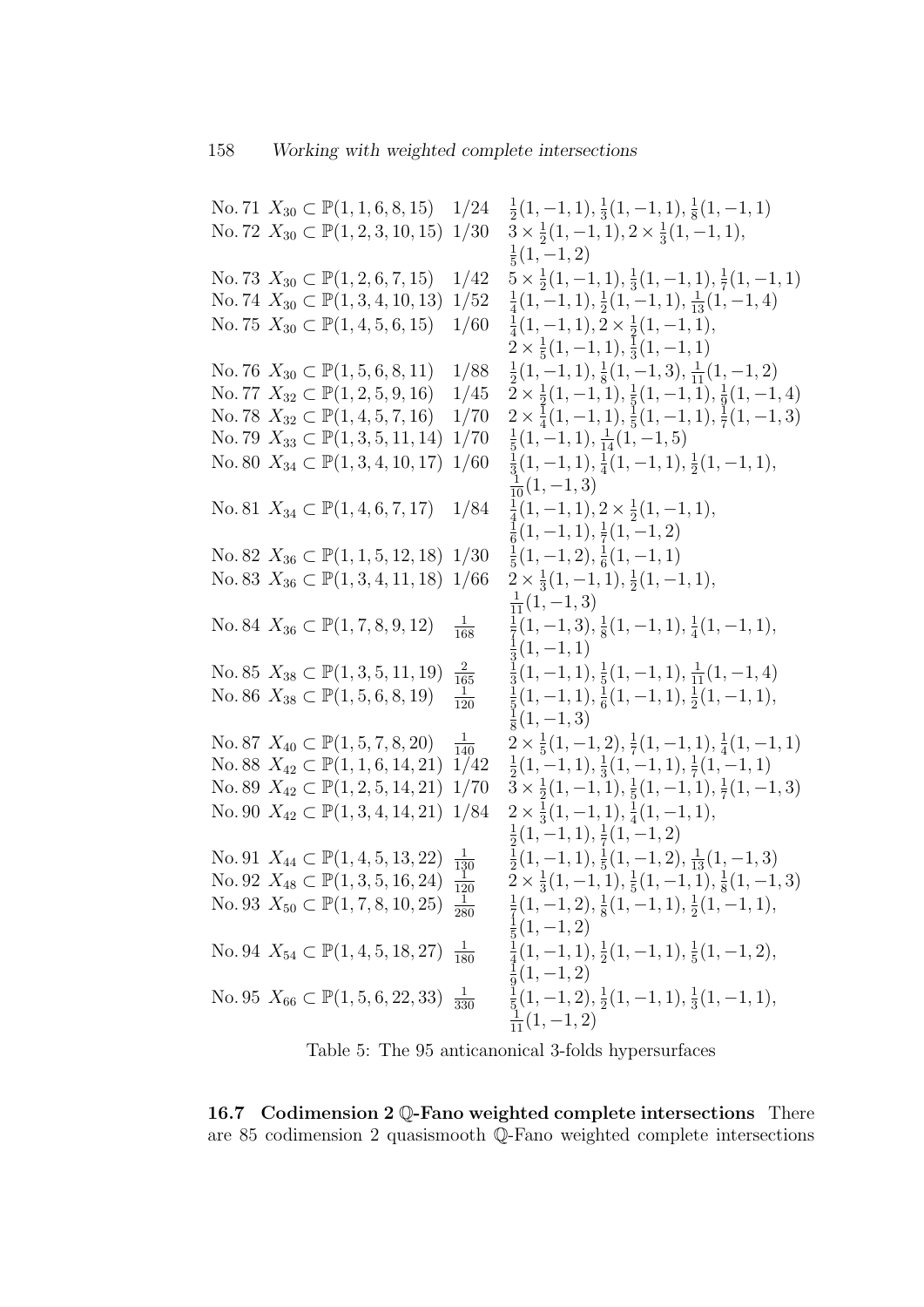| No. | Hypersurface | $A^3$ | Singularities |
|---|---|---|---|
| No. 71 | $X_{30} \subset \mathbb{P}(1,1,6,8,15)$ | $1/24$ | $\frac{1}{2}(1,-1,1), \frac{1}{3}(1,-1,1), \frac{1}{8}(1,-1,1)$ |
| No. 72 | $X_{30} \subset \mathbb{P}(1,2,3,10,15)$ | $1/30$ | $3 \times \frac{1}{2}(1,-1,1), 2 \times \frac{1}{3}(1,-1,1), \frac{1}{5}(1,-1,2)$ |
| No. 73 | $X_{30} \subset \mathbb{P}(1,2,6,7,15)$ | $1/42$ | $5 \times \frac{1}{2}(1,-1,1), \frac{1}{3}(1,-1,1), \frac{1}{7}(1,-1,1)$ |
| No. 74 | $X_{30} \subset \mathbb{P}(1,3,4,10,13)$ | $1/52$ | $\frac{1}{4}(1,-1,1), \frac{1}{2}(1,-1,1), \frac{1}{13}(1,-1,4)$ |
| No. 75 | $X_{30} \subset \mathbb{P}(1,4,5,6,15)$ | $1/60$ | $\frac{1}{4}(1,-1,1), 2 \times \frac{1}{2}(1,-1,1), 2 \times \frac{1}{5}(1,-1,1), \frac{1}{3}(1,-1,1)$ |
| No. 76 | $X_{30} \subset \mathbb{P}(1,5,6,8,11)$ | $1/88$ | $\frac{1}{2}(1,-1,1), \frac{1}{8}(1,-1,3), \frac{1}{11}(1,-1,2)$ |
| No. 77 | $X_{32} \subset \mathbb{P}(1,2,5,9,16)$ | $1/45$ | $2 \times \frac{1}{2}(1,-1,1), \frac{1}{5}(1,-1,1), \frac{1}{9}(1,-1,4)$ |
| No. 78 | $X_{32} \subset \mathbb{P}(1,4,5,7,16)$ | $1/70$ | $2 \times \frac{1}{4}(1,-1,1), \frac{1}{5}(1,-1,1), \frac{1}{7}(1,-1,3)$ |
| No. 79 | $X_{33} \subset \mathbb{P}(1,3,5,11,14)$ | $1/70$ | $\frac{1}{5}(1,-1,1), \frac{1}{14}(1,-1,5)$ |
| No. 80 | $X_{34} \subset \mathbb{P}(1,3,4,10,17)$ | $1/60$ | $\frac{1}{3}(1,-1,1), \frac{1}{4}(1,-1,1), \frac{1}{2}(1,-1,1), \frac{1}{10}(1,-1,3)$ |
| No. 81 | $X_{34} \subset \mathbb{P}(1,4,6,7,17)$ | $1/84$ | $\frac{1}{4}(1,-1,1), 2 \times \frac{1}{2}(1,-1,1), \frac{1}{6}(1,-1,1), \frac{1}{7}(1,-1,2)$ |
| No. 82 | $X_{36} \subset \mathbb{P}(1,1,5,12,18)$ | $1/30$ | $\frac{1}{5}(1,-1,2), \frac{1}{6}(1,-1,1)$ |
| No. 83 | $X_{36} \subset \mathbb{P}(1,3,4,11,18)$ | $1/66$ | $2 \times \frac{1}{3}(1,-1,1), \frac{1}{2}(1,-1,1), \frac{1}{11}(1,-1,3)$ |
| No. 84 | $X_{36} \subset \mathbb{P}(1,7,8,9,12)$ | $\frac{1}{168}$ | $\frac{1}{7}(1,-1,3), \frac{1}{8}(1,-1,1), \frac{1}{4}(1,-1,1), \frac{1}{3}(1,-1,1)$ |
| No. 85 | $X_{38} \subset \mathbb{P}(1,3,5,11,19)$ | $\frac{2}{165}$ | $\frac{1}{3}(1,-1,1), \frac{1}{5}(1,-1,1), \frac{1}{11}(1,-1,4)$ |
| No. 86 | $X_{38} \subset \mathbb{P}(1,5,6,8,19)$ | $\frac{1}{120}$ | $\frac{1}{5}(1,-1,1), \frac{1}{6}(1,-1,1), \frac{1}{2}(1,-1,1), \frac{1}{8}(1,-1,3)$ |
| No. 87 | $X_{40} \subset \mathbb{P}(1,5,7,8,20)$ | $\frac{1}{140}$ | $2 \times \frac{1}{5}(1,-1,2), \frac{1}{7}(1,-1,1), \frac{1}{4}(1,-1,1)$ |
| No. 88 | $X_{42} \subset \mathbb{P}(1,1,6,14,21)$ | $1/42$ | $\frac{1}{2}(1,-1,1), \frac{1}{3}(1,-1,1), \frac{1}{7}(1,-1,1)$ |
| No. 89 | $X_{42} \subset \mathbb{P}(1,2,5,14,21)$ | $1/70$ | $3 \times \frac{1}{2}(1,-1,1), \frac{1}{5}(1,-1,1), \frac{1}{7}(1,-1,3)$ |
| No. 90 | $X_{42} \subset \mathbb{P}(1,3,4,14,21)$ | $1/84$ | $2 \times \frac{1}{3}(1,-1,1), \frac{1}{4}(1,-1,1), \frac{1}{2}(1,-1,1), \frac{1}{7}(1,-1,2)$ |
| No. 91 | $X_{44} \subset \mathbb{P}(1,4,5,13,22)$ | $\frac{1}{130}$ | $\frac{1}{2}(1,-1,1), \frac{1}{5}(1,-1,2), \frac{1}{13}(1,-1,3)$ |
| No. 92 | $X_{48} \subset \mathbb{P}(1,3,5,16,24)$ | $\frac{1}{120}$ | $2 \times \frac{1}{3}(1,-1,1), \frac{1}{5}(1,-1,1), \frac{1}{8}(1,-1,3)$ |
| No. 93 | $X_{50} \subset \mathbb{P}(1,7,8,10,25)$ | $\frac{1}{280}$ | $\frac{1}{7}(1,-1,2), \frac{1}{8}(1,-1,1), \frac{1}{2}(1,-1,1), \frac{1}{5}(1,-1,2)$ |
| No. 94 | $X_{54} \subset \mathbb{P}(1,4,5,18,27)$ | $\frac{1}{180}$ | $\frac{1}{4}(1,-1,1), \frac{1}{2}(1,-1,1), \frac{1}{5}(1,-1,2), \frac{1}{9}(1,-1,2)$ |
| No. 95 | $X_{66} \subset \mathbb{P}(1,5,6,22,33)$ | $\frac{1}{330}$ | $\frac{1}{5}(1,-1,2), \frac{1}{2}(1,-1,1), \frac{1}{3}(1,-1,1), \frac{1}{11}(1,-1,2)$ |

Table 5: The 95 anticanonical 3-folds hypersurfaces

**16.7 Codimension 2 $\mathbb{Q}$-Fano weighted complete intersections** There are 85 codimension 2 quasismooth $\mathbb{Q}$-Fano weighted complete intersections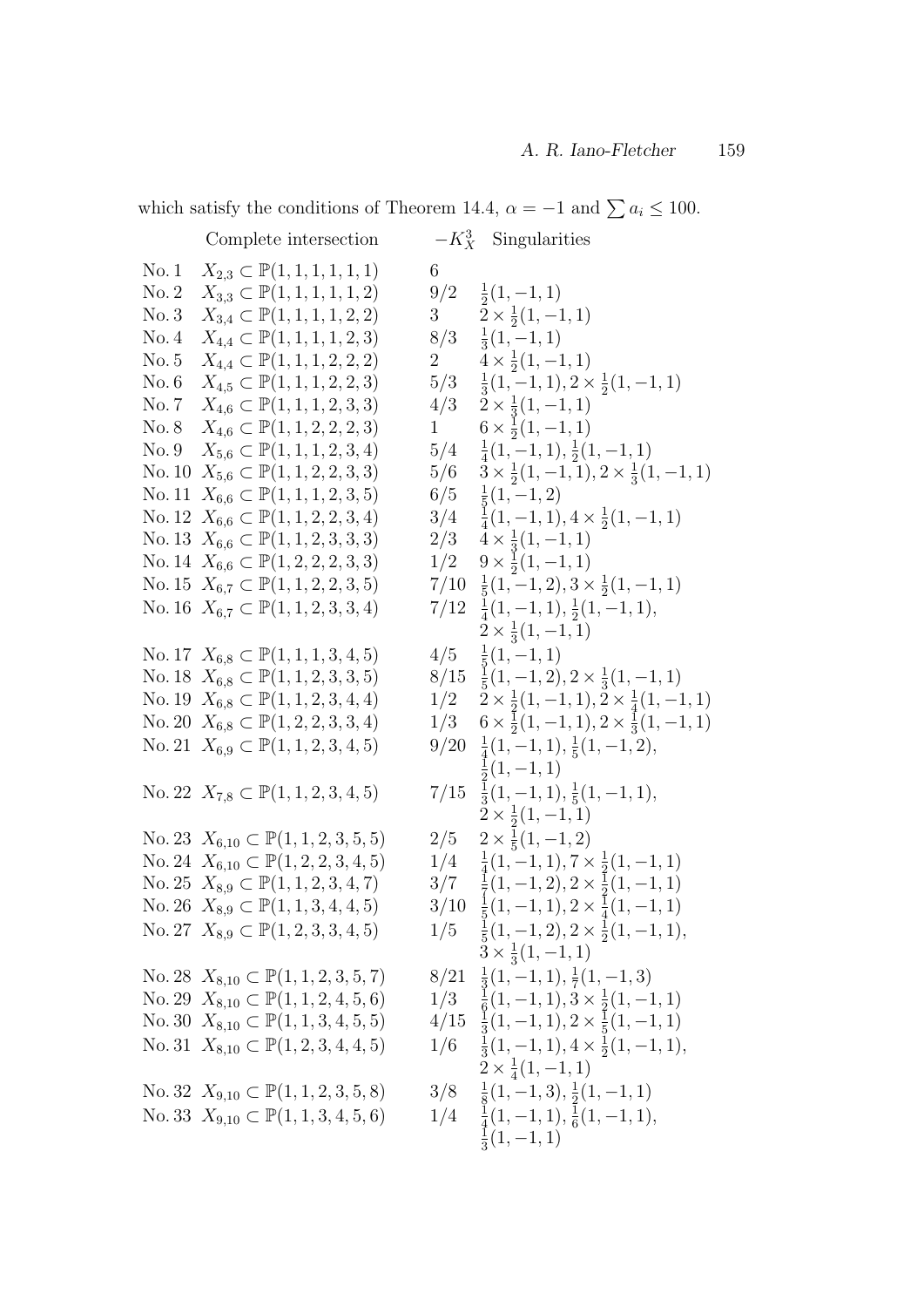which satisfy the conditions of Theorem 14.4, $\alpha = -1$ and $\sum a_i \leq 100$.

| | Complete intersection | $-K_X^3$ | Singularities |
|---|---|---|---|
| No. 1 | $X_{2,3} \subset \mathbb{P}(1,1,1,1,1,1)$ | 6 | |
| No. 2 | $X_{3,3} \subset \mathbb{P}(1,1,1,1,1,2)$ | 9/2 | $\frac{1}{2}(1,-1,1)$ |
| No. 3 | $X_{3,4} \subset \mathbb{P}(1,1,1,1,2,2)$ | 3 | $2 \times \frac{1}{2}(1,-1,1)$ |
| No. 4 | $X_{4,4} \subset \mathbb{P}(1,1,1,1,2,3)$ | 8/3 | $\frac{1}{3}(1,-1,1)$ |
| No. 5 | $X_{4,4} \subset \mathbb{P}(1,1,1,2,2,2)$ | 2 | $4 \times \frac{1}{2}(1,-1,1)$ |
| No. 6 | $X_{4,5} \subset \mathbb{P}(1,1,1,2,2,3)$ | 5/3 | $\frac{1}{3}(1,-1,1), 2 \times \frac{1}{2}(1,-1,1)$ |
| No. 7 | $X_{4,6} \subset \mathbb{P}(1,1,1,2,3,3)$ | 4/3 | $2 \times \frac{1}{3}(1,-1,1)$ |
| No. 8 | $X_{4,6} \subset \mathbb{P}(1,1,2,2,2,3)$ | 1 | $6 \times \frac{1}{2}(1,-1,1)$ |
| No. 9 | $X_{5,6} \subset \mathbb{P}(1,1,1,2,3,4)$ | 5/4 | $\frac{1}{4}(1,-1,1), \frac{1}{2}(1,-1,1)$ |
| No. 10 | $X_{5,6} \subset \mathbb{P}(1,1,2,2,3,3)$ | 5/6 | $3 \times \frac{1}{2}(1,-1,1), 2 \times \frac{1}{3}(1,-1,1)$ |
| No. 11 | $X_{6,6} \subset \mathbb{P}(1,1,1,2,3,5)$ | 6/5 | $\frac{1}{5}(1,-1,2)$ |
| No. 12 | $X_{6,6} \subset \mathbb{P}(1,1,2,2,3,4)$ | 3/4 | $\frac{1}{4}(1,-1,1), 4 \times \frac{1}{2}(1,-1,1)$ |
| No. 13 | $X_{6,6} \subset \mathbb{P}(1,1,2,3,3,3)$ | 2/3 | $4 \times \frac{1}{3}(1,-1,1)$ |
| No. 14 | $X_{6,6} \subset \mathbb{P}(1,2,2,2,3,3)$ | 1/2 | $9 \times \frac{1}{2}(1,-1,1)$ |
| No. 15 | $X_{6,7} \subset \mathbb{P}(1,1,2,2,3,5)$ | 7/10 | $\frac{1}{5}(1,-1,2), 3 \times \frac{1}{2}(1,-1,1)$ |
| No. 16 | $X_{6,7} \subset \mathbb{P}(1,1,2,3,3,4)$ | 7/12 | $\frac{1}{4}(1,-1,1), \frac{1}{2}(1,-1,1),$ $2 \times \frac{1}{3}(1,-1,1)$ |
| No. 17 | $X_{6,8} \subset \mathbb{P}(1,1,1,3,4,5)$ | 4/5 | $\frac{1}{5}(1,-1,1)$ |
| No. 18 | $X_{6,8} \subset \mathbb{P}(1,1,2,3,3,5)$ | 8/15 | $\frac{1}{5}(1,-1,2), 2 \times \frac{1}{3}(1,-1,1)$ |
| No. 19 | $X_{6,8} \subset \mathbb{P}(1,1,2,3,4,4)$ | 1/2 | $2 \times \frac{1}{2}(1,-1,1), 2 \times \frac{1}{4}(1,-1,1)$ |
| No. 20 | $X_{6,8} \subset \mathbb{P}(1,2,2,3,3,4)$ | 1/3 | $6 \times \frac{1}{2}(1,-1,1), 2 \times \frac{1}{3}(1,-1,1)$ |
| No. 21 | $X_{6,9} \subset \mathbb{P}(1,1,2,3,4,5)$ | 9/20 | $\frac{1}{4}(1,-1,1), \frac{1}{5}(1,-1,2),$ $\frac{1}{2}(1,-1,1)$ |
| No. 22 | $X_{7,8} \subset \mathbb{P}(1,1,2,3,4,5)$ | 7/15 | $\frac{1}{3}(1,-1,1), \frac{1}{5}(1,-1,1),$ $2 \times \frac{1}{2}(1,-1,1)$ |
| No. 23 | $X_{6,10} \subset \mathbb{P}(1,1,2,3,5,5)$ | 2/5 | $2 \times \frac{1}{5}(1,-1,2)$ |
| No. 24 | $X_{6,10} \subset \mathbb{P}(1,2,2,3,4,5)$ | 1/4 | $\frac{1}{4}(1,-1,1), 7 \times \frac{1}{2}(1,-1,1)$ |
| No. 25 | $X_{8,9} \subset \mathbb{P}(1,1,2,3,4,7)$ | 3/7 | $\frac{1}{7}(1,-1,2), 2 \times \frac{1}{2}(1,-1,1)$ |
| No. 26 | $X_{8,9} \subset \mathbb{P}(1,1,3,4,4,5)$ | 3/10 | $\frac{1}{5}(1,-1,1), 2 \times \frac{1}{4}(1,-1,1)$ |
| No. 27 | $X_{8,9} \subset \mathbb{P}(1,2,3,3,4,5)$ | 1/5 | $\frac{1}{5}(1,-1,2), 2 \times \frac{1}{2}(1,-1,1),$ $3 \times \frac{1}{3}(1,-1,1)$ |
| No. 28 | $X_{8,10} \subset \mathbb{P}(1,1,2,3,5,7)$ | 8/21 | $\frac{1}{3}(1,-1,1), \frac{1}{7}(1,-1,3)$ |
| No. 29 | $X_{8,10} \subset \mathbb{P}(1,1,2,4,5,6)$ | 1/3 | $\frac{1}{6}(1,-1,1), 3 \times \frac{1}{2}(1,-1,1)$ |
| No. 30 | $X_{8,10} \subset \mathbb{P}(1,1,3,4,5,5)$ | 4/15 | $\frac{1}{3}(1,-1,1), 2 \times \frac{1}{5}(1,-1,1)$ |
| No. 31 | $X_{8,10} \subset \mathbb{P}(1,2,3,4,4,5)$ | 1/6 | $\frac{1}{3}(1,-1,1), 4 \times \frac{1}{2}(1,-1,1),$ $2 \times \frac{1}{4}(1,-1,1)$ |
| No. 32 | $X_{9,10} \subset \mathbb{P}(1,1,2,3,5,8)$ | 3/8 | $\frac{1}{8}(1,-1,3), \frac{1}{2}(1,-1,1)$ |
| No. 33 | $X_{9,10} \subset \mathbb{P}(1,1,3,4,5,6)$ | 1/4 | $\frac{1}{4}(1,-1,1), \frac{1}{6}(1,-1,1),$ $\frac{1}{3}(1,-1,1)$ |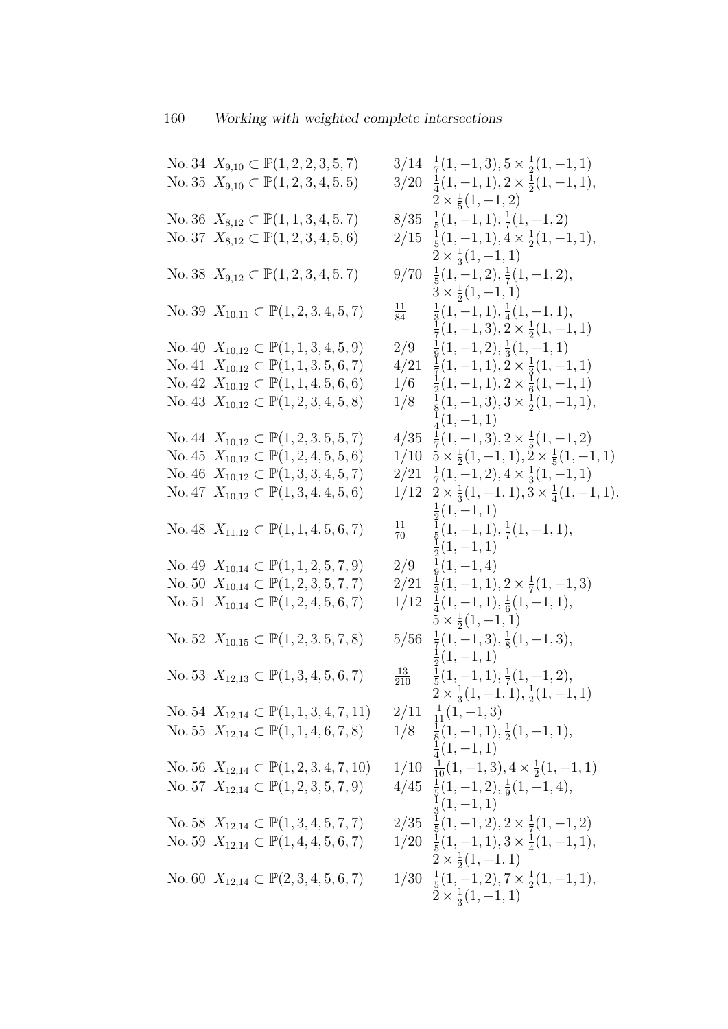| No. | $X$ | Degree | Singularities |
|---|---|---|---|
| No. 34 | $X_{9,10} \subset \mathbb{P}(1,2,2,3,5,7)$ | $3/14$ | $\frac{1}{7}(1,-1,3), 5 \times \frac{1}{2}(1,-1,1)$ |
| No. 35 | $X_{9,10} \subset \mathbb{P}(1,2,3,4,5,5)$ | $3/20$ | $\frac{1}{4}(1,-1,1), 2 \times \frac{1}{2}(1,-1,1), 2 \times \frac{1}{5}(1,-1,2)$ |
| No. 36 | $X_{8,12} \subset \mathbb{P}(1,1,3,4,5,7)$ | $8/35$ | $\frac{1}{5}(1,-1,1), \frac{1}{7}(1,-1,2)$ |
| No. 37 | $X_{8,12} \subset \mathbb{P}(1,2,3,4,5,6)$ | $2/15$ | $\frac{1}{5}(1,-1,1), 4 \times \frac{1}{2}(1,-1,1), 2 \times \frac{1}{3}(1,-1,1)$ |
| No. 38 | $X_{9,12} \subset \mathbb{P}(1,2,3,4,5,7)$ | $9/70$ | $\frac{1}{5}(1,-1,2), \frac{1}{7}(1,-1,2), 3 \times \frac{1}{2}(1,-1,1)$ |
| No. 39 | $X_{10,11} \subset \mathbb{P}(1,2,3,4,5,7)$ | $\frac{11}{84}$ | $\frac{1}{3}(1,-1,1), \frac{1}{4}(1,-1,1), \frac{1}{7}(1,-1,3), 2 \times \frac{1}{2}(1,-1,1)$ |
| No. 40 | $X_{10,12} \subset \mathbb{P}(1,1,3,4,5,9)$ | $2/9$ | $\frac{1}{9}(1,-1,2), \frac{1}{3}(1,-1,1)$ |
| No. 41 | $X_{10,12} \subset \mathbb{P}(1,1,3,5,6,7)$ | $4/21$ | $\frac{1}{7}(1,-1,1), 2 \times \frac{1}{3}(1,-1,1)$ |
| No. 42 | $X_{10,12} \subset \mathbb{P}(1,1,4,5,6,6)$ | $1/6$ | $\frac{1}{2}(1,-1,1), 2 \times \frac{1}{6}(1,-1,1)$ |
| No. 43 | $X_{10,12} \subset \mathbb{P}(1,2,3,4,5,8)$ | $1/8$ | $\frac{1}{8}(1,-1,3), 3 \times \frac{1}{2}(1,-1,1), \frac{1}{4}(1,-1,1)$ |
| No. 44 | $X_{10,12} \subset \mathbb{P}(1,2,3,5,5,7)$ | $4/35$ | $\frac{1}{7}(1,-1,3), 2 \times \frac{1}{5}(1,-1,2)$ |
| No. 45 | $X_{10,12} \subset \mathbb{P}(1,2,4,5,5,6)$ | $1/10$ | $5 \times \frac{1}{2}(1,-1,1), 2 \times \frac{1}{5}(1,-1,1)$ |
| No. 46 | $X_{10,12} \subset \mathbb{P}(1,3,3,4,5,7)$ | $2/21$ | $\frac{1}{7}(1,-1,2), 4 \times \frac{1}{3}(1,-1,1)$ |
| No. 47 | $X_{10,12} \subset \mathbb{P}(1,3,4,4,5,6)$ | $1/12$ | $2 \times \frac{1}{3}(1,-1,1), 3 \times \frac{1}{4}(1,-1,1), \frac{1}{2}(1,-1,1)$ |
| No. 48 | $X_{11,12} \subset \mathbb{P}(1,1,4,5,6,7)$ | $\frac{11}{70}$ | $\frac{1}{5}(1,-1,1), \frac{1}{7}(1,-1,1), \frac{1}{2}(1,-1,1)$ |
| No. 49 | $X_{10,14} \subset \mathbb{P}(1,1,2,5,7,9)$ | $2/9$ | $\frac{1}{9}(1,-1,4)$ |
| No. 50 | $X_{10,14} \subset \mathbb{P}(1,2,3,5,7,7)$ | $2/21$ | $\frac{1}{3}(1,-1,1), 2 \times \frac{1}{7}(1,-1,3)$ |
| No. 51 | $X_{10,14} \subset \mathbb{P}(1,2,4,5,6,7)$ | $1/12$ | $\frac{1}{4}(1,-1,1), \frac{1}{6}(1,-1,1), 5 \times \frac{1}{2}(1,-1,1)$ |
| No. 52 | $X_{10,15} \subset \mathbb{P}(1,2,3,5,7,8)$ | $5/56$ | $\frac{1}{7}(1,-1,3), \frac{1}{8}(1,-1,3), \frac{1}{2}(1,-1,1)$ |
| No. 53 | $X_{12,13} \subset \mathbb{P}(1,3,4,5,6,7)$ | $\frac{13}{210}$ | $\frac{1}{5}(1,-1,1), \frac{1}{7}(1,-1,2), 2 \times \frac{1}{3}(1,-1,1), \frac{1}{2}(1,-1,1)$ |
| No. 54 | $X_{12,14} \subset \mathbb{P}(1,1,3,4,7,11)$ | $2/11$ | $\frac{1}{11}(1,-1,3)$ |
| No. 55 | $X_{12,14} \subset \mathbb{P}(1,1,4,6,7,8)$ | $1/8$ | $\frac{1}{8}(1,-1,1), \frac{1}{2}(1,-1,1), \frac{1}{4}(1,-1,1)$ |
| No. 56 | $X_{12,14} \subset \mathbb{P}(1,2,3,4,7,10)$ | $1/10$ | $\frac{1}{10}(1,-1,3), 4 \times \frac{1}{2}(1,-1,1)$ |
| No. 57 | $X_{12,14} \subset \mathbb{P}(1,2,3,5,7,9)$ | $4/45$ | $\frac{1}{5}(1,-1,2), \frac{1}{9}(1,-1,4), \frac{1}{3}(1,-1,1)$ |
| No. 58 | $X_{12,14} \subset \mathbb{P}(1,3,4,5,7,7)$ | $2/35$ | $\frac{1}{5}(1,-1,2), 2 \times \frac{1}{7}(1,-1,2)$ |
| No. 59 | $X_{12,14} \subset \mathbb{P}(1,4,4,5,6,7)$ | $1/20$ | $\frac{1}{5}(1,-1,1), 3 \times \frac{1}{4}(1,-1,1), 2 \times \frac{1}{2}(1,-1,1)$ |
| No. 60 | $X_{12,14} \subset \mathbb{P}(2,3,4,5,6,7)$ | $1/30$ | $\frac{1}{5}(1,-1,2), 7 \times \frac{1}{2}(1,-1,1), 2 \times \frac{1}{3}(1,-1,1)$ |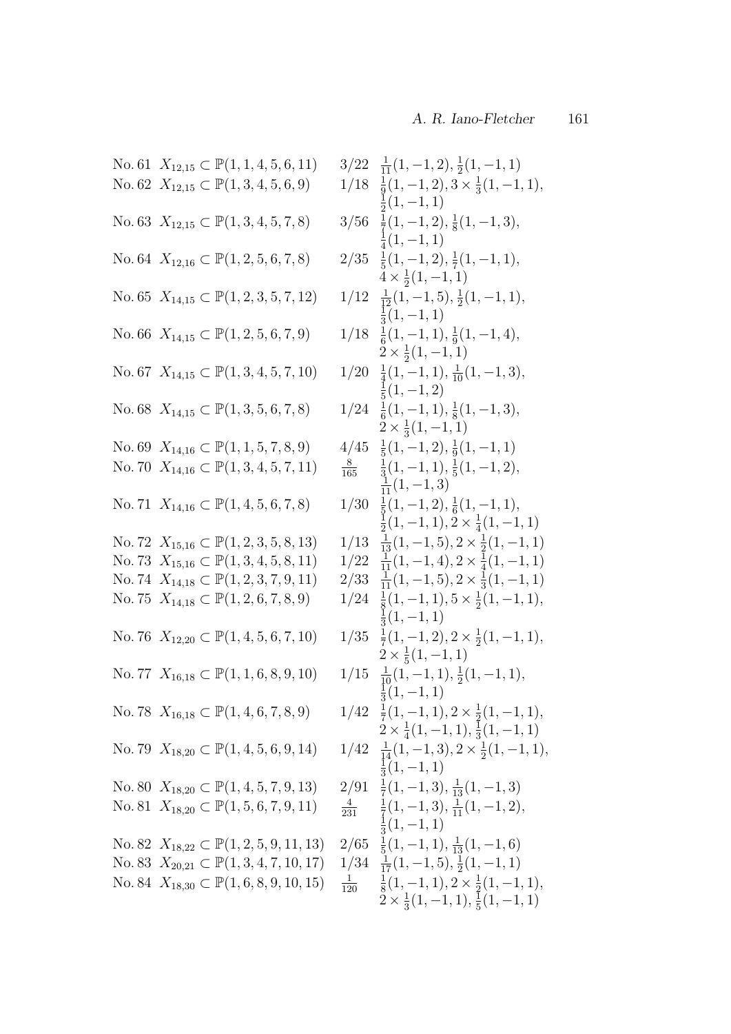| | | | |
|---|---|---|---|
| No. 61 | $X_{12,15} \subset \mathbb{P}(1,1,4,5,6,11)$ | $3/22$ | $\frac{1}{11}(1,-1,2), \frac{1}{2}(1,-1,1)$ |
| No. 62 | $X_{12,15} \subset \mathbb{P}(1,3,4,5,6,9)$ | $1/18$ | $\frac{1}{9}(1,-1,2), 3 \times \frac{1}{3}(1,-1,1), \frac{1}{2}(1,-1,1)$ |
| No. 63 | $X_{12,15} \subset \mathbb{P}(1,3,4,5,7,8)$ | $3/56$ | $\frac{1}{7}(1,-1,2), \frac{1}{8}(1,-1,3), \frac{1}{4}(1,-1,1)$ |
| No. 64 | $X_{12,16} \subset \mathbb{P}(1,2,5,6,7,8)$ | $2/35$ | $\frac{1}{5}(1,-1,2), \frac{1}{7}(1,-1,1), 4 \times \frac{1}{2}(1,-1,1)$ |
| No. 65 | $X_{14,15} \subset \mathbb{P}(1,2,3,5,7,12)$ | $1/12$ | $\frac{1}{12}(1,-1,5), \frac{1}{2}(1,-1,1), \frac{1}{3}(1,-1,1)$ |
| No. 66 | $X_{14,15} \subset \mathbb{P}(1,2,5,6,7,9)$ | $1/18$ | $\frac{1}{6}(1,-1,1), \frac{1}{9}(1,-1,4), 2 \times \frac{1}{2}(1,-1,1)$ |
| No. 67 | $X_{14,15} \subset \mathbb{P}(1,3,4,5,7,10)$ | $1/20$ | $\frac{1}{4}(1,-1,1), \frac{1}{10}(1,-1,3), \frac{1}{5}(1,-1,2)$ |
| No. 68 | $X_{14,15} \subset \mathbb{P}(1,3,5,6,7,8)$ | $1/24$ | $\frac{1}{6}(1,-1,1), \frac{1}{8}(1,-1,3), 2 \times \frac{1}{3}(1,-1,1)$ |
| No. 69 | $X_{14,16} \subset \mathbb{P}(1,1,5,7,8,9)$ | $4/45$ | $\frac{1}{5}(1,-1,2), \frac{1}{9}(1,-1,1)$ |
| No. 70 | $X_{14,16} \subset \mathbb{P}(1,3,4,5,7,11)$ | $\frac{8}{165}$ | $\frac{1}{3}(1,-1,1), \frac{1}{5}(1,-1,2), \frac{1}{11}(1,-1,3)$ |
| No. 71 | $X_{14,16} \subset \mathbb{P}(1,4,5,6,7,8)$ | $1/30$ | $\frac{1}{5}(1,-1,2), \frac{1}{6}(1,-1,1), \frac{1}{2}(1,-1,1), 2 \times \frac{1}{4}(1,-1,1)$ |
| No. 72 | $X_{15,16} \subset \mathbb{P}(1,2,3,5,8,13)$ | $1/13$ | $\frac{1}{13}(1,-1,5), 2 \times \frac{1}{2}(1,-1,1)$ |
| No. 73 | $X_{15,16} \subset \mathbb{P}(1,3,4,5,8,11)$ | $1/22$ | $\frac{1}{11}(1,-1,4), 2 \times \frac{1}{4}(1,-1,1)$ |
| No. 74 | $X_{14,18} \subset \mathbb{P}(1,2,3,7,9,11)$ | $2/33$ | $\frac{1}{11}(1,-1,5), 2 \times \frac{1}{3}(1,-1,1)$ |
| No. 75 | $X_{14,18} \subset \mathbb{P}(1,2,6,7,8,9)$ | $1/24$ | $\frac{1}{8}(1,-1,1), 5 \times \frac{1}{2}(1,-1,1), \frac{1}{3}(1,-1,1)$ |
| No. 76 | $X_{12,20} \subset \mathbb{P}(1,4,5,6,7,10)$ | $1/35$ | $\frac{1}{7}(1,-1,2), 2 \times \frac{1}{2}(1,-1,1), 2 \times \frac{1}{5}(1,-1,1)$ |
| No. 77 | $X_{16,18} \subset \mathbb{P}(1,1,6,8,9,10)$ | $1/15$ | $\frac{1}{10}(1,-1,1), \frac{1}{2}(1,-1,1), \frac{1}{3}(1,-1,1)$ |
| No. 78 | $X_{16,18} \subset \mathbb{P}(1,4,6,7,8,9)$ | $1/42$ | $\frac{1}{7}(1,-1,1), 2 \times \frac{1}{2}(1,-1,1), 2 \times \frac{1}{4}(1,-1,1), \frac{1}{3}(1,-1,1)$ |
| No. 79 | $X_{18,20} \subset \mathbb{P}(1,4,5,6,9,14)$ | $1/42$ | $\frac{1}{14}(1,-1,3), 2 \times \frac{1}{2}(1,-1,1), \frac{1}{3}(1,-1,1)$ |
| No. 80 | $X_{18,20} \subset \mathbb{P}(1,4,5,7,9,13)$ | $2/91$ | $\frac{1}{7}(1,-1,3), \frac{1}{13}(1,-1,3)$ |
| No. 81 | $X_{18,20} \subset \mathbb{P}(1,5,6,7,9,11)$ | $\frac{4}{231}$ | $\frac{1}{7}(1,-1,3), \frac{1}{11}(1,-1,2), \frac{1}{3}(1,-1,1)$ |
| No. 82 | $X_{18,22} \subset \mathbb{P}(1,2,5,9,11,13)$ | $2/65$ | $\frac{1}{5}(1,-1,1), \frac{1}{13}(1,-1,6)$ |
| No. 83 | $X_{20,21} \subset \mathbb{P}(1,3,4,7,10,17)$ | $1/34$ | $\frac{1}{17}(1,-1,5), \frac{1}{2}(1,-1,1)$ |
| No. 84 | $X_{18,30} \subset \mathbb{P}(1,6,8,9,10,15)$ | $\frac{1}{120}$ | $\frac{1}{8}(1,-1,1), 2 \times \frac{1}{2}(1,-1,1), 2 \times \frac{1}{3}(1,-1,1), \frac{1}{5}(1,-1,1)$ |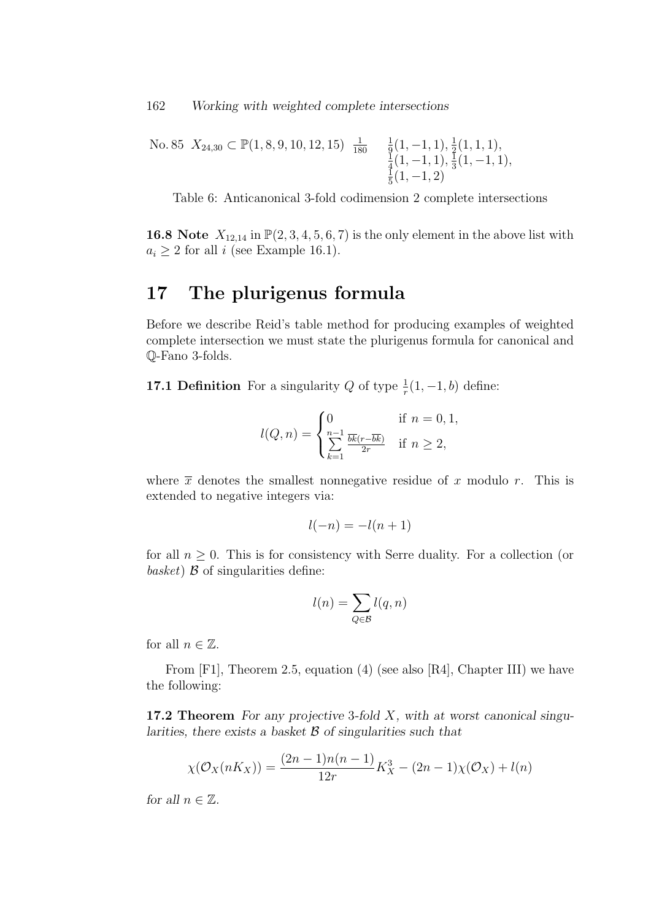| | | | |
|---|---|---|---|
| No. 85 | $X_{24,30} \subset \mathbb{P}(1,8,9,10,12,15)$ | $\frac{1}{180}$ | $\frac{1}{9}(1,-1,1), \frac{1}{2}(1,1,1),$ $\frac{1}{4}(1,-1,1), \frac{1}{3}(1,-1,1),$ $\frac{1}{5}(1,-1,2)$ |

Table 6: Anticanonical 3-fold codimension 2 complete intersections

**16.8 Note** $X_{12,14}$ in $\mathbb{P}(2,3,4,5,6,7)$ is the only element in the above list with $a_i \geq 2$ for all $i$ (see Example 16.1).

# 17 The plurigenus formula

Before we describe Reid's table method for producing examples of weighted complete intersection we must state the plurigenus formula for canonical and $\mathbb{Q}$-Fano 3-folds.

**17.1 Definition** For a singularity $Q$ of type $\frac{1}{r}(1,-1,b)$ define:

$$l(Q,n) = \begin{cases} 0 & \text{if } n = 0, 1, \\ \sum_{k=1}^{n-1} \frac{\overline{bk}(r-\overline{bk})}{2r} & \text{if } n \geq 2, \end{cases}$$

where $\overline{x}$ denotes the smallest nonnegative residue of $x$ modulo $r$. This is extended to negative integers via:

$$l(-n) = -l(n+1)$$

for all $n \geq 0$. This is for consistency with Serre duality. For a collection (or *basket*) $\mathcal{B}$ of singularities define:

$$l(n) = \sum_{Q \in \mathcal{B}} l(q,n)$$

for all $n \in \mathbb{Z}$.

From [F1], Theorem 2.5, equation (4) (see also [R4], Chapter III) we have the following:

**17.2 Theorem** *For any projective 3-fold $X$, with at worst canonical singularities, there exists a basket $\mathcal{B}$ of singularities such that*

$$\chi(\mathcal{O}_X(nK_X)) = \frac{(2n-1)n(n-1)}{12r}K_X^3 - (2n-1)\chi(\mathcal{O}_X) + l(n)$$

*for all $n \in \mathbb{Z}$.*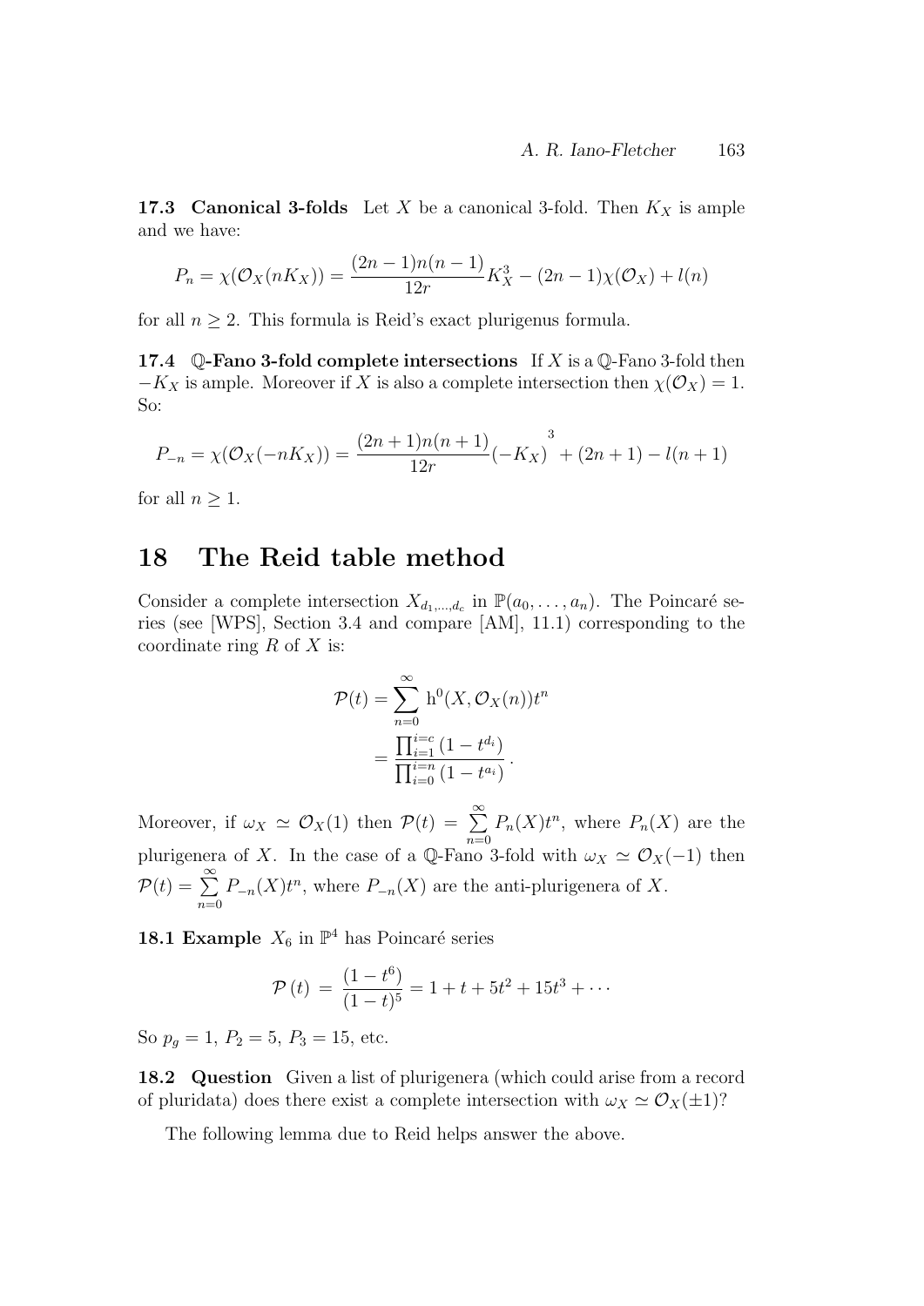**17.3 Canonical 3-folds** Let $X$ be a canonical 3-fold. Then $K_X$ is ample and we have:

$$P_n = \chi(\mathcal{O}_X(nK_X)) = \frac{(2n-1)n(n-1)}{12r}K_X^3 - (2n-1)\chi(\mathcal{O}_X) + l(n)$$

for all $n \geq 2$. This formula is Reid's exact plurigenus formula.

**17.4 $\mathbb{Q}$-Fano 3-fold complete intersections** If $X$ is a $\mathbb{Q}$-Fano 3-fold then $-K_X$ is ample. Moreover if $X$ is also a complete intersection then $\chi(\mathcal{O}_X) = 1$. So:

$$P_{-n} = \chi(\mathcal{O}_X(-nK_X)) = \frac{(2n+1)n(n+1)}{12r}(-K_X)^3 + (2n+1) - l(n+1)$$

for all $n \geq 1$.

# 18 The Reid table method

Consider a complete intersection $X_{d_1,\ldots,d_c}$ in $\mathbb{P}(a_0,\ldots,a_n)$. The Poincaré series (see [WPS], Section 3.4 and compare [AM], 11.1) corresponding to the coordinate ring $R$ of $X$ is:

$$\begin{aligned}\mathcal{P}(t) &= \sum_{n=0}^{\infty} \mathrm{h}^0(X, \mathcal{O}_X(n))t^n \\ &= \frac{\prod_{i=1}^{i=c}(1-t^{d_i})}{\prod_{i=0}^{i=n}(1-t^{a_i})}.\end{aligned}$$

Moreover, if $\omega_X \simeq \mathcal{O}_X(1)$ then $\mathcal{P}(t) = \sum_{n=0}^{\infty} P_n(X)t^n$, where $P_n(X)$ are the plurigenera of $X$. In the case of a $\mathbb{Q}$-Fano 3-fold with $\omega_X \simeq \mathcal{O}_X(-1)$ then $\mathcal{P}(t) = \sum_{n=0}^{\infty} P_{-n}(X)t^n$, where $P_{-n}(X)$ are the anti-plurigenera of $X$.

**18.1 Example** $X_6$ in $\mathbb{P}^4$ has Poincaré series

$$\mathcal{P}(t) = \frac{(1-t^6)}{(1-t)^5} = 1 + t + 5t^2 + 15t^3 + \cdots$$

So $p_g = 1$, $P_2 = 5$, $P_3 = 15$, etc.

**18.2 Question** Given a list of plurigenera (which could arise from a record of pluridata) does there exist a complete intersection with $\omega_X \simeq \mathcal{O}_X(\pm 1)$?

The following lemma due to Reid helps answer the above.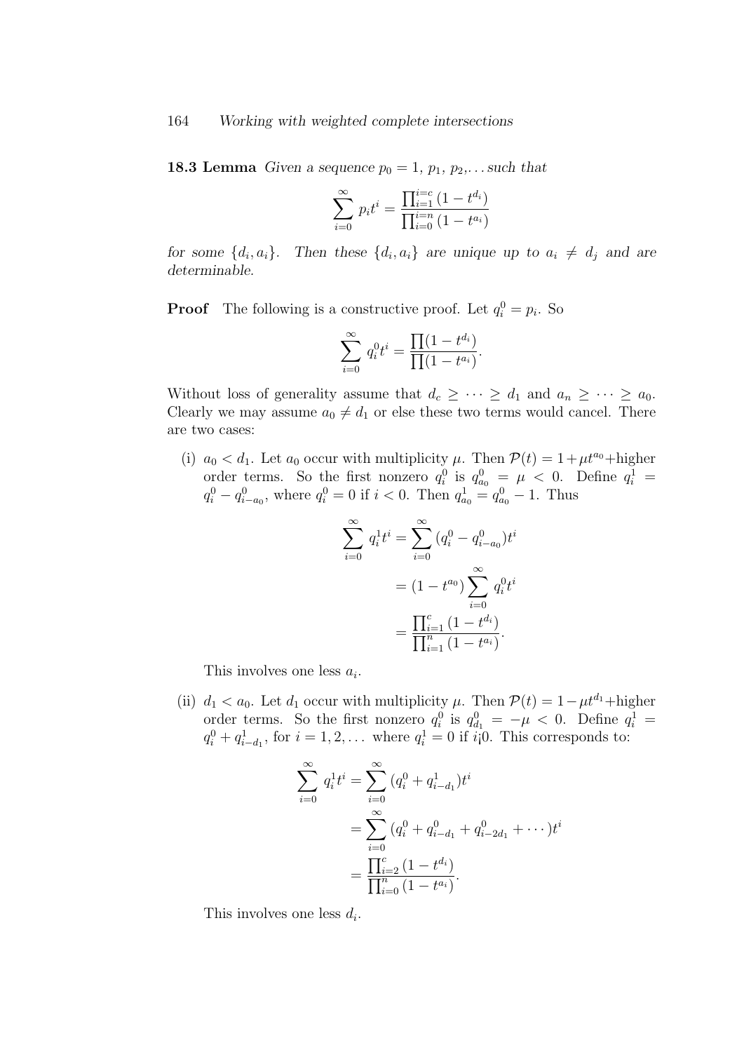**18.3 Lemma** *Given a sequence $p_0 = 1$, $p_1$, $p_2$,... such that*

$$\sum_{i=0}^{\infty} p_i t^i = \frac{\prod_{i=1}^{i=c}(1-t^{d_i})}{\prod_{i=0}^{i=n}(1-t^{a_i})}$$

*for some $\{d_i, a_i\}$. Then these $\{d_i, a_i\}$ are unique up to $a_i \neq d_j$ and are determinable.*

**Proof** The following is a constructive proof. Let $q_i^0 = p_i$. So

$$\sum_{i=0}^{\infty} q_i^0 t^i = \frac{\prod(1-t^{d_i})}{\prod(1-t^{a_i})}.$$

Without loss of generality assume that $d_c \geq \cdots \geq d_1$ and $a_n \geq \cdots \geq a_0$. Clearly we may assume $a_0 \neq d_1$ or else these two terms would cancel. There are two cases:

(i) $a_0 < d_1$. Let $a_0$ occur with multiplicity $\mu$. Then $\mathcal{P}(t) = 1 + \mu t^{a_0}$+higher order terms. So the first nonzero $q_i^0$ is $q_{a_0}^0 = \mu < 0$. Define $q_i^1 = q_i^0 - q_{i-a_0}^0$, where $q_i^0 = 0$ if $i < 0$. Then $q_{a_0}^1 = q_{a_0}^0 - 1$. Thus

$$\begin{aligned}
\sum_{i=0}^{\infty} q_i^1 t^i &= \sum_{i=0}^{\infty} (q_i^0 - q_{i-a_0}^0) t^i \\
&= (1 - t^{a_0}) \sum_{i=0}^{\infty} q_i^0 t^i \\
&= \frac{\prod_{i=1}^{c}(1-t^{d_i})}{\prod_{i=1}^{n}(1-t^{a_i})}.
\end{aligned}$$

This involves one less $a_i$.

(ii) $d_1 < a_0$. Let $d_1$ occur with multiplicity $\mu$. Then $\mathcal{P}(t) = 1 - \mu t^{d_1}$+higher order terms. So the first nonzero $q_i^0$ is $q_{d_1}^0 = -\mu < 0$. Define $q_i^1 = q_i^0 + q_{i-d_1}^1$, for $i = 1, 2, \ldots$ where $q_i^1 = 0$ if i¡0. This corresponds to:

$$\begin{aligned}
\sum_{i=0}^{\infty} q_i^1 t^i &= \sum_{i=0}^{\infty} (q_i^0 + q_{i-d_1}^1) t^i \\
&= \sum_{i=0}^{\infty} (q_i^0 + q_{i-d_1}^0 + q_{i-2d_1}^0 + \cdots) t^i \\
&= \frac{\prod_{i=2}^{c}(1-t^{d_i})}{\prod_{i=0}^{n}(1-t^{a_i})}.
\end{aligned}$$

This involves one less $d_i$.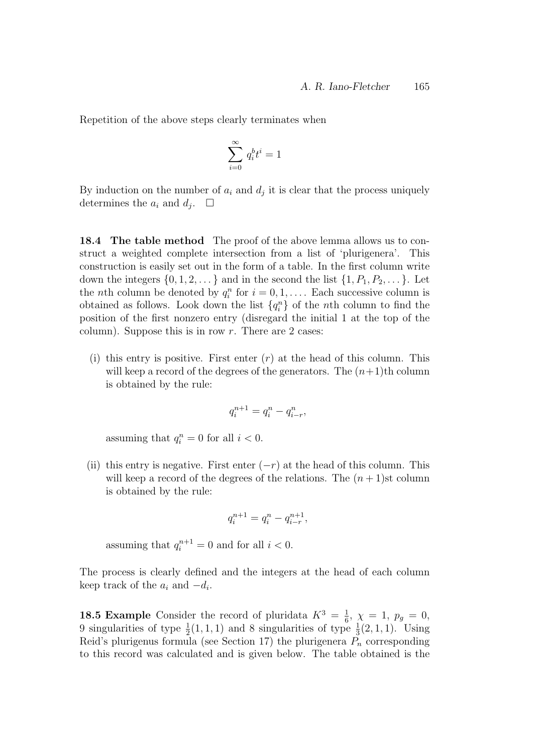Repetition of the above steps clearly terminates when

$$\sum_{i=0}^{\infty} q_i^b t^i = 1$$

By induction on the number of $a_i$ and $d_j$ it is clear that the process uniquely determines the $a_i$ and $d_j$. $\square$

**18.4 The table method** The proof of the above lemma allows us to construct a weighted complete intersection from a list of 'plurigenera'. This construction is easily set out in the form of a table. In the first column write down the integers $\{0, 1, 2, \dots\}$ and in the second the list $\{1, P_1, P_2, \dots\}$. Let the $n$th column be denoted by $q_i^n$ for $i = 0, 1, \dots$. Each successive column is obtained as follows. Look down the list $\{q_i^n\}$ of the $n$th column to find the position of the first nonzero entry (disregard the initial 1 at the top of the column). Suppose this is in row $r$. There are 2 cases:

(i) this entry is positive. First enter $(r)$ at the head of this column. This will keep a record of the degrees of the generators. The $(n+1)$th column is obtained by the rule:

$$q_i^{n+1} = q_i^n - q_{i-r}^n,$$

assuming that $q_i^n = 0$ for all $i < 0$.

(ii) this entry is negative. First enter $(-r)$ at the head of this column. This will keep a record of the degrees of the relations. The $(n+1)$st column is obtained by the rule:

$$q_i^{n+1} = q_i^n - q_{i-r}^{n+1},$$

assuming that $q_i^{n+1} = 0$ and for all $i < 0$.

The process is clearly defined and the integers at the head of each column keep track of the $a_i$ and $-d_i$.

**18.5 Example** Consider the record of pluridata $K^3 = \frac{1}{6}$, $\chi = 1$, $p_g = 0$, 9 singularities of type $\frac{1}{2}(1,1,1)$ and 8 singularities of type $\frac{1}{3}(2,1,1)$. Using Reid's plurigenus formula (see Section 17) the plurigenera $P_n$ corresponding to this record was calculated and is given below. The table obtained is the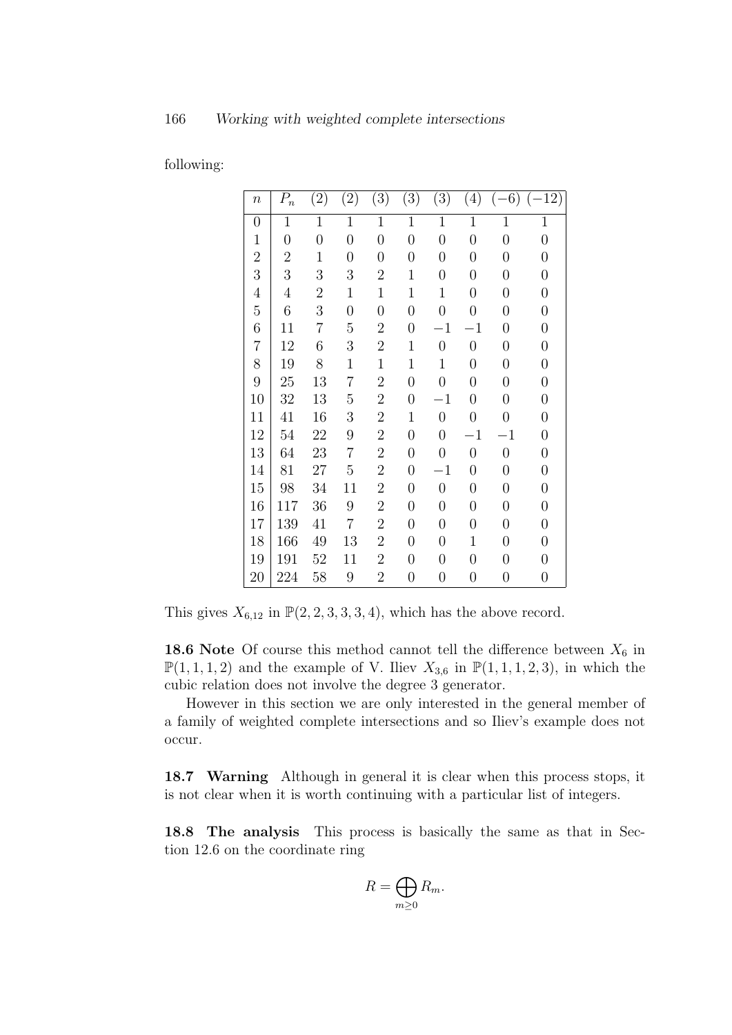following:

| $n$ | $P_n$ | $(2)$ | $(2)$ | $(3)$ | $(3)$ | $(3)$ | $(4)$ | $(-6)$ | $(-12)$ |
|---|---|---|---|---|---|---|---|---|---|
| 0 | 1 | 1 | 1 | 1 | 1 | 1 | 1 | 1 | 1 |
| 1 | 0 | 0 | 0 | 0 | 0 | 0 | 0 | 0 | 0 |
| 2 | 2 | 1 | 0 | 0 | 0 | 0 | 0 | 0 | 0 |
| 3 | 3 | 3 | 3 | 2 | 1 | 0 | 0 | 0 | 0 |
| 4 | 4 | 2 | 1 | 1 | 1 | 1 | 0 | 0 | 0 |
| 5 | 6 | 3 | 0 | 0 | 0 | 0 | 0 | 0 | 0 |
| 6 | 11 | 7 | 5 | 2 | 0 | $-1$ | $-1$ | 0 | 0 |
| 7 | 12 | 6 | 3 | 2 | 1 | 0 | 0 | 0 | 0 |
| 8 | 19 | 8 | 1 | 1 | 1 | 1 | 0 | 0 | 0 |
| 9 | 25 | 13 | 7 | 2 | 0 | 0 | 0 | 0 | 0 |
| 10 | 32 | 13 | 5 | 2 | 0 | $-1$ | 0 | 0 | 0 |
| 11 | 41 | 16 | 3 | 2 | 1 | 0 | 0 | 0 | 0 |
| 12 | 54 | 22 | 9 | 2 | 0 | 0 | $-1$ | $-1$ | 0 |
| 13 | 64 | 23 | 7 | 2 | 0 | 0 | 0 | 0 | 0 |
| 14 | 81 | 27 | 5 | 2 | 0 | $-1$ | 0 | 0 | 0 |
| 15 | 98 | 34 | 11 | 2 | 0 | 0 | 0 | 0 | 0 |
| 16 | 117 | 36 | 9 | 2 | 0 | 0 | 0 | 0 | 0 |
| 17 | 139 | 41 | 7 | 2 | 0 | 0 | 0 | 0 | 0 |
| 18 | 166 | 49 | 13 | 2 | 0 | 0 | 1 | 0 | 0 |
| 19 | 191 | 52 | 11 | 2 | 0 | 0 | 0 | 0 | 0 |
| 20 | 224 | 58 | 9 | 2 | 0 | 0 | 0 | 0 | 0 |

This gives $X_{6,12}$ in $\mathbb{P}(2,2,3,3,3,4)$, which has the above record.

**18.6 Note** Of course this method cannot tell the difference between $X_6$ in $\mathbb{P}(1,1,1,2)$ and the example of V. Iliev $X_{3,6}$ in $\mathbb{P}(1,1,1,2,3)$, in which the cubic relation does not involve the degree 3 generator.

However in this section we are only interested in the general member of a family of weighted complete intersections and so Iliev's example does not occur.

**18.7 Warning** Although in general it is clear when this process stops, it is not clear when it is worth continuing with a particular list of integers.

**18.8 The analysis** This process is basically the same as that in Section 12.6 on the coordinate ring

$$R = \bigoplus_{m \geq 0} R_m.$$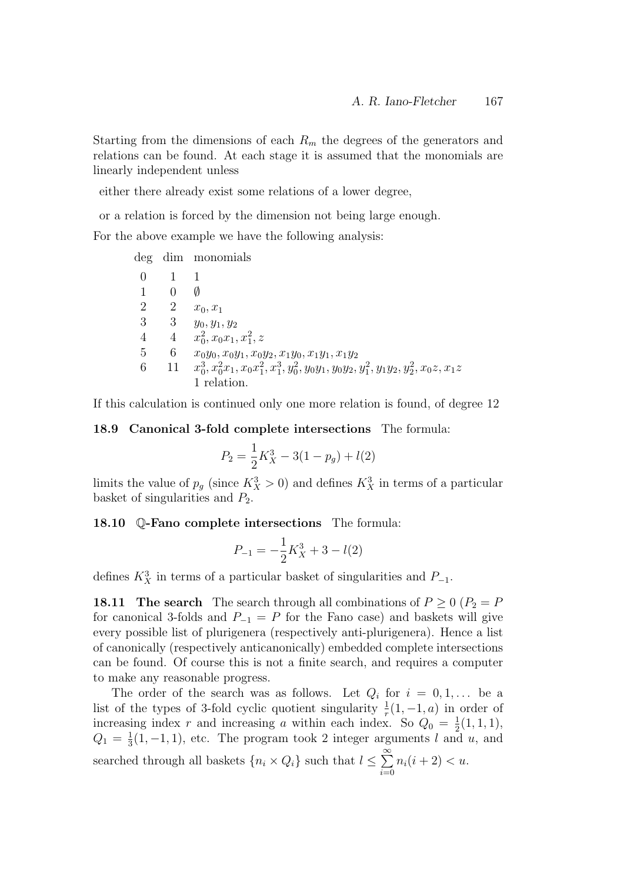Starting from the dimensions of each $R_m$ the degrees of the generators and relations can be found. At each stage it is assumed that the monomials are linearly independent unless

either there already exist some relations of a lower degree,

or a relation is forced by the dimension not being large enough.

For the above example we have the following analysis:

| deg | dim | monomials |
|---|---|---|
| 0 | 1 | 1 |
| 1 | 0 | $\emptyset$ |
| 2 | 2 | $x_0, x_1$ |
| 3 | 3 | $y_0, y_1, y_2$ |
| 4 | 4 | $x_0^2, x_0x_1, x_1^2, z$ |
| 5 | 6 | $x_0y_0, x_0y_1, x_0y_2, x_1y_0, x_1y_1, x_1y_2$ |
| 6 | 11 | $x_0^3, x_0^2x_1, x_0x_1^2, x_1^3, y_0^2, y_0y_1, y_0y_2, y_1^2, y_1y_2, y_2^2, x_0z, x_1z$ |
| | | 1 relation. |

If this calculation is continued only one more relation is found, of degree 12

**18.9 Canonical 3-fold complete intersections** The formula:

$$P_2 = \frac{1}{2}K_X^3 - 3(1 - p_g) + l(2)$$

limits the value of $p_g$ (since $K_X^3 > 0$) and defines $K_X^3$ in terms of a particular basket of singularities and $P_2$.

**18.10 $\mathbb{Q}$-Fano complete intersections** The formula:

$$P_{-1} = -\frac{1}{2}K_X^3 + 3 - l(2)$$

defines $K_X^3$ in terms of a particular basket of singularities and $P_{-1}$.

**18.11 The search** The search through all combinations of $P \geq 0$ ($P_2 = P$ for canonical 3-folds and $P_{-1} = P$ for the Fano case) and baskets will give every possible list of plurigenera (respectively anti-plurigenera). Hence a list of canonically (respectively anticanonically) embedded complete intersections can be found. Of course this is not a finite search, and requires a computer to make any reasonable progress.

The order of the search was as follows. Let $Q_i$ for $i = 0, 1, \ldots$ be a list of the types of 3-fold cyclic quotient singularity $\frac{1}{r}(1, -1, a)$ in order of increasing index $r$ and increasing $a$ within each index. So $Q_0 = \frac{1}{2}(1, 1, 1)$, $Q_1 = \frac{1}{3}(1, -1, 1)$, etc. The program took 2 integer arguments $l$ and $u$, and searched through all baskets $\{n_i \times Q_i\}$ such that $l \leq \sum_{i=0}^{\infty} n_i(i + 2) < u$.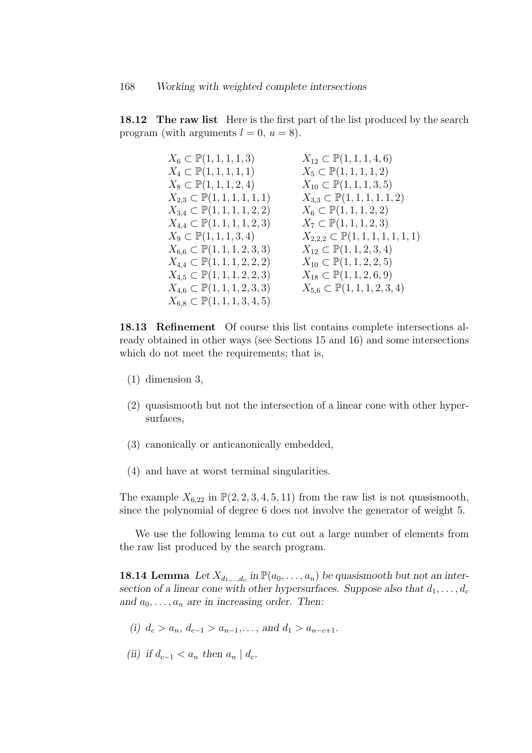**18.12 The raw list** Here is the first part of the list produced by the search program (with arguments $l = 0$, $u = 8$).

$X_6 \subset \mathbb{P}(1,1,1,1,3)$
$X_{12} \subset \mathbb{P}(1,1,1,4,6)$
$X_4 \subset \mathbb{P}(1,1,1,1,1)$
$X_5 \subset \mathbb{P}(1,1,1,1,2)$
$X_8 \subset \mathbb{P}(1,1,1,2,4)$
$X_{10} \subset \mathbb{P}(1,1,1,3,5)$
$X_{2,3} \subset \mathbb{P}(1,1,1,1,1,1)$
$X_{3,3} \subset \mathbb{P}(1,1,1,1,1,2)$
$X_{3,4} \subset \mathbb{P}(1,1,1,1,2,2)$
$X_6 \subset \mathbb{P}(1,1,1,2,2)$
$X_{4,4} \subset \mathbb{P}(1,1,1,1,2,3)$
$X_7 \subset \mathbb{P}(1,1,1,2,3)$
$X_9 \subset \mathbb{P}(1,1,1,3,4)$
$X_{2,2,2} \subset \mathbb{P}(1,1,1,1,1,1,1)$
$X_{6,6} \subset \mathbb{P}(1,1,1,2,3,3)$
$X_{12} \subset \mathbb{P}(1,1,2,3,4)$
$X_{4,4} \subset \mathbb{P}(1,1,1,2,2,2)$
$X_{10} \subset \mathbb{P}(1,1,2,2,5)$
$X_{4,5} \subset \mathbb{P}(1,1,1,2,2,3)$
$X_{18} \subset \mathbb{P}(1,1,2,6,9)$
$X_{4,6} \subset \mathbb{P}(1,1,1,2,3,3)$
$X_{5,6} \subset \mathbb{P}(1,1,1,2,3,4)$
$X_{6,8} \subset \mathbb{P}(1,1,1,3,4,5)$

**18.13 Refinement** Of course this list contains complete intersections already obtained in other ways (see Sections 15 and 16) and some intersections which do not meet the requirements; that is,

(1) dimension 3,

(2) quasismooth but not the intersection of a linear cone with other hypersurfaces,

(3) canonically or anticanonically embedded,

(4) and have at worst terminal singularities.

The example $X_{6,22}$ in $\mathbb{P}(2,2,3,4,5,11)$ from the raw list is not quasismooth, since the polynomial of degree 6 does not involve the generator of weight 5.

We use the following lemma to cut out a large number of elements from the raw list produced by the search program.

**18.14 Lemma** *Let $X_{d_1,\dots,d_c}$ in $\mathbb{P}(a_0,\dots,a_n)$ be quasismooth but not an intersection of a linear cone with other hypersurfaces. Suppose also that $d_1,\dots,d_c$ and $a_0,\dots,a_n$ are in increasing order. Then:*

*(i) $d_c > a_n$, $d_{c-1} > a_{n-1}, \dots,$ and $d_1 > a_{n-c+1}$.*

*(ii) if $d_{c-1} < a_n$ then $a_n \mid d_c$.*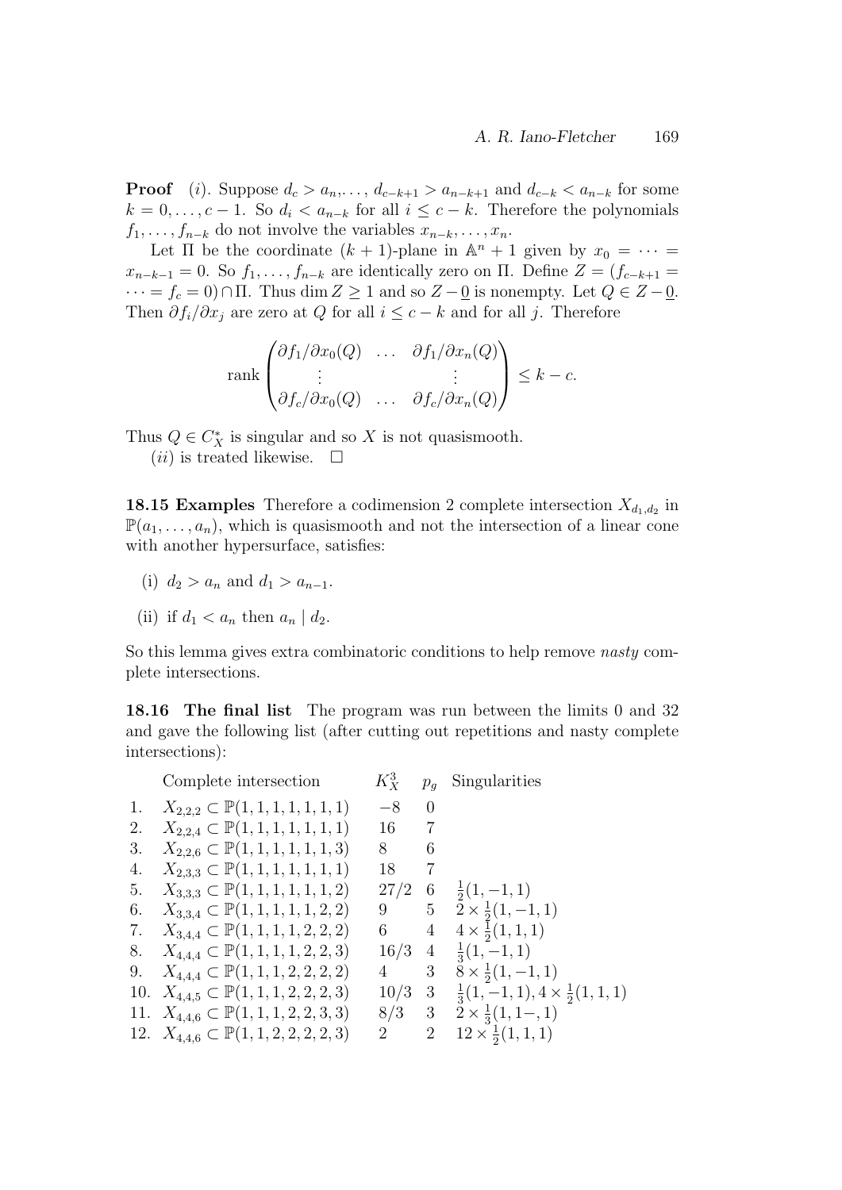**Proof** $(i)$. Suppose $d_c > a_n, \ldots, d_{c-k+1} > a_{n-k+1}$ and $d_{c-k} < a_{n-k}$ for some $k = 0, \ldots, c-1$. So $d_i < a_{n-k}$ for all $i \le c-k$. Therefore the polynomials $f_1, \ldots, f_{n-k}$ do not involve the variables $x_{n-k}, \ldots, x_n$.

Let $\Pi$ be the coordinate $(k+1)$-plane in $\mathbb{A}^n + 1$ given by $x_0 = \cdots = x_{n-k-1} = 0$. So $f_1, \ldots, f_{n-k}$ are identically zero on $\Pi$. Define $Z = (f_{c-k+1} = \cdots = f_c = 0) \cap \Pi$. Thus $\dim Z \ge 1$ and so $Z - \underline{0}$ is nonempty. Let $Q \in Z - \underline{0}$. Then $\partial f_i / \partial x_j$ are zero at $Q$ for all $i \le c-k$ and for all $j$. Therefore

$$\operatorname{rank} \begin{pmatrix} \partial f_1/\partial x_0(Q) & \ldots & \partial f_1/\partial x_n(Q) \\ \vdots & & \vdots \\ \partial f_c/\partial x_0(Q) & \ldots & \partial f_c/\partial x_n(Q) \end{pmatrix} \le k - c.$$

Thus $Q \in C_X^*$ is singular and so $X$ is not quasismooth.

$(ii)$ is treated likewise. $\square$

**18.15 Examples** Therefore a codimension 2 complete intersection $X_{d_1,d_2}$ in $\mathbb{P}(a_1, \ldots, a_n)$, which is quasismooth and not the intersection of a linear cone with another hypersurface, satisfies:

(i) $d_2 > a_n$ and $d_1 > a_{n-1}$.

(ii) if $d_1 < a_n$ then $a_n \mid d_2$.

So this lemma gives extra combinatoric conditions to help remove *nasty* complete intersections.

**18.16 The final list** The program was run between the limits 0 and 32 and gave the following list (after cutting out repetitions and nasty complete intersections):

| | Complete intersection | $K_X^3$ | $p_g$ | Singularities |
|---|---|---|---|---|
| 1. | $X_{2,2,2} \subset \mathbb{P}(1,1,1,1,1,1,1)$ | $-8$ | 0 | |
| 2. | $X_{2,2,4} \subset \mathbb{P}(1,1,1,1,1,1,1)$ | 16 | 7 | |
| 3. | $X_{2,2,6} \subset \mathbb{P}(1,1,1,1,1,1,3)$ | 8 | 6 | |
| 4. | $X_{2,3,3} \subset \mathbb{P}(1,1,1,1,1,1,1)$ | 18 | 7 | |
| 5. | $X_{3,3,3} \subset \mathbb{P}(1,1,1,1,1,1,2)$ | $27/2$ | 6 | $\frac{1}{2}(1,-1,1)$ |
| 6. | $X_{3,3,4} \subset \mathbb{P}(1,1,1,1,1,2,2)$ | 9 | 5 | $2 \times \frac{1}{2}(1,-1,1)$ |
| 7. | $X_{3,4,4} \subset \mathbb{P}(1,1,1,1,2,2,2)$ | 6 | 4 | $4 \times \frac{1}{2}(1,1,1)$ |
| 8. | $X_{4,4,4} \subset \mathbb{P}(1,1,1,1,2,2,3)$ | $16/3$ | 4 | $\frac{1}{3}(1,-1,1)$ |
| 9. | $X_{4,4,4} \subset \mathbb{P}(1,1,1,2,2,2,2)$ | 4 | 3 | $8 \times \frac{1}{2}(1,-1,1)$ |
| 10. | $X_{4,4,5} \subset \mathbb{P}(1,1,1,2,2,2,3)$ | $10/3$ | 3 | $\frac{1}{3}(1,-1,1), 4 \times \frac{1}{2}(1,1,1)$ |
| 11. | $X_{4,4,6} \subset \mathbb{P}(1,1,1,2,2,3,3)$ | $8/3$ | 3 | $2 \times \frac{1}{3}(1,1-,1)$ |
| 12. | $X_{4,4,6} \subset \mathbb{P}(1,1,2,2,2,2,3)$ | 2 | 2 | $12 \times \frac{1}{2}(1,1,1)$ |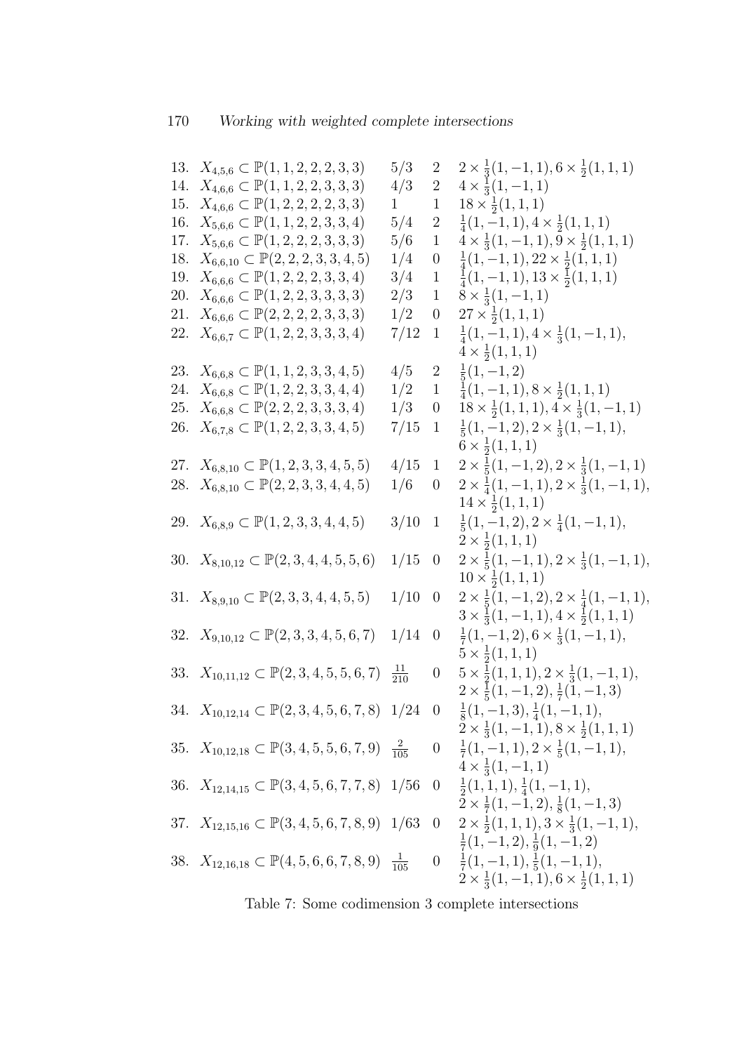| | | | | |
|---|---|---|---|---|
| 13. | $X_{4,5,6} \subset \mathbb{P}(1,1,2,2,2,3,3)$ | $5/3$ | 2 | $2 \times \frac{1}{3}(1,-1,1), 6 \times \frac{1}{2}(1,1,1)$ |
| 14. | $X_{4,6,6} \subset \mathbb{P}(1,1,2,2,3,3,3)$ | $4/3$ | 2 | $4 \times \frac{1}{3}(1,-1,1)$ |
| 15. | $X_{4,6,6} \subset \mathbb{P}(1,2,2,2,2,3,3)$ | $1$ | 1 | $18 \times \frac{1}{2}(1,1,1)$ |
| 16. | $X_{5,6,6} \subset \mathbb{P}(1,1,2,2,3,3,4)$ | $5/4$ | 2 | $\frac{1}{4}(1,-1,1), 4 \times \frac{1}{2}(1,1,1)$ |
| 17. | $X_{5,6,6} \subset \mathbb{P}(1,2,2,2,3,3,3)$ | $5/6$ | 1 | $4 \times \frac{1}{3}(1,-1,1), 9 \times \frac{1}{2}(1,1,1)$ |
| 18. | $X_{6,6,10} \subset \mathbb{P}(2,2,2,3,3,4,5)$ | $1/4$ | 0 | $\frac{1}{4}(1,-1,1), 22 \times \frac{1}{2}(1,1,1)$ |
| 19. | $X_{6,6,6} \subset \mathbb{P}(1,2,2,2,3,3,4)$ | $3/4$ | 1 | $\frac{1}{4}(1,-1,1), 13 \times \frac{1}{2}(1,1,1)$ |
| 20. | $X_{6,6,6} \subset \mathbb{P}(1,2,2,3,3,3,3)$ | $2/3$ | 1 | $8 \times \frac{1}{3}(1,-1,1)$ |
| 21. | $X_{6,6,6} \subset \mathbb{P}(2,2,2,2,3,3,3)$ | $1/2$ | 0 | $27 \times \frac{1}{2}(1,1,1)$ |
| 22. | $X_{6,6,7} \subset \mathbb{P}(1,2,2,3,3,3,4)$ | $7/12$ | 1 | $\frac{1}{4}(1,-1,1), 4 \times \frac{1}{3}(1,-1,1), 4 \times \frac{1}{2}(1,1,1)$ |
| 23. | $X_{6,6,8} \subset \mathbb{P}(1,1,2,3,3,4,5)$ | $4/5$ | 2 | $\frac{1}{5}(1,-1,2)$ |
| 24. | $X_{6,6,8} \subset \mathbb{P}(1,2,2,3,3,4,4)$ | $1/2$ | 1 | $\frac{1}{4}(1,-1,1), 8 \times \frac{1}{2}(1,1,1)$ |
| 25. | $X_{6,6,8} \subset \mathbb{P}(2,2,2,3,3,3,4)$ | $1/3$ | 0 | $18 \times \frac{1}{2}(1,1,1), 4 \times \frac{1}{3}(1,-1,1)$ |
| 26. | $X_{6,7,8} \subset \mathbb{P}(1,2,2,3,3,4,5)$ | $7/15$ | 1 | $\frac{1}{5}(1,-1,2), 2 \times \frac{1}{3}(1,-1,1), 6 \times \frac{1}{2}(1,1,1)$ |
| 27. | $X_{6,8,10} \subset \mathbb{P}(1,2,3,3,4,5,5)$ | $4/15$ | 1 | $2 \times \frac{1}{5}(1,-1,2), 2 \times \frac{1}{3}(1,-1,1)$ |
| 28. | $X_{6,8,10} \subset \mathbb{P}(2,2,3,3,4,4,5)$ | $1/6$ | 0 | $2 \times \frac{1}{4}(1,-1,1), 2 \times \frac{1}{3}(1,-1,1), 14 \times \frac{1}{2}(1,1,1)$ |
| 29. | $X_{6,8,9} \subset \mathbb{P}(1,2,3,3,4,4,5)$ | $3/10$ | 1 | $\frac{1}{5}(1,-1,2), 2 \times \frac{1}{4}(1,-1,1), 2 \times \frac{1}{2}(1,1,1)$ |
| 30. | $X_{8,10,12} \subset \mathbb{P}(2,3,4,4,5,5,6)$ | $1/15$ | 0 | $2 \times \frac{1}{5}(1,-1,1), 2 \times \frac{1}{3}(1,-1,1), 10 \times \frac{1}{2}(1,1,1)$ |
| 31. | $X_{8,9,10} \subset \mathbb{P}(2,3,3,4,4,5,5)$ | $1/10$ | 0 | $2 \times \frac{1}{5}(1,-1,2), 2 \times \frac{1}{4}(1,-1,1), 3 \times \frac{1}{3}(1,-1,1), 4 \times \frac{1}{2}(1,1,1)$ |
| 32. | $X_{9,10,12} \subset \mathbb{P}(2,3,3,4,5,6,7)$ | $1/14$ | 0 | $\frac{1}{7}(1,-1,2), 6 \times \frac{1}{3}(1,-1,1), 5 \times \frac{1}{2}(1,1,1)$ |
| 33. | $X_{10,11,12} \subset \mathbb{P}(2,3,4,5,5,6,7)$ | $\frac{11}{210}$ | 0 | $5 \times \frac{1}{2}(1,1,1), 2 \times \frac{1}{3}(1,-1,1), 2 \times \frac{1}{5}(1,-1,2), \frac{1}{7}(1,-1,3)$ |
| 34. | $X_{10,12,14} \subset \mathbb{P}(2,3,4,5,6,7,8)$ | $1/24$ | 0 | $\frac{1}{8}(1,-1,3), \frac{1}{4}(1,-1,1), 2 \times \frac{1}{3}(1,-1,1), 8 \times \frac{1}{2}(1,1,1)$ |
| 35. | $X_{10,12,18} \subset \mathbb{P}(3,4,5,5,6,7,9)$ | $\frac{2}{105}$ | 0 | $\frac{1}{7}(1,-1,1), 2 \times \frac{1}{5}(1,-1,1), 4 \times \frac{1}{3}(1,-1,1)$ |
| 36. | $X_{12,14,15} \subset \mathbb{P}(3,4,5,6,7,7,8)$ | $1/56$ | 0 | $\frac{1}{2}(1,1,1), \frac{1}{4}(1,-1,1), 2 \times \frac{1}{7}(1,-1,2), \frac{1}{8}(1,-1,3)$ |
| 37. | $X_{12,15,16} \subset \mathbb{P}(3,4,5,6,7,8,9)$ | $1/63$ | 0 | $2 \times \frac{1}{2}(1,1,1), 3 \times \frac{1}{3}(1,-1,1), \frac{1}{7}(1,-1,2), \frac{1}{9}(1,-1,2)$ |
| 38. | $X_{12,16,18} \subset \mathbb{P}(4,5,6,6,7,8,9)$ | $\frac{1}{105}$ | 0 | $\frac{1}{7}(1,-1,1), \frac{1}{5}(1,-1,1), 2 \times \frac{1}{3}(1,-1,1), 6 \times \frac{1}{2}(1,1,1)$ |

Table 7: Some codimension 3 complete intersections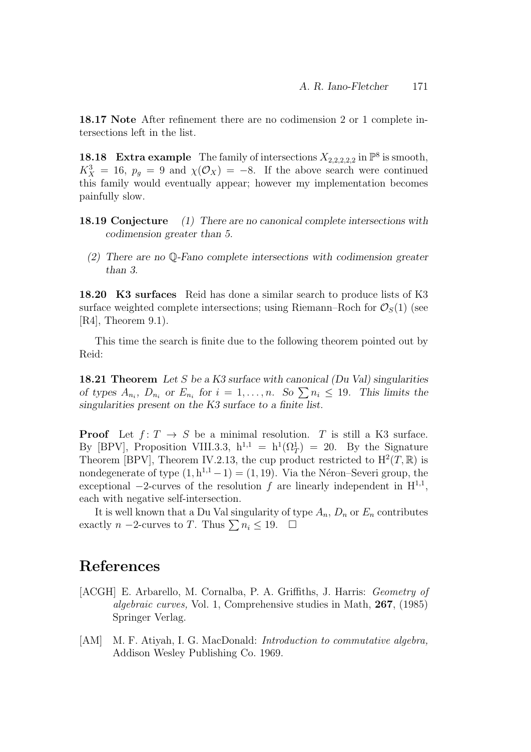**18.17 Note** After refinement there are no codimension 2 or 1 complete intersections left in the list.

**18.18 Extra example** The family of intersections $X_{2,2,2,2,2,2}$ in $\mathbb{P}^8$ is smooth, $K_X^3 = 16$, $p_g = 9$ and $\chi(\mathcal{O}_X) = -8$. If the above search were continued this family would eventually appear; however my implementation becomes painfully slow.

**18.19 Conjecture** *(1) There are no canonical complete intersections with codimension greater than 5.*

*(2) There are no $\mathbb{Q}$-Fano complete intersections with codimension greater than 3.*

**18.20 K3 surfaces** Reid has done a similar search to produce lists of K3 surface weighted complete intersections; using Riemann–Roch for $\mathcal{O}_S(1)$ (see [R4], Theorem 9.1).

This time the search is finite due to the following theorem pointed out by Reid:

**18.21 Theorem** *Let $S$ be a K3 surface with canonical (Du Val) singularities of types $A_{n_i}$, $D_{n_i}$ or $E_{n_i}$ for $i = 1, \ldots, n$. So $\sum n_i \leq 19$. This limits the singularities present on the K3 surface to a finite list.*

**Proof** Let $f\colon T \to S$ be a minimal resolution. $T$ is still a K3 surface. By [BPV], Proposition VIII.3.3, $\mathrm{h}^{1,1} = \mathrm{h}^1(\Omega^1_T) = 20$. By the Signature Theorem [BPV], Theorem IV.2.13, the cup product restricted to $\mathrm{H}^2(T, \mathbb{R})$ is nondegenerate of type $(1, \mathrm{h}^{1,1} - 1) = (1, 19)$. Via the Néron–Severi group, the exceptional $-2$-curves of the resolution $f$ are linearly independent in $\mathrm{H}^{1,1}$, each with negative self-intersection.

It is well known that a Du Val singularity of type $A_n$, $D_n$ or $E_n$ contributes exactly $n$ $-2$-curves to $T$. Thus $\sum n_i \leq 19$. $\square$

# References

[ACGH] E. Arbarello, M. Cornalba, P. A. Griffiths, J. Harris: *Geometry of algebraic curves,* Vol. 1, Comprehensive studies in Math, **267**, (1985) Springer Verlag.

[AM] M. F. Atiyah, I. G. MacDonald: *Introduction to commutative algebra,* Addison Wesley Publishing Co. 1969.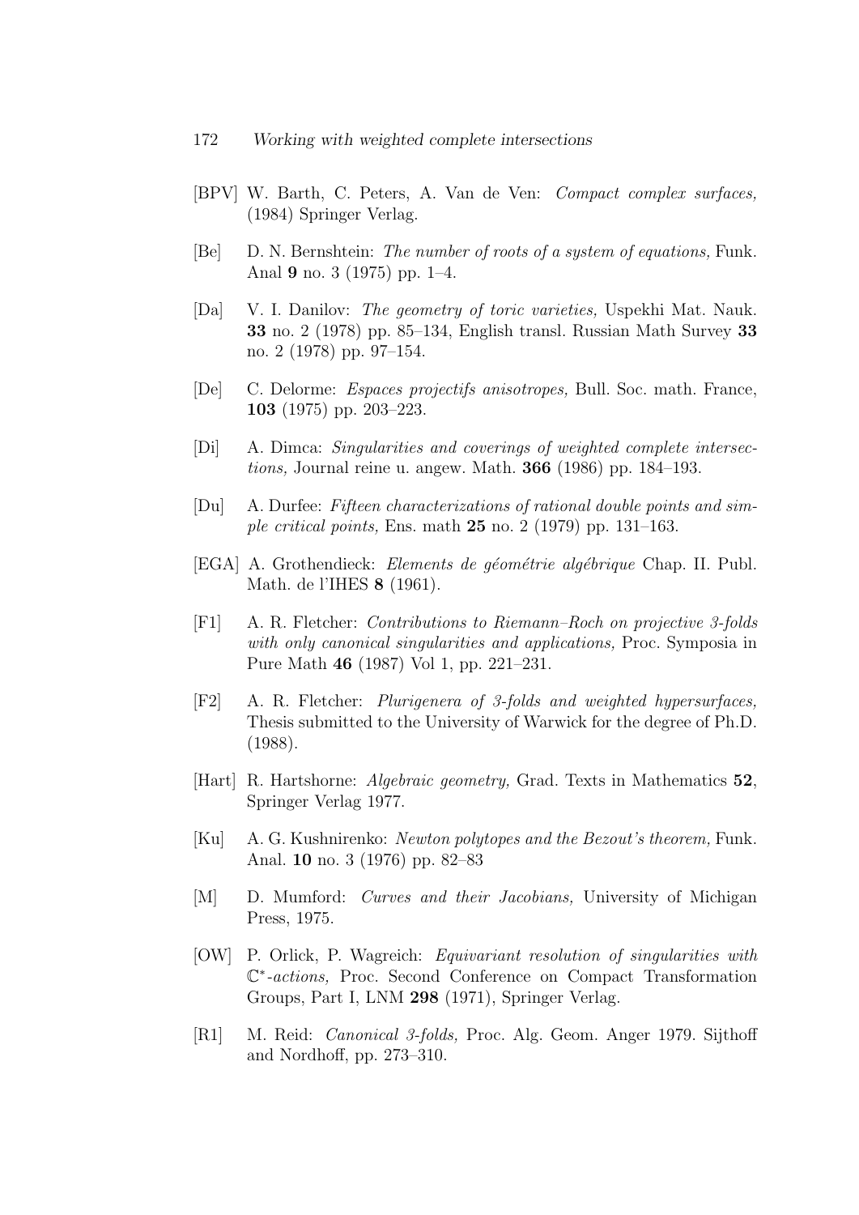[BPV] W. Barth, C. Peters, A. Van de Ven: *Compact complex surfaces,* (1984) Springer Verlag.

[Be] D. N. Bernshtein: *The number of roots of a system of equations,* Funk. Anal **9** no. 3 (1975) pp. 1–4.

[Da] V. I. Danilov: *The geometry of toric varieties,* Uspekhi Mat. Nauk. **33** no. 2 (1978) pp. 85–134, English transl. Russian Math Survey **33** no. 2 (1978) pp. 97–154.

[De] C. Delorme: *Espaces projectifs anisotropes,* Bull. Soc. math. France, **103** (1975) pp. 203–223.

[Di] A. Dimca: *Singularities and coverings of weighted complete intersections,* Journal reine u. angew. Math. **366** (1986) pp. 184–193.

[Du] A. Durfee: *Fifteen characterizations of rational double points and simple critical points,* Ens. math **25** no. 2 (1979) pp. 131–163.

[EGA] A. Grothendieck: *Elements de géométrie algébrique* Chap. II. Publ. Math. de l'IHES **8** (1961).

[F1] A. R. Fletcher: *Contributions to Riemann–Roch on projective 3-folds with only canonical singularities and applications,* Proc. Symposia in Pure Math **46** (1987) Vol 1, pp. 221–231.

[F2] A. R. Fletcher: *Plurigenera of 3-folds and weighted hypersurfaces,* Thesis submitted to the University of Warwick for the degree of Ph.D. (1988).

[Hart] R. Hartshorne: *Algebraic geometry,* Grad. Texts in Mathematics **52**, Springer Verlag 1977.

[Ku] A. G. Kushnirenko: *Newton polytopes and the Bezout's theorem,* Funk. Anal. **10** no. 3 (1976) pp. 82–83

[M] D. Mumford: *Curves and their Jacobians,* University of Michigan Press, 1975.

[OW] P. Orlick, P. Wagreich: *Equivariant resolution of singularities with $\mathbb{C}^*$-actions,* Proc. Second Conference on Compact Transformation Groups, Part I, LNM **298** (1971), Springer Verlag.

[R1] M. Reid: *Canonical 3-folds,* Proc. Alg. Geom. Anger 1979. Sijthoff and Nordhoff, pp. 273–310.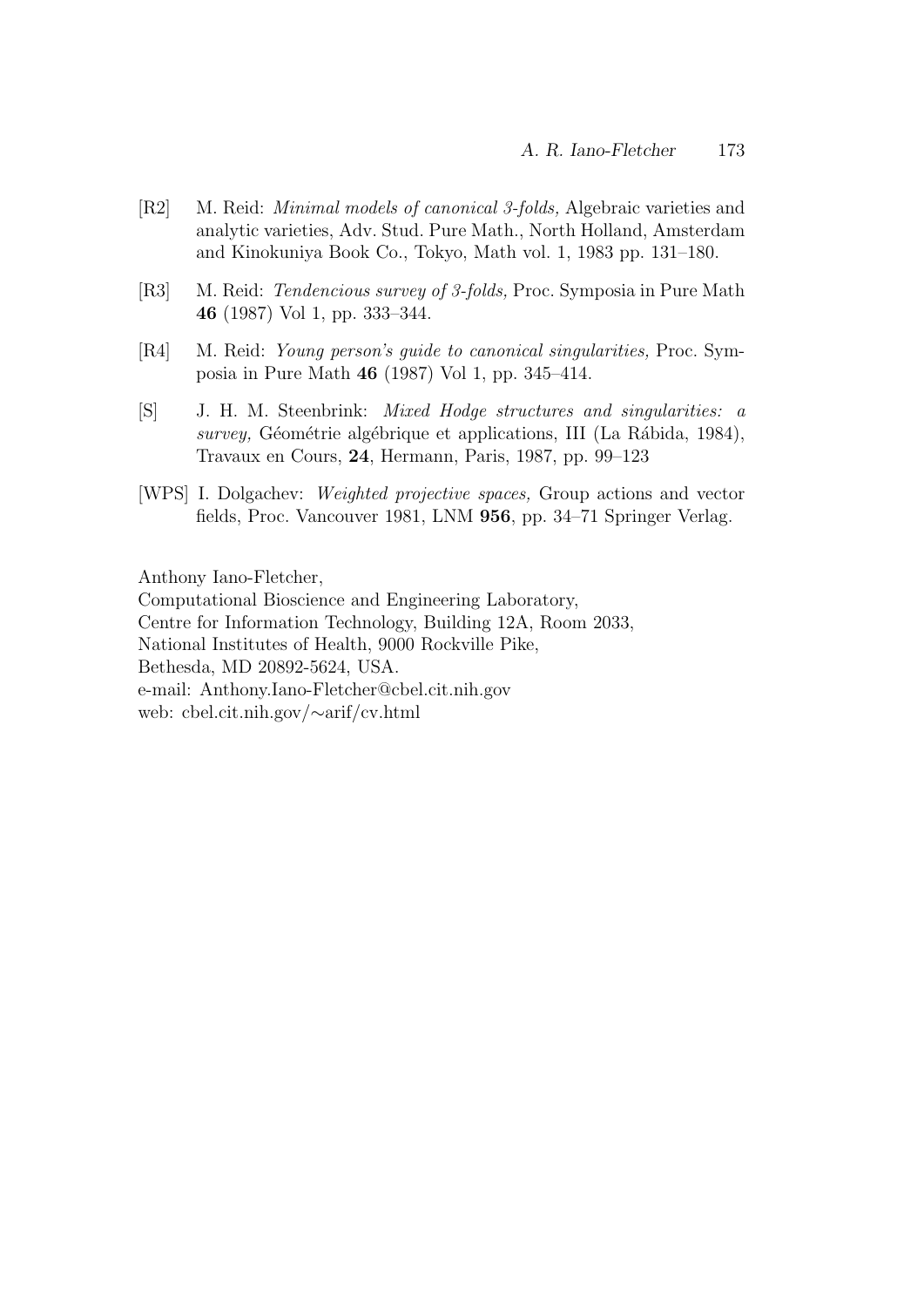[R2] M. Reid: *Minimal models of canonical 3-folds,* Algebraic varieties and analytic varieties, Adv. Stud. Pure Math., North Holland, Amsterdam and Kinokuniya Book Co., Tokyo, Math vol. 1, 1983 pp. 131–180.

[R3] M. Reid: *Tendencious survey of 3-folds,* Proc. Symposia in Pure Math **46** (1987) Vol 1, pp. 333–344.

[R4] M. Reid: *Young person's guide to canonical singularities,* Proc. Symposia in Pure Math **46** (1987) Vol 1, pp. 345–414.

[S] J. H. M. Steenbrink: *Mixed Hodge structures and singularities: a survey,* Géométrie algébrique et applications, III (La Rábida, 1984), Travaux en Cours, **24**, Hermann, Paris, 1987, pp. 99–123

[WPS] I. Dolgachev: *Weighted projective spaces,* Group actions and vector fields, Proc. Vancouver 1981, LNM **956**, pp. 34–71 Springer Verlag.

Anthony Iano-Fletcher,
Computational Bioscience and Engineering Laboratory,
Centre for Information Technology, Building 12A, Room 2033,
National Institutes of Health, 9000 Rockville Pike,
Bethesda, MD 20892-5624, USA.
e-mail: Anthony.Iano-Fletcher@cbel.cit.nih.gov
web: cbel.cit.nih.gov/∼arif/cv.html